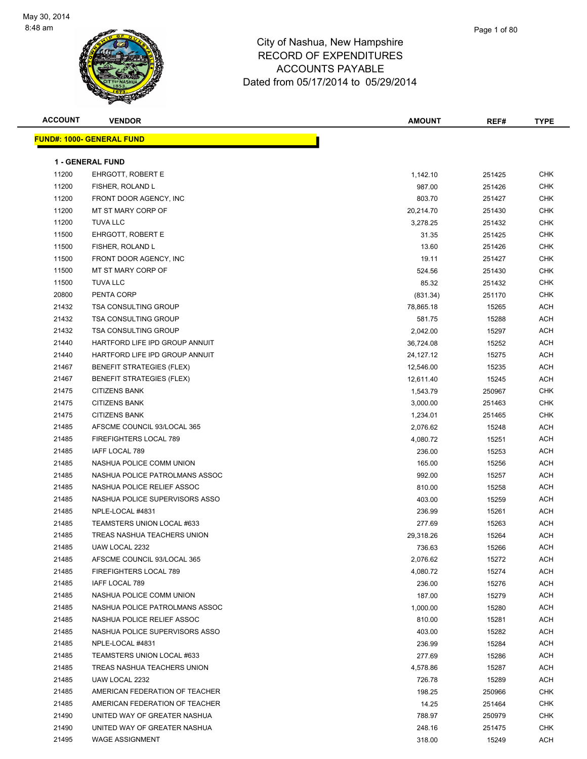May 30, 2014
8:48 am

# City of Nashua, New Hampshire
## RECORD OF EXPENDITURES
## ACCOUNTS PAYABLE
## Dated from 05/17/2014 to 05/29/2014

| ACCOUNT | VENDOR | AMOUNT | REF# | TYPE |
|---|---|---|---|---|

**FUND#: 1000- GENERAL FUND**

**1 - GENERAL FUND**

| ACCOUNT | VENDOR | AMOUNT | REF# | TYPE |
|---|---|---|---|---|
| 11200 | EHRGOTT, ROBERT E | 1,142.10 | 251425 | CHK |
| 11200 | FISHER, ROLAND L | 987.00 | 251426 | CHK |
| 11200 | FRONT DOOR AGENCY, INC | 803.70 | 251427 | CHK |
| 11200 | MT ST MARY CORP OF | 20,214.70 | 251430 | CHK |
| 11200 | TUVA LLC | 3,278.25 | 251432 | CHK |
| 11500 | EHRGOTT, ROBERT E | 31.35 | 251425 | CHK |
| 11500 | FISHER, ROLAND L | 13.60 | 251426 | CHK |
| 11500 | FRONT DOOR AGENCY, INC | 19.11 | 251427 | CHK |
| 11500 | MT ST MARY CORP OF | 524.56 | 251430 | CHK |
| 11500 | TUVA LLC | 85.32 | 251432 | CHK |
| 20800 | PENTA CORP | (831.34) | 251170 | CHK |
| 21432 | TSA CONSULTING GROUP | 78,865.18 | 15265 | ACH |
| 21432 | TSA CONSULTING GROUP | 581.75 | 15288 | ACH |
| 21432 | TSA CONSULTING GROUP | 2,042.00 | 15297 | ACH |
| 21440 | HARTFORD LIFE IPD GROUP ANNUIT | 36,724.08 | 15252 | ACH |
| 21440 | HARTFORD LIFE IPD GROUP ANNUIT | 24,127.12 | 15275 | ACH |
| 21467 | BENEFIT STRATEGIES (FLEX) | 12,546.00 | 15235 | ACH |
| 21467 | BENEFIT STRATEGIES (FLEX) | 12,611.40 | 15245 | ACH |
| 21475 | CITIZENS BANK | 1,543.79 | 250967 | CHK |
| 21475 | CITIZENS BANK | 3,000.00 | 251463 | CHK |
| 21475 | CITIZENS BANK | 1,234.01 | 251465 | CHK |
| 21485 | AFSCME COUNCIL 93/LOCAL 365 | 2,076.62 | 15248 | ACH |
| 21485 | FIREFIGHTERS LOCAL 789 | 4,080.72 | 15251 | ACH |
| 21485 | IAFF LOCAL 789 | 236.00 | 15253 | ACH |
| 21485 | NASHUA POLICE COMM UNION | 165.00 | 15256 | ACH |
| 21485 | NASHUA POLICE PATROLMANS ASSOC | 992.00 | 15257 | ACH |
| 21485 | NASHUA POLICE RELIEF ASSOC | 810.00 | 15258 | ACH |
| 21485 | NASHUA POLICE SUPERVISORS ASSO | 403.00 | 15259 | ACH |
| 21485 | NPLE-LOCAL #4831 | 236.99 | 15261 | ACH |
| 21485 | TEAMSTERS UNION LOCAL #633 | 277.69 | 15263 | ACH |
| 21485 | TREAS NASHUA TEACHERS UNION | 29,318.26 | 15264 | ACH |
| 21485 | UAW LOCAL 2232 | 736.63 | 15266 | ACH |
| 21485 | AFSCME COUNCIL 93/LOCAL 365 | 2,076.62 | 15272 | ACH |
| 21485 | FIREFIGHTERS LOCAL 789 | 4,080.72 | 15274 | ACH |
| 21485 | IAFF LOCAL 789 | 236.00 | 15276 | ACH |
| 21485 | NASHUA POLICE COMM UNION | 187.00 | 15279 | ACH |
| 21485 | NASHUA POLICE PATROLMANS ASSOC | 1,000.00 | 15280 | ACH |
| 21485 | NASHUA POLICE RELIEF ASSOC | 810.00 | 15281 | ACH |
| 21485 | NASHUA POLICE SUPERVISORS ASSO | 403.00 | 15282 | ACH |
| 21485 | NPLE-LOCAL #4831 | 236.99 | 15284 | ACH |
| 21485 | TEAMSTERS UNION LOCAL #633 | 277.69 | 15286 | ACH |
| 21485 | TREAS NASHUA TEACHERS UNION | 4,578.86 | 15287 | ACH |
| 21485 | UAW LOCAL 2232 | 726.78 | 15289 | ACH |
| 21485 | AMERICAN FEDERATION OF TEACHER | 198.25 | 250966 | CHK |
| 21485 | AMERICAN FEDERATION OF TEACHER | 14.25 | 251464 | CHK |
| 21490 | UNITED WAY OF GREATER NASHUA | 788.97 | 250979 | CHK |
| 21490 | UNITED WAY OF GREATER NASHUA | 248.16 | 251475 | CHK |
| 21495 | WAGE ASSIGNMENT | 318.00 | 15249 | ACH |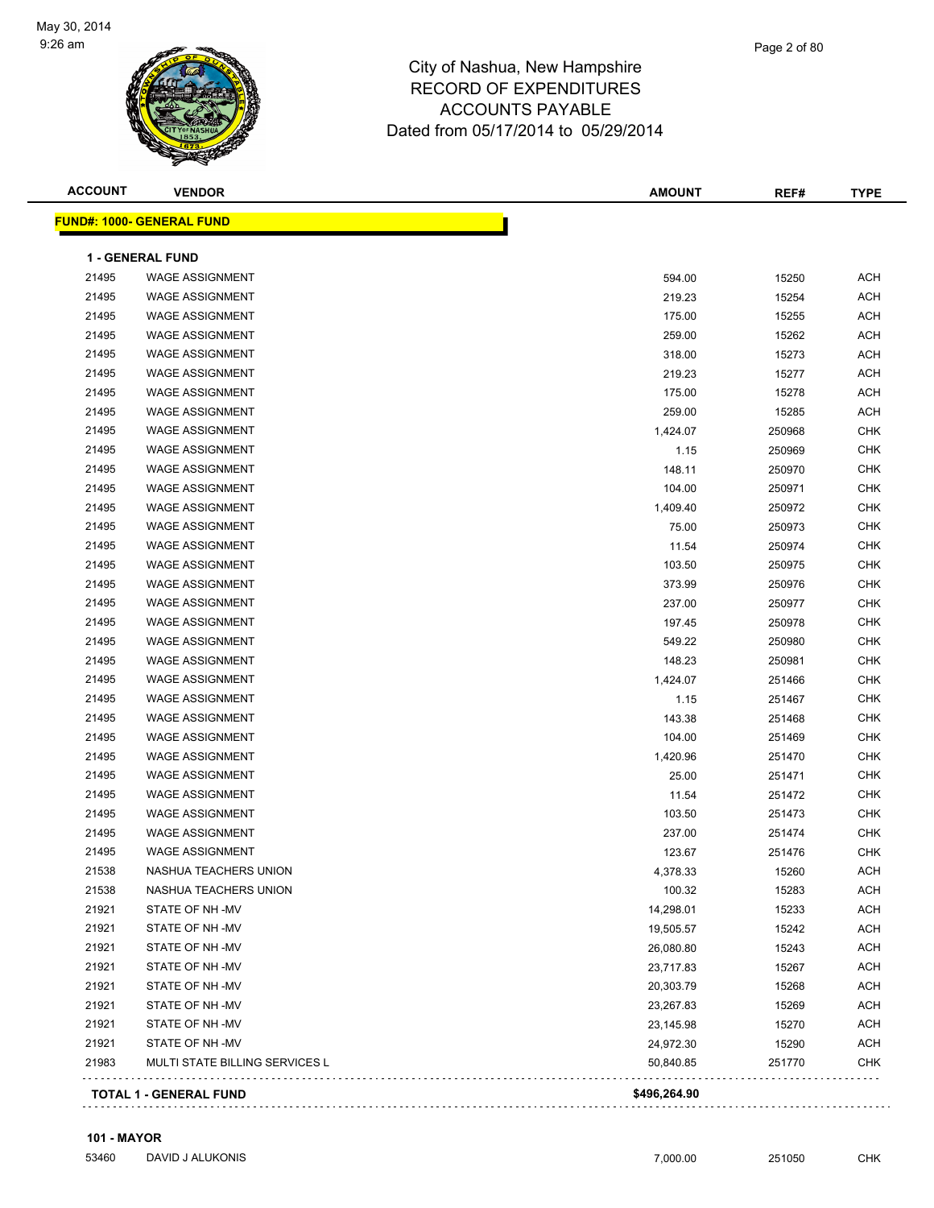# City of Nashua, New Hampshire
## RECORD OF EXPENDITURES
## ACCOUNTS PAYABLE
## Dated from 05/17/2014 to 05/29/2014

May 30, 2014
9:26 am

| ACCOUNT | VENDOR | AMOUNT | REF# | TYPE |
|---|---|---|---|---|
| **FUND#: 1000- GENERAL FUND** | | | | |
| **1 - GENERAL FUND** | | | | |
| 21495 | WAGE ASSIGNMENT | 594.00 | 15250 | ACH |
| 21495 | WAGE ASSIGNMENT | 219.23 | 15254 | ACH |
| 21495 | WAGE ASSIGNMENT | 175.00 | 15255 | ACH |
| 21495 | WAGE ASSIGNMENT | 259.00 | 15262 | ACH |
| 21495 | WAGE ASSIGNMENT | 318.00 | 15273 | ACH |
| 21495 | WAGE ASSIGNMENT | 219.23 | 15277 | ACH |
| 21495 | WAGE ASSIGNMENT | 175.00 | 15278 | ACH |
| 21495 | WAGE ASSIGNMENT | 259.00 | 15285 | ACH |
| 21495 | WAGE ASSIGNMENT | 1,424.07 | 250968 | CHK |
| 21495 | WAGE ASSIGNMENT | 1.15 | 250969 | CHK |
| 21495 | WAGE ASSIGNMENT | 148.11 | 250970 | CHK |
| 21495 | WAGE ASSIGNMENT | 104.00 | 250971 | CHK |
| 21495 | WAGE ASSIGNMENT | 1,409.40 | 250972 | CHK |
| 21495 | WAGE ASSIGNMENT | 75.00 | 250973 | CHK |
| 21495 | WAGE ASSIGNMENT | 11.54 | 250974 | CHK |
| 21495 | WAGE ASSIGNMENT | 103.50 | 250975 | CHK |
| 21495 | WAGE ASSIGNMENT | 373.99 | 250976 | CHK |
| 21495 | WAGE ASSIGNMENT | 237.00 | 250977 | CHK |
| 21495 | WAGE ASSIGNMENT | 197.45 | 250978 | CHK |
| 21495 | WAGE ASSIGNMENT | 549.22 | 250980 | CHK |
| 21495 | WAGE ASSIGNMENT | 148.23 | 250981 | CHK |
| 21495 | WAGE ASSIGNMENT | 1,424.07 | 251466 | CHK |
| 21495 | WAGE ASSIGNMENT | 1.15 | 251467 | CHK |
| 21495 | WAGE ASSIGNMENT | 143.38 | 251468 | CHK |
| 21495 | WAGE ASSIGNMENT | 104.00 | 251469 | CHK |
| 21495 | WAGE ASSIGNMENT | 1,420.96 | 251470 | CHK |
| 21495 | WAGE ASSIGNMENT | 25.00 | 251471 | CHK |
| 21495 | WAGE ASSIGNMENT | 11.54 | 251472 | CHK |
| 21495 | WAGE ASSIGNMENT | 103.50 | 251473 | CHK |
| 21495 | WAGE ASSIGNMENT | 237.00 | 251474 | CHK |
| 21495 | WAGE ASSIGNMENT | 123.67 | 251476 | CHK |
| 21538 | NASHUA TEACHERS UNION | 4,378.33 | 15260 | ACH |
| 21538 | NASHUA TEACHERS UNION | 100.32 | 15283 | ACH |
| 21921 | STATE OF NH -MV | 14,298.01 | 15233 | ACH |
| 21921 | STATE OF NH -MV | 19,505.57 | 15242 | ACH |
| 21921 | STATE OF NH -MV | 26,080.80 | 15243 | ACH |
| 21921 | STATE OF NH -MV | 23,717.83 | 15267 | ACH |
| 21921 | STATE OF NH -MV | 20,303.79 | 15268 | ACH |
| 21921 | STATE OF NH -MV | 23,267.83 | 15269 | ACH |
| 21921 | STATE OF NH -MV | 23,145.98 | 15270 | ACH |
| 21921 | STATE OF NH -MV | 24,972.30 | 15290 | ACH |
| 21983 | MULTI STATE BILLING SERVICES L | 50,840.85 | 251770 | CHK |
| **TOTAL 1 - GENERAL FUND** | | **$496,264.90** | | |
| **101 - MAYOR** | | | | |
| 53460 | DAVID J ALUKONIS | 7,000.00 | 251050 | CHK |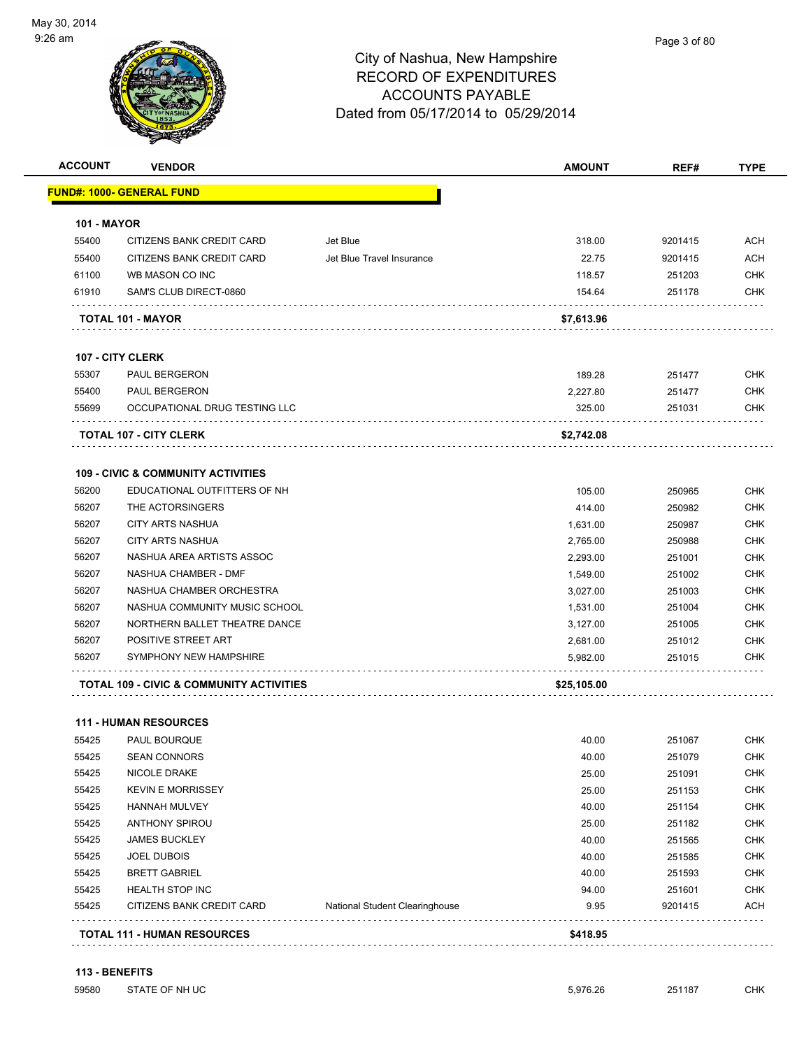# City of Nashua, New Hampshire
## RECORD OF EXPENDITURES
## ACCOUNTS PAYABLE
## Dated from 05/17/2014 to 05/29/2014

May 30, 2014
9:26 am

| ACCOUNT | VENDOR | | AMOUNT | REF# | TYPE |
|---|---|---|---|---|---|
| **FUND#: 1000- GENERAL FUND** | | | | | |
| **101 - MAYOR** | | | | | |
| 55400 | CITIZENS BANK CREDIT CARD | Jet Blue | 318.00 | 9201415 | ACH |
| 55400 | CITIZENS BANK CREDIT CARD | Jet Blue Travel Insurance | 22.75 | 9201415 | ACH |
| 61100 | WB MASON CO INC | | 118.57 | 251203 | CHK |
| 61910 | SAM'S CLUB DIRECT-0860 | | 154.64 | 251178 | CHK |
| **TOTAL 101 - MAYOR** | | | **$7,613.96** | | |
| **107 - CITY CLERK** | | | | | |
| 55307 | PAUL BERGERON | | 189.28 | 251477 | CHK |
| 55400 | PAUL BERGERON | | 2,227.80 | 251477 | CHK |
| 55699 | OCCUPATIONAL DRUG TESTING LLC | | 325.00 | 251031 | CHK |
| **TOTAL 107 - CITY CLERK** | | | **$2,742.08** | | |
| **109 - CIVIC & COMMUNITY ACTIVITIES** | | | | | |
| 56200 | EDUCATIONAL OUTFITTERS OF NH | | 105.00 | 250965 | CHK |
| 56207 | THE ACTORSINGERS | | 414.00 | 250982 | CHK |
| 56207 | CITY ARTS NASHUA | | 1,631.00 | 250987 | CHK |
| 56207 | CITY ARTS NASHUA | | 2,765.00 | 250988 | CHK |
| 56207 | NASHUA AREA ARTISTS ASSOC | | 2,293.00 | 251001 | CHK |
| 56207 | NASHUA CHAMBER - DMF | | 1,549.00 | 251002 | CHK |
| 56207 | NASHUA CHAMBER ORCHESTRA | | 3,027.00 | 251003 | CHK |
| 56207 | NASHUA COMMUNITY MUSIC SCHOOL | | 1,531.00 | 251004 | CHK |
| 56207 | NORTHERN BALLET THEATRE DANCE | | 3,127.00 | 251005 | CHK |
| 56207 | POSITIVE STREET ART | | 2,681.00 | 251012 | CHK |
| 56207 | SYMPHONY NEW HAMPSHIRE | | 5,982.00 | 251015 | CHK |
| **TOTAL 109 - CIVIC & COMMUNITY ACTIVITIES** | | | **$25,105.00** | | |
| **111 - HUMAN RESOURCES** | | | | | |
| 55425 | PAUL BOURQUE | | 40.00 | 251067 | CHK |
| 55425 | SEAN CONNORS | | 40.00 | 251079 | CHK |
| 55425 | NICOLE DRAKE | | 25.00 | 251091 | CHK |
| 55425 | KEVIN E MORRISSEY | | 25.00 | 251153 | CHK |
| 55425 | HANNAH MULVEY | | 40.00 | 251154 | CHK |
| 55425 | ANTHONY SPIROU | | 25.00 | 251182 | CHK |
| 55425 | JAMES BUCKLEY | | 40.00 | 251565 | CHK |
| 55425 | JOEL DUBOIS | | 40.00 | 251585 | CHK |
| 55425 | BRETT GABRIEL | | 40.00 | 251593 | CHK |
| 55425 | HEALTH STOP INC | | 94.00 | 251601 | CHK |
| 55425 | CITIZENS BANK CREDIT CARD | National Student Clearinghouse | 9.95 | 9201415 | ACH |
| **TOTAL 111 - HUMAN RESOURCES** | | | **$418.95** | | |
| **113 - BENEFITS** | | | | | |
| 59580 | STATE OF NH UC | | 5,976.26 | 251187 | CHK |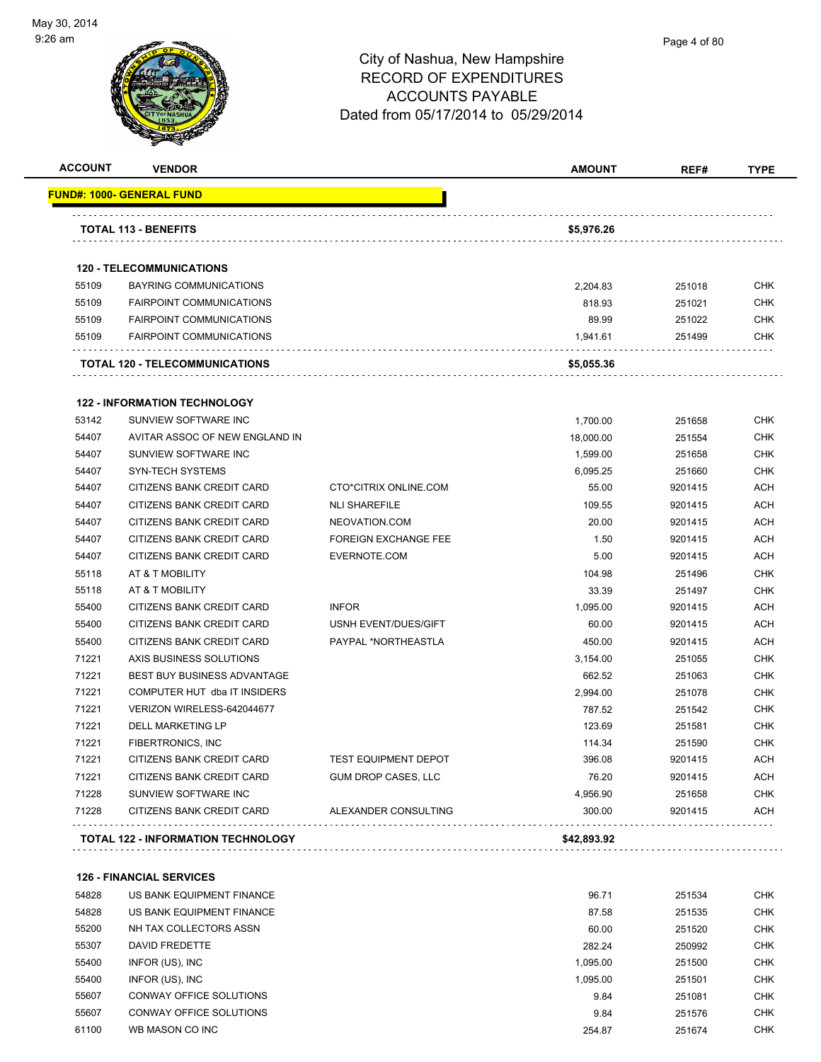# City of Nashua, New Hampshire
## RECORD OF EXPENDITURES
## ACCOUNTS PAYABLE
## Dated from 05/17/2014 to 05/29/2014

| ACCOUNT | VENDOR | | AMOUNT | REF# | TYPE |
|---|---|---|---|---|---|
| **FUND#: 1000- GENERAL FUND** | | | | | |
| **TOTAL 113 - BENEFITS** | | | **$5,976.26** | | |
| **120 - TELECOMMUNICATIONS** | | | | | |
| 55109 | BAYRING COMMUNICATIONS | | 2,204.83 | 251018 | CHK |
| 55109 | FAIRPOINT COMMUNICATIONS | | 818.93 | 251021 | CHK |
| 55109 | FAIRPOINT COMMUNICATIONS | | 89.99 | 251022 | CHK |
| 55109 | FAIRPOINT COMMUNICATIONS | | 1,941.61 | 251499 | CHK |
| **TOTAL 120 - TELECOMMUNICATIONS** | | | **$5,055.36** | | |
| **122 - INFORMATION TECHNOLOGY** | | | | | |
| 53142 | SUNVIEW SOFTWARE INC | | 1,700.00 | 251658 | CHK |
| 54407 | AVITAR ASSOC OF NEW ENGLAND IN | | 18,000.00 | 251554 | CHK |
| 54407 | SUNVIEW SOFTWARE INC | | 1,599.00 | 251658 | CHK |
| 54407 | SYN-TECH SYSTEMS | | 6,095.25 | 251660 | CHK |
| 54407 | CITIZENS BANK CREDIT CARD | CTO*CITRIX ONLINE.COM | 55.00 | 9201415 | ACH |
| 54407 | CITIZENS BANK CREDIT CARD | NLI SHAREFILE | 109.55 | 9201415 | ACH |
| 54407 | CITIZENS BANK CREDIT CARD | NEOVATION.COM | 20.00 | 9201415 | ACH |
| 54407 | CITIZENS BANK CREDIT CARD | FOREIGN EXCHANGE FEE | 1.50 | 9201415 | ACH |
| 54407 | CITIZENS BANK CREDIT CARD | EVERNOTE.COM | 5.00 | 9201415 | ACH |
| 55118 | AT & T MOBILITY | | 104.98 | 251496 | CHK |
| 55118 | AT & T MOBILITY | | 33.39 | 251497 | CHK |
| 55400 | CITIZENS BANK CREDIT CARD | INFOR | 1,095.00 | 9201415 | ACH |
| 55400 | CITIZENS BANK CREDIT CARD | USNH EVENT/DUES/GIFT | 60.00 | 9201415 | ACH |
| 55400 | CITIZENS BANK CREDIT CARD | PAYPAL *NORTHEASTLA | 450.00 | 9201415 | ACH |
| 71221 | AXIS BUSINESS SOLUTIONS | | 3,154.00 | 251055 | CHK |
| 71221 | BEST BUY BUSINESS ADVANTAGE | | 662.52 | 251063 | CHK |
| 71221 | COMPUTER HUT dba IT INSIDERS | | 2,994.00 | 251078 | CHK |
| 71221 | VERIZON WIRELESS-642044677 | | 787.52 | 251542 | CHK |
| 71221 | DELL MARKETING LP | | 123.69 | 251581 | CHK |
| 71221 | FIBERTRONICS, INC | | 114.34 | 251590 | CHK |
| 71221 | CITIZENS BANK CREDIT CARD | TEST EQUIPMENT DEPOT | 396.08 | 9201415 | ACH |
| 71221 | CITIZENS BANK CREDIT CARD | GUM DROP CASES, LLC | 76.20 | 9201415 | ACH |
| 71228 | SUNVIEW SOFTWARE INC | | 4,956.90 | 251658 | CHK |
| 71228 | CITIZENS BANK CREDIT CARD | ALEXANDER CONSULTING | 300.00 | 9201415 | ACH |
| **TOTAL 122 - INFORMATION TECHNOLOGY** | | | **$42,893.92** | | |
| **126 - FINANCIAL SERVICES** | | | | | |
| 54828 | US BANK EQUIPMENT FINANCE | | 96.71 | 251534 | CHK |
| 54828 | US BANK EQUIPMENT FINANCE | | 87.58 | 251535 | CHK |
| 55200 | NH TAX COLLECTORS ASSN | | 60.00 | 251520 | CHK |
| 55307 | DAVID FREDETTE | | 282.24 | 250992 | CHK |
| 55400 | INFOR (US), INC | | 1,095.00 | 251500 | CHK |
| 55400 | INFOR (US), INC | | 1,095.00 | 251501 | CHK |
| 55607 | CONWAY OFFICE SOLUTIONS | | 9.84 | 251081 | CHK |
| 55607 | CONWAY OFFICE SOLUTIONS | | 9.84 | 251576 | CHK |
| 61100 | WB MASON CO INC | | 254.87 | 251674 | CHK |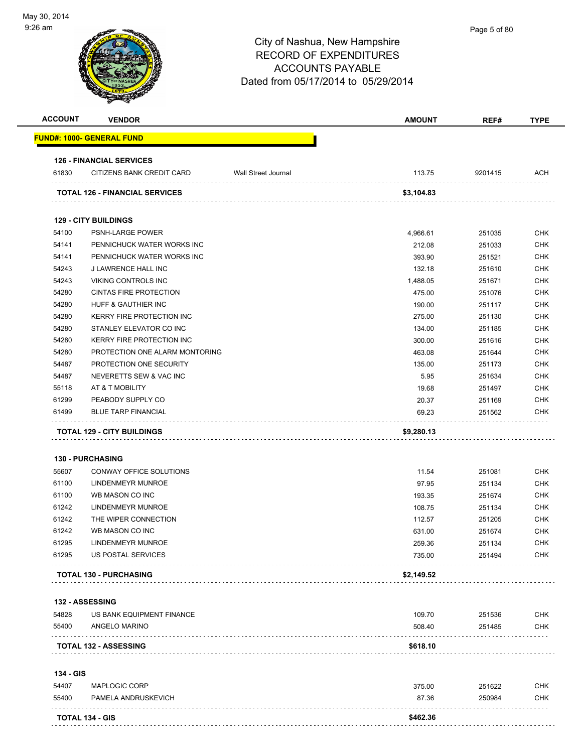City of Nashua, New Hampshire
RECORD OF EXPENDITURES
ACCOUNTS PAYABLE
Dated from 05/17/2014 to 05/29/2014

| ACCOUNT | VENDOR | | AMOUNT | REF# | TYPE |
|---|---|---|---|---|---|
| **FUND#: 1000- GENERAL FUND** | | | | | |
| **126 - FINANCIAL SERVICES** | | | | | |
| 61830 | CITIZENS BANK CREDIT CARD | Wall Street Journal | 113.75 | 9201415 | ACH |
| **TOTAL 126 - FINANCIAL SERVICES** | | | **$3,104.83** | | |
| **129 - CITY BUILDINGS** | | | | | |
| 54100 | PSNH-LARGE POWER | | 4,966.61 | 251035 | CHK |
| 54141 | PENNICHUCK WATER WORKS INC | | 212.08 | 251033 | CHK |
| 54141 | PENNICHUCK WATER WORKS INC | | 393.90 | 251521 | CHK |
| 54243 | J LAWRENCE HALL INC | | 132.18 | 251610 | CHK |
| 54243 | VIKING CONTROLS INC | | 1,488.05 | 251671 | CHK |
| 54280 | CINTAS FIRE PROTECTION | | 475.00 | 251076 | CHK |
| 54280 | HUFF & GAUTHIER INC | | 190.00 | 251117 | CHK |
| 54280 | KERRY FIRE PROTECTION INC | | 275.00 | 251130 | CHK |
| 54280 | STANLEY ELEVATOR CO INC | | 134.00 | 251185 | CHK |
| 54280 | KERRY FIRE PROTECTION INC | | 300.00 | 251616 | CHK |
| 54280 | PROTECTION ONE ALARM MONTORING | | 463.08 | 251644 | CHK |
| 54487 | PROTECTION ONE SECURITY | | 135.00 | 251173 | CHK |
| 54487 | NEVERETTS SEW & VAC INC | | 5.95 | 251634 | CHK |
| 55118 | AT & T MOBILITY | | 19.68 | 251497 | CHK |
| 61299 | PEABODY SUPPLY CO | | 20.37 | 251169 | CHK |
| 61499 | BLUE TARP FINANCIAL | | 69.23 | 251562 | CHK |
| **TOTAL 129 - CITY BUILDINGS** | | | **$9,280.13** | | |
| **130 - PURCHASING** | | | | | |
| 55607 | CONWAY OFFICE SOLUTIONS | | 11.54 | 251081 | CHK |
| 61100 | LINDENMEYR MUNROE | | 97.95 | 251134 | CHK |
| 61100 | WB MASON CO INC | | 193.35 | 251674 | CHK |
| 61242 | LINDENMEYR MUNROE | | 108.75 | 251134 | CHK |
| 61242 | THE WIPER CONNECTION | | 112.57 | 251205 | CHK |
| 61242 | WB MASON CO INC | | 631.00 | 251674 | CHK |
| 61295 | LINDENMEYR MUNROE | | 259.36 | 251134 | CHK |
| 61295 | US POSTAL SERVICES | | 735.00 | 251494 | CHK |
| **TOTAL 130 - PURCHASING** | | | **$2,149.52** | | |
| **132 - ASSESSING** | | | | | |
| 54828 | US BANK EQUIPMENT FINANCE | | 109.70 | 251536 | CHK |
| 55400 | ANGELO MARINO | | 508.40 | 251485 | CHK |
| **TOTAL 132 - ASSESSING** | | | **$618.10** | | |
| **134 - GIS** | | | | | |
| 54407 | MAPLOGIC CORP | | 375.00 | 251622 | CHK |
| 55400 | PAMELA ANDRUSKEVICH | | 87.36 | 250984 | CHK |
| **TOTAL 134 - GIS** | | | **$462.36** | | |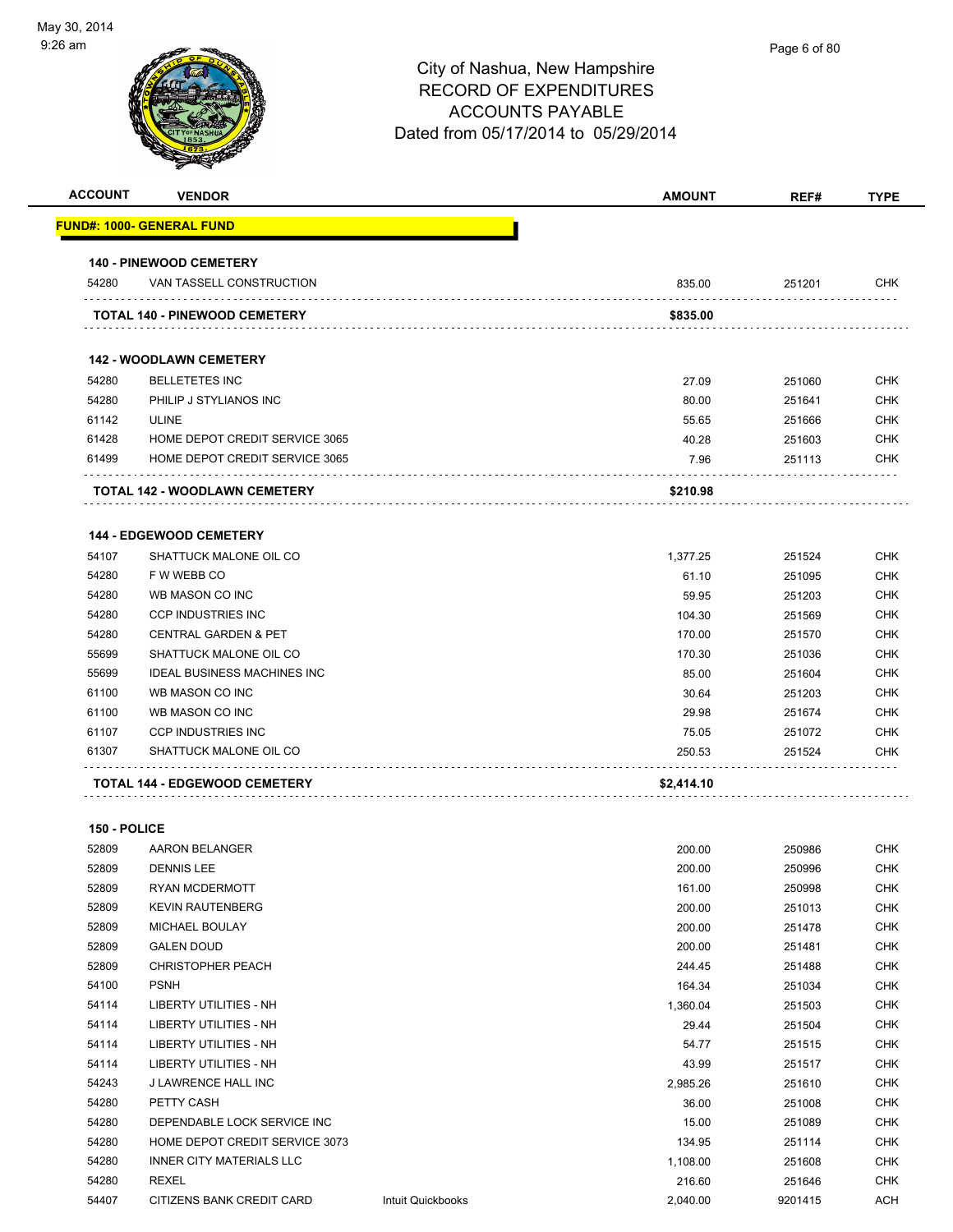May 30, 2014
9:26 am

# City of Nashua, New Hampshire
## RECORD OF EXPENDITURES
## ACCOUNTS PAYABLE
## Dated from 05/17/2014 to 05/29/2014

| ACCOUNT | VENDOR | | AMOUNT | REF# | TYPE |
|---|---|---|---|---|---|
| **FUND#: 1000- GENERAL FUND** | | | | | |
| **140 - PINEWOOD CEMETERY** | | | | | |
| 54280 | VAN TASSELL CONSTRUCTION | | 835.00 | 251201 | CHK |
| **TOTAL 140 - PINEWOOD CEMETERY** | | | **$835.00** | | |
| **142 - WOODLAWN CEMETERY** | | | | | |
| 54280 | BELLETETES INC | | 27.09 | 251060 | CHK |
| 54280 | PHILIP J STYLIANOS INC | | 80.00 | 251641 | CHK |
| 61142 | ULINE | | 55.65 | 251666 | CHK |
| 61428 | HOME DEPOT CREDIT SERVICE 3065 | | 40.28 | 251603 | CHK |
| 61499 | HOME DEPOT CREDIT SERVICE 3065 | | 7.96 | 251113 | CHK |
| **TOTAL 142 - WOODLAWN CEMETERY** | | | **$210.98** | | |
| **144 - EDGEWOOD CEMETERY** | | | | | |
| 54107 | SHATTUCK MALONE OIL CO | | 1,377.25 | 251524 | CHK |
| 54280 | F W WEBB CO | | 61.10 | 251095 | CHK |
| 54280 | WB MASON CO INC | | 59.95 | 251203 | CHK |
| 54280 | CCP INDUSTRIES INC | | 104.30 | 251569 | CHK |
| 54280 | CENTRAL GARDEN & PET | | 170.00 | 251570 | CHK |
| 55699 | SHATTUCK MALONE OIL CO | | 170.30 | 251036 | CHK |
| 55699 | IDEAL BUSINESS MACHINES INC | | 85.00 | 251604 | CHK |
| 61100 | WB MASON CO INC | | 30.64 | 251203 | CHK |
| 61100 | WB MASON CO INC | | 29.98 | 251674 | CHK |
| 61107 | CCP INDUSTRIES INC | | 75.05 | 251072 | CHK |
| 61307 | SHATTUCK MALONE OIL CO | | 250.53 | 251524 | CHK |
| **TOTAL 144 - EDGEWOOD CEMETERY** | | | **$2,414.10** | | |
| **150 - POLICE** | | | | | |
| 52809 | AARON BELANGER | | 200.00 | 250986 | CHK |
| 52809 | DENNIS LEE | | 200.00 | 250996 | CHK |
| 52809 | RYAN MCDERMOTT | | 161.00 | 250998 | CHK |
| 52809 | KEVIN RAUTENBERG | | 200.00 | 251013 | CHK |
| 52809 | MICHAEL BOULAY | | 200.00 | 251478 | CHK |
| 52809 | GALEN DOUD | | 200.00 | 251481 | CHK |
| 52809 | CHRISTOPHER PEACH | | 244.45 | 251488 | CHK |
| 54100 | PSNH | | 164.34 | 251034 | CHK |
| 54114 | LIBERTY UTILITIES - NH | | 1,360.04 | 251503 | CHK |
| 54114 | LIBERTY UTILITIES - NH | | 29.44 | 251504 | CHK |
| 54114 | LIBERTY UTILITIES - NH | | 54.77 | 251515 | CHK |
| 54114 | LIBERTY UTILITIES - NH | | 43.99 | 251517 | CHK |
| 54243 | J LAWRENCE HALL INC | | 2,985.26 | 251610 | CHK |
| 54280 | PETTY CASH | | 36.00 | 251008 | CHK |
| 54280 | DEPENDABLE LOCK SERVICE INC | | 15.00 | 251089 | CHK |
| 54280 | HOME DEPOT CREDIT SERVICE 3073 | | 134.95 | 251114 | CHK |
| 54280 | INNER CITY MATERIALS LLC | | 1,108.00 | 251608 | CHK |
| 54280 | REXEL | | 216.60 | 251646 | CHK |
| 54407 | CITIZENS BANK CREDIT CARD | Intuit Quickbooks | 2,040.00 | 9201415 | ACH |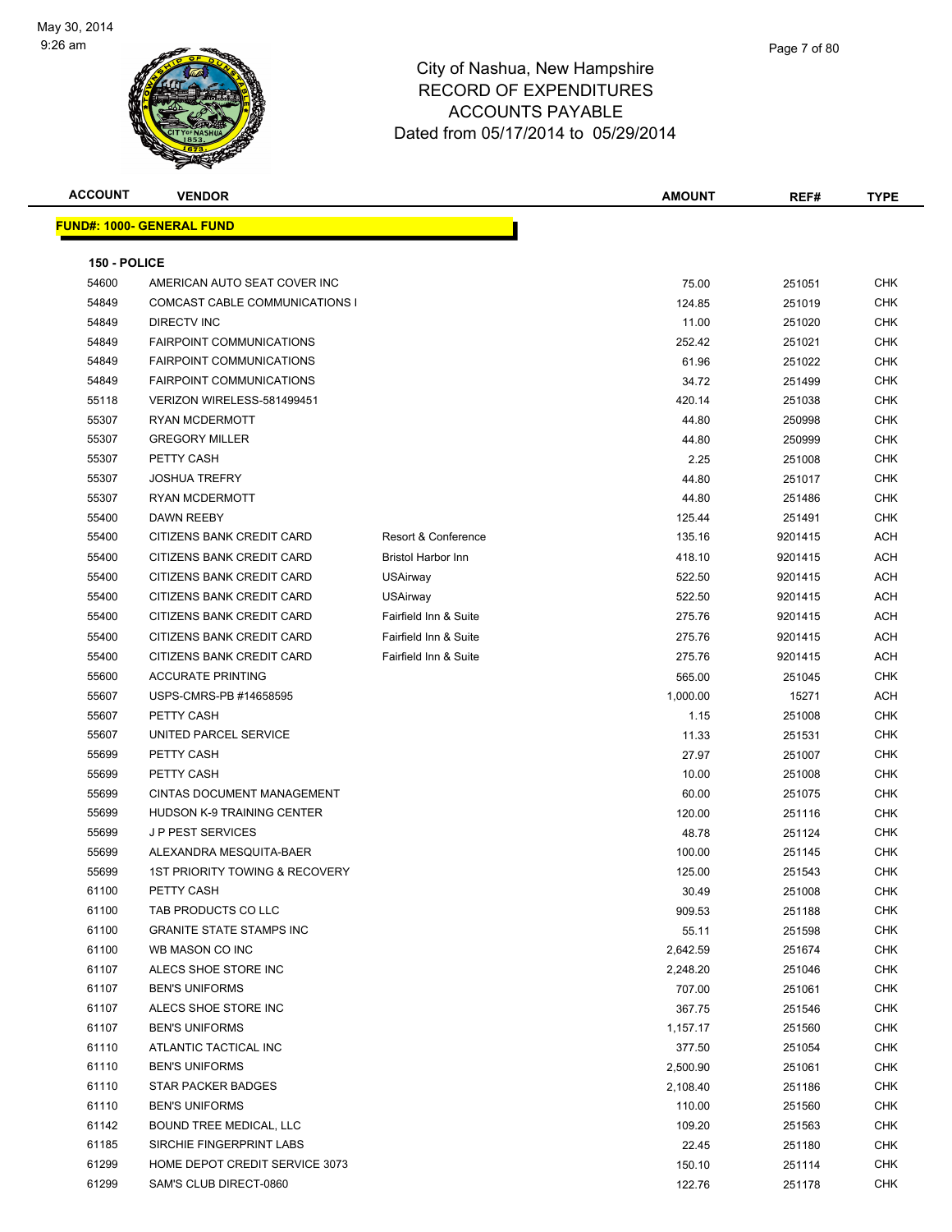# City of Nashua, New Hampshire
## RECORD OF EXPENDITURES
## ACCOUNTS PAYABLE
## Dated from 05/17/2014 to 05/29/2014

| ACCOUNT | VENDOR | | AMOUNT | REF# | TYPE |
|---|---|---|---|---|---|

**FUND#: 1000- GENERAL FUND**

**150 - POLICE**

| ACCOUNT | VENDOR | | AMOUNT | REF# | TYPE |
|---|---|---|---|---|---|
| 54600 | AMERICAN AUTO SEAT COVER INC | | 75.00 | 251051 | CHK |
| 54849 | COMCAST CABLE COMMUNICATIONS I | | 124.85 | 251019 | CHK |
| 54849 | DIRECTV INC | | 11.00 | 251020 | CHK |
| 54849 | FAIRPOINT COMMUNICATIONS | | 252.42 | 251021 | CHK |
| 54849 | FAIRPOINT COMMUNICATIONS | | 61.96 | 251022 | CHK |
| 54849 | FAIRPOINT COMMUNICATIONS | | 34.72 | 251499 | CHK |
| 55118 | VERIZON WIRELESS-581499451 | | 420.14 | 251038 | CHK |
| 55307 | RYAN MCDERMOTT | | 44.80 | 250998 | CHK |
| 55307 | GREGORY MILLER | | 44.80 | 250999 | CHK |
| 55307 | PETTY CASH | | 2.25 | 251008 | CHK |
| 55307 | JOSHUA TREFRY | | 44.80 | 251017 | CHK |
| 55307 | RYAN MCDERMOTT | | 44.80 | 251486 | CHK |
| 55400 | DAWN REEBY | | 125.44 | 251491 | CHK |
| 55400 | CITIZENS BANK CREDIT CARD | Resort & Conference | 135.16 | 9201415 | ACH |
| 55400 | CITIZENS BANK CREDIT CARD | Bristol Harbor Inn | 418.10 | 9201415 | ACH |
| 55400 | CITIZENS BANK CREDIT CARD | USAirway | 522.50 | 9201415 | ACH |
| 55400 | CITIZENS BANK CREDIT CARD | USAirway | 522.50 | 9201415 | ACH |
| 55400 | CITIZENS BANK CREDIT CARD | Fairfield Inn & Suite | 275.76 | 9201415 | ACH |
| 55400 | CITIZENS BANK CREDIT CARD | Fairfield Inn & Suite | 275.76 | 9201415 | ACH |
| 55400 | CITIZENS BANK CREDIT CARD | Fairfield Inn & Suite | 275.76 | 9201415 | ACH |
| 55600 | ACCURATE PRINTING | | 565.00 | 251045 | CHK |
| 55607 | USPS-CMRS-PB #14658595 | | 1,000.00 | 15271 | ACH |
| 55607 | PETTY CASH | | 1.15 | 251008 | CHK |
| 55607 | UNITED PARCEL SERVICE | | 11.33 | 251531 | CHK |
| 55699 | PETTY CASH | | 27.97 | 251007 | CHK |
| 55699 | PETTY CASH | | 10.00 | 251008 | CHK |
| 55699 | CINTAS DOCUMENT MANAGEMENT | | 60.00 | 251075 | CHK |
| 55699 | HUDSON K-9 TRAINING CENTER | | 120.00 | 251116 | CHK |
| 55699 | J P PEST SERVICES | | 48.78 | 251124 | CHK |
| 55699 | ALEXANDRA MESQUITA-BAER | | 100.00 | 251145 | CHK |
| 55699 | 1ST PRIORITY TOWING & RECOVERY | | 125.00 | 251543 | CHK |
| 61100 | PETTY CASH | | 30.49 | 251008 | CHK |
| 61100 | TAB PRODUCTS CO LLC | | 909.53 | 251188 | CHK |
| 61100 | GRANITE STATE STAMPS INC | | 55.11 | 251598 | CHK |
| 61100 | WB MASON CO INC | | 2,642.59 | 251674 | CHK |
| 61107 | ALECS SHOE STORE INC | | 2,248.20 | 251046 | CHK |
| 61107 | BEN'S UNIFORMS | | 707.00 | 251061 | CHK |
| 61107 | ALECS SHOE STORE INC | | 367.75 | 251546 | CHK |
| 61107 | BEN'S UNIFORMS | | 1,157.17 | 251560 | CHK |
| 61110 | ATLANTIC TACTICAL INC | | 377.50 | 251054 | CHK |
| 61110 | BEN'S UNIFORMS | | 2,500.90 | 251061 | CHK |
| 61110 | STAR PACKER BADGES | | 2,108.40 | 251186 | CHK |
| 61110 | BEN'S UNIFORMS | | 110.00 | 251560 | CHK |
| 61142 | BOUND TREE MEDICAL, LLC | | 109.20 | 251563 | CHK |
| 61185 | SIRCHIE FINGERPRINT LABS | | 22.45 | 251180 | CHK |
| 61299 | HOME DEPOT CREDIT SERVICE 3073 | | 150.10 | 251114 | CHK |
| 61299 | SAM'S CLUB DIRECT-0860 | | 122.76 | 251178 | CHK |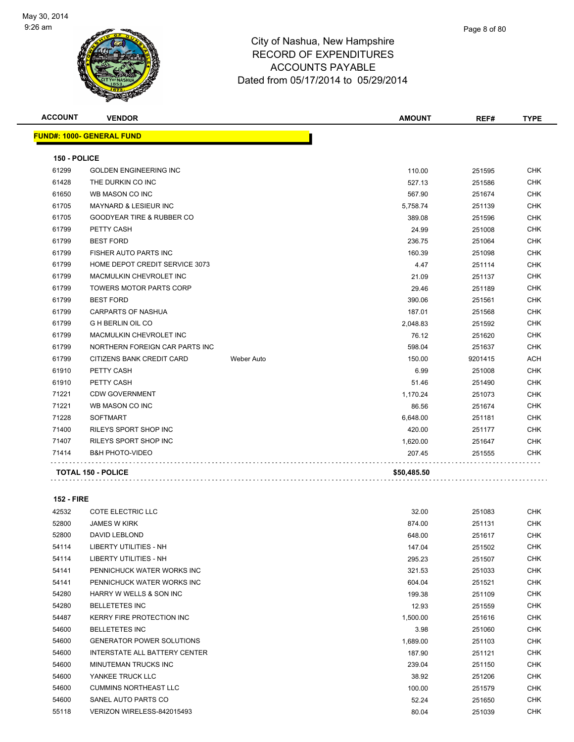# City of Nashua, New Hampshire
## RECORD OF EXPENDITURES
## ACCOUNTS PAYABLE
## Dated from 05/17/2014 to 05/29/2014

**FUND#: 1000- GENERAL FUND**

### 150 - POLICE

| ACCOUNT | VENDOR | | AMOUNT | REF# | TYPE |
|---|---|---|---|---|---|
| 61299 | GOLDEN ENGINEERING INC | | 110.00 | 251595 | CHK |
| 61428 | THE DURKIN CO INC | | 527.13 | 251586 | CHK |
| 61650 | WB MASON CO INC | | 567.90 | 251674 | CHK |
| 61705 | MAYNARD & LESIEUR INC | | 5,758.74 | 251139 | CHK |
| 61705 | GOODYEAR TIRE & RUBBER CO | | 389.08 | 251596 | CHK |
| 61799 | PETTY CASH | | 24.99 | 251008 | CHK |
| 61799 | BEST FORD | | 236.75 | 251064 | CHK |
| 61799 | FISHER AUTO PARTS INC | | 160.39 | 251098 | CHK |
| 61799 | HOME DEPOT CREDIT SERVICE 3073 | | 4.47 | 251114 | CHK |
| 61799 | MACMULKIN CHEVROLET INC | | 21.09 | 251137 | CHK |
| 61799 | TOWERS MOTOR PARTS CORP | | 29.46 | 251189 | CHK |
| 61799 | BEST FORD | | 390.06 | 251561 | CHK |
| 61799 | CARPARTS OF NASHUA | | 187.01 | 251568 | CHK |
| 61799 | G H BERLIN OIL CO | | 2,048.83 | 251592 | CHK |
| 61799 | MACMULKIN CHEVROLET INC | | 76.12 | 251620 | CHK |
| 61799 | NORTHERN FOREIGN CAR PARTS INC | | 598.04 | 251637 | CHK |
| 61799 | CITIZENS BANK CREDIT CARD | Weber Auto | 150.00 | 9201415 | ACH |
| 61910 | PETTY CASH | | 6.99 | 251008 | CHK |
| 61910 | PETTY CASH | | 51.46 | 251490 | CHK |
| 71221 | CDW GOVERNMENT | | 1,170.24 | 251073 | CHK |
| 71221 | WB MASON CO INC | | 86.56 | 251674 | CHK |
| 71228 | SOFTMART | | 6,648.00 | 251181 | CHK |
| 71400 | RILEYS SPORT SHOP INC | | 420.00 | 251177 | CHK |
| 71407 | RILEYS SPORT SHOP INC | | 1,620.00 | 251647 | CHK |
| 71414 | B&H PHOTO-VIDEO | | 207.45 | 251555 | CHK |
| | **TOTAL 150 - POLICE** | | **$50,485.50** | | |

### 152 - FIRE

| ACCOUNT | VENDOR | AMOUNT | REF# | TYPE |
|---|---|---|---|---|
| 42532 | COTE ELECTRIC LLC | 32.00 | 251083 | CHK |
| 52800 | JAMES W KIRK | 874.00 | 251131 | CHK |
| 52800 | DAVID LEBLOND | 648.00 | 251617 | CHK |
| 54114 | LIBERTY UTILITIES - NH | 147.04 | 251502 | CHK |
| 54114 | LIBERTY UTILITIES - NH | 295.23 | 251507 | CHK |
| 54141 | PENNICHUCK WATER WORKS INC | 321.53 | 251033 | CHK |
| 54141 | PENNICHUCK WATER WORKS INC | 604.04 | 251521 | CHK |
| 54280 | HARRY W WELLS & SON INC | 199.38 | 251109 | CHK |
| 54280 | BELLETETES INC | 12.93 | 251559 | CHK |
| 54487 | KERRY FIRE PROTECTION INC | 1,500.00 | 251616 | CHK |
| 54600 | BELLETETES INC | 3.98 | 251060 | CHK |
| 54600 | GENERATOR POWER SOLUTIONS | 1,689.00 | 251103 | CHK |
| 54600 | INTERSTATE ALL BATTERY CENTER | 187.90 | 251121 | CHK |
| 54600 | MINUTEMAN TRUCKS INC | 239.04 | 251150 | CHK |
| 54600 | YANKEE TRUCK LLC | 38.92 | 251206 | CHK |
| 54600 | CUMMINS NORTHEAST LLC | 100.00 | 251579 | CHK |
| 54600 | SANEL AUTO PARTS CO | 52.24 | 251650 | CHK |
| 55118 | VERIZON WIRELESS-842015493 | 80.04 | 251039 | CHK |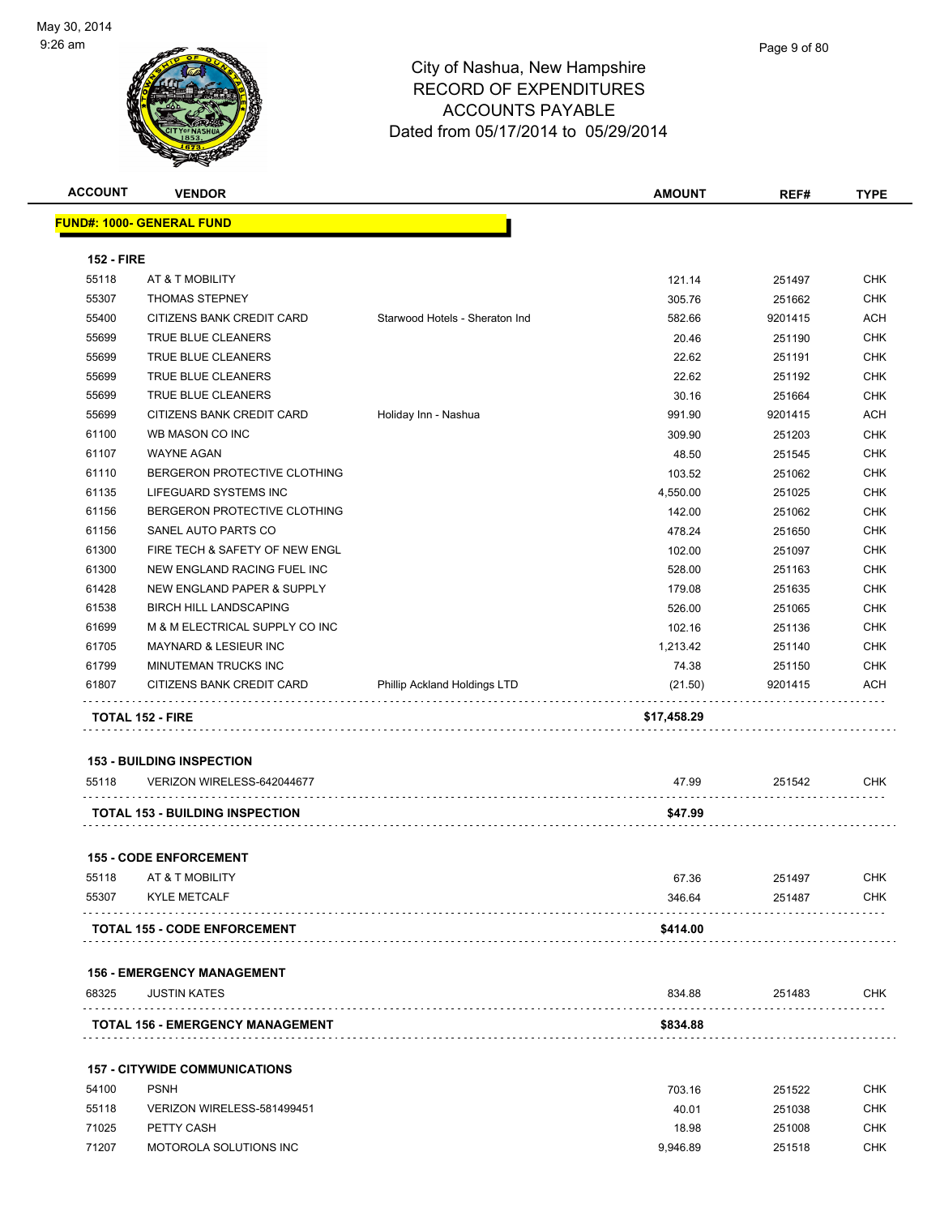City of Nashua, New Hampshire
RECORD OF EXPENDITURES
ACCOUNTS PAYABLE
Dated from 05/17/2014 to 05/29/2014

**FUND#: 1000- GENERAL FUND**

**152 - FIRE**

| ACCOUNT | VENDOR | | AMOUNT | REF# | TYPE |
|---|---|---|---|---|---|
| 55118 | AT & T MOBILITY | | 121.14 | 251497 | CHK |
| 55307 | THOMAS STEPNEY | | 305.76 | 251662 | CHK |
| 55400 | CITIZENS BANK CREDIT CARD | Starwood Hotels - Sheraton Ind | 582.66 | 9201415 | ACH |
| 55699 | TRUE BLUE CLEANERS | | 20.46 | 251190 | CHK |
| 55699 | TRUE BLUE CLEANERS | | 22.62 | 251191 | CHK |
| 55699 | TRUE BLUE CLEANERS | | 22.62 | 251192 | CHK |
| 55699 | TRUE BLUE CLEANERS | | 30.16 | 251664 | CHK |
| 55699 | CITIZENS BANK CREDIT CARD | Holiday Inn - Nashua | 991.90 | 9201415 | ACH |
| 61100 | WB MASON CO INC | | 309.90 | 251203 | CHK |
| 61107 | WAYNE AGAN | | 48.50 | 251545 | CHK |
| 61110 | BERGERON PROTECTIVE CLOTHING | | 103.52 | 251062 | CHK |
| 61135 | LIFEGUARD SYSTEMS INC | | 4,550.00 | 251025 | CHK |
| 61156 | BERGERON PROTECTIVE CLOTHING | | 142.00 | 251062 | CHK |
| 61156 | SANEL AUTO PARTS CO | | 478.24 | 251650 | CHK |
| 61300 | FIRE TECH & SAFETY OF NEW ENGL | | 102.00 | 251097 | CHK |
| 61300 | NEW ENGLAND RACING FUEL INC | | 528.00 | 251163 | CHK |
| 61428 | NEW ENGLAND PAPER & SUPPLY | | 179.08 | 251635 | CHK |
| 61538 | BIRCH HILL LANDSCAPING | | 526.00 | 251065 | CHK |
| 61699 | M & M ELECTRICAL SUPPLY CO INC | | 102.16 | 251136 | CHK |
| 61705 | MAYNARD & LESIEUR INC | | 1,213.42 | 251140 | CHK |
| 61799 | MINUTEMAN TRUCKS INC | | 74.38 | 251150 | CHK |
| 61807 | CITIZENS BANK CREDIT CARD | Phillip Ackland Holdings LTD | (21.50) | 9201415 | ACH |
| | **TOTAL 152 - FIRE** | | **$17,458.29** | | |

**153 - BUILDING INSPECTION**

| ACCOUNT | VENDOR | AMOUNT | REF# | TYPE |
|---|---|---|---|---|
| 55118 | VERIZON WIRELESS-642044677 | 47.99 | 251542 | CHK |
| | **TOTAL 153 - BUILDING INSPECTION** | **$47.99** | | |

**155 - CODE ENFORCEMENT**

| ACCOUNT | VENDOR | AMOUNT | REF# | TYPE |
|---|---|---|---|---|
| 55118 | AT & T MOBILITY | 67.36 | 251497 | CHK |
| 55307 | KYLE METCALF | 346.64 | 251487 | CHK |
| | **TOTAL 155 - CODE ENFORCEMENT** | **$414.00** | | |

**156 - EMERGENCY MANAGEMENT**

| ACCOUNT | VENDOR | AMOUNT | REF# | TYPE |
|---|---|---|---|---|
| 68325 | JUSTIN KATES | 834.88 | 251483 | CHK |
| | **TOTAL 156 - EMERGENCY MANAGEMENT** | **$834.88** | | |

**157 - CITYWIDE COMMUNICATIONS**

| ACCOUNT | VENDOR | AMOUNT | REF# | TYPE |
|---|---|---|---|---|
| 54100 | PSNH | 703.16 | 251522 | CHK |
| 55118 | VERIZON WIRELESS-581499451 | 40.01 | 251038 | CHK |
| 71025 | PETTY CASH | 18.98 | 251008 | CHK |
| 71207 | MOTOROLA SOLUTIONS INC | 9,946.89 | 251518 | CHK |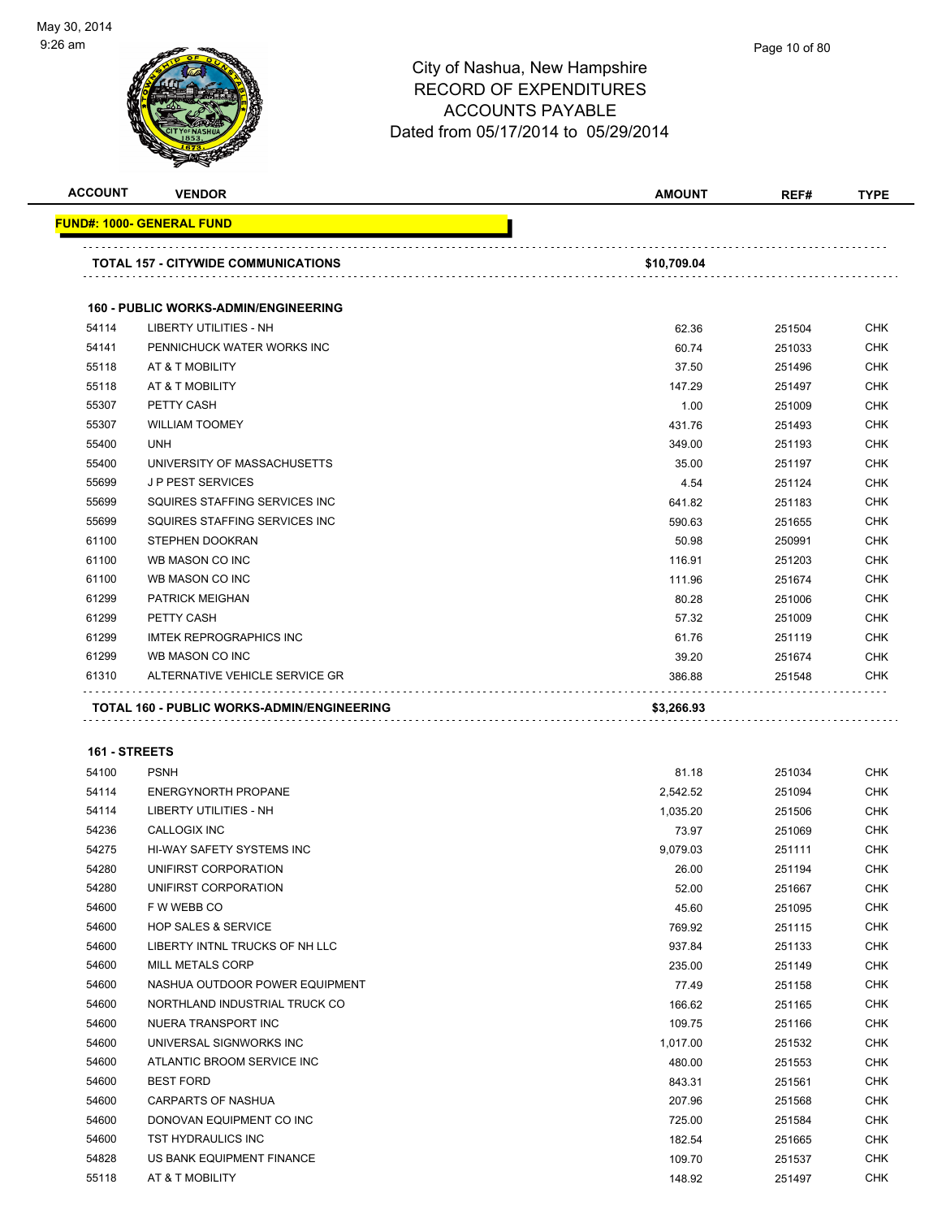# City of Nashua, New Hampshire
## RECORD OF EXPENDITURES
## ACCOUNTS PAYABLE
## Dated from 05/17/2014 to 05/29/2014

| ACCOUNT | VENDOR | AMOUNT | REF# | TYPE |
|---|---|---|---|---|
| **FUND#: 1000- GENERAL FUND** | | | | |
| | **TOTAL 157 - CITYWIDE COMMUNICATIONS** | **$10,709.04** | | |
| | **160 - PUBLIC WORKS-ADMIN/ENGINEERING** | | | |
| 54114 | LIBERTY UTILITIES - NH | 62.36 | 251504 | CHK |
| 54141 | PENNICHUCK WATER WORKS INC | 60.74 | 251033 | CHK |
| 55118 | AT & T MOBILITY | 37.50 | 251496 | CHK |
| 55118 | AT & T MOBILITY | 147.29 | 251497 | CHK |
| 55307 | PETTY CASH | 1.00 | 251009 | CHK |
| 55307 | WILLIAM TOOMEY | 431.76 | 251493 | CHK |
| 55400 | UNH | 349.00 | 251193 | CHK |
| 55400 | UNIVERSITY OF MASSACHUSETTS | 35.00 | 251197 | CHK |
| 55699 | J P PEST SERVICES | 4.54 | 251124 | CHK |
| 55699 | SQUIRES STAFFING SERVICES INC | 641.82 | 251183 | CHK |
| 55699 | SQUIRES STAFFING SERVICES INC | 590.63 | 251655 | CHK |
| 61100 | STEPHEN DOOKRAN | 50.98 | 250991 | CHK |
| 61100 | WB MASON CO INC | 116.91 | 251203 | CHK |
| 61100 | WB MASON CO INC | 111.96 | 251674 | CHK |
| 61299 | PATRICK MEIGHAN | 80.28 | 251006 | CHK |
| 61299 | PETTY CASH | 57.32 | 251009 | CHK |
| 61299 | IMTEK REPROGRAPHICS INC | 61.76 | 251119 | CHK |
| 61299 | WB MASON CO INC | 39.20 | 251674 | CHK |
| 61310 | ALTERNATIVE VEHICLE SERVICE GR | 386.88 | 251548 | CHK |
| | **TOTAL 160 - PUBLIC WORKS-ADMIN/ENGINEERING** | **$3,266.93** | | |
| | **161 - STREETS** | | | |
| 54100 | PSNH | 81.18 | 251034 | CHK |
| 54114 | ENERGYNORTH PROPANE | 2,542.52 | 251094 | CHK |
| 54114 | LIBERTY UTILITIES - NH | 1,035.20 | 251506 | CHK |
| 54236 | CALLOGIX INC | 73.97 | 251069 | CHK |
| 54275 | HI-WAY SAFETY SYSTEMS INC | 9,079.03 | 251111 | CHK |
| 54280 | UNIFIRST CORPORATION | 26.00 | 251194 | CHK |
| 54280 | UNIFIRST CORPORATION | 52.00 | 251667 | CHK |
| 54600 | F W WEBB CO | 45.60 | 251095 | CHK |
| 54600 | HOP SALES & SERVICE | 769.92 | 251115 | CHK |
| 54600 | LIBERTY INTNL TRUCKS OF NH LLC | 937.84 | 251133 | CHK |
| 54600 | MILL METALS CORP | 235.00 | 251149 | CHK |
| 54600 | NASHUA OUTDOOR POWER EQUIPMENT | 77.49 | 251158 | CHK |
| 54600 | NORTHLAND INDUSTRIAL TRUCK CO | 166.62 | 251165 | CHK |
| 54600 | NUERA TRANSPORT INC | 109.75 | 251166 | CHK |
| 54600 | UNIVERSAL SIGNWORKS INC | 1,017.00 | 251532 | CHK |
| 54600 | ATLANTIC BROOM SERVICE INC | 480.00 | 251553 | CHK |
| 54600 | BEST FORD | 843.31 | 251561 | CHK |
| 54600 | CARPARTS OF NASHUA | 207.96 | 251568 | CHK |
| 54600 | DONOVAN EQUIPMENT CO INC | 725.00 | 251584 | CHK |
| 54600 | TST HYDRAULICS INC | 182.54 | 251665 | CHK |
| 54828 | US BANK EQUIPMENT FINANCE | 109.70 | 251537 | CHK |
| 55118 | AT & T MOBILITY | 148.92 | 251497 | CHK |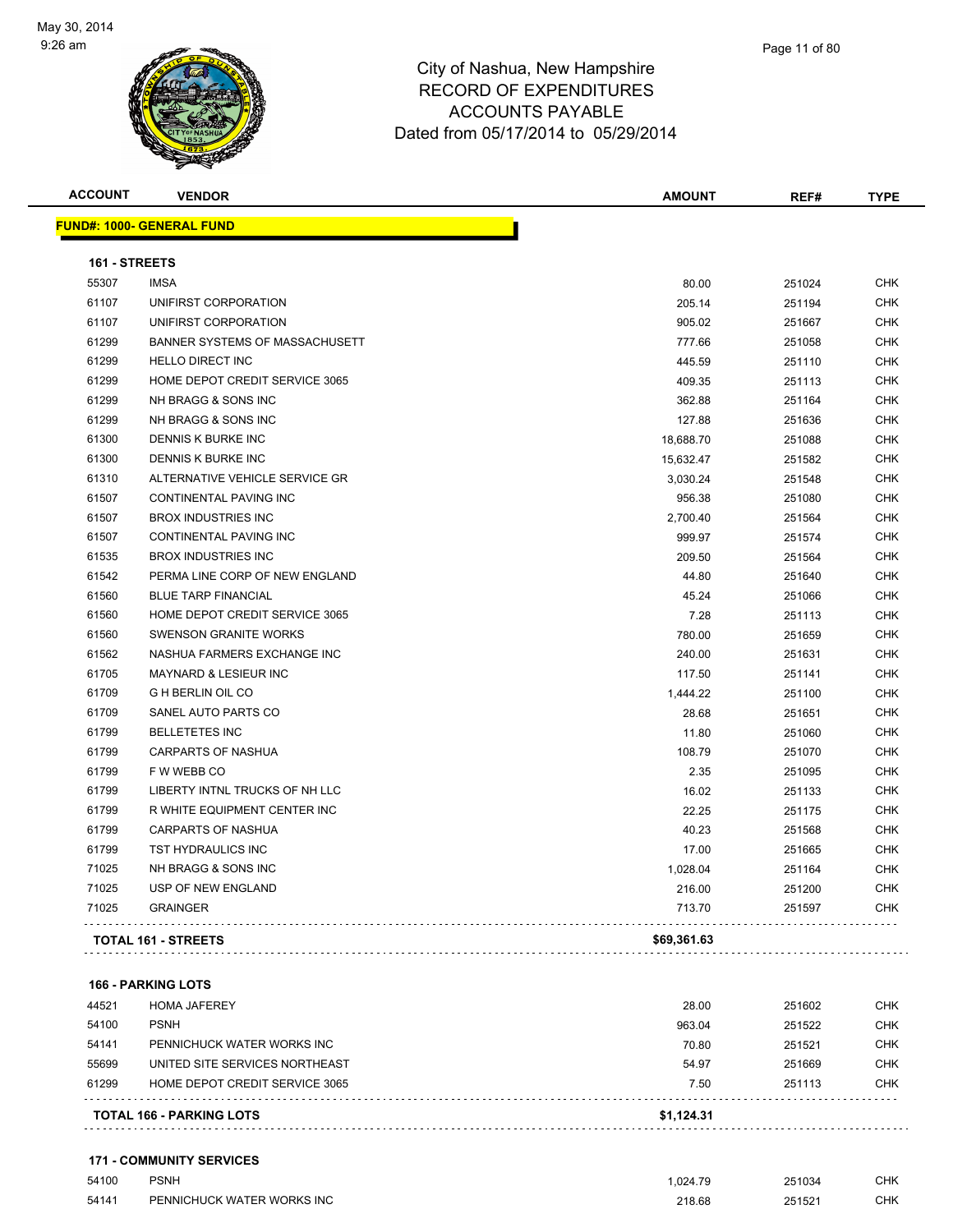# City of Nashua, New Hampshire
## RECORD OF EXPENDITURES
## ACCOUNTS PAYABLE
### Dated from 05/17/2014 to 05/29/2014

| ACCOUNT | VENDOR | AMOUNT | REF# | TYPE |
|---|---|---|---|---|

**FUND#: 1000- GENERAL FUND**

**161 - STREETS**

| ACCOUNT | VENDOR | AMOUNT | REF# | TYPE |
|---|---|---|---|---|
| 55307 | IMSA | 80.00 | 251024 | CHK |
| 61107 | UNIFIRST CORPORATION | 205.14 | 251194 | CHK |
| 61107 | UNIFIRST CORPORATION | 905.02 | 251667 | CHK |
| 61299 | BANNER SYSTEMS OF MASSACHUSETT | 777.66 | 251058 | CHK |
| 61299 | HELLO DIRECT INC | 445.59 | 251110 | CHK |
| 61299 | HOME DEPOT CREDIT SERVICE 3065 | 409.35 | 251113 | CHK |
| 61299 | NH BRAGG & SONS INC | 362.88 | 251164 | CHK |
| 61299 | NH BRAGG & SONS INC | 127.88 | 251636 | CHK |
| 61300 | DENNIS K BURKE INC | 18,688.70 | 251088 | CHK |
| 61300 | DENNIS K BURKE INC | 15,632.47 | 251582 | CHK |
| 61310 | ALTERNATIVE VEHICLE SERVICE GR | 3,030.24 | 251548 | CHK |
| 61507 | CONTINENTAL PAVING INC | 956.38 | 251080 | CHK |
| 61507 | BROX INDUSTRIES INC | 2,700.40 | 251564 | CHK |
| 61507 | CONTINENTAL PAVING INC | 999.97 | 251574 | CHK |
| 61535 | BROX INDUSTRIES INC | 209.50 | 251564 | CHK |
| 61542 | PERMA LINE CORP OF NEW ENGLAND | 44.80 | 251640 | CHK |
| 61560 | BLUE TARP FINANCIAL | 45.24 | 251066 | CHK |
| 61560 | HOME DEPOT CREDIT SERVICE 3065 | 7.28 | 251113 | CHK |
| 61560 | SWENSON GRANITE WORKS | 780.00 | 251659 | CHK |
| 61562 | NASHUA FARMERS EXCHANGE INC | 240.00 | 251631 | CHK |
| 61705 | MAYNARD & LESIEUR INC | 117.50 | 251141 | CHK |
| 61709 | G H BERLIN OIL CO | 1,444.22 | 251100 | CHK |
| 61709 | SANEL AUTO PARTS CO | 28.68 | 251651 | CHK |
| 61799 | BELLETETES INC | 11.80 | 251060 | CHK |
| 61799 | CARPARTS OF NASHUA | 108.79 | 251070 | CHK |
| 61799 | F W WEBB CO | 2.35 | 251095 | CHK |
| 61799 | LIBERTY INTNL TRUCKS OF NH LLC | 16.02 | 251133 | CHK |
| 61799 | R WHITE EQUIPMENT CENTER INC | 22.25 | 251175 | CHK |
| 61799 | CARPARTS OF NASHUA | 40.23 | 251568 | CHK |
| 61799 | TST HYDRAULICS INC | 17.00 | 251665 | CHK |
| 71025 | NH BRAGG & SONS INC | 1,028.04 | 251164 | CHK |
| 71025 | USP OF NEW ENGLAND | 216.00 | 251200 | CHK |
| 71025 | GRAINGER | 713.70 | 251597 | CHK |
| | **TOTAL 161 - STREETS** | **$69,361.63** | | |

**166 - PARKING LOTS**

| ACCOUNT | VENDOR | AMOUNT | REF# | TYPE |
|---|---|---|---|---|
| 44521 | HOMA JAFEREY | 28.00 | 251602 | CHK |
| 54100 | PSNH | 963.04 | 251522 | CHK |
| 54141 | PENNICHUCK WATER WORKS INC | 70.80 | 251521 | CHK |
| 55699 | UNITED SITE SERVICES NORTHEAST | 54.97 | 251669 | CHK |
| 61299 | HOME DEPOT CREDIT SERVICE 3065 | 7.50 | 251113 | CHK |
| | **TOTAL 166 - PARKING LOTS** | **$1,124.31** | | |

**171 - COMMUNITY SERVICES**

| ACCOUNT | VENDOR | AMOUNT | REF# | TYPE |
|---|---|---|---|---|
| 54100 | PSNH | 1,024.79 | 251034 | CHK |
| 54141 | PENNICHUCK WATER WORKS INC | 218.68 | 251521 | CHK |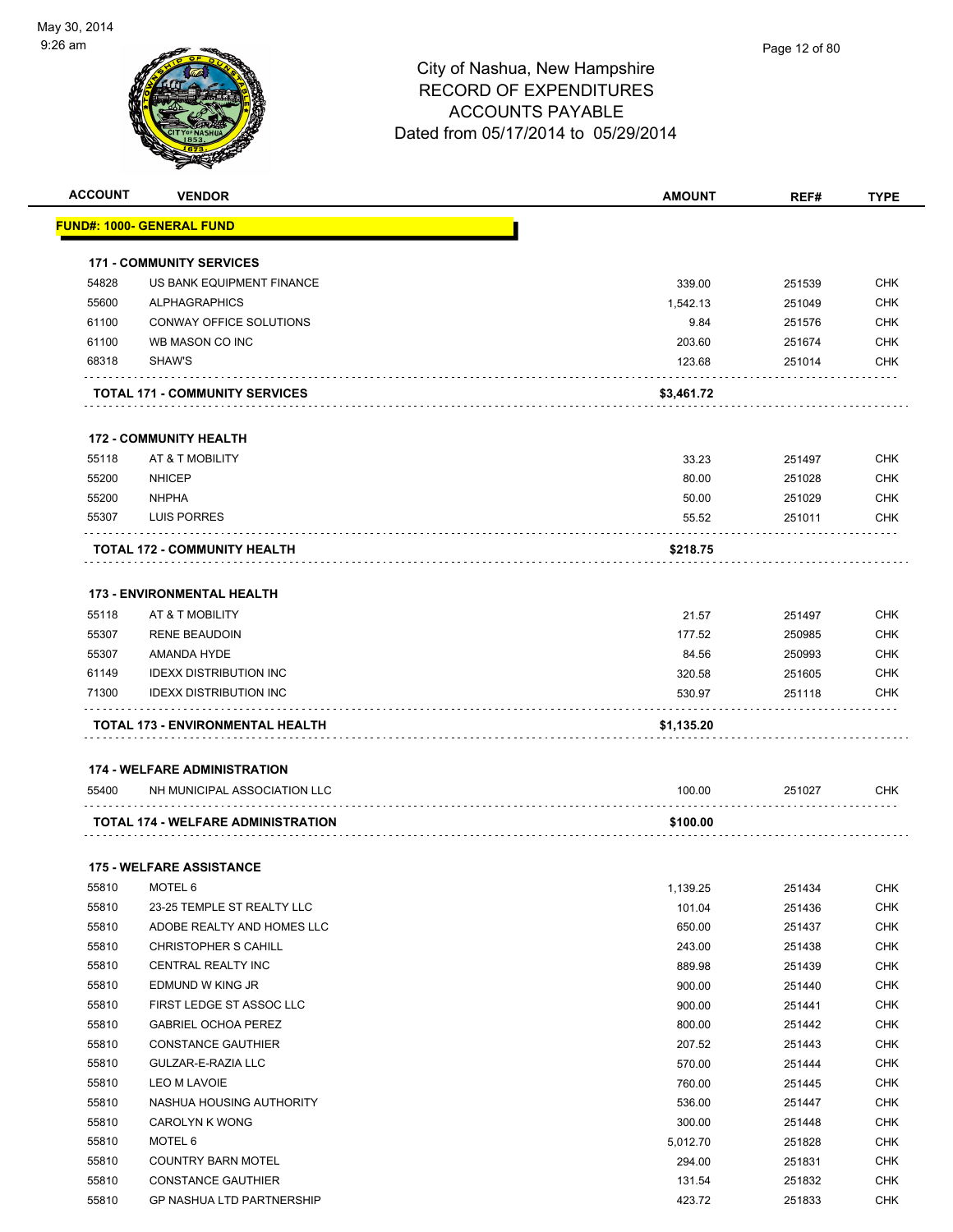May 30, 2014
9:26 am

# City of Nashua, New Hampshire
## RECORD OF EXPENDITURES
## ACCOUNTS PAYABLE
## Dated from 05/17/2014 to 05/29/2014

| ACCOUNT | VENDOR | AMOUNT | REF# | TYPE |
|---|---|---|---|---|
| **FUND#: 1000- GENERAL FUND** | | | | |
| **171 - COMMUNITY SERVICES** | | | | |
| 54828 | US BANK EQUIPMENT FINANCE | 339.00 | 251539 | CHK |
| 55600 | ALPHAGRAPHICS | 1,542.13 | 251049 | CHK |
| 61100 | CONWAY OFFICE SOLUTIONS | 9.84 | 251576 | CHK |
| 61100 | WB MASON CO INC | 203.60 | 251674 | CHK |
| 68318 | SHAW'S | 123.68 | 251014 | CHK |
| | **TOTAL 171 - COMMUNITY SERVICES** | **$3,461.72** | | |
| **172 - COMMUNITY HEALTH** | | | | |
| 55118 | AT & T MOBILITY | 33.23 | 251497 | CHK |
| 55200 | NHICEP | 80.00 | 251028 | CHK |
| 55200 | NHPHA | 50.00 | 251029 | CHK |
| 55307 | LUIS PORRES | 55.52 | 251011 | CHK |
| | **TOTAL 172 - COMMUNITY HEALTH** | **$218.75** | | |
| **173 - ENVIRONMENTAL HEALTH** | | | | |
| 55118 | AT & T MOBILITY | 21.57 | 251497 | CHK |
| 55307 | RENE BEAUDOIN | 177.52 | 250985 | CHK |
| 55307 | AMANDA HYDE | 84.56 | 250993 | CHK |
| 61149 | IDEXX DISTRIBUTION INC | 320.58 | 251605 | CHK |
| 71300 | IDEXX DISTRIBUTION INC | 530.97 | 251118 | CHK |
| | **TOTAL 173 - ENVIRONMENTAL HEALTH** | **$1,135.20** | | |
| **174 - WELFARE ADMINISTRATION** | | | | |
| 55400 | NH MUNICIPAL ASSOCIATION LLC | 100.00 | 251027 | CHK |
| | **TOTAL 174 - WELFARE ADMINISTRATION** | **$100.00** | | |
| **175 - WELFARE ASSISTANCE** | | | | |
| 55810 | MOTEL 6 | 1,139.25 | 251434 | CHK |
| 55810 | 23-25 TEMPLE ST REALTY LLC | 101.04 | 251436 | CHK |
| 55810 | ADOBE REALTY AND HOMES LLC | 650.00 | 251437 | CHK |
| 55810 | CHRISTOPHER S CAHILL | 243.00 | 251438 | CHK |
| 55810 | CENTRAL REALTY INC | 889.98 | 251439 | CHK |
| 55810 | EDMUND W KING JR | 900.00 | 251440 | CHK |
| 55810 | FIRST LEDGE ST ASSOC LLC | 900.00 | 251441 | CHK |
| 55810 | GABRIEL OCHOA PEREZ | 800.00 | 251442 | CHK |
| 55810 | CONSTANCE GAUTHIER | 207.52 | 251443 | CHK |
| 55810 | GULZAR-E-RAZIA LLC | 570.00 | 251444 | CHK |
| 55810 | LEO M LAVOIE | 760.00 | 251445 | CHK |
| 55810 | NASHUA HOUSING AUTHORITY | 536.00 | 251447 | CHK |
| 55810 | CAROLYN K WONG | 300.00 | 251448 | CHK |
| 55810 | MOTEL 6 | 5,012.70 | 251828 | CHK |
| 55810 | COUNTRY BARN MOTEL | 294.00 | 251831 | CHK |
| 55810 | CONSTANCE GAUTHIER | 131.54 | 251832 | CHK |
| 55810 | GP NASHUA LTD PARTNERSHIP | 423.72 | 251833 | CHK |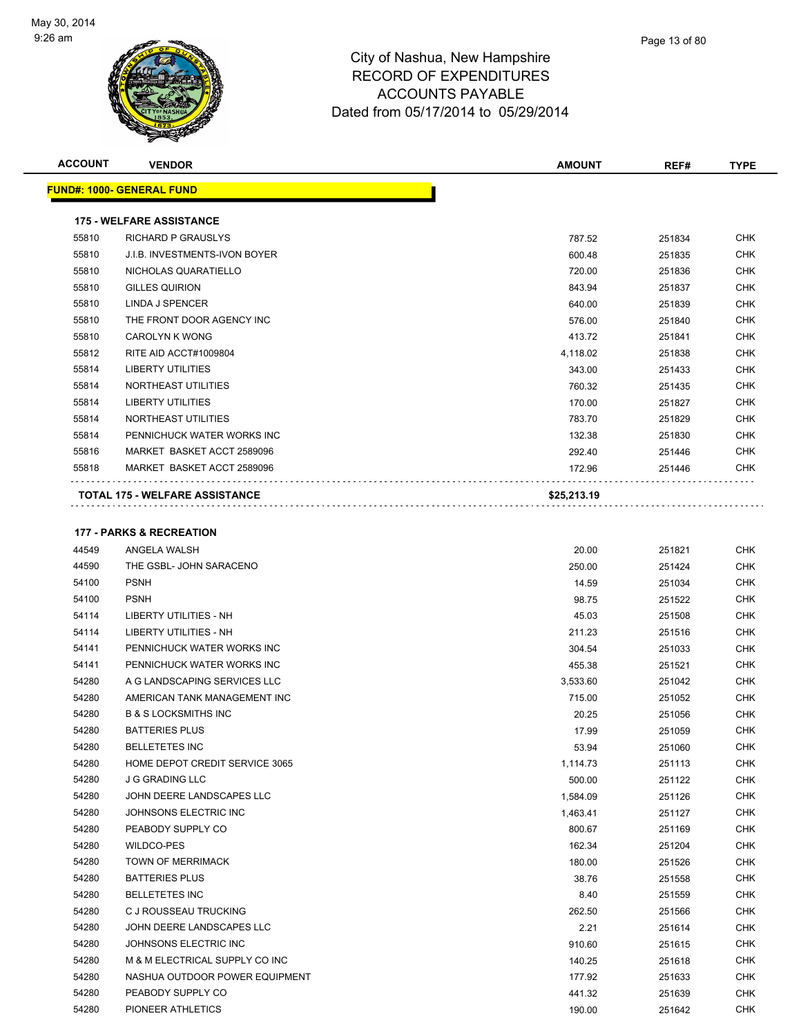# City of Nashua, New Hampshire
## RECORD OF EXPENDITURES
## ACCOUNTS PAYABLE
### Dated from 05/17/2014 to 05/29/2014

| ACCOUNT | VENDOR | AMOUNT | REF# | TYPE |
|---|---|---|---|---|
| **FUND#: 1000- GENERAL FUND** | | | | |
| **175 - WELFARE ASSISTANCE** | | | | |
| 55810 | RICHARD P GRAUSLYS | 787.52 | 251834 | CHK |
| 55810 | J.I.B. INVESTMENTS-IVON BOYER | 600.48 | 251835 | CHK |
| 55810 | NICHOLAS QUARATIELLO | 720.00 | 251836 | CHK |
| 55810 | GILLES QUIRION | 843.94 | 251837 | CHK |
| 55810 | LINDA J SPENCER | 640.00 | 251839 | CHK |
| 55810 | THE FRONT DOOR AGENCY INC | 576.00 | 251840 | CHK |
| 55810 | CAROLYN K WONG | 413.72 | 251841 | CHK |
| 55812 | RITE AID ACCT#1009804 | 4,118.02 | 251838 | CHK |
| 55814 | LIBERTY UTILITIES | 343.00 | 251433 | CHK |
| 55814 | NORTHEAST UTILITIES | 760.32 | 251435 | CHK |
| 55814 | LIBERTY UTILITIES | 170.00 | 251827 | CHK |
| 55814 | NORTHEAST UTILITIES | 783.70 | 251829 | CHK |
| 55814 | PENNICHUCK WATER WORKS INC | 132.38 | 251830 | CHK |
| 55816 | MARKET BASKET ACCT 2589096 | 292.40 | 251446 | CHK |
| 55818 | MARKET BASKET ACCT 2589096 | 172.96 | 251446 | CHK |
| **TOTAL 175 - WELFARE ASSISTANCE** | | **$25,213.19** | | |
| **177 - PARKS & RECREATION** | | | | |
| 44549 | ANGELA WALSH | 20.00 | 251821 | CHK |
| 44590 | THE GSBL- JOHN SARACENO | 250.00 | 251424 | CHK |
| 54100 | PSNH | 14.59 | 251034 | CHK |
| 54100 | PSNH | 98.75 | 251522 | CHK |
| 54114 | LIBERTY UTILITIES - NH | 45.03 | 251508 | CHK |
| 54114 | LIBERTY UTILITIES - NH | 211.23 | 251516 | CHK |
| 54141 | PENNICHUCK WATER WORKS INC | 304.54 | 251033 | CHK |
| 54141 | PENNICHUCK WATER WORKS INC | 455.38 | 251521 | CHK |
| 54280 | A G LANDSCAPING SERVICES LLC | 3,533.60 | 251042 | CHK |
| 54280 | AMERICAN TANK MANAGEMENT INC | 715.00 | 251052 | CHK |
| 54280 | B & S LOCKSMITHS INC | 20.25 | 251056 | CHK |
| 54280 | BATTERIES PLUS | 17.99 | 251059 | CHK |
| 54280 | BELLETETES INC | 53.94 | 251060 | CHK |
| 54280 | HOME DEPOT CREDIT SERVICE 3065 | 1,114.73 | 251113 | CHK |
| 54280 | J G GRADING LLC | 500.00 | 251122 | CHK |
| 54280 | JOHN DEERE LANDSCAPES LLC | 1,584.09 | 251126 | CHK |
| 54280 | JOHNSONS ELECTRIC INC | 1,463.41 | 251127 | CHK |
| 54280 | PEABODY SUPPLY CO | 800.67 | 251169 | CHK |
| 54280 | WILDCO-PES | 162.34 | 251204 | CHK |
| 54280 | TOWN OF MERRIMACK | 180.00 | 251526 | CHK |
| 54280 | BATTERIES PLUS | 38.76 | 251558 | CHK |
| 54280 | BELLETETES INC | 8.40 | 251559 | CHK |
| 54280 | C J ROUSSEAU TRUCKING | 262.50 | 251566 | CHK |
| 54280 | JOHN DEERE LANDSCAPES LLC | 2.21 | 251614 | CHK |
| 54280 | JOHNSONS ELECTRIC INC | 910.60 | 251615 | CHK |
| 54280 | M & M ELECTRICAL SUPPLY CO INC | 140.25 | 251618 | CHK |
| 54280 | NASHUA OUTDOOR POWER EQUIPMENT | 177.92 | 251633 | CHK |
| 54280 | PEABODY SUPPLY CO | 441.32 | 251639 | CHK |
| 54280 | PIONEER ATHLETICS | 190.00 | 251642 | CHK |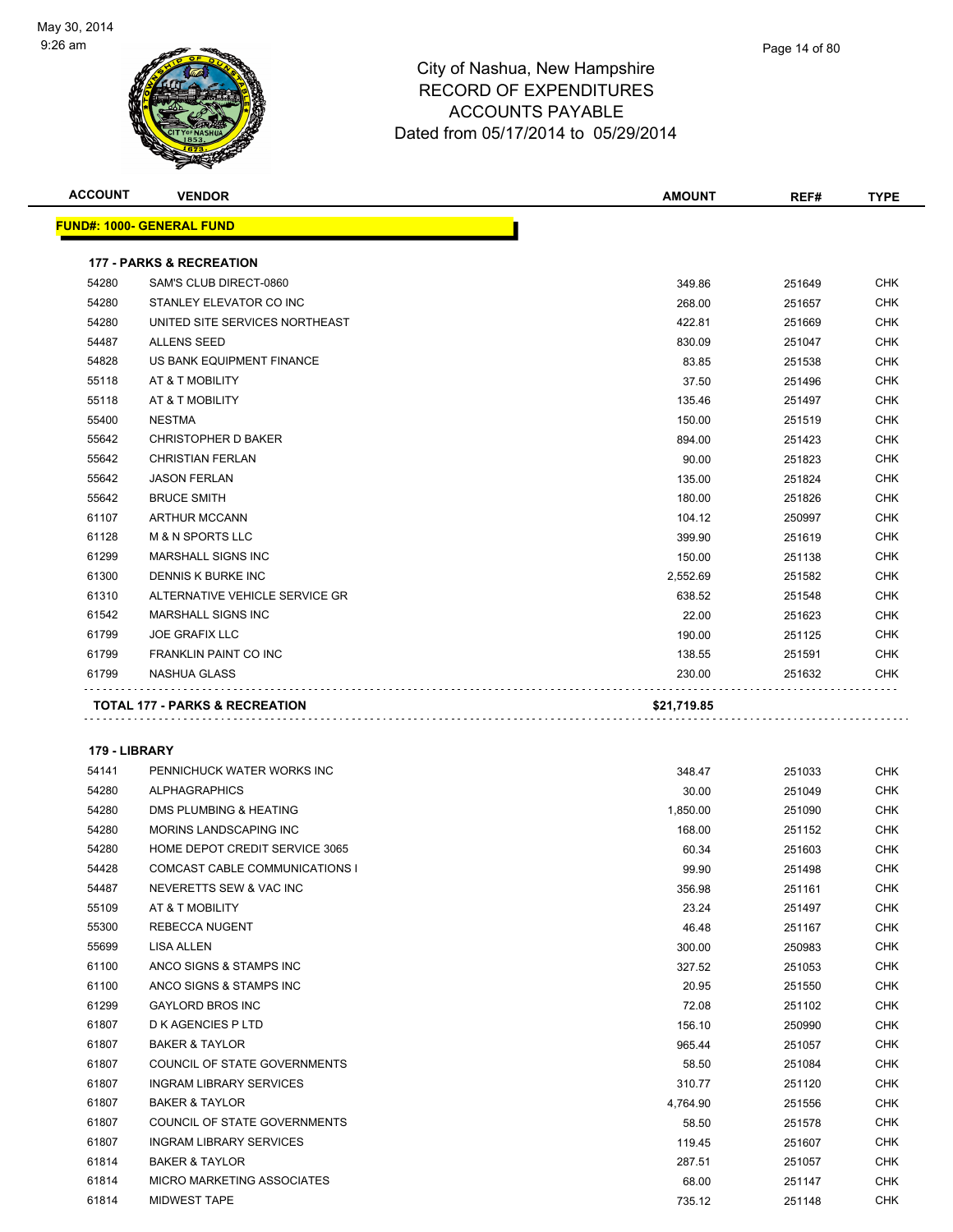May 30, 2014
9:26 am

# City of Nashua, New Hampshire
## RECORD OF EXPENDITURES
## ACCOUNTS PAYABLE
Dated from 05/17/2014 to 05/29/2014

| ACCOUNT | VENDOR | AMOUNT | REF# | TYPE |
|---|---|---|---|---|
| **FUND#: 1000- GENERAL FUND** | | | | |
| **177 - PARKS & RECREATION** | | | | |
| 54280 | SAM'S CLUB DIRECT-0860 | 349.86 | 251649 | CHK |
| 54280 | STANLEY ELEVATOR CO INC | 268.00 | 251657 | CHK |
| 54280 | UNITED SITE SERVICES NORTHEAST | 422.81 | 251669 | CHK |
| 54487 | ALLENS SEED | 830.09 | 251047 | CHK |
| 54828 | US BANK EQUIPMENT FINANCE | 83.85 | 251538 | CHK |
| 55118 | AT & T MOBILITY | 37.50 | 251496 | CHK |
| 55118 | AT & T MOBILITY | 135.46 | 251497 | CHK |
| 55400 | NESTMA | 150.00 | 251519 | CHK |
| 55642 | CHRISTOPHER D BAKER | 894.00 | 251423 | CHK |
| 55642 | CHRISTIAN FERLAN | 90.00 | 251823 | CHK |
| 55642 | JASON FERLAN | 135.00 | 251824 | CHK |
| 55642 | BRUCE SMITH | 180.00 | 251826 | CHK |
| 61107 | ARTHUR MCCANN | 104.12 | 250997 | CHK |
| 61128 | M & N SPORTS LLC | 399.90 | 251619 | CHK |
| 61299 | MARSHALL SIGNS INC | 150.00 | 251138 | CHK |
| 61300 | DENNIS K BURKE INC | 2,552.69 | 251582 | CHK |
| 61310 | ALTERNATIVE VEHICLE SERVICE GR | 638.52 | 251548 | CHK |
| 61542 | MARSHALL SIGNS INC | 22.00 | 251623 | CHK |
| 61799 | JOE GRAFIX LLC | 190.00 | 251125 | CHK |
| 61799 | FRANKLIN PAINT CO INC | 138.55 | 251591 | CHK |
| 61799 | NASHUA GLASS | 230.00 | 251632 | CHK |
| **TOTAL 177 - PARKS & RECREATION** | | **$21,719.85** | | |
| **179 - LIBRARY** | | | | |
| 54141 | PENNICHUCK WATER WORKS INC | 348.47 | 251033 | CHK |
| 54280 | ALPHAGRAPHICS | 30.00 | 251049 | CHK |
| 54280 | DMS PLUMBING & HEATING | 1,850.00 | 251090 | CHK |
| 54280 | MORINS LANDSCAPING INC | 168.00 | 251152 | CHK |
| 54280 | HOME DEPOT CREDIT SERVICE 3065 | 60.34 | 251603 | CHK |
| 54428 | COMCAST CABLE COMMUNICATIONS I | 99.90 | 251498 | CHK |
| 54487 | NEVERETTS SEW & VAC INC | 356.98 | 251161 | CHK |
| 55109 | AT & T MOBILITY | 23.24 | 251497 | CHK |
| 55300 | REBECCA NUGENT | 46.48 | 251167 | CHK |
| 55699 | LISA ALLEN | 300.00 | 250983 | CHK |
| 61100 | ANCO SIGNS & STAMPS INC | 327.52 | 251053 | CHK |
| 61100 | ANCO SIGNS & STAMPS INC | 20.95 | 251550 | CHK |
| 61299 | GAYLORD BROS INC | 72.08 | 251102 | CHK |
| 61807 | D K AGENCIES P LTD | 156.10 | 250990 | CHK |
| 61807 | BAKER & TAYLOR | 965.44 | 251057 | CHK |
| 61807 | COUNCIL OF STATE GOVERNMENTS | 58.50 | 251084 | CHK |
| 61807 | INGRAM LIBRARY SERVICES | 310.77 | 251120 | CHK |
| 61807 | BAKER & TAYLOR | 4,764.90 | 251556 | CHK |
| 61807 | COUNCIL OF STATE GOVERNMENTS | 58.50 | 251578 | CHK |
| 61807 | INGRAM LIBRARY SERVICES | 119.45 | 251607 | CHK |
| 61814 | BAKER & TAYLOR | 287.51 | 251057 | CHK |
| 61814 | MICRO MARKETING ASSOCIATES | 68.00 | 251147 | CHK |
| 61814 | MIDWEST TAPE | 735.12 | 251148 | CHK |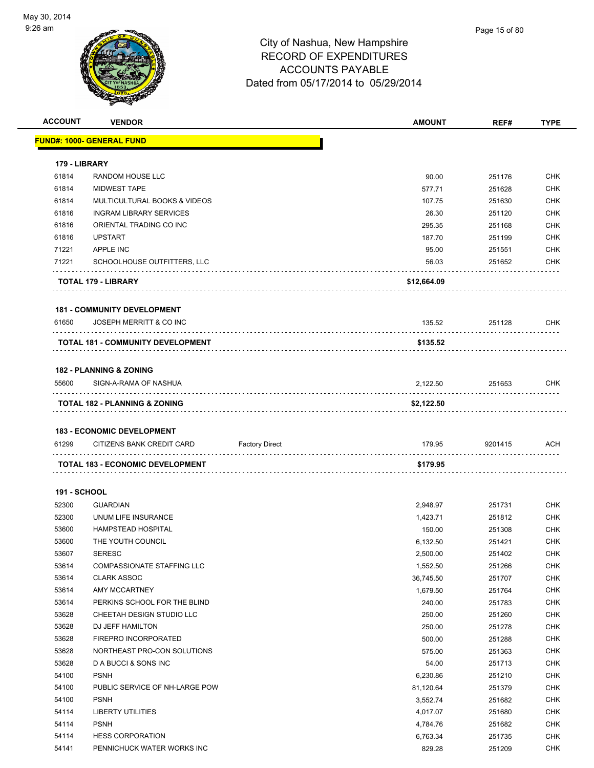# City of Nashua, New Hampshire
# RECORD OF EXPENDITURES
# ACCOUNTS PAYABLE
# Dated from 05/17/2014 to 05/29/2014

| ACCOUNT | VENDOR | | AMOUNT | REF# | TYPE |
|---|---|---|---|---|---|
| **FUND#: 1000- GENERAL FUND** | | | | | |
| **179 - LIBRARY** | | | | | |
| 61814 | RANDOM HOUSE LLC | | 90.00 | 251176 | CHK |
| 61814 | MIDWEST TAPE | | 577.71 | 251628 | CHK |
| 61814 | MULTICULTURAL BOOKS & VIDEOS | | 107.75 | 251630 | CHK |
| 61816 | INGRAM LIBRARY SERVICES | | 26.30 | 251120 | CHK |
| 61816 | ORIENTAL TRADING CO INC | | 295.35 | 251168 | CHK |
| 61816 | UPSTART | | 187.70 | 251199 | CHK |
| 71221 | APPLE INC | | 95.00 | 251551 | CHK |
| 71221 | SCHOOLHOUSE OUTFITTERS, LLC | | 56.03 | 251652 | CHK |
| **TOTAL 179 - LIBRARY** | | | **$12,664.09** | | |
| **181 - COMMUNITY DEVELOPMENT** | | | | | |
| 61650 | JOSEPH MERRITT & CO INC | | 135.52 | 251128 | CHK |
| **TOTAL 181 - COMMUNITY DEVELOPMENT** | | | **$135.52** | | |
| **182 - PLANNING & ZONING** | | | | | |
| 55600 | SIGN-A-RAMA OF NASHUA | | 2,122.50 | 251653 | CHK |
| **TOTAL 182 - PLANNING & ZONING** | | | **$2,122.50** | | |
| **183 - ECONOMIC DEVELOPMENT** | | | | | |
| 61299 | CITIZENS BANK CREDIT CARD | Factory Direct | 179.95 | 9201415 | ACH |
| **TOTAL 183 - ECONOMIC DEVELOPMENT** | | | **$179.95** | | |
| **191 - SCHOOL** | | | | | |
| 52300 | GUARDIAN | | 2,948.97 | 251731 | CHK |
| 52300 | UNUM LIFE INSURANCE | | 1,423.71 | 251812 | CHK |
| 53600 | HAMPSTEAD HOSPITAL | | 150.00 | 251308 | CHK |
| 53600 | THE YOUTH COUNCIL | | 6,132.50 | 251421 | CHK |
| 53607 | SERESC | | 2,500.00 | 251402 | CHK |
| 53614 | COMPASSIONATE STAFFING LLC | | 1,552.50 | 251266 | CHK |
| 53614 | CLARK ASSOC | | 36,745.50 | 251707 | CHK |
| 53614 | AMY MCCARTNEY | | 1,679.50 | 251764 | CHK |
| 53614 | PERKINS SCHOOL FOR THE BLIND | | 240.00 | 251783 | CHK |
| 53628 | CHEETAH DESIGN STUDIO LLC | | 250.00 | 251260 | CHK |
| 53628 | DJ JEFF HAMILTON | | 250.00 | 251278 | CHK |
| 53628 | FIREPRO INCORPORATED | | 500.00 | 251288 | CHK |
| 53628 | NORTHEAST PRO-CON SOLUTIONS | | 575.00 | 251363 | CHK |
| 53628 | D A BUCCI & SONS INC | | 54.00 | 251713 | CHK |
| 54100 | PSNH | | 6,230.86 | 251210 | CHK |
| 54100 | PUBLIC SERVICE OF NH-LARGE POW | | 81,120.64 | 251379 | CHK |
| 54100 | PSNH | | 3,552.74 | 251682 | CHK |
| 54114 | LIBERTY UTILITIES | | 4,017.07 | 251680 | CHK |
| 54114 | PSNH | | 4,784.76 | 251682 | CHK |
| 54114 | HESS CORPORATION | | 6,763.34 | 251735 | CHK |
| 54141 | PENNICHUCK WATER WORKS INC | | 829.28 | 251209 | CHK |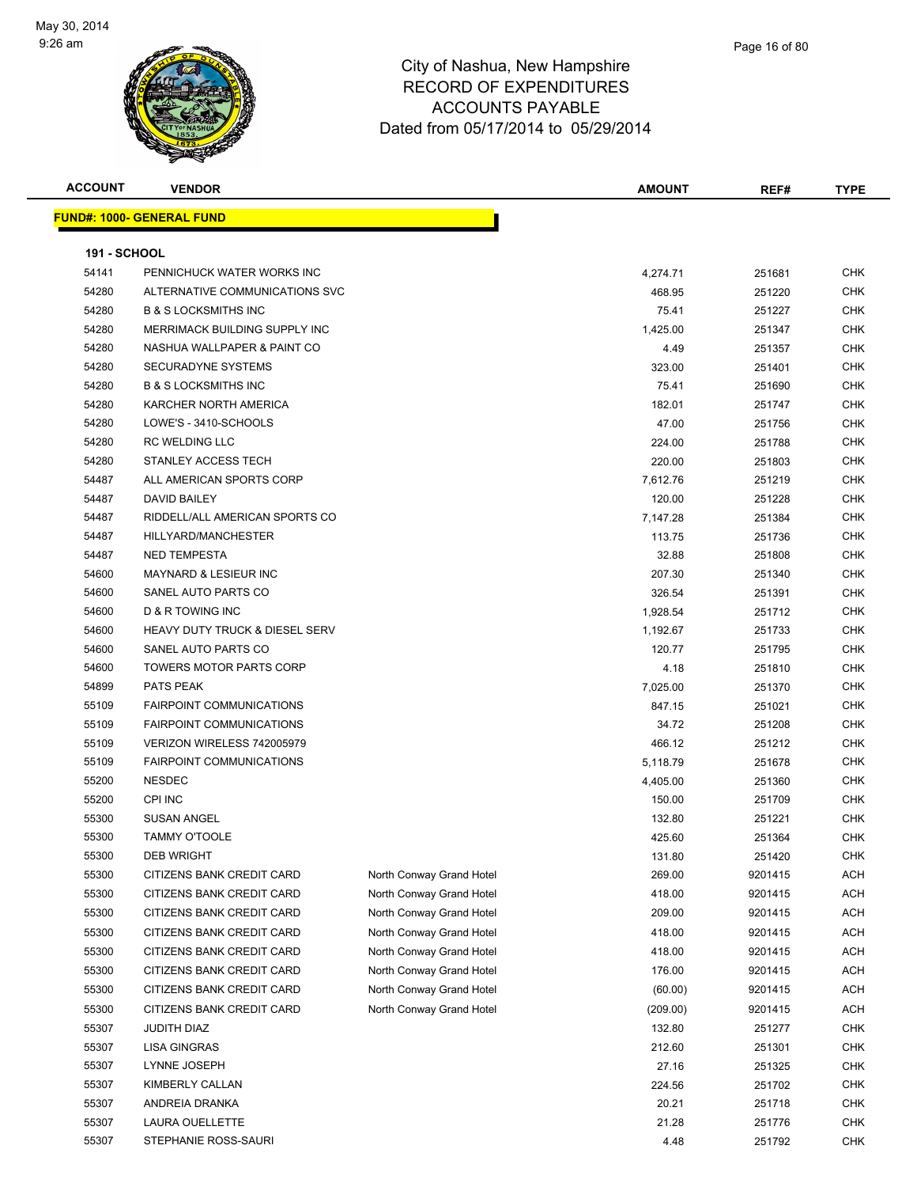City of Nashua, New Hampshire
RECORD OF EXPENDITURES
ACCOUNTS PAYABLE
Dated from 05/17/2014 to 05/29/2014

| ACCOUNT | VENDOR | | AMOUNT | REF# | TYPE |
|---|---|---|---|---|---|

**FUND#: 1000- GENERAL FUND**

**191 - SCHOOL**

| ACCOUNT | VENDOR | | AMOUNT | REF# | TYPE |
|---|---|---|---|---|---|
| 54141 | PENNICHUCK WATER WORKS INC | | 4,274.71 | 251681 | CHK |
| 54280 | ALTERNATIVE COMMUNICATIONS SVC | | 468.95 | 251220 | CHK |
| 54280 | B & S LOCKSMITHS INC | | 75.41 | 251227 | CHK |
| 54280 | MERRIMACK BUILDING SUPPLY INC | | 1,425.00 | 251347 | CHK |
| 54280 | NASHUA WALLPAPER & PAINT CO | | 4.49 | 251357 | CHK |
| 54280 | SECURADYNE SYSTEMS | | 323.00 | 251401 | CHK |
| 54280 | B & S LOCKSMITHS INC | | 75.41 | 251690 | CHK |
| 54280 | KARCHER NORTH AMERICA | | 182.01 | 251747 | CHK |
| 54280 | LOWE'S - 3410-SCHOOLS | | 47.00 | 251756 | CHK |
| 54280 | RC WELDING LLC | | 224.00 | 251788 | CHK |
| 54280 | STANLEY ACCESS TECH | | 220.00 | 251803 | CHK |
| 54487 | ALL AMERICAN SPORTS CORP | | 7,612.76 | 251219 | CHK |
| 54487 | DAVID BAILEY | | 120.00 | 251228 | CHK |
| 54487 | RIDDELL/ALL AMERICAN SPORTS CO | | 7,147.28 | 251384 | CHK |
| 54487 | HILLYARD/MANCHESTER | | 113.75 | 251736 | CHK |
| 54487 | NED TEMPESTA | | 32.88 | 251808 | CHK |
| 54600 | MAYNARD & LESIEUR INC | | 207.30 | 251340 | CHK |
| 54600 | SANEL AUTO PARTS CO | | 326.54 | 251391 | CHK |
| 54600 | D & R TOWING INC | | 1,928.54 | 251712 | CHK |
| 54600 | HEAVY DUTY TRUCK & DIESEL SERV | | 1,192.67 | 251733 | CHK |
| 54600 | SANEL AUTO PARTS CO | | 120.77 | 251795 | CHK |
| 54600 | TOWERS MOTOR PARTS CORP | | 4.18 | 251810 | CHK |
| 54899 | PATS PEAK | | 7,025.00 | 251370 | CHK |
| 55109 | FAIRPOINT COMMUNICATIONS | | 847.15 | 251021 | CHK |
| 55109 | FAIRPOINT COMMUNICATIONS | | 34.72 | 251208 | CHK |
| 55109 | VERIZON WIRELESS 742005979 | | 466.12 | 251212 | CHK |
| 55109 | FAIRPOINT COMMUNICATIONS | | 5,118.79 | 251678 | CHK |
| 55200 | NESDEC | | 4,405.00 | 251360 | CHK |
| 55200 | CPI INC | | 150.00 | 251709 | CHK |
| 55300 | SUSAN ANGEL | | 132.80 | 251221 | CHK |
| 55300 | TAMMY O'TOOLE | | 425.60 | 251364 | CHK |
| 55300 | DEB WRIGHT | | 131.80 | 251420 | CHK |
| 55300 | CITIZENS BANK CREDIT CARD | North Conway Grand Hotel | 269.00 | 9201415 | ACH |
| 55300 | CITIZENS BANK CREDIT CARD | North Conway Grand Hotel | 418.00 | 9201415 | ACH |
| 55300 | CITIZENS BANK CREDIT CARD | North Conway Grand Hotel | 209.00 | 9201415 | ACH |
| 55300 | CITIZENS BANK CREDIT CARD | North Conway Grand Hotel | 418.00 | 9201415 | ACH |
| 55300 | CITIZENS BANK CREDIT CARD | North Conway Grand Hotel | 418.00 | 9201415 | ACH |
| 55300 | CITIZENS BANK CREDIT CARD | North Conway Grand Hotel | 176.00 | 9201415 | ACH |
| 55300 | CITIZENS BANK CREDIT CARD | North Conway Grand Hotel | (60.00) | 9201415 | ACH |
| 55300 | CITIZENS BANK CREDIT CARD | North Conway Grand Hotel | (209.00) | 9201415 | ACH |
| 55307 | JUDITH DIAZ | | 132.80 | 251277 | CHK |
| 55307 | LISA GINGRAS | | 212.60 | 251301 | CHK |
| 55307 | LYNNE JOSEPH | | 27.16 | 251325 | CHK |
| 55307 | KIMBERLY CALLAN | | 224.56 | 251702 | CHK |
| 55307 | ANDREIA DRANKA | | 20.21 | 251718 | CHK |
| 55307 | LAURA OUELLETTE | | 21.28 | 251776 | CHK |
| 55307 | STEPHANIE ROSS-SAURI | | 4.48 | 251792 | CHK |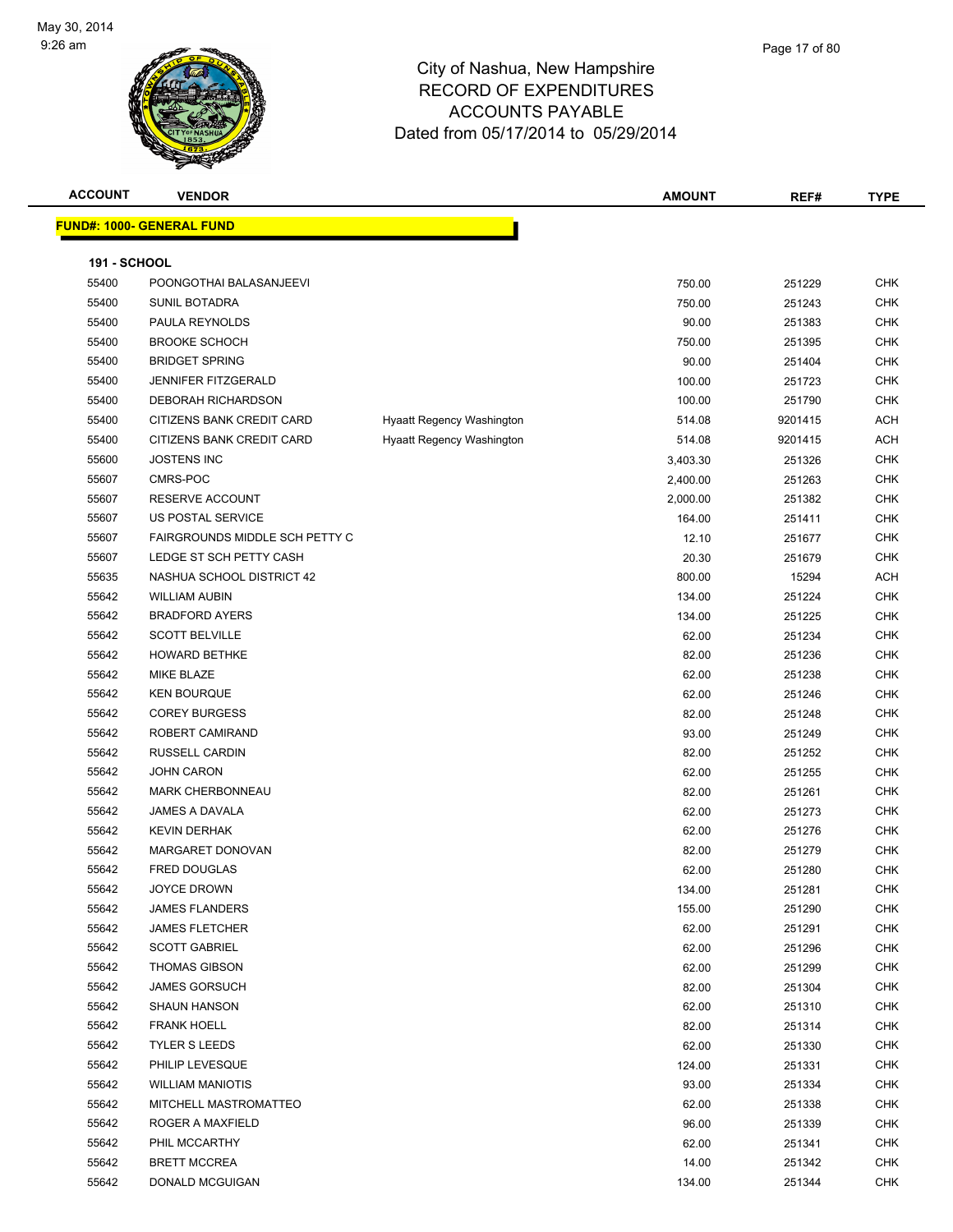# City of Nashua, New Hampshire
## RECORD OF EXPENDITURES
## ACCOUNTS PAYABLE
### Dated from 05/17/2014 to 05/29/2014

| ACCOUNT | VENDOR | | AMOUNT | REF# | TYPE |
|---|---|---|---|---|---|
| **FUND#: 1000- GENERAL FUND** | | | | | |
| **191 - SCHOOL** | | | | | |
| 55400 | POONGOTHAI BALASANJEEVI | | 750.00 | 251229 | CHK |
| 55400 | SUNIL BOTADRA | | 750.00 | 251243 | CHK |
| 55400 | PAULA REYNOLDS | | 90.00 | 251383 | CHK |
| 55400 | BROOKE SCHOCH | | 750.00 | 251395 | CHK |
| 55400 | BRIDGET SPRING | | 90.00 | 251404 | CHK |
| 55400 | JENNIFER FITZGERALD | | 100.00 | 251723 | CHK |
| 55400 | DEBORAH RICHARDSON | | 100.00 | 251790 | CHK |
| 55400 | CITIZENS BANK CREDIT CARD | Hyaatt Regency Washington | 514.08 | 9201415 | ACH |
| 55400 | CITIZENS BANK CREDIT CARD | Hyaatt Regency Washington | 514.08 | 9201415 | ACH |
| 55600 | JOSTENS INC | | 3,403.30 | 251326 | CHK |
| 55607 | CMRS-POC | | 2,400.00 | 251263 | CHK |
| 55607 | RESERVE ACCOUNT | | 2,000.00 | 251382 | CHK |
| 55607 | US POSTAL SERVICE | | 164.00 | 251411 | CHK |
| 55607 | FAIRGROUNDS MIDDLE SCH PETTY C | | 12.10 | 251677 | CHK |
| 55607 | LEDGE ST SCH PETTY CASH | | 20.30 | 251679 | CHK |
| 55635 | NASHUA SCHOOL DISTRICT 42 | | 800.00 | 15294 | ACH |
| 55642 | WILLIAM AUBIN | | 134.00 | 251224 | CHK |
| 55642 | BRADFORD AYERS | | 134.00 | 251225 | CHK |
| 55642 | SCOTT BELVILLE | | 62.00 | 251234 | CHK |
| 55642 | HOWARD BETHKE | | 82.00 | 251236 | CHK |
| 55642 | MIKE BLAZE | | 62.00 | 251238 | CHK |
| 55642 | KEN BOURQUE | | 62.00 | 251246 | CHK |
| 55642 | COREY BURGESS | | 82.00 | 251248 | CHK |
| 55642 | ROBERT CAMIRAND | | 93.00 | 251249 | CHK |
| 55642 | RUSSELL CARDIN | | 82.00 | 251252 | CHK |
| 55642 | JOHN CARON | | 62.00 | 251255 | CHK |
| 55642 | MARK CHERBONNEAU | | 82.00 | 251261 | CHK |
| 55642 | JAMES A DAVALA | | 62.00 | 251273 | CHK |
| 55642 | KEVIN DERHAK | | 62.00 | 251276 | CHK |
| 55642 | MARGARET DONOVAN | | 82.00 | 251279 | CHK |
| 55642 | FRED DOUGLAS | | 62.00 | 251280 | CHK |
| 55642 | JOYCE DROWN | | 134.00 | 251281 | CHK |
| 55642 | JAMES FLANDERS | | 155.00 | 251290 | CHK |
| 55642 | JAMES FLETCHER | | 62.00 | 251291 | CHK |
| 55642 | SCOTT GABRIEL | | 62.00 | 251296 | CHK |
| 55642 | THOMAS GIBSON | | 62.00 | 251299 | CHK |
| 55642 | JAMES GORSUCH | | 82.00 | 251304 | CHK |
| 55642 | SHAUN HANSON | | 62.00 | 251310 | CHK |
| 55642 | FRANK HOELL | | 82.00 | 251314 | CHK |
| 55642 | TYLER S LEEDS | | 62.00 | 251330 | CHK |
| 55642 | PHILIP LEVESQUE | | 124.00 | 251331 | CHK |
| 55642 | WILLIAM MANIOTIS | | 93.00 | 251334 | CHK |
| 55642 | MITCHELL MASTROMATTEO | | 62.00 | 251338 | CHK |
| 55642 | ROGER A MAXFIELD | | 96.00 | 251339 | CHK |
| 55642 | PHIL MCCARTHY | | 62.00 | 251341 | CHK |
| 55642 | BRETT MCCREA | | 14.00 | 251342 | CHK |
| 55642 | DONALD MCGUIGAN | | 134.00 | 251344 | CHK |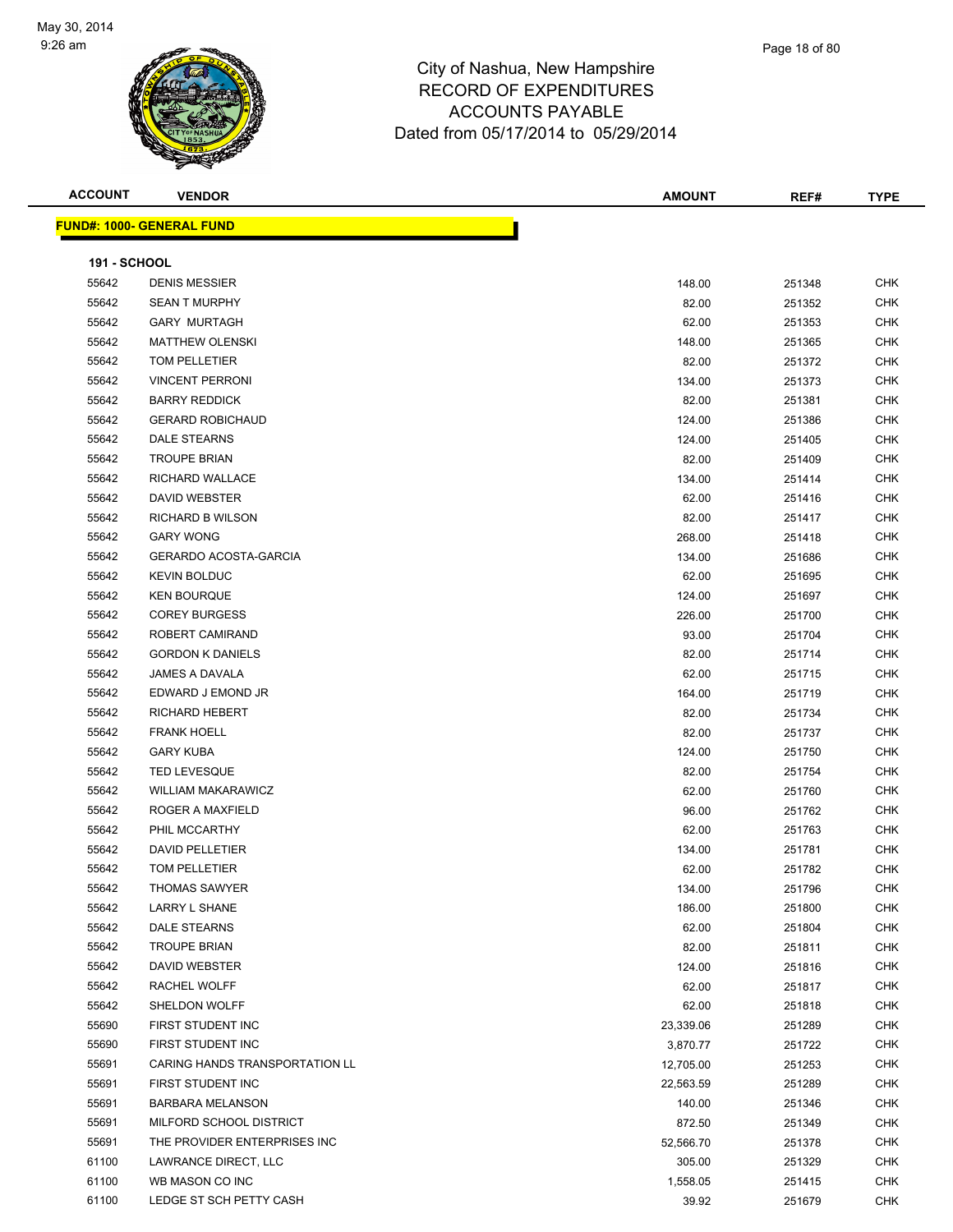# City of Nashua, New Hampshire
## RECORD OF EXPENDITURES
## ACCOUNTS PAYABLE
## Dated from 05/17/2014 to 05/29/2014

May 30, 2014
9:26 am

| ACCOUNT | VENDOR | AMOUNT | REF# | TYPE |
|---|---|---|---|---|

**FUND#: 1000- GENERAL FUND**

**191 - SCHOOL**

| ACCOUNT | VENDOR | AMOUNT | REF# | TYPE |
|---|---|---|---|---|
| 55642 | DENIS MESSIER | 148.00 | 251348 | CHK |
| 55642 | SEAN T MURPHY | 82.00 | 251352 | CHK |
| 55642 | GARY MURTAGH | 62.00 | 251353 | CHK |
| 55642 | MATTHEW OLENSKI | 148.00 | 251365 | CHK |
| 55642 | TOM PELLETIER | 82.00 | 251372 | CHK |
| 55642 | VINCENT PERRONI | 134.00 | 251373 | CHK |
| 55642 | BARRY REDDICK | 82.00 | 251381 | CHK |
| 55642 | GERARD ROBICHAUD | 124.00 | 251386 | CHK |
| 55642 | DALE STEARNS | 124.00 | 251405 | CHK |
| 55642 | TROUPE BRIAN | 82.00 | 251409 | CHK |
| 55642 | RICHARD WALLACE | 134.00 | 251414 | CHK |
| 55642 | DAVID WEBSTER | 62.00 | 251416 | CHK |
| 55642 | RICHARD B WILSON | 82.00 | 251417 | CHK |
| 55642 | GARY WONG | 268.00 | 251418 | CHK |
| 55642 | GERARDO ACOSTA-GARCIA | 134.00 | 251686 | CHK |
| 55642 | KEVIN BOLDUC | 62.00 | 251695 | CHK |
| 55642 | KEN BOURQUE | 124.00 | 251697 | CHK |
| 55642 | COREY BURGESS | 226.00 | 251700 | CHK |
| 55642 | ROBERT CAMIRAND | 93.00 | 251704 | CHK |
| 55642 | GORDON K DANIELS | 82.00 | 251714 | CHK |
| 55642 | JAMES A DAVALA | 62.00 | 251715 | CHK |
| 55642 | EDWARD J EMOND JR | 164.00 | 251719 | CHK |
| 55642 | RICHARD HEBERT | 82.00 | 251734 | CHK |
| 55642 | FRANK HOELL | 82.00 | 251737 | CHK |
| 55642 | GARY KUBA | 124.00 | 251750 | CHK |
| 55642 | TED LEVESQUE | 82.00 | 251754 | CHK |
| 55642 | WILLIAM MAKARAWICZ | 62.00 | 251760 | CHK |
| 55642 | ROGER A MAXFIELD | 96.00 | 251762 | CHK |
| 55642 | PHIL MCCARTHY | 62.00 | 251763 | CHK |
| 55642 | DAVID PELLETIER | 134.00 | 251781 | CHK |
| 55642 | TOM PELLETIER | 62.00 | 251782 | CHK |
| 55642 | THOMAS SAWYER | 134.00 | 251796 | CHK |
| 55642 | LARRY L SHANE | 186.00 | 251800 | CHK |
| 55642 | DALE STEARNS | 62.00 | 251804 | CHK |
| 55642 | TROUPE BRIAN | 82.00 | 251811 | CHK |
| 55642 | DAVID WEBSTER | 124.00 | 251816 | CHK |
| 55642 | RACHEL WOLFF | 62.00 | 251817 | CHK |
| 55642 | SHELDON WOLFF | 62.00 | 251818 | CHK |
| 55690 | FIRST STUDENT INC | 23,339.06 | 251289 | CHK |
| 55690 | FIRST STUDENT INC | 3,870.77 | 251722 | CHK |
| 55691 | CARING HANDS TRANSPORTATION LL | 12,705.00 | 251253 | CHK |
| 55691 | FIRST STUDENT INC | 22,563.59 | 251289 | CHK |
| 55691 | BARBARA MELANSON | 140.00 | 251346 | CHK |
| 55691 | MILFORD SCHOOL DISTRICT | 872.50 | 251349 | CHK |
| 55691 | THE PROVIDER ENTERPRISES INC | 52,566.70 | 251378 | CHK |
| 61100 | LAWRANCE DIRECT, LLC | 305.00 | 251329 | CHK |
| 61100 | WB MASON CO INC | 1,558.05 | 251415 | CHK |
| 61100 | LEDGE ST SCH PETTY CASH | 39.92 | 251679 | CHK |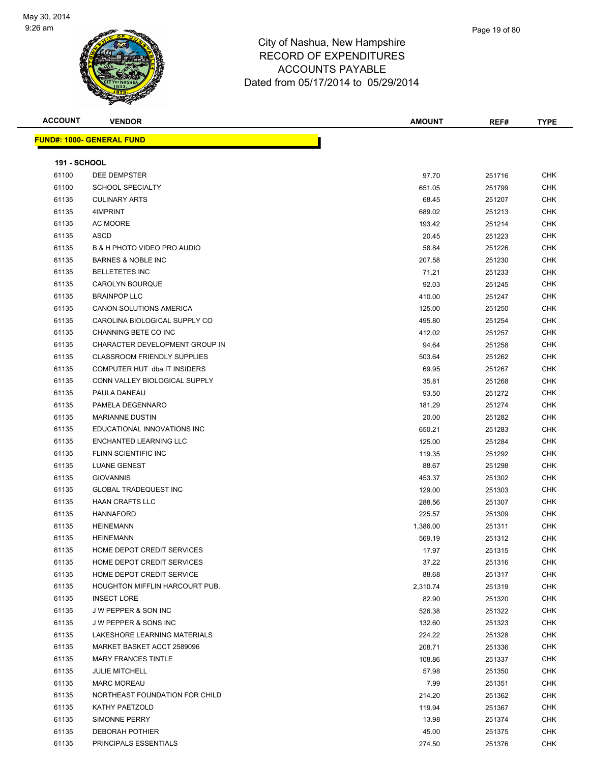# City of Nashua, New Hampshire
## RECORD OF EXPENDITURES
## ACCOUNTS PAYABLE
## Dated from 05/17/2014 to 05/29/2014

May 30, 2014
9:26 am

**FUND#: 1000- GENERAL FUND**

**191 - SCHOOL**

| ACCOUNT | VENDOR | AMOUNT | REF# | TYPE |
|---|---|---|---|---|
| 61100 | DEE DEMPSTER | 97.70 | 251716 | CHK |
| 61100 | SCHOOL SPECIALTY | 651.05 | 251799 | CHK |
| 61135 | CULINARY ARTS | 68.45 | 251207 | CHK |
| 61135 | 4IMPRINT | 689.02 | 251213 | CHK |
| 61135 | AC MOORE | 193.42 | 251214 | CHK |
| 61135 | ASCD | 20.45 | 251223 | CHK |
| 61135 | B & H PHOTO VIDEO PRO AUDIO | 58.84 | 251226 | CHK |
| 61135 | BARNES & NOBLE INC | 207.58 | 251230 | CHK |
| 61135 | BELLETETES INC | 71.21 | 251233 | CHK |
| 61135 | CAROLYN BOURQUE | 92.03 | 251245 | CHK |
| 61135 | BRAINPOP LLC | 410.00 | 251247 | CHK |
| 61135 | CANON SOLUTIONS AMERICA | 125.00 | 251250 | CHK |
| 61135 | CAROLINA BIOLOGICAL SUPPLY CO | 495.80 | 251254 | CHK |
| 61135 | CHANNING BETE CO INC | 412.02 | 251257 | CHK |
| 61135 | CHARACTER DEVELOPMENT GROUP IN | 94.64 | 251258 | CHK |
| 61135 | CLASSROOM FRIENDLY SUPPLIES | 503.64 | 251262 | CHK |
| 61135 | COMPUTER HUT dba IT INSIDERS | 69.95 | 251267 | CHK |
| 61135 | CONN VALLEY BIOLOGICAL SUPPLY | 35.81 | 251268 | CHK |
| 61135 | PAULA DANEAU | 93.50 | 251272 | CHK |
| 61135 | PAMELA DEGENNARO | 181.29 | 251274 | CHK |
| 61135 | MARIANNE DUSTIN | 20.00 | 251282 | CHK |
| 61135 | EDUCATIONAL INNOVATIONS INC | 650.21 | 251283 | CHK |
| 61135 | ENCHANTED LEARNING LLC | 125.00 | 251284 | CHK |
| 61135 | FLINN SCIENTIFIC INC | 119.35 | 251292 | CHK |
| 61135 | LUANE GENEST | 88.67 | 251298 | CHK |
| 61135 | GIOVANNIS | 453.37 | 251302 | CHK |
| 61135 | GLOBAL TRADEQUEST INC | 129.00 | 251303 | CHK |
| 61135 | HAAN CRAFTS LLC | 288.56 | 251307 | CHK |
| 61135 | HANNAFORD | 225.57 | 251309 | CHK |
| 61135 | HEINEMANN | 1,386.00 | 251311 | CHK |
| 61135 | HEINEMANN | 569.19 | 251312 | CHK |
| 61135 | HOME DEPOT CREDIT SERVICES | 17.97 | 251315 | CHK |
| 61135 | HOME DEPOT CREDIT SERVICES | 37.22 | 251316 | CHK |
| 61135 | HOME DEPOT CREDIT SERVICE | 88.68 | 251317 | CHK |
| 61135 | HOUGHTON MIFFLIN HARCOURT PUB. | 2,310.74 | 251319 | CHK |
| 61135 | INSECT LORE | 82.90 | 251320 | CHK |
| 61135 | J W PEPPER & SON INC | 526.38 | 251322 | CHK |
| 61135 | J W PEPPER & SONS INC | 132.60 | 251323 | CHK |
| 61135 | LAKESHORE LEARNING MATERIALS | 224.22 | 251328 | CHK |
| 61135 | MARKET BASKET ACCT 2589096 | 208.71 | 251336 | CHK |
| 61135 | MARY FRANCES TINTLE | 108.86 | 251337 | CHK |
| 61135 | JULIE MITCHELL | 57.98 | 251350 | CHK |
| 61135 | MARC MOREAU | 7.99 | 251351 | CHK |
| 61135 | NORTHEAST FOUNDATION FOR CHILD | 214.20 | 251362 | CHK |
| 61135 | KATHY PAETZOLD | 119.94 | 251367 | CHK |
| 61135 | SIMONNE PERRY | 13.98 | 251374 | CHK |
| 61135 | DEBORAH POTHIER | 45.00 | 251375 | CHK |
| 61135 | PRINCIPALS ESSENTIALS | 274.50 | 251376 | CHK |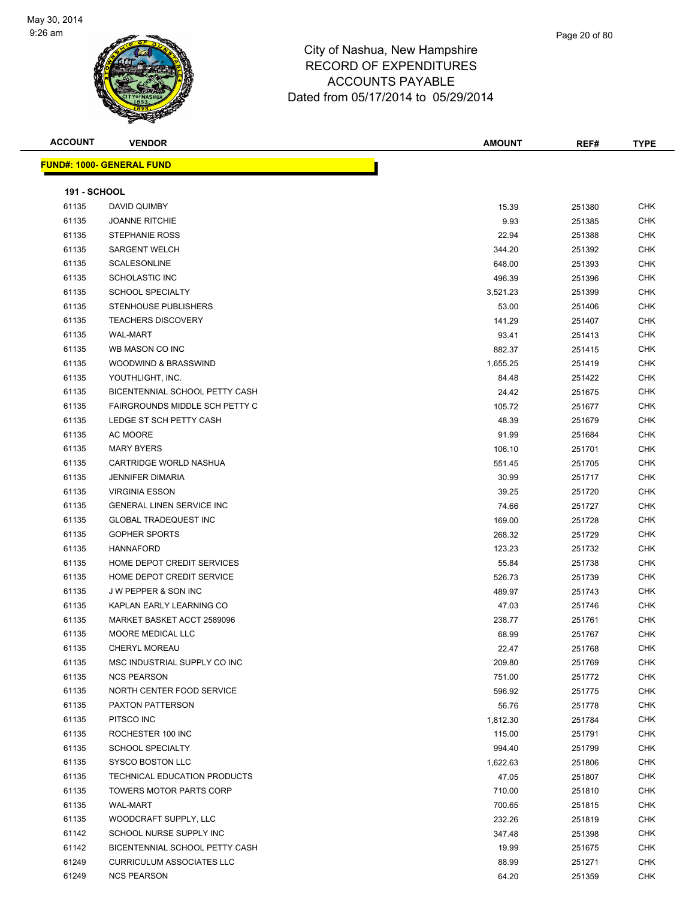City of Nashua, New Hampshire
RECORD OF EXPENDITURES
ACCOUNTS PAYABLE
Dated from 05/17/2014 to 05/29/2014

May 30, 2014
9:26 am

| ACCOUNT | VENDOR | AMOUNT | REF# | TYPE |
|---|---|---|---|---|

**FUND#: 1000- GENERAL FUND**

**191 - SCHOOL**

| ACCOUNT | VENDOR | AMOUNT | REF# | TYPE |
|---|---|---|---|---|
| 61135 | DAVID QUIMBY | 15.39 | 251380 | CHK |
| 61135 | JOANNE RITCHIE | 9.93 | 251385 | CHK |
| 61135 | STEPHANIE ROSS | 22.94 | 251388 | CHK |
| 61135 | SARGENT WELCH | 344.20 | 251392 | CHK |
| 61135 | SCALESONLINE | 648.00 | 251393 | CHK |
| 61135 | SCHOLASTIC INC | 496.39 | 251396 | CHK |
| 61135 | SCHOOL SPECIALTY | 3,521.23 | 251399 | CHK |
| 61135 | STENHOUSE PUBLISHERS | 53.00 | 251406 | CHK |
| 61135 | TEACHERS DISCOVERY | 141.29 | 251407 | CHK |
| 61135 | WAL-MART | 93.41 | 251413 | CHK |
| 61135 | WB MASON CO INC | 882.37 | 251415 | CHK |
| 61135 | WOODWIND & BRASSWIND | 1,655.25 | 251419 | CHK |
| 61135 | YOUTHLIGHT, INC. | 84.48 | 251422 | CHK |
| 61135 | BICENTENNIAL SCHOOL PETTY CASH | 24.42 | 251675 | CHK |
| 61135 | FAIRGROUNDS MIDDLE SCH PETTY C | 105.72 | 251677 | CHK |
| 61135 | LEDGE ST SCH PETTY CASH | 48.39 | 251679 | CHK |
| 61135 | AC MOORE | 91.99 | 251684 | CHK |
| 61135 | MARY BYERS | 106.10 | 251701 | CHK |
| 61135 | CARTRIDGE WORLD NASHUA | 551.45 | 251705 | CHK |
| 61135 | JENNIFER DIMARIA | 30.99 | 251717 | CHK |
| 61135 | VIRGINIA ESSON | 39.25 | 251720 | CHK |
| 61135 | GENERAL LINEN SERVICE INC | 74.66 | 251727 | CHK |
| 61135 | GLOBAL TRADEQUEST INC | 169.00 | 251728 | CHK |
| 61135 | GOPHER SPORTS | 268.32 | 251729 | CHK |
| 61135 | HANNAFORD | 123.23 | 251732 | CHK |
| 61135 | HOME DEPOT CREDIT SERVICES | 55.84 | 251738 | CHK |
| 61135 | HOME DEPOT CREDIT SERVICE | 526.73 | 251739 | CHK |
| 61135 | J W PEPPER & SON INC | 489.97 | 251743 | CHK |
| 61135 | KAPLAN EARLY LEARNING CO | 47.03 | 251746 | CHK |
| 61135 | MARKET BASKET ACCT 2589096 | 238.77 | 251761 | CHK |
| 61135 | MOORE MEDICAL LLC | 68.99 | 251767 | CHK |
| 61135 | CHERYL MOREAU | 22.47 | 251768 | CHK |
| 61135 | MSC INDUSTRIAL SUPPLY CO INC | 209.80 | 251769 | CHK |
| 61135 | NCS PEARSON | 751.00 | 251772 | CHK |
| 61135 | NORTH CENTER FOOD SERVICE | 596.92 | 251775 | CHK |
| 61135 | PAXTON PATTERSON | 56.76 | 251778 | CHK |
| 61135 | PITSCO INC | 1,812.30 | 251784 | CHK |
| 61135 | ROCHESTER 100 INC | 115.00 | 251791 | CHK |
| 61135 | SCHOOL SPECIALTY | 994.40 | 251799 | CHK |
| 61135 | SYSCO BOSTON LLC | 1,622.63 | 251806 | CHK |
| 61135 | TECHNICAL EDUCATION PRODUCTS | 47.05 | 251807 | CHK |
| 61135 | TOWERS MOTOR PARTS CORP | 710.00 | 251810 | CHK |
| 61135 | WAL-MART | 700.65 | 251815 | CHK |
| 61135 | WOODCRAFT SUPPLY, LLC | 232.26 | 251819 | CHK |
| 61142 | SCHOOL NURSE SUPPLY INC | 347.48 | 251398 | CHK |
| 61142 | BICENTENNIAL SCHOOL PETTY CASH | 19.99 | 251675 | CHK |
| 61249 | CURRICULUM ASSOCIATES LLC | 88.99 | 251271 | CHK |
| 61249 | NCS PEARSON | 64.20 | 251359 | CHK |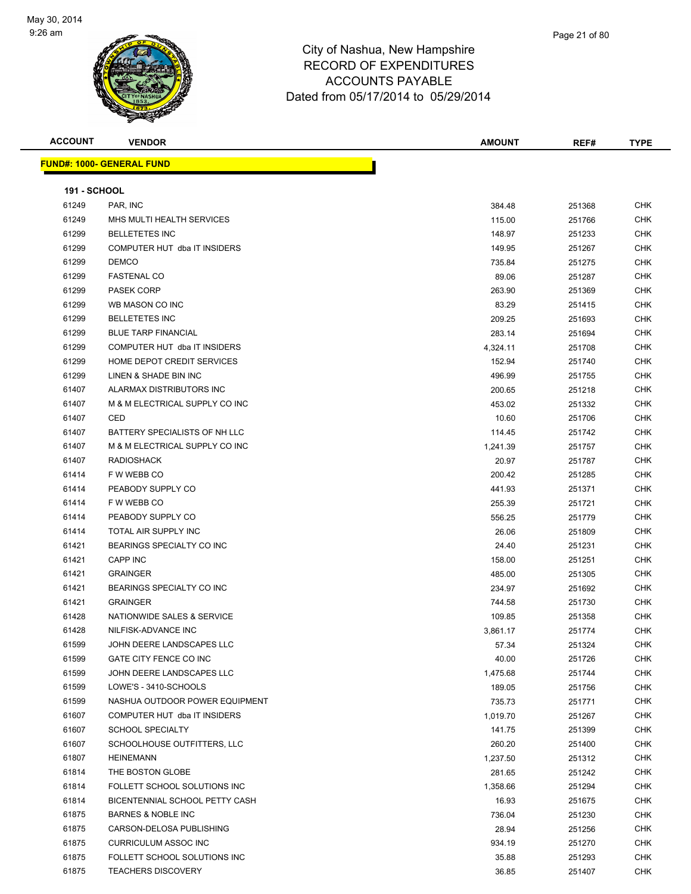# City of Nashua, New Hampshire
## RECORD OF EXPENDITURES
## ACCOUNTS PAYABLE
## Dated from 05/17/2014 to 05/29/2014

**FUND#: 1000- GENERAL FUND**

**191 - SCHOOL**

| ACCOUNT | VENDOR | AMOUNT | REF# | TYPE |
|---|---|---|---|---|
| 61249 | PAR, INC | 384.48 | 251368 | CHK |
| 61249 | MHS MULTI HEALTH SERVICES | 115.00 | 251766 | CHK |
| 61299 | BELLETETES INC | 148.97 | 251233 | CHK |
| 61299 | COMPUTER HUT dba IT INSIDERS | 149.95 | 251267 | CHK |
| 61299 | DEMCO | 735.84 | 251275 | CHK |
| 61299 | FASTENAL CO | 89.06 | 251287 | CHK |
| 61299 | PASEK CORP | 263.90 | 251369 | CHK |
| 61299 | WB MASON CO INC | 83.29 | 251415 | CHK |
| 61299 | BELLETETES INC | 209.25 | 251693 | CHK |
| 61299 | BLUE TARP FINANCIAL | 283.14 | 251694 | CHK |
| 61299 | COMPUTER HUT dba IT INSIDERS | 4,324.11 | 251708 | CHK |
| 61299 | HOME DEPOT CREDIT SERVICES | 152.94 | 251740 | CHK |
| 61299 | LINEN & SHADE BIN INC | 496.99 | 251755 | CHK |
| 61407 | ALARMAX DISTRIBUTORS INC | 200.65 | 251218 | CHK |
| 61407 | M & M ELECTRICAL SUPPLY CO INC | 453.02 | 251332 | CHK |
| 61407 | CED | 10.60 | 251706 | CHK |
| 61407 | BATTERY SPECIALISTS OF NH LLC | 114.45 | 251742 | CHK |
| 61407 | M & M ELECTRICAL SUPPLY CO INC | 1,241.39 | 251757 | CHK |
| 61407 | RADIOSHACK | 20.97 | 251787 | CHK |
| 61414 | F W WEBB CO | 200.42 | 251285 | CHK |
| 61414 | PEABODY SUPPLY CO | 441.93 | 251371 | CHK |
| 61414 | F W WEBB CO | 255.39 | 251721 | CHK |
| 61414 | PEABODY SUPPLY CO | 556.25 | 251779 | CHK |
| 61414 | TOTAL AIR SUPPLY INC | 26.06 | 251809 | CHK |
| 61421 | BEARINGS SPECIALTY CO INC | 24.40 | 251231 | CHK |
| 61421 | CAPP INC | 158.00 | 251251 | CHK |
| 61421 | GRAINGER | 485.00 | 251305 | CHK |
| 61421 | BEARINGS SPECIALTY CO INC | 234.97 | 251692 | CHK |
| 61421 | GRAINGER | 744.58 | 251730 | CHK |
| 61428 | NATIONWIDE SALES & SERVICE | 109.85 | 251358 | CHK |
| 61428 | NILFISK-ADVANCE INC | 3,861.17 | 251774 | CHK |
| 61599 | JOHN DEERE LANDSCAPES LLC | 57.34 | 251324 | CHK |
| 61599 | GATE CITY FENCE CO INC | 40.00 | 251726 | CHK |
| 61599 | JOHN DEERE LANDSCAPES LLC | 1,475.68 | 251744 | CHK |
| 61599 | LOWE'S - 3410-SCHOOLS | 189.05 | 251756 | CHK |
| 61599 | NASHUA OUTDOOR POWER EQUIPMENT | 735.73 | 251771 | CHK |
| 61607 | COMPUTER HUT dba IT INSIDERS | 1,019.70 | 251267 | CHK |
| 61607 | SCHOOL SPECIALTY | 141.75 | 251399 | CHK |
| 61607 | SCHOOLHOUSE OUTFITTERS, LLC | 260.20 | 251400 | CHK |
| 61807 | HEINEMANN | 1,237.50 | 251312 | CHK |
| 61814 | THE BOSTON GLOBE | 281.65 | 251242 | CHK |
| 61814 | FOLLETT SCHOOL SOLUTIONS INC | 1,358.66 | 251294 | CHK |
| 61814 | BICENTENNIAL SCHOOL PETTY CASH | 16.93 | 251675 | CHK |
| 61875 | BARNES & NOBLE INC | 736.04 | 251230 | CHK |
| 61875 | CARSON-DELOSA PUBLISHING | 28.94 | 251256 | CHK |
| 61875 | CURRICULUM ASSOC INC | 934.19 | 251270 | CHK |
| 61875 | FOLLETT SCHOOL SOLUTIONS INC | 35.88 | 251293 | CHK |
| 61875 | TEACHERS DISCOVERY | 36.85 | 251407 | CHK |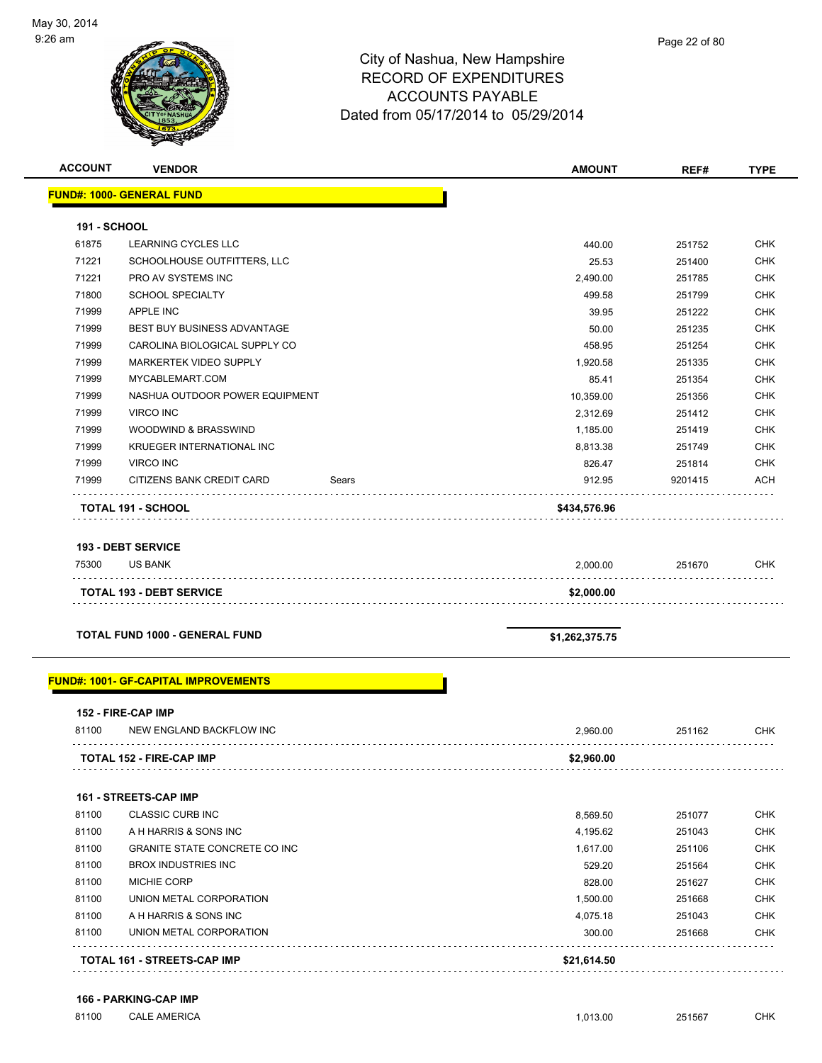City of Nashua, New Hampshire
RECORD OF EXPENDITURES
ACCOUNTS PAYABLE
Dated from 05/17/2014 to 05/29/2014

| ACCOUNT | VENDOR | | AMOUNT | REF# | TYPE |
|---|---|---|---|---|---|
| **FUND#: 1000- GENERAL FUND** | | | | | |
| **191 - SCHOOL** | | | | | |
| 61875 | LEARNING CYCLES LLC | | 440.00 | 251752 | CHK |
| 71221 | SCHOOLHOUSE OUTFITTERS, LLC | | 25.53 | 251400 | CHK |
| 71221 | PRO AV SYSTEMS INC | | 2,490.00 | 251785 | CHK |
| 71800 | SCHOOL SPECIALTY | | 499.58 | 251799 | CHK |
| 71999 | APPLE INC | | 39.95 | 251222 | CHK |
| 71999 | BEST BUY BUSINESS ADVANTAGE | | 50.00 | 251235 | CHK |
| 71999 | CAROLINA BIOLOGICAL SUPPLY CO | | 458.95 | 251254 | CHK |
| 71999 | MARKERTEK VIDEO SUPPLY | | 1,920.58 | 251335 | CHK |
| 71999 | MYCABLEMART.COM | | 85.41 | 251354 | CHK |
| 71999 | NASHUA OUTDOOR POWER EQUIPMENT | | 10,359.00 | 251356 | CHK |
| 71999 | VIRCO INC | | 2,312.69 | 251412 | CHK |
| 71999 | WOODWIND & BRASSWIND | | 1,185.00 | 251419 | CHK |
| 71999 | KRUEGER INTERNATIONAL INC | | 8,813.38 | 251749 | CHK |
| 71999 | VIRCO INC | | 826.47 | 251814 | CHK |
| 71999 | CITIZENS BANK CREDIT CARD | Sears | 912.95 | 9201415 | ACH |
| **TOTAL 191 - SCHOOL** | | | **$434,576.96** | | |
| **193 - DEBT SERVICE** | | | | | |
| 75300 | US BANK | | 2,000.00 | 251670 | CHK |
| **TOTAL 193 - DEBT SERVICE** | | | **$2,000.00** | | |
| **TOTAL FUND 1000 - GENERAL FUND** | | | **$1,262,375.75** | | |
| **FUND#: 1001- GF-CAPITAL IMPROVEMENTS** | | | | | |
| **152 - FIRE-CAP IMP** | | | | | |
| 81100 | NEW ENGLAND BACKFLOW INC | | 2,960.00 | 251162 | CHK |
| **TOTAL 152 - FIRE-CAP IMP** | | | **$2,960.00** | | |
| **161 - STREETS-CAP IMP** | | | | | |
| 81100 | CLASSIC CURB INC | | 8,569.50 | 251077 | CHK |
| 81100 | A H HARRIS & SONS INC | | 4,195.62 | 251043 | CHK |
| 81100 | GRANITE STATE CONCRETE CO INC | | 1,617.00 | 251106 | CHK |
| 81100 | BROX INDUSTRIES INC | | 529.20 | 251564 | CHK |
| 81100 | MICHIE CORP | | 828.00 | 251627 | CHK |
| 81100 | UNION METAL CORPORATION | | 1,500.00 | 251668 | CHK |
| 81100 | A H HARRIS & SONS INC | | 4,075.18 | 251043 | CHK |
| 81100 | UNION METAL CORPORATION | | 300.00 | 251668 | CHK |
| **TOTAL 161 - STREETS-CAP IMP** | | | **$21,614.50** | | |
| **166 - PARKING-CAP IMP** | | | | | |
| 81100 | CALE AMERICA | | 1,013.00 | 251567 | CHK |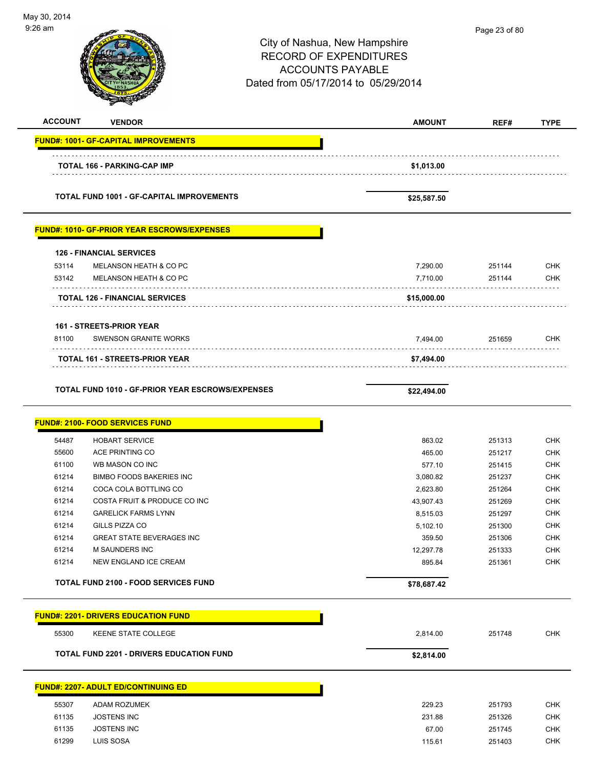# City of Nashua, New Hampshire
## RECORD OF EXPENDITURES
## ACCOUNTS PAYABLE
### Dated from 05/17/2014 to 05/29/2014

May 30, 2014
9:26 am

| ACCOUNT | VENDOR | AMOUNT | REF# | TYPE |
|---|---|---|---|---|
| **FUND#: 1001- GF-CAPITAL IMPROVEMENTS** | | | | |
| | **TOTAL 166 - PARKING-CAP IMP** | **$1,013.00** | | |
| | **TOTAL FUND 1001 - GF-CAPITAL IMPROVEMENTS** | **$25,587.50** | | |
| **FUND#: 1010- GF-PRIOR YEAR ESCROWS/EXPENSES** | | | | |
| **126 - FINANCIAL SERVICES** | | | | |
| 53114 | MELANSON HEATH & CO PC | 7,290.00 | 251144 | CHK |
| 53142 | MELANSON HEATH & CO PC | 7,710.00 | 251144 | CHK |
| | **TOTAL 126 - FINANCIAL SERVICES** | **$15,000.00** | | |
| **161 - STREETS-PRIOR YEAR** | | | | |
| 81100 | SWENSON GRANITE WORKS | 7,494.00 | 251659 | CHK |
| | **TOTAL 161 - STREETS-PRIOR YEAR** | **$7,494.00** | | |
| | **TOTAL FUND 1010 - GF-PRIOR YEAR ESCROWS/EXPENSES** | **$22,494.00** | | |
| **FUND#: 2100- FOOD SERVICES FUND** | | | | |
| 54487 | HOBART SERVICE | 863.02 | 251313 | CHK |
| 55600 | ACE PRINTING CO | 465.00 | 251217 | CHK |
| 61100 | WB MASON CO INC | 577.10 | 251415 | CHK |
| 61214 | BIMBO FOODS BAKERIES INC | 3,080.82 | 251237 | CHK |
| 61214 | COCA COLA BOTTLING CO | 2,623.80 | 251264 | CHK |
| 61214 | COSTA FRUIT & PRODUCE CO INC | 43,907.43 | 251269 | CHK |
| 61214 | GARELICK FARMS LYNN | 8,515.03 | 251297 | CHK |
| 61214 | GILLS PIZZA CO | 5,102.10 | 251300 | CHK |
| 61214 | GREAT STATE BEVERAGES INC | 359.50 | 251306 | CHK |
| 61214 | M SAUNDERS INC | 12,297.78 | 251333 | CHK |
| 61214 | NEW ENGLAND ICE CREAM | 895.84 | 251361 | CHK |
| | **TOTAL FUND 2100 - FOOD SERVICES FUND** | **$78,687.42** | | |
| **FUND#: 2201- DRIVERS EDUCATION FUND** | | | | |
| 55300 | KEENE STATE COLLEGE | 2,814.00 | 251748 | CHK |
| | **TOTAL FUND 2201 - DRIVERS EDUCATION FUND** | **$2,814.00** | | |
| **FUND#: 2207- ADULT ED/CONTINUING ED** | | | | |
| 55307 | ADAM ROZUMEK | 229.23 | 251793 | CHK |
| 61135 | JOSTENS INC | 231.88 | 251326 | CHK |
| 61135 | JOSTENS INC | 67.00 | 251745 | CHK |
| 61299 | LUIS SOSA | 115.61 | 251403 | CHK |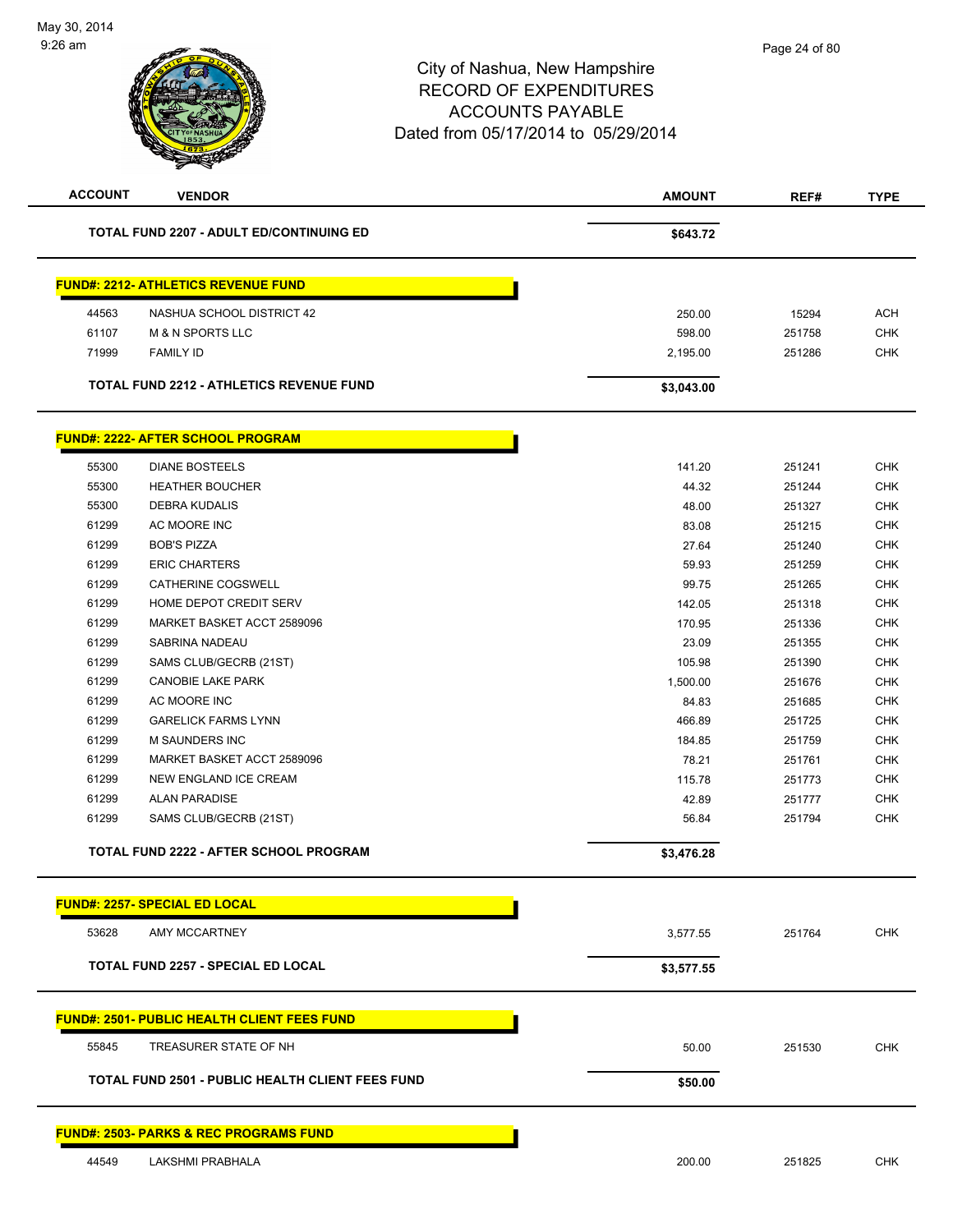| ACCOUNT | VENDOR | AMOUNT | REF# | TYPE |
|---|---|---|---|---|
| | **TOTAL FUND 2207 - ADULT ED/CONTINUING ED** | **$643.72** | | |

**FUND#: 2212- ATHLETICS REVENUE FUND**

| ACCOUNT | VENDOR | AMOUNT | REF# | TYPE |
|---|---|---|---|---|
| 44563 | NASHUA SCHOOL DISTRICT 42 | 250.00 | 15294 | ACH |
| 61107 | M & N SPORTS LLC | 598.00 | 251758 | CHK |
| 71999 | FAMILY ID | 2,195.00 | 251286 | CHK |
| | **TOTAL FUND 2212 - ATHLETICS REVENUE FUND** | **$3,043.00** | | |

**FUND#: 2222- AFTER SCHOOL PROGRAM**

| ACCOUNT | VENDOR | AMOUNT | REF# | TYPE |
|---|---|---|---|---|
| 55300 | DIANE BOSTEELS | 141.20 | 251241 | CHK |
| 55300 | HEATHER BOUCHER | 44.32 | 251244 | CHK |
| 55300 | DEBRA KUDALIS | 48.00 | 251327 | CHK |
| 61299 | AC MOORE INC | 83.08 | 251215 | CHK |
| 61299 | BOB'S PIZZA | 27.64 | 251240 | CHK |
| 61299 | ERIC CHARTERS | 59.93 | 251259 | CHK |
| 61299 | CATHERINE COGSWELL | 99.75 | 251265 | CHK |
| 61299 | HOME DEPOT CREDIT SERV | 142.05 | 251318 | CHK |
| 61299 | MARKET BASKET ACCT 2589096 | 170.95 | 251336 | CHK |
| 61299 | SABRINA NADEAU | 23.09 | 251355 | CHK |
| 61299 | SAMS CLUB/GECRB (21ST) | 105.98 | 251390 | CHK |
| 61299 | CANOBIE LAKE PARK | 1,500.00 | 251676 | CHK |
| 61299 | AC MOORE INC | 84.83 | 251685 | CHK |
| 61299 | GARELICK FARMS LYNN | 466.89 | 251725 | CHK |
| 61299 | M SAUNDERS INC | 184.85 | 251759 | CHK |
| 61299 | MARKET BASKET ACCT 2589096 | 78.21 | 251761 | CHK |
| 61299 | NEW ENGLAND ICE CREAM | 115.78 | 251773 | CHK |
| 61299 | ALAN PARADISE | 42.89 | 251777 | CHK |
| 61299 | SAMS CLUB/GECRB (21ST) | 56.84 | 251794 | CHK |
| | **TOTAL FUND 2222 - AFTER SCHOOL PROGRAM** | **$3,476.28** | | |

**FUND#: 2257- SPECIAL ED LOCAL**

| ACCOUNT | VENDOR | AMOUNT | REF# | TYPE |
|---|---|---|---|---|
| 53628 | AMY MCCARTNEY | 3,577.55 | 251764 | CHK |
| | **TOTAL FUND 2257 - SPECIAL ED LOCAL** | **$3,577.55** | | |

**FUND#: 2501- PUBLIC HEALTH CLIENT FEES FUND**

| ACCOUNT | VENDOR | AMOUNT | REF# | TYPE |
|---|---|---|---|---|
| 55845 | TREASURER STATE OF NH | 50.00 | 251530 | CHK |
| | **TOTAL FUND 2501 - PUBLIC HEALTH CLIENT FEES FUND** | **$50.00** | | |

**FUND#: 2503- PARKS & REC PROGRAMS FUND**

| ACCOUNT | VENDOR | AMOUNT | REF# | TYPE |
|---|---|---|---|---|
| 44549 | LAKSHMI PRABHALA | 200.00 | 251825 | CHK |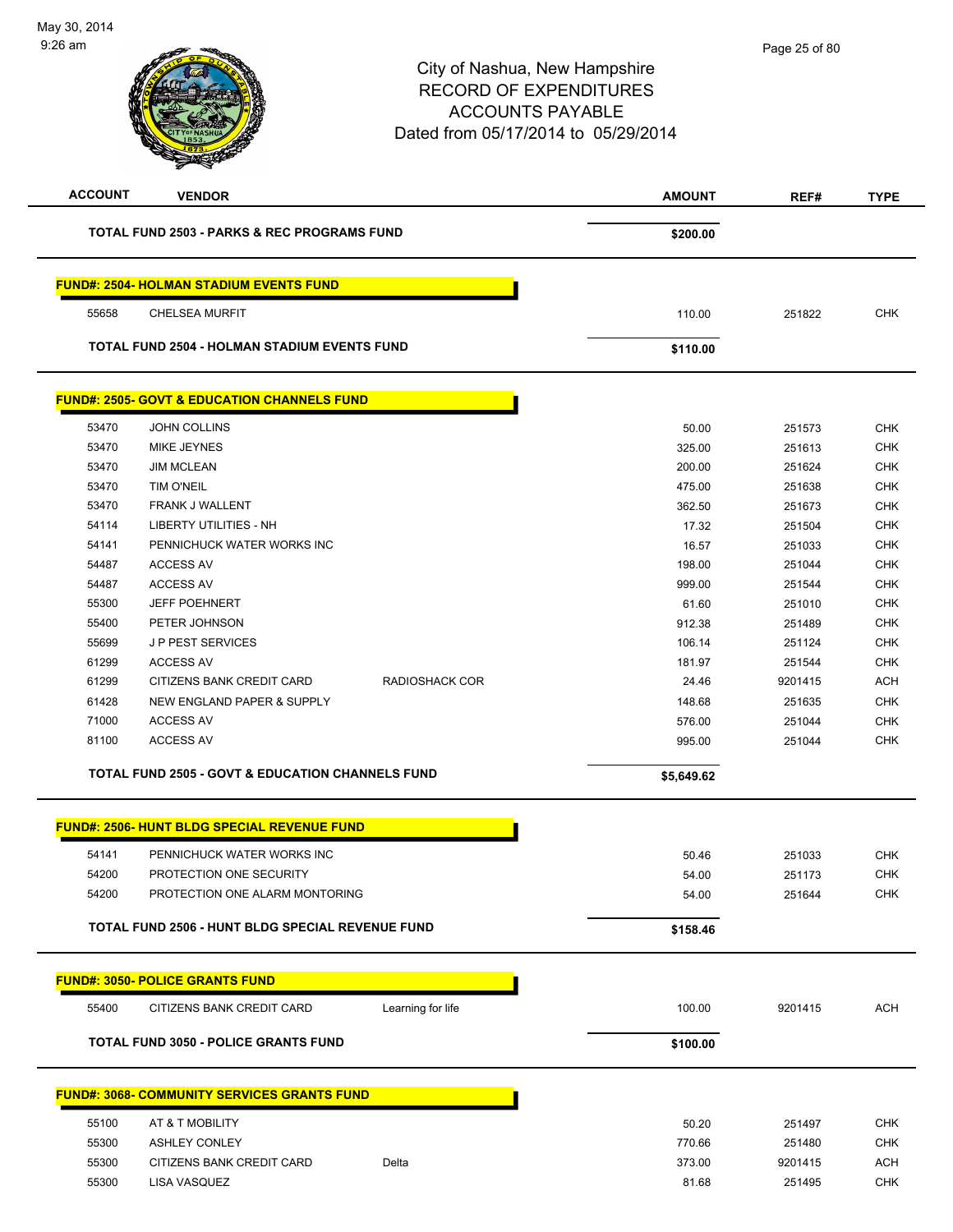# City of Nashua, New Hampshire
## RECORD OF EXPENDITURES
## ACCOUNTS PAYABLE
### Dated from 05/17/2014 to 05/29/2014

| ACCOUNT | VENDOR | | AMOUNT | REF# | TYPE |
|---|---|---|---|---|---|
| **TOTAL FUND 2503 - PARKS & REC PROGRAMS FUND** | | | **$200.00** | | |

**FUND#: 2504- HOLMAN STADIUM EVENTS FUND**

| ACCOUNT | VENDOR | | AMOUNT | REF# | TYPE |
|---|---|---|---|---|---|
| 55658 | CHELSEA MURFIT | | 110.00 | 251822 | CHK |
| **TOTAL FUND 2504 - HOLMAN STADIUM EVENTS FUND** | | | **$110.00** | | |

**FUND#: 2505- GOVT & EDUCATION CHANNELS FUND**

| ACCOUNT | VENDOR | | AMOUNT | REF# | TYPE |
|---|---|---|---|---|---|
| 53470 | JOHN COLLINS | | 50.00 | 251573 | CHK |
| 53470 | MIKE JEYNES | | 325.00 | 251613 | CHK |
| 53470 | JIM MCLEAN | | 200.00 | 251624 | CHK |
| 53470 | TIM O'NEIL | | 475.00 | 251638 | CHK |
| 53470 | FRANK J WALLENT | | 362.50 | 251673 | CHK |
| 54114 | LIBERTY UTILITIES - NH | | 17.32 | 251504 | CHK |
| 54141 | PENNICHUCK WATER WORKS INC | | 16.57 | 251033 | CHK |
| 54487 | ACCESS AV | | 198.00 | 251044 | CHK |
| 54487 | ACCESS AV | | 999.00 | 251544 | CHK |
| 55300 | JEFF POEHNERT | | 61.60 | 251010 | CHK |
| 55400 | PETER JOHNSON | | 912.38 | 251489 | CHK |
| 55699 | J P PEST SERVICES | | 106.14 | 251124 | CHK |
| 61299 | ACCESS AV | | 181.97 | 251544 | CHK |
| 61299 | CITIZENS BANK CREDIT CARD | RADIOSHACK COR | 24.46 | 9201415 | ACH |
| 61428 | NEW ENGLAND PAPER & SUPPLY | | 148.68 | 251635 | CHK |
| 71000 | ACCESS AV | | 576.00 | 251044 | CHK |
| 81100 | ACCESS AV | | 995.00 | 251044 | CHK |
| **TOTAL FUND 2505 - GOVT & EDUCATION CHANNELS FUND** | | | **$5,649.62** | | |

**FUND#: 2506- HUNT BLDG SPECIAL REVENUE FUND**

| ACCOUNT | VENDOR | | AMOUNT | REF# | TYPE |
|---|---|---|---|---|---|
| 54141 | PENNICHUCK WATER WORKS INC | | 50.46 | 251033 | CHK |
| 54200 | PROTECTION ONE SECURITY | | 54.00 | 251173 | CHK |
| 54200 | PROTECTION ONE ALARM MONTORING | | 54.00 | 251644 | CHK |
| **TOTAL FUND 2506 - HUNT BLDG SPECIAL REVENUE FUND** | | | **$158.46** | | |

**FUND#: 3050- POLICE GRANTS FUND**

| ACCOUNT | VENDOR | | AMOUNT | REF# | TYPE |
|---|---|---|---|---|---|
| 55400 | CITIZENS BANK CREDIT CARD | Learning for life | 100.00 | 9201415 | ACH |
| **TOTAL FUND 3050 - POLICE GRANTS FUND** | | | **$100.00** | | |

**FUND#: 3068- COMMUNITY SERVICES GRANTS FUND**

| ACCOUNT | VENDOR | | AMOUNT | REF# | TYPE |
|---|---|---|---|---|---|
| 55100 | AT & T MOBILITY | | 50.20 | 251497 | CHK |
| 55300 | ASHLEY CONLEY | | 770.66 | 251480 | CHK |
| 55300 | CITIZENS BANK CREDIT CARD | Delta | 373.00 | 9201415 | ACH |
| 55300 | LISA VASQUEZ | | 81.68 | 251495 | CHK |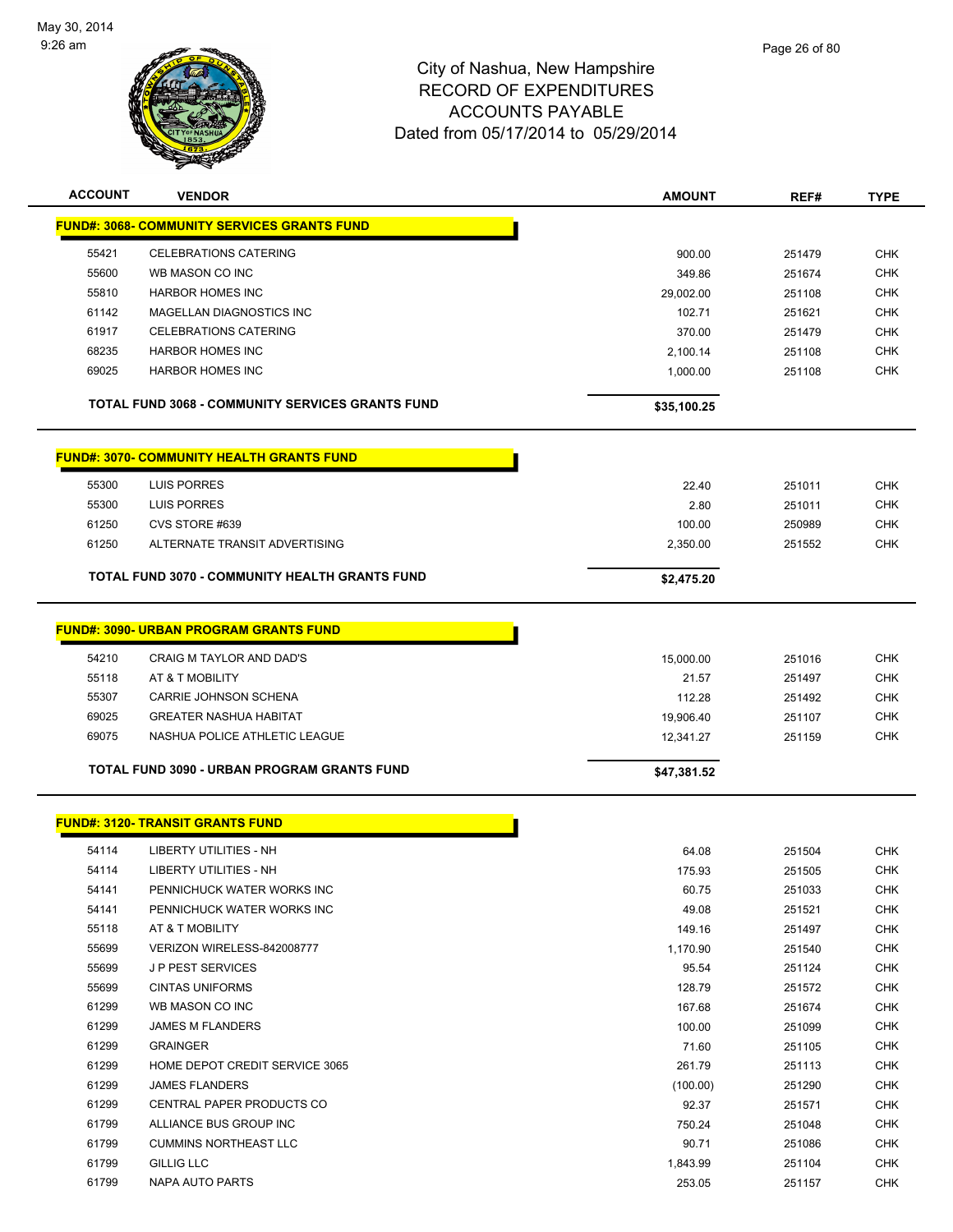# City of Nashua, New Hampshire
## RECORD OF EXPENDITURES
## ACCOUNTS PAYABLE
### Dated from 05/17/2014 to 05/29/2014

May 30, 2014
9:26 am

| ACCOUNT | VENDOR | AMOUNT | REF# | TYPE |
|---|---|---|---|---|
| **FUND#: 3068- COMMUNITY SERVICES GRANTS FUND** | | | | |
| 55421 | CELEBRATIONS CATERING | 900.00 | 251479 | CHK |
| 55600 | WB MASON CO INC | 349.86 | 251674 | CHK |
| 55810 | HARBOR HOMES INC | 29,002.00 | 251108 | CHK |
| 61142 | MAGELLAN DIAGNOSTICS INC | 102.71 | 251621 | CHK |
| 61917 | CELEBRATIONS CATERING | 370.00 | 251479 | CHK |
| 68235 | HARBOR HOMES INC | 2,100.14 | 251108 | CHK |
| 69025 | HARBOR HOMES INC | 1,000.00 | 251108 | CHK |
| | **TOTAL FUND 3068 - COMMUNITY SERVICES GRANTS FUND** | **$35,100.25** | | |
| **FUND#: 3070- COMMUNITY HEALTH GRANTS FUND** | | | | |
| 55300 | LUIS PORRES | 22.40 | 251011 | CHK |
| 55300 | LUIS PORRES | 2.80 | 251011 | CHK |
| 61250 | CVS STORE #639 | 100.00 | 250989 | CHK |
| 61250 | ALTERNATE TRANSIT ADVERTISING | 2,350.00 | 251552 | CHK |
| | **TOTAL FUND 3070 - COMMUNITY HEALTH GRANTS FUND** | **$2,475.20** | | |
| **FUND#: 3090- URBAN PROGRAM GRANTS FUND** | | | | |
| 54210 | CRAIG M TAYLOR AND DAD'S | 15,000.00 | 251016 | CHK |
| 55118 | AT & T MOBILITY | 21.57 | 251497 | CHK |
| 55307 | CARRIE JOHNSON SCHENA | 112.28 | 251492 | CHK |
| 69025 | GREATER NASHUA HABITAT | 19,906.40 | 251107 | CHK |
| 69075 | NASHUA POLICE ATHLETIC LEAGUE | 12,341.27 | 251159 | CHK |
| | **TOTAL FUND 3090 - URBAN PROGRAM GRANTS FUND** | **$47,381.52** | | |
| **FUND#: 3120- TRANSIT GRANTS FUND** | | | | |
| 54114 | LIBERTY UTILITIES - NH | 64.08 | 251504 | CHK |
| 54114 | LIBERTY UTILITIES - NH | 175.93 | 251505 | CHK |
| 54141 | PENNICHUCK WATER WORKS INC | 60.75 | 251033 | CHK |
| 54141 | PENNICHUCK WATER WORKS INC | 49.08 | 251521 | CHK |
| 55118 | AT & T MOBILITY | 149.16 | 251497 | CHK |
| 55699 | VERIZON WIRELESS-842008777 | 1,170.90 | 251540 | CHK |
| 55699 | J P PEST SERVICES | 95.54 | 251124 | CHK |
| 55699 | CINTAS UNIFORMS | 128.79 | 251572 | CHK |
| 61299 | WB MASON CO INC | 167.68 | 251674 | CHK |
| 61299 | JAMES M FLANDERS | 100.00 | 251099 | CHK |
| 61299 | GRAINGER | 71.60 | 251105 | CHK |
| 61299 | HOME DEPOT CREDIT SERVICE 3065 | 261.79 | 251113 | CHK |
| 61299 | JAMES FLANDERS | (100.00) | 251290 | CHK |
| 61299 | CENTRAL PAPER PRODUCTS CO | 92.37 | 251571 | CHK |
| 61799 | ALLIANCE BUS GROUP INC | 750.24 | 251048 | CHK |
| 61799 | CUMMINS NORTHEAST LLC | 90.71 | 251086 | CHK |
| 61799 | GILLIG LLC | 1,843.99 | 251104 | CHK |
| 61799 | NAPA AUTO PARTS | 253.05 | 251157 | CHK |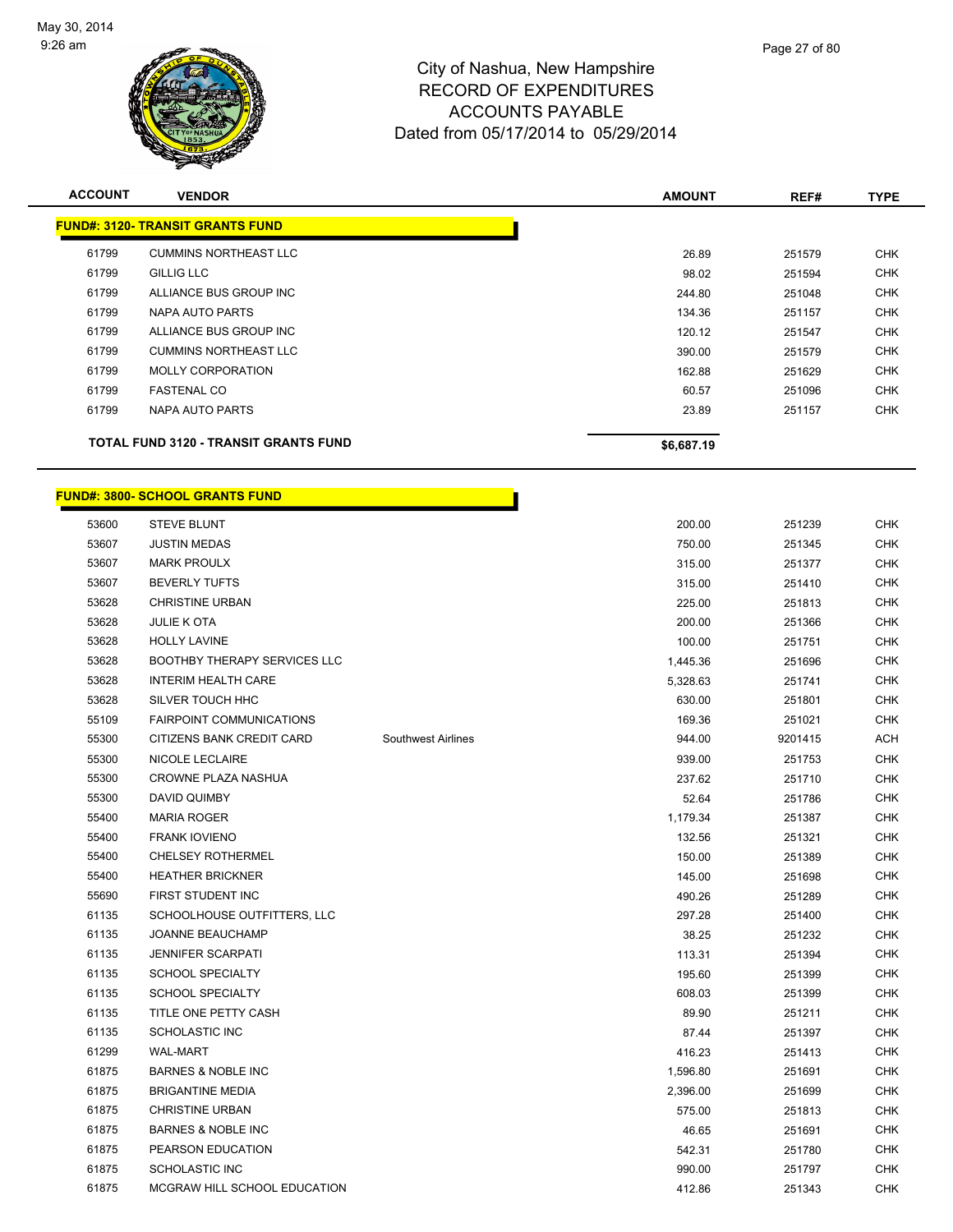City of Nashua, New Hampshire
RECORD OF EXPENDITURES
ACCOUNTS PAYABLE
Dated from 05/17/2014 to 05/29/2014

May 30, 2014
9:26 am

| ACCOUNT | VENDOR | | AMOUNT | REF# | TYPE |
|---|---|---|---|---|---|
| **FUND#: 3120- TRANSIT GRANTS FUND** | | | | | |
| 61799 | CUMMINS NORTHEAST LLC | | 26.89 | 251579 | CHK |
| 61799 | GILLIG LLC | | 98.02 | 251594 | CHK |
| 61799 | ALLIANCE BUS GROUP INC | | 244.80 | 251048 | CHK |
| 61799 | NAPA AUTO PARTS | | 134.36 | 251157 | CHK |
| 61799 | ALLIANCE BUS GROUP INC | | 120.12 | 251547 | CHK |
| 61799 | CUMMINS NORTHEAST LLC | | 390.00 | 251579 | CHK |
| 61799 | MOLLY CORPORATION | | 162.88 | 251629 | CHK |
| 61799 | FASTENAL CO | | 60.57 | 251096 | CHK |
| 61799 | NAPA AUTO PARTS | | 23.89 | 251157 | CHK |
| **TOTAL FUND 3120 - TRANSIT GRANTS FUND** | | | **$6,687.19** | | |

| ACCOUNT | VENDOR | | AMOUNT | REF# | TYPE |
|---|---|---|---|---|---|
| **FUND#: 3800- SCHOOL GRANTS FUND** | | | | | |
| 53600 | STEVE BLUNT | | 200.00 | 251239 | CHK |
| 53607 | JUSTIN MEDAS | | 750.00 | 251345 | CHK |
| 53607 | MARK PROULX | | 315.00 | 251377 | CHK |
| 53607 | BEVERLY TUFTS | | 315.00 | 251410 | CHK |
| 53628 | CHRISTINE URBAN | | 225.00 | 251813 | CHK |
| 53628 | JULIE K OTA | | 200.00 | 251366 | CHK |
| 53628 | HOLLY LAVINE | | 100.00 | 251751 | CHK |
| 53628 | BOOTHBY THERAPY SERVICES LLC | | 1,445.36 | 251696 | CHK |
| 53628 | INTERIM HEALTH CARE | | 5,328.63 | 251741 | CHK |
| 53628 | SILVER TOUCH HHC | | 630.00 | 251801 | CHK |
| 55109 | FAIRPOINT COMMUNICATIONS | | 169.36 | 251021 | CHK |
| 55300 | CITIZENS BANK CREDIT CARD | Southwest Airlines | 944.00 | 9201415 | ACH |
| 55300 | NICOLE LECLAIRE | | 939.00 | 251753 | CHK |
| 55300 | CROWNE PLAZA NASHUA | | 237.62 | 251710 | CHK |
| 55300 | DAVID QUIMBY | | 52.64 | 251786 | CHK |
| 55400 | MARIA ROGER | | 1,179.34 | 251387 | CHK |
| 55400 | FRANK IOVIENO | | 132.56 | 251321 | CHK |
| 55400 | CHELSEY ROTHERMEL | | 150.00 | 251389 | CHK |
| 55400 | HEATHER BRICKNER | | 145.00 | 251698 | CHK |
| 55690 | FIRST STUDENT INC | | 490.26 | 251289 | CHK |
| 61135 | SCHOOLHOUSE OUTFITTERS, LLC | | 297.28 | 251400 | CHK |
| 61135 | JOANNE BEAUCHAMP | | 38.25 | 251232 | CHK |
| 61135 | JENNIFER SCARPATI | | 113.31 | 251394 | CHK |
| 61135 | SCHOOL SPECIALTY | | 195.60 | 251399 | CHK |
| 61135 | SCHOOL SPECIALTY | | 608.03 | 251399 | CHK |
| 61135 | TITLE ONE PETTY CASH | | 89.90 | 251211 | CHK |
| 61135 | SCHOLASTIC INC | | 87.44 | 251397 | CHK |
| 61299 | WAL-MART | | 416.23 | 251413 | CHK |
| 61875 | BARNES & NOBLE INC | | 1,596.80 | 251691 | CHK |
| 61875 | BRIGANTINE MEDIA | | 2,396.00 | 251699 | CHK |
| 61875 | CHRISTINE URBAN | | 575.00 | 251813 | CHK |
| 61875 | BARNES & NOBLE INC | | 46.65 | 251691 | CHK |
| 61875 | PEARSON EDUCATION | | 542.31 | 251780 | CHK |
| 61875 | SCHOLASTIC INC | | 990.00 | 251797 | CHK |
| 61875 | MCGRAW HILL SCHOOL EDUCATION | | 412.86 | 251343 | CHK |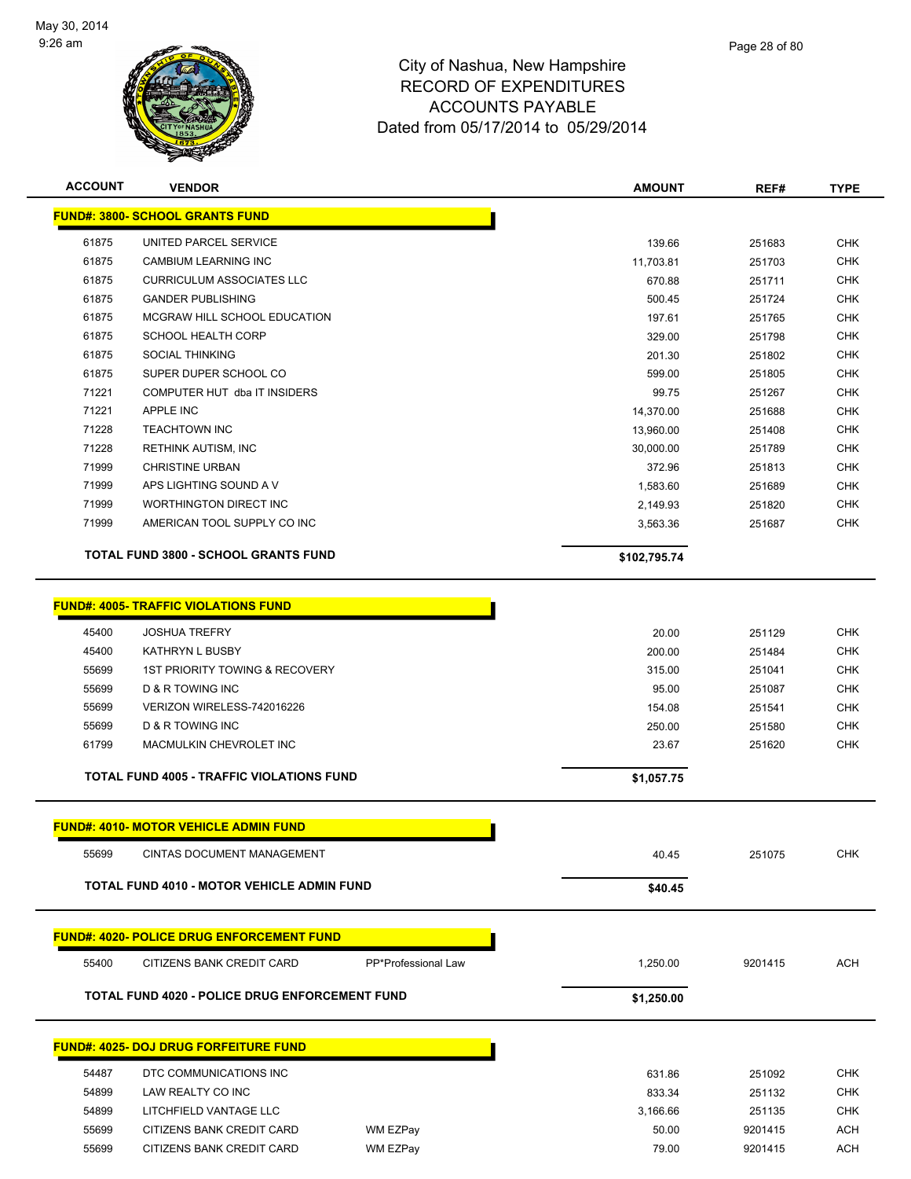# City of Nashua, New Hampshire
## RECORD OF EXPENDITURES
## ACCOUNTS PAYABLE
## Dated from 05/17/2014 to 05/29/2014

May 30, 2014
9:26 am

| ACCOUNT | VENDOR | | AMOUNT | REF# | TYPE |
|---|---|---|---|---|---|
| **FUND#: 3800- SCHOOL GRANTS FUND** | | | | | |
| 61875 | UNITED PARCEL SERVICE | | 139.66 | 251683 | CHK |
| 61875 | CAMBIUM LEARNING INC | | 11,703.81 | 251703 | CHK |
| 61875 | CURRICULUM ASSOCIATES LLC | | 670.88 | 251711 | CHK |
| 61875 | GANDER PUBLISHING | | 500.45 | 251724 | CHK |
| 61875 | MCGRAW HILL SCHOOL EDUCATION | | 197.61 | 251765 | CHK |
| 61875 | SCHOOL HEALTH CORP | | 329.00 | 251798 | CHK |
| 61875 | SOCIAL THINKING | | 201.30 | 251802 | CHK |
| 61875 | SUPER DUPER SCHOOL CO | | 599.00 | 251805 | CHK |
| 71221 | COMPUTER HUT dba IT INSIDERS | | 99.75 | 251267 | CHK |
| 71221 | APPLE INC | | 14,370.00 | 251688 | CHK |
| 71228 | TEACHTOWN INC | | 13,960.00 | 251408 | CHK |
| 71228 | RETHINK AUTISM, INC | | 30,000.00 | 251789 | CHK |
| 71999 | CHRISTINE URBAN | | 372.96 | 251813 | CHK |
| 71999 | APS LIGHTING SOUND A V | | 1,583.60 | 251689 | CHK |
| 71999 | WORTHINGTON DIRECT INC | | 2,149.93 | 251820 | CHK |
| 71999 | AMERICAN TOOL SUPPLY CO INC | | 3,563.36 | 251687 | CHK |
| **TOTAL FUND 3800 - SCHOOL GRANTS FUND** | | | **$102,795.74** | | |
| **FUND#: 4005- TRAFFIC VIOLATIONS FUND** | | | | | |
| 45400 | JOSHUA TREFRY | | 20.00 | 251129 | CHK |
| 45400 | KATHRYN L BUSBY | | 200.00 | 251484 | CHK |
| 55699 | 1ST PRIORITY TOWING & RECOVERY | | 315.00 | 251041 | CHK |
| 55699 | D & R TOWING INC | | 95.00 | 251087 | CHK |
| 55699 | VERIZON WIRELESS-742016226 | | 154.08 | 251541 | CHK |
| 55699 | D & R TOWING INC | | 250.00 | 251580 | CHK |
| 61799 | MACMULKIN CHEVROLET INC | | 23.67 | 251620 | CHK |
| **TOTAL FUND 4005 - TRAFFIC VIOLATIONS FUND** | | | **$1,057.75** | | |
| **FUND#: 4010- MOTOR VEHICLE ADMIN FUND** | | | | | |
| 55699 | CINTAS DOCUMENT MANAGEMENT | | 40.45 | 251075 | CHK |
| **TOTAL FUND 4010 - MOTOR VEHICLE ADMIN FUND** | | | **$40.45** | | |
| **FUND#: 4020- POLICE DRUG ENFORCEMENT FUND** | | | | | |
| 55400 | CITIZENS BANK CREDIT CARD | PP*Professional Law | 1,250.00 | 9201415 | ACH |
| **TOTAL FUND 4020 - POLICE DRUG ENFORCEMENT FUND** | | | **$1,250.00** | | |
| **FUND#: 4025- DOJ DRUG FORFEITURE FUND** | | | | | |
| 54487 | DTC COMMUNICATIONS INC | | 631.86 | 251092 | CHK |
| 54899 | LAW REALTY CO INC | | 833.34 | 251132 | CHK |
| 54899 | LITCHFIELD VANTAGE LLC | | 3,166.66 | 251135 | CHK |
| 55699 | CITIZENS BANK CREDIT CARD | WM EZPay | 50.00 | 9201415 | ACH |
| 55699 | CITIZENS BANK CREDIT CARD | WM EZPay | 79.00 | 9201415 | ACH |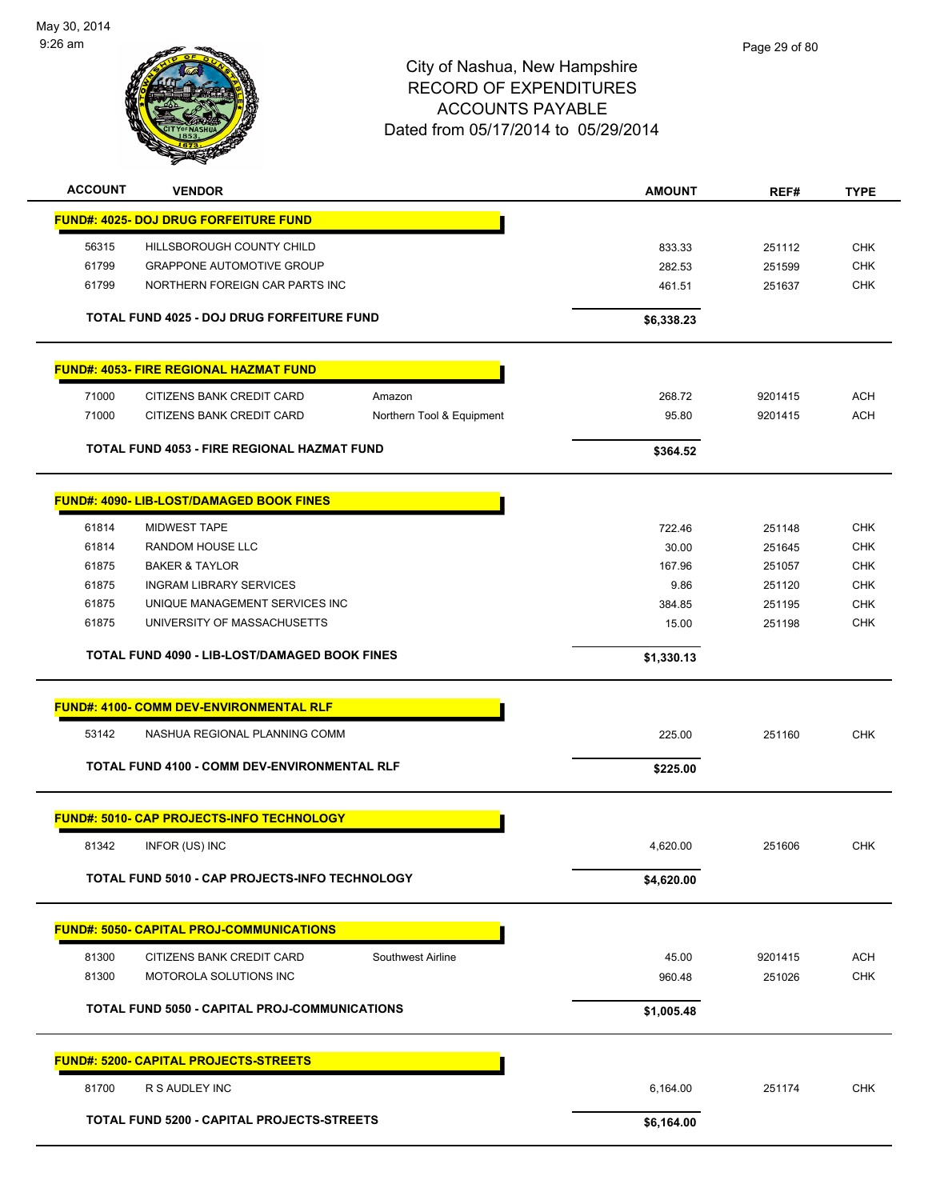# City of Nashua, New Hampshire
## RECORD OF EXPENDITURES
## ACCOUNTS PAYABLE
### Dated from 05/17/2014 to 05/29/2014

| ACCOUNT | VENDOR | | AMOUNT | REF# | TYPE |
|---|---|---|---|---|---|
| **FUND#: 4025- DOJ DRUG FORFEITURE FUND** | | | | | |
| 56315 | HILLSBOROUGH COUNTY CHILD | | 833.33 | 251112 | CHK |
| 61799 | GRAPPONE AUTOMOTIVE GROUP | | 282.53 | 251599 | CHK |
| 61799 | NORTHERN FOREIGN CAR PARTS INC | | 461.51 | 251637 | CHK |
| | **TOTAL FUND 4025 - DOJ DRUG FORFEITURE FUND** | | **$6,338.23** | | |
| **FUND#: 4053- FIRE REGIONAL HAZMAT FUND** | | | | | |
| 71000 | CITIZENS BANK CREDIT CARD | Amazon | 268.72 | 9201415 | ACH |
| 71000 | CITIZENS BANK CREDIT CARD | Northern Tool & Equipment | 95.80 | 9201415 | ACH |
| | **TOTAL FUND 4053 - FIRE REGIONAL HAZMAT FUND** | | **$364.52** | | |
| **FUND#: 4090- LIB-LOST/DAMAGED BOOK FINES** | | | | | |
| 61814 | MIDWEST TAPE | | 722.46 | 251148 | CHK |
| 61814 | RANDOM HOUSE LLC | | 30.00 | 251645 | CHK |
| 61875 | BAKER & TAYLOR | | 167.96 | 251057 | CHK |
| 61875 | INGRAM LIBRARY SERVICES | | 9.86 | 251120 | CHK |
| 61875 | UNIQUE MANAGEMENT SERVICES INC | | 384.85 | 251195 | CHK |
| 61875 | UNIVERSITY OF MASSACHUSETTS | | 15.00 | 251198 | CHK |
| | **TOTAL FUND 4090 - LIB-LOST/DAMAGED BOOK FINES** | | **$1,330.13** | | |
| **FUND#: 4100- COMM DEV-ENVIRONMENTAL RLF** | | | | | |
| 53142 | NASHUA REGIONAL PLANNING COMM | | 225.00 | 251160 | CHK |
| | **TOTAL FUND 4100 - COMM DEV-ENVIRONMENTAL RLF** | | **$225.00** | | |
| **FUND#: 5010- CAP PROJECTS-INFO TECHNOLOGY** | | | | | |
| 81342 | INFOR (US) INC | | 4,620.00 | 251606 | CHK |
| | **TOTAL FUND 5010 - CAP PROJECTS-INFO TECHNOLOGY** | | **$4,620.00** | | |
| **FUND#: 5050- CAPITAL PROJ-COMMUNICATIONS** | | | | | |
| 81300 | CITIZENS BANK CREDIT CARD | Southwest Airline | 45.00 | 9201415 | ACH |
| 81300 | MOTOROLA SOLUTIONS INC | | 960.48 | 251026 | CHK |
| | **TOTAL FUND 5050 - CAPITAL PROJ-COMMUNICATIONS** | | **$1,005.48** | | |
| **FUND#: 5200- CAPITAL PROJECTS-STREETS** | | | | | |
| 81700 | R S AUDLEY INC | | 6,164.00 | 251174 | CHK |
| | **TOTAL FUND 5200 - CAPITAL PROJECTS-STREETS** | | **$6,164.00** | | |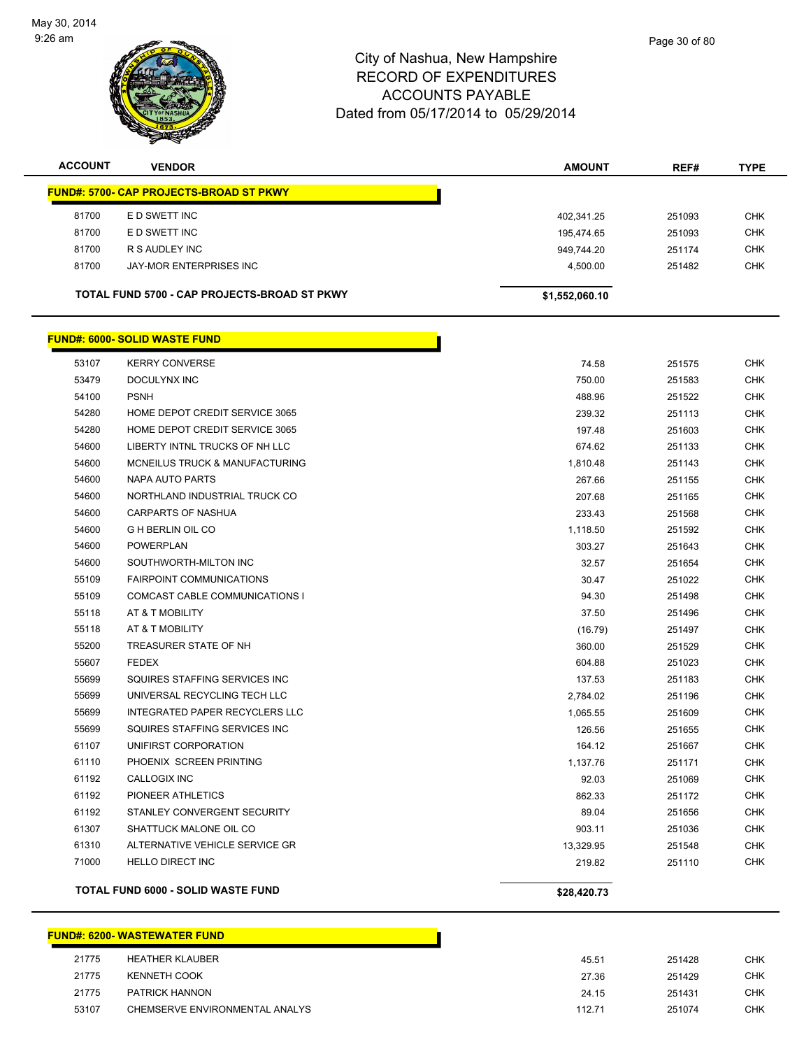May 30, 2014
9:26 am

# City of Nashua, New Hampshire
## RECORD OF EXPENDITURES
## ACCOUNTS PAYABLE
## Dated from 05/17/2014 to 05/29/2014

| ACCOUNT | VENDOR | AMOUNT | REF# | TYPE |
|---|---|---|---|---|
| **FUND#: 5700- CAP PROJECTS-BROAD ST PKWY** | | | | |
| 81700 | E D SWETT INC | 402,341.25 | 251093 | CHK |
| 81700 | E D SWETT INC | 195,474.65 | 251093 | CHK |
| 81700 | R S AUDLEY INC | 949,744.20 | 251174 | CHK |
| 81700 | JAY-MOR ENTERPRISES INC | 4,500.00 | 251482 | CHK |
| | **TOTAL FUND 5700 - CAP PROJECTS-BROAD ST PKWY** | **$1,552,060.10** | | |
| **FUND#: 6000- SOLID WASTE FUND** | | | | |
| 53107 | KERRY CONVERSE | 74.58 | 251575 | CHK |
| 53479 | DOCULYNX INC | 750.00 | 251583 | CHK |
| 54100 | PSNH | 488.96 | 251522 | CHK |
| 54280 | HOME DEPOT CREDIT SERVICE 3065 | 239.32 | 251113 | CHK |
| 54280 | HOME DEPOT CREDIT SERVICE 3065 | 197.48 | 251603 | CHK |
| 54600 | LIBERTY INTNL TRUCKS OF NH LLC | 674.62 | 251133 | CHK |
| 54600 | MCNEILUS TRUCK & MANUFACTURING | 1,810.48 | 251143 | CHK |
| 54600 | NAPA AUTO PARTS | 267.66 | 251155 | CHK |
| 54600 | NORTHLAND INDUSTRIAL TRUCK CO | 207.68 | 251165 | CHK |
| 54600 | CARPARTS OF NASHUA | 233.43 | 251568 | CHK |
| 54600 | G H BERLIN OIL CO | 1,118.50 | 251592 | CHK |
| 54600 | POWERPLAN | 303.27 | 251643 | CHK |
| 54600 | SOUTHWORTH-MILTON INC | 32.57 | 251654 | CHK |
| 55109 | FAIRPOINT COMMUNICATIONS | 30.47 | 251022 | CHK |
| 55109 | COMCAST CABLE COMMUNICATIONS I | 94.30 | 251498 | CHK |
| 55118 | AT & T MOBILITY | 37.50 | 251496 | CHK |
| 55118 | AT & T MOBILITY | (16.79) | 251497 | CHK |
| 55200 | TREASURER STATE OF NH | 360.00 | 251529 | CHK |
| 55607 | FEDEX | 604.88 | 251023 | CHK |
| 55699 | SQUIRES STAFFING SERVICES INC | 137.53 | 251183 | CHK |
| 55699 | UNIVERSAL RECYCLING TECH LLC | 2,784.02 | 251196 | CHK |
| 55699 | INTEGRATED PAPER RECYCLERS LLC | 1,065.55 | 251609 | CHK |
| 55699 | SQUIRES STAFFING SERVICES INC | 126.56 | 251655 | CHK |
| 61107 | UNIFIRST CORPORATION | 164.12 | 251667 | CHK |
| 61110 | PHOENIX SCREEN PRINTING | 1,137.76 | 251171 | CHK |
| 61192 | CALLOGIX INC | 92.03 | 251069 | CHK |
| 61192 | PIONEER ATHLETICS | 862.33 | 251172 | CHK |
| 61192 | STANLEY CONVERGENT SECURITY | 89.04 | 251656 | CHK |
| 61307 | SHATTUCK MALONE OIL CO | 903.11 | 251036 | CHK |
| 61310 | ALTERNATIVE VEHICLE SERVICE GR | 13,329.95 | 251548 | CHK |
| 71000 | HELLO DIRECT INC | 219.82 | 251110 | CHK |
| | **TOTAL FUND 6000 - SOLID WASTE FUND** | **$28,420.73** | | |
| **FUND#: 6200- WASTEWATER FUND** | | | | |
| 21775 | HEATHER KLAUBER | 45.51 | 251428 | CHK |
| 21775 | KENNETH COOK | 27.36 | 251429 | CHK |
| 21775 | PATRICK HANNON | 24.15 | 251431 | CHK |
| 53107 | CHEMSERVE ENVIRONMENTAL ANALYS | 112.71 | 251074 | CHK |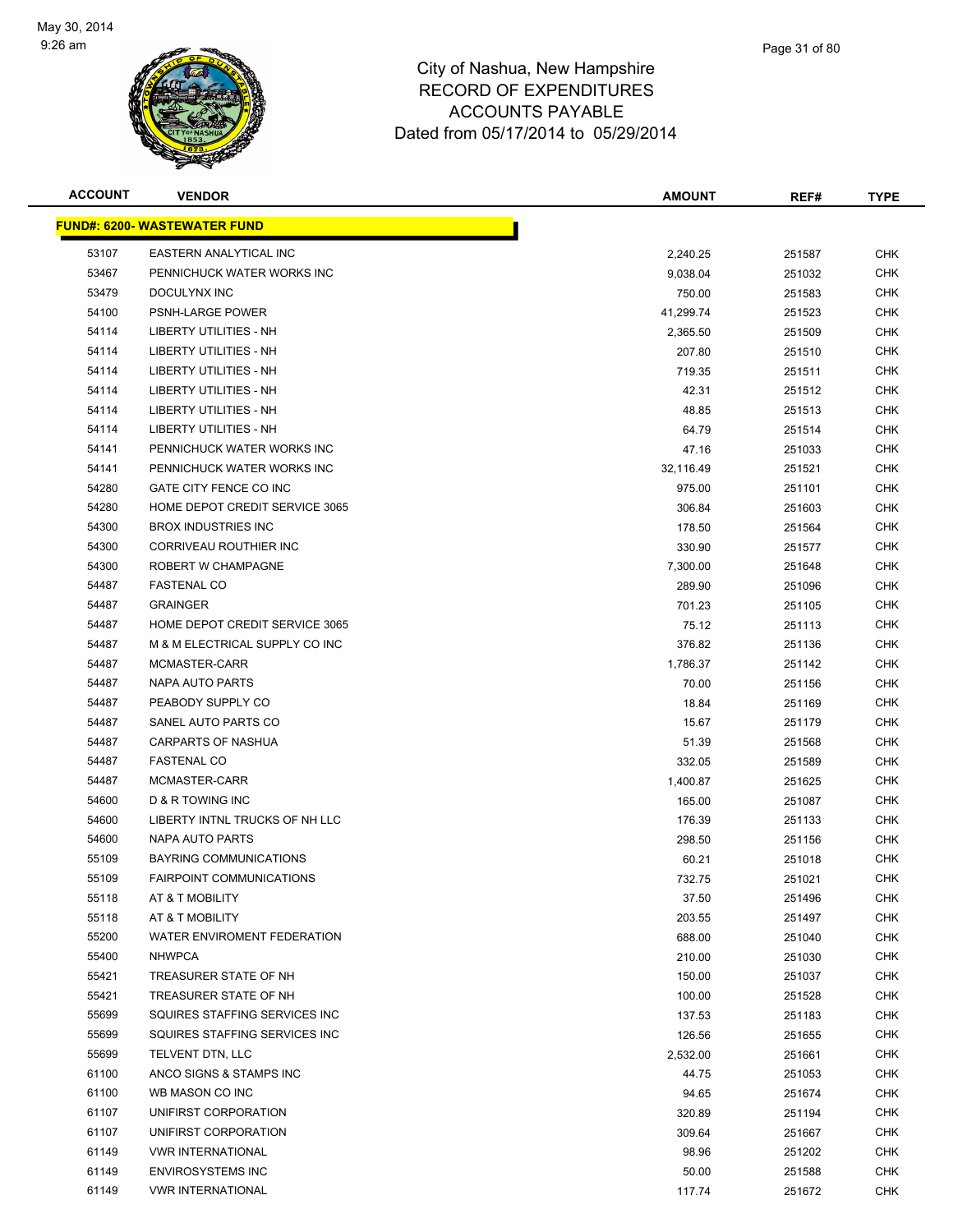City of Nashua, New Hampshire
RECORD OF EXPENDITURES
ACCOUNTS PAYABLE
Dated from 05/17/2014 to 05/29/2014

| ACCOUNT | VENDOR | AMOUNT | REF# | TYPE |
|---|---|---|---|---|
| **FUND#: 6200- WASTEWATER FUND** | | | | |
| 53107 | EASTERN ANALYTICAL INC | 2,240.25 | 251587 | CHK |
| 53467 | PENNICHUCK WATER WORKS INC | 9,038.04 | 251032 | CHK |
| 53479 | DOCULYNX INC | 750.00 | 251583 | CHK |
| 54100 | PSNH-LARGE POWER | 41,299.74 | 251523 | CHK |
| 54114 | LIBERTY UTILITIES - NH | 2,365.50 | 251509 | CHK |
| 54114 | LIBERTY UTILITIES - NH | 207.80 | 251510 | CHK |
| 54114 | LIBERTY UTILITIES - NH | 719.35 | 251511 | CHK |
| 54114 | LIBERTY UTILITIES - NH | 42.31 | 251512 | CHK |
| 54114 | LIBERTY UTILITIES - NH | 48.85 | 251513 | CHK |
| 54114 | LIBERTY UTILITIES - NH | 64.79 | 251514 | CHK |
| 54141 | PENNICHUCK WATER WORKS INC | 47.16 | 251033 | CHK |
| 54141 | PENNICHUCK WATER WORKS INC | 32,116.49 | 251521 | CHK |
| 54280 | GATE CITY FENCE CO INC | 975.00 | 251101 | CHK |
| 54280 | HOME DEPOT CREDIT SERVICE 3065 | 306.84 | 251603 | CHK |
| 54300 | BROX INDUSTRIES INC | 178.50 | 251564 | CHK |
| 54300 | CORRIVEAU ROUTHIER INC | 330.90 | 251577 | CHK |
| 54300 | ROBERT W CHAMPAGNE | 7,300.00 | 251648 | CHK |
| 54487 | FASTENAL CO | 289.90 | 251096 | CHK |
| 54487 | GRAINGER | 701.23 | 251105 | CHK |
| 54487 | HOME DEPOT CREDIT SERVICE 3065 | 75.12 | 251113 | CHK |
| 54487 | M & M ELECTRICAL SUPPLY CO INC | 376.82 | 251136 | CHK |
| 54487 | MCMASTER-CARR | 1,786.37 | 251142 | CHK |
| 54487 | NAPA AUTO PARTS | 70.00 | 251156 | CHK |
| 54487 | PEABODY SUPPLY CO | 18.84 | 251169 | CHK |
| 54487 | SANEL AUTO PARTS CO | 15.67 | 251179 | CHK |
| 54487 | CARPARTS OF NASHUA | 51.39 | 251568 | CHK |
| 54487 | FASTENAL CO | 332.05 | 251589 | CHK |
| 54487 | MCMASTER-CARR | 1,400.87 | 251625 | CHK |
| 54600 | D & R TOWING INC | 165.00 | 251087 | CHK |
| 54600 | LIBERTY INTNL TRUCKS OF NH LLC | 176.39 | 251133 | CHK |
| 54600 | NAPA AUTO PARTS | 298.50 | 251156 | CHK |
| 55109 | BAYRING COMMUNICATIONS | 60.21 | 251018 | CHK |
| 55109 | FAIRPOINT COMMUNICATIONS | 732.75 | 251021 | CHK |
| 55118 | AT & T MOBILITY | 37.50 | 251496 | CHK |
| 55118 | AT & T MOBILITY | 203.55 | 251497 | CHK |
| 55200 | WATER ENVIROMENT FEDERATION | 688.00 | 251040 | CHK |
| 55400 | NHWPCA | 210.00 | 251030 | CHK |
| 55421 | TREASURER STATE OF NH | 150.00 | 251037 | CHK |
| 55421 | TREASURER STATE OF NH | 100.00 | 251528 | CHK |
| 55699 | SQUIRES STAFFING SERVICES INC | 137.53 | 251183 | CHK |
| 55699 | SQUIRES STAFFING SERVICES INC | 126.56 | 251655 | CHK |
| 55699 | TELVENT DTN, LLC | 2,532.00 | 251661 | CHK |
| 61100 | ANCO SIGNS & STAMPS INC | 44.75 | 251053 | CHK |
| 61100 | WB MASON CO INC | 94.65 | 251674 | CHK |
| 61107 | UNIFIRST CORPORATION | 320.89 | 251194 | CHK |
| 61107 | UNIFIRST CORPORATION | 309.64 | 251667 | CHK |
| 61149 | VWR INTERNATIONAL | 98.96 | 251202 | CHK |
| 61149 | ENVIROSYSTEMS INC | 50.00 | 251588 | CHK |
| 61149 | VWR INTERNATIONAL | 117.74 | 251672 | CHK |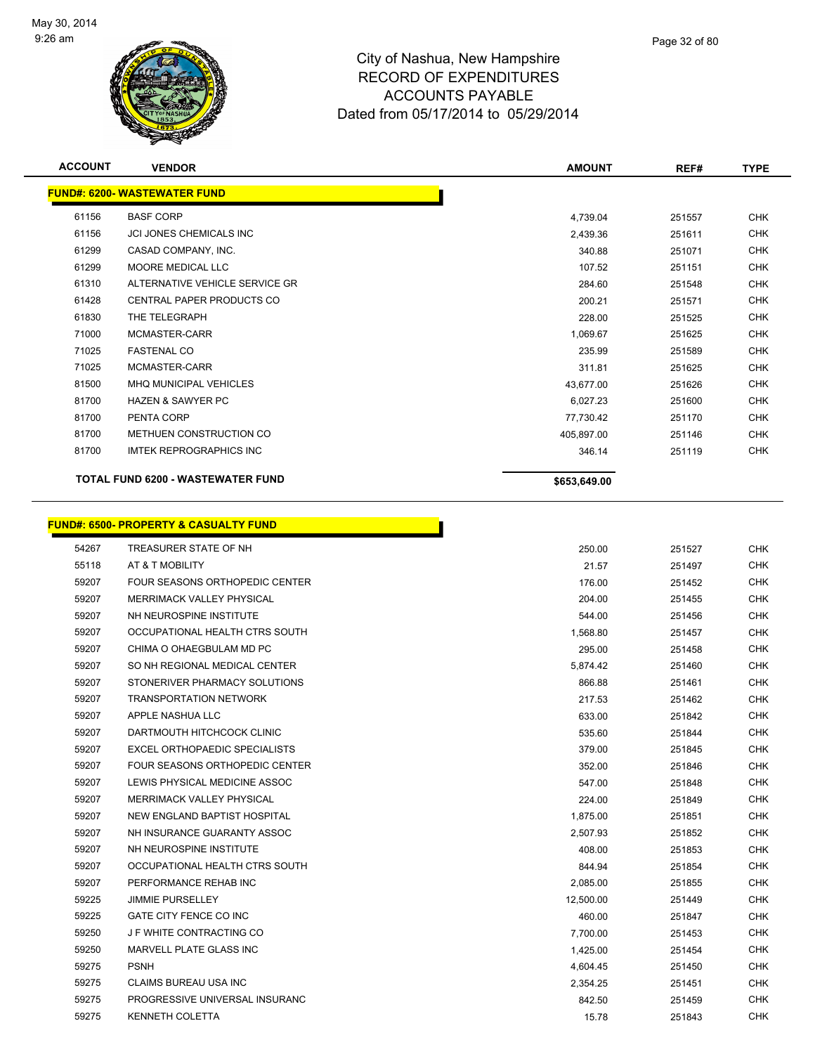# City of Nashua, New Hampshire
## RECORD OF EXPENDITURES
## ACCOUNTS PAYABLE
## Dated from 05/17/2014 to 05/29/2014

| ACCOUNT | VENDOR | AMOUNT | REF# | TYPE |
|---|---|---|---|---|
| **FUND#: 6200- WASTEWATER FUND** | | | | |
| 61156 | BASF CORP | 4,739.04 | 251557 | CHK |
| 61156 | JCI JONES CHEMICALS INC | 2,439.36 | 251611 | CHK |
| 61299 | CASAD COMPANY, INC. | 340.88 | 251071 | CHK |
| 61299 | MOORE MEDICAL LLC | 107.52 | 251151 | CHK |
| 61310 | ALTERNATIVE VEHICLE SERVICE GR | 284.60 | 251548 | CHK |
| 61428 | CENTRAL PAPER PRODUCTS CO | 200.21 | 251571 | CHK |
| 61830 | THE TELEGRAPH | 228.00 | 251525 | CHK |
| 71000 | MCMASTER-CARR | 1,069.67 | 251625 | CHK |
| 71025 | FASTENAL CO | 235.99 | 251589 | CHK |
| 71025 | MCMASTER-CARR | 311.81 | 251625 | CHK |
| 81500 | MHQ MUNICIPAL VEHICLES | 43,677.00 | 251626 | CHK |
| 81700 | HAZEN & SAWYER PC | 6,027.23 | 251600 | CHK |
| 81700 | PENTA CORP | 77,730.42 | 251170 | CHK |
| 81700 | METHUEN CONSTRUCTION CO | 405,897.00 | 251146 | CHK |
| 81700 | IMTEK REPROGRAPHICS INC | 346.14 | 251119 | CHK |
| **TOTAL FUND 6200 - WASTEWATER FUND** | | **$653,649.00** | | |

| ACCOUNT | VENDOR | AMOUNT | REF# | TYPE |
|---|---|---|---|---|
| **FUND#: 6500- PROPERTY & CASUALTY FUND** | | | | |
| 54267 | TREASURER STATE OF NH | 250.00 | 251527 | CHK |
| 55118 | AT & T MOBILITY | 21.57 | 251497 | CHK |
| 59207 | FOUR SEASONS ORTHOPEDIC CENTER | 176.00 | 251452 | CHK |
| 59207 | MERRIMACK VALLEY PHYSICAL | 204.00 | 251455 | CHK |
| 59207 | NH NEUROSPINE INSTITUTE | 544.00 | 251456 | CHK |
| 59207 | OCCUPATIONAL HEALTH CTRS SOUTH | 1,568.80 | 251457 | CHK |
| 59207 | CHIMA O OHAEGBULAM MD PC | 295.00 | 251458 | CHK |
| 59207 | SO NH REGIONAL MEDICAL CENTER | 5,874.42 | 251460 | CHK |
| 59207 | STONERIVER PHARMACY SOLUTIONS | 866.88 | 251461 | CHK |
| 59207 | TRANSPORTATION NETWORK | 217.53 | 251462 | CHK |
| 59207 | APPLE NASHUA LLC | 633.00 | 251842 | CHK |
| 59207 | DARTMOUTH HITCHCOCK CLINIC | 535.60 | 251844 | CHK |
| 59207 | EXCEL ORTHOPAEDIC SPECIALISTS | 379.00 | 251845 | CHK |
| 59207 | FOUR SEASONS ORTHOPEDIC CENTER | 352.00 | 251846 | CHK |
| 59207 | LEWIS PHYSICAL MEDICINE ASSOC | 547.00 | 251848 | CHK |
| 59207 | MERRIMACK VALLEY PHYSICAL | 224.00 | 251849 | CHK |
| 59207 | NEW ENGLAND BAPTIST HOSPITAL | 1,875.00 | 251851 | CHK |
| 59207 | NH INSURANCE GUARANTY ASSOC | 2,507.93 | 251852 | CHK |
| 59207 | NH NEUROSPINE INSTITUTE | 408.00 | 251853 | CHK |
| 59207 | OCCUPATIONAL HEALTH CTRS SOUTH | 844.94 | 251854 | CHK |
| 59207 | PERFORMANCE REHAB INC | 2,085.00 | 251855 | CHK |
| 59225 | JIMMIE PURSELLEY | 12,500.00 | 251449 | CHK |
| 59225 | GATE CITY FENCE CO INC | 460.00 | 251847 | CHK |
| 59250 | J F WHITE CONTRACTING CO | 7,700.00 | 251453 | CHK |
| 59250 | MARVELL PLATE GLASS INC | 1,425.00 | 251454 | CHK |
| 59275 | PSNH | 4,604.45 | 251450 | CHK |
| 59275 | CLAIMS BUREAU USA INC | 2,354.25 | 251451 | CHK |
| 59275 | PROGRESSIVE UNIVERSAL INSURANC | 842.50 | 251459 | CHK |
| 59275 | KENNETH COLETTA | 15.78 | 251843 | CHK |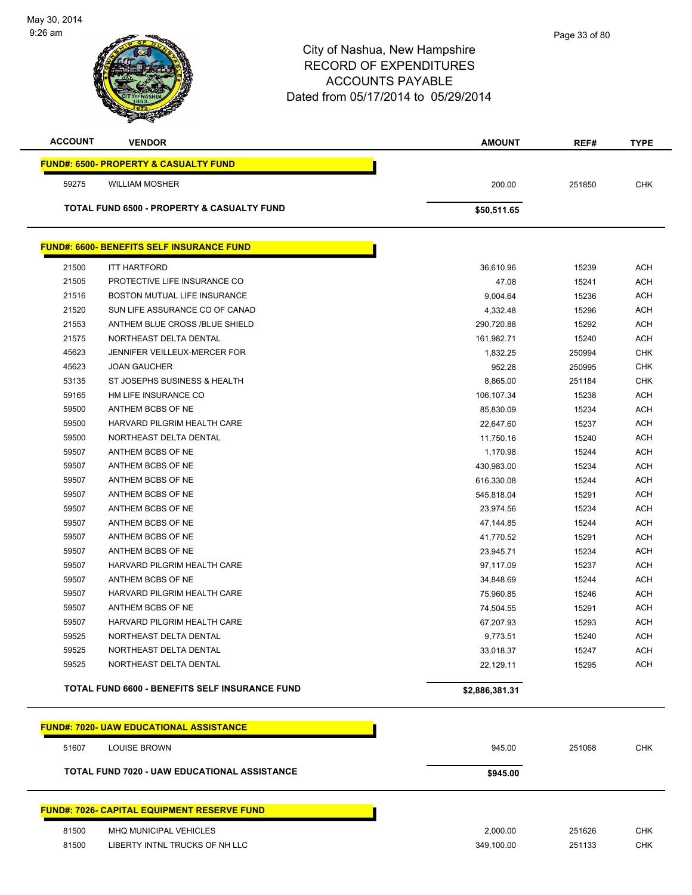# City of Nashua, New Hampshire
## RECORD OF EXPENDITURES
## ACCOUNTS PAYABLE
### Dated from 05/17/2014 to 05/29/2014

| ACCOUNT | VENDOR | AMOUNT | REF# | TYPE |
|---|---|---|---|---|
| **FUND#: 6500- PROPERTY & CASUALTY FUND** | | | | |
| 59275 | WILLIAM MOSHER | 200.00 | 251850 | CHK |
| **TOTAL FUND 6500 - PROPERTY & CASUALTY FUND** | | **$50,511.65** | | |
| **FUND#: 6600- BENEFITS SELF INSURANCE FUND** | | | | |
| 21500 | ITT HARTFORD | 36,610.96 | 15239 | ACH |
| 21505 | PROTECTIVE LIFE INSURANCE CO | 47.08 | 15241 | ACH |
| 21516 | BOSTON MUTUAL LIFE INSURANCE | 9,004.64 | 15236 | ACH |
| 21520 | SUN LIFE ASSURANCE CO OF CANAD | 4,332.48 | 15296 | ACH |
| 21553 | ANTHEM BLUE CROSS /BLUE SHIELD | 290,720.88 | 15292 | ACH |
| 21575 | NORTHEAST DELTA DENTAL | 161,982.71 | 15240 | ACH |
| 45623 | JENNIFER VEILLEUX-MERCER FOR | 1,832.25 | 250994 | CHK |
| 45623 | JOAN GAUCHER | 952.28 | 250995 | CHK |
| 53135 | ST JOSEPHS BUSINESS & HEALTH | 8,865.00 | 251184 | CHK |
| 59165 | HM LIFE INSURANCE CO | 106,107.34 | 15238 | ACH |
| 59500 | ANTHEM BCBS OF NE | 85,830.09 | 15234 | ACH |
| 59500 | HARVARD PILGRIM HEALTH CARE | 22,647.60 | 15237 | ACH |
| 59500 | NORTHEAST DELTA DENTAL | 11,750.16 | 15240 | ACH |
| 59507 | ANTHEM BCBS OF NE | 1,170.98 | 15244 | ACH |
| 59507 | ANTHEM BCBS OF NE | 430,983.00 | 15234 | ACH |
| 59507 | ANTHEM BCBS OF NE | 616,330.08 | 15244 | ACH |
| 59507 | ANTHEM BCBS OF NE | 545,818.04 | 15291 | ACH |
| 59507 | ANTHEM BCBS OF NE | 23,974.56 | 15234 | ACH |
| 59507 | ANTHEM BCBS OF NE | 47,144.85 | 15244 | ACH |
| 59507 | ANTHEM BCBS OF NE | 41,770.52 | 15291 | ACH |
| 59507 | ANTHEM BCBS OF NE | 23,945.71 | 15234 | ACH |
| 59507 | HARVARD PILGRIM HEALTH CARE | 97,117.09 | 15237 | ACH |
| 59507 | ANTHEM BCBS OF NE | 34,848.69 | 15244 | ACH |
| 59507 | HARVARD PILGRIM HEALTH CARE | 75,960.85 | 15246 | ACH |
| 59507 | ANTHEM BCBS OF NE | 74,504.55 | 15291 | ACH |
| 59507 | HARVARD PILGRIM HEALTH CARE | 67,207.93 | 15293 | ACH |
| 59525 | NORTHEAST DELTA DENTAL | 9,773.51 | 15240 | ACH |
| 59525 | NORTHEAST DELTA DENTAL | 33,018.37 | 15247 | ACH |
| 59525 | NORTHEAST DELTA DENTAL | 22,129.11 | 15295 | ACH |
| **TOTAL FUND 6600 - BENEFITS SELF INSURANCE FUND** | | **$2,886,381.31** | | |
| **FUND#: 7020- UAW EDUCATIONAL ASSISTANCE** | | | | |
| 51607 | LOUISE BROWN | 945.00 | 251068 | CHK |
| **TOTAL FUND 7020 - UAW EDUCATIONAL ASSISTANCE** | | **$945.00** | | |
| **FUND#: 7026- CAPITAL EQUIPMENT RESERVE FUND** | | | | |
| 81500 | MHQ MUNICIPAL VEHICLES | 2,000.00 | 251626 | CHK |
| 81500 | LIBERTY INTNL TRUCKS OF NH LLC | 349,100.00 | 251133 | CHK |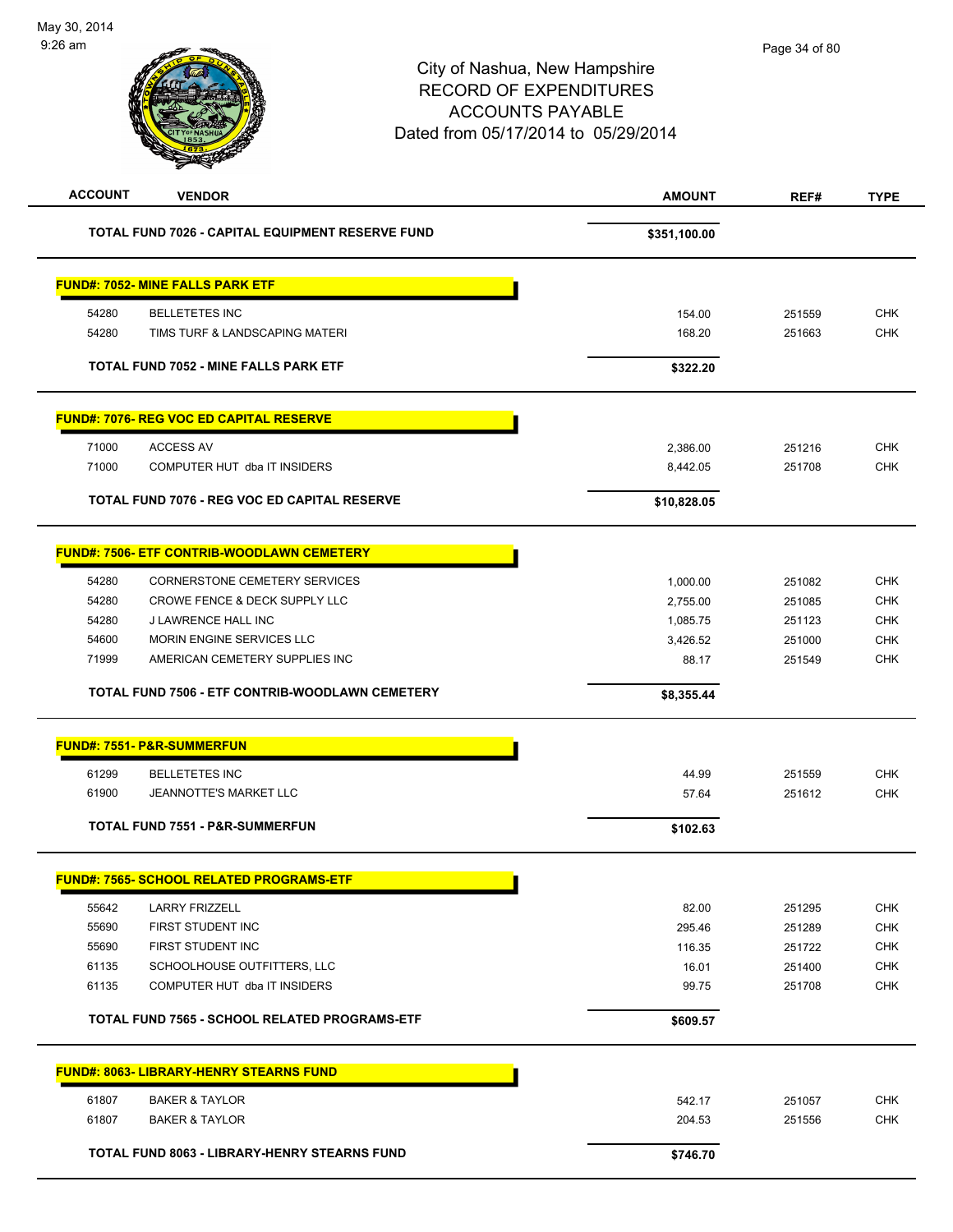City of Nashua, New Hampshire
RECORD OF EXPENDITURES
ACCOUNTS PAYABLE
Dated from 05/17/2014 to 05/29/2014

| ACCOUNT | VENDOR | AMOUNT | REF# | TYPE |
|---|---|---|---|---|
| | **TOTAL FUND 7026 - CAPITAL EQUIPMENT RESERVE FUND** | **$351,100.00** | | |
| **FUND#: 7052- MINE FALLS PARK ETF** | | | | |
| 54280 | BELLETETES INC | 154.00 | 251559 | CHK |
| 54280 | TIMS TURF & LANDSCAPING MATERI | 168.20 | 251663 | CHK |
| | **TOTAL FUND 7052 - MINE FALLS PARK ETF** | **$322.20** | | |
| **FUND#: 7076- REG VOC ED CAPITAL RESERVE** | | | | |
| 71000 | ACCESS AV | 2,386.00 | 251216 | CHK |
| 71000 | COMPUTER HUT dba IT INSIDERS | 8,442.05 | 251708 | CHK |
| | **TOTAL FUND 7076 - REG VOC ED CAPITAL RESERVE** | **$10,828.05** | | |
| **FUND#: 7506- ETF CONTRIB-WOODLAWN CEMETERY** | | | | |
| 54280 | CORNERSTONE CEMETERY SERVICES | 1,000.00 | 251082 | CHK |
| 54280 | CROWE FENCE & DECK SUPPLY LLC | 2,755.00 | 251085 | CHK |
| 54280 | J LAWRENCE HALL INC | 1,085.75 | 251123 | CHK |
| 54600 | MORIN ENGINE SERVICES LLC | 3,426.52 | 251000 | CHK |
| 71999 | AMERICAN CEMETERY SUPPLIES INC | 88.17 | 251549 | CHK |
| | **TOTAL FUND 7506 - ETF CONTRIB-WOODLAWN CEMETERY** | **$8,355.44** | | |
| **FUND#: 7551- P&R-SUMMERFUN** | | | | |
| 61299 | BELLETETES INC | 44.99 | 251559 | CHK |
| 61900 | JEANNOTTE'S MARKET LLC | 57.64 | 251612 | CHK |
| | **TOTAL FUND 7551 - P&R-SUMMERFUN** | **$102.63** | | |
| **FUND#: 7565- SCHOOL RELATED PROGRAMS-ETF** | | | | |
| 55642 | LARRY FRIZZELL | 82.00 | 251295 | CHK |
| 55690 | FIRST STUDENT INC | 295.46 | 251289 | CHK |
| 55690 | FIRST STUDENT INC | 116.35 | 251722 | CHK |
| 61135 | SCHOOLHOUSE OUTFITTERS, LLC | 16.01 | 251400 | CHK |
| 61135 | COMPUTER HUT dba IT INSIDERS | 99.75 | 251708 | CHK |
| | **TOTAL FUND 7565 - SCHOOL RELATED PROGRAMS-ETF** | **$609.57** | | |
| **FUND#: 8063- LIBRARY-HENRY STEARNS FUND** | | | | |
| 61807 | BAKER & TAYLOR | 542.17 | 251057 | CHK |
| 61807 | BAKER & TAYLOR | 204.53 | 251556 | CHK |
| | **TOTAL FUND 8063 - LIBRARY-HENRY STEARNS FUND** | **$746.70** | | |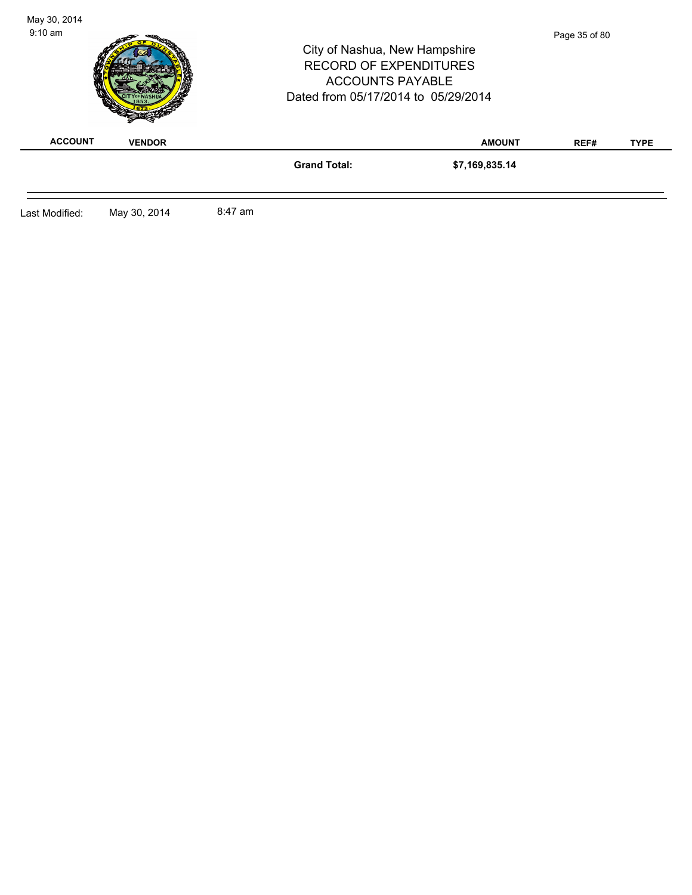City of Nashua, New Hampshire
RECORD OF EXPENDITURES
ACCOUNTS PAYABLE
Dated from 05/17/2014 to 05/29/2014

| ACCOUNT | VENDOR | | AMOUNT | REF# | TYPE |
|---|---|---|---|---|---|
| | | **Grand Total:** | **$7,169,835.14** | | |

Last Modified: May 30, 2014 8:47 am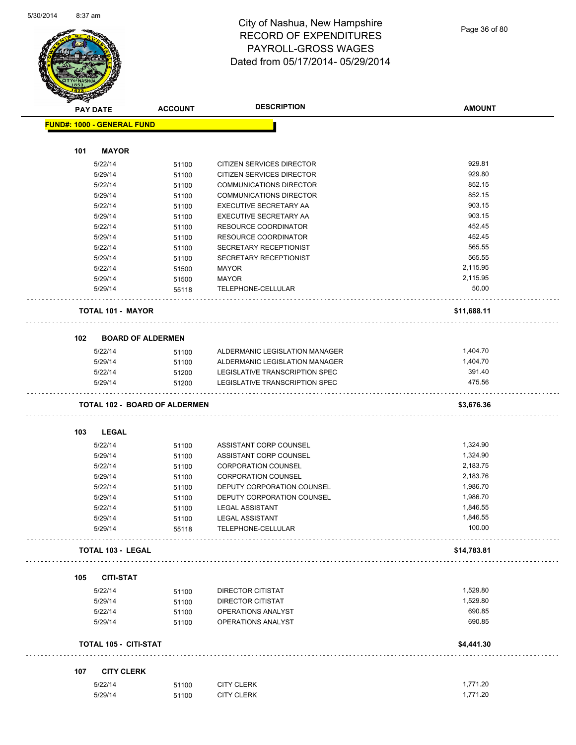# City of Nashua, New Hampshire
## RECORD OF EXPENDITURES
## PAYROLL-GROSS WAGES
## Dated from 05/17/2014- 05/29/2014

| PAY DATE | ACCOUNT | DESCRIPTION | AMOUNT |
|---|---|---|---|
| **FUND#: 1000 - GENERAL FUND** | | | |
| **101 MAYOR** | | | |
| 5/22/14 | 51100 | CITIZEN SERVICES DIRECTOR | 929.81 |
| 5/29/14 | 51100 | CITIZEN SERVICES DIRECTOR | 929.80 |
| 5/22/14 | 51100 | COMMUNICATIONS DIRECTOR | 852.15 |
| 5/29/14 | 51100 | COMMUNICATIONS DIRECTOR | 852.15 |
| 5/22/14 | 51100 | EXECUTIVE SECRETARY AA | 903.15 |
| 5/29/14 | 51100 | EXECUTIVE SECRETARY AA | 903.15 |
| 5/22/14 | 51100 | RESOURCE COORDINATOR | 452.45 |
| 5/29/14 | 51100 | RESOURCE COORDINATOR | 452.45 |
| 5/22/14 | 51100 | SECRETARY RECEPTIONIST | 565.55 |
| 5/29/14 | 51100 | SECRETARY RECEPTIONIST | 565.55 |
| 5/22/14 | 51500 | MAYOR | 2,115.95 |
| 5/29/14 | 51500 | MAYOR | 2,115.95 |
| 5/29/14 | 55118 | TELEPHONE-CELLULAR | 50.00 |
| **TOTAL 101 - MAYOR** | | | **$11,688.11** |
| **102 BOARD OF ALDERMEN** | | | |
| 5/22/14 | 51100 | ALDERMANIC LEGISLATION MANAGER | 1,404.70 |
| 5/29/14 | 51100 | ALDERMANIC LEGISLATION MANAGER | 1,404.70 |
| 5/22/14 | 51200 | LEGISLATIVE TRANSCRIPTION SPEC | 391.40 |
| 5/29/14 | 51200 | LEGISLATIVE TRANSCRIPTION SPEC | 475.56 |
| **TOTAL 102 - BOARD OF ALDERMEN** | | | **$3,676.36** |
| **103 LEGAL** | | | |
| 5/22/14 | 51100 | ASSISTANT CORP COUNSEL | 1,324.90 |
| 5/29/14 | 51100 | ASSISTANT CORP COUNSEL | 1,324.90 |
| 5/22/14 | 51100 | CORPORATION COUNSEL | 2,183.75 |
| 5/29/14 | 51100 | CORPORATION COUNSEL | 2,183.76 |
| 5/22/14 | 51100 | DEPUTY CORPORATION COUNSEL | 1,986.70 |
| 5/29/14 | 51100 | DEPUTY CORPORATION COUNSEL | 1,986.70 |
| 5/22/14 | 51100 | LEGAL ASSISTANT | 1,846.55 |
| 5/29/14 | 51100 | LEGAL ASSISTANT | 1,846.55 |
| 5/29/14 | 55118 | TELEPHONE-CELLULAR | 100.00 |
| **TOTAL 103 - LEGAL** | | | **$14,783.81** |
| **105 CITI-STAT** | | | |
| 5/22/14 | 51100 | DIRECTOR CITISTAT | 1,529.80 |
| 5/29/14 | 51100 | DIRECTOR CITISTAT | 1,529.80 |
| 5/22/14 | 51100 | OPERATIONS ANALYST | 690.85 |
| 5/29/14 | 51100 | OPERATIONS ANALYST | 690.85 |
| **TOTAL 105 - CITI-STAT** | | | **$4,441.30** |
| **107 CITY CLERK** | | | |
| 5/22/14 | 51100 | CITY CLERK | 1,771.20 |
| 5/29/14 | 51100 | CITY CLERK | 1,771.20 |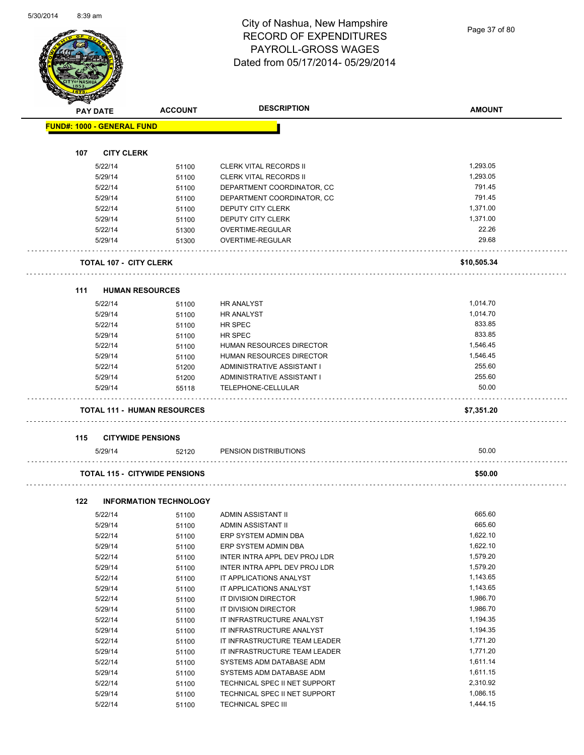# City of Nashua, New Hampshire
## RECORD OF EXPENDITURES
## PAYROLL-GROSS WAGES
## Dated from 05/17/2014- 05/29/2014

| PAY DATE | ACCOUNT | DESCRIPTION | AMOUNT |
|---|---|---|---|
| **FUND#: 1000 - GENERAL FUND** | | | |
| **107 CITY CLERK** | | | |
| 5/22/14 | 51100 | CLERK VITAL RECORDS II | 1,293.05 |
| 5/29/14 | 51100 | CLERK VITAL RECORDS II | 1,293.05 |
| 5/22/14 | 51100 | DEPARTMENT COORDINATOR, CC | 791.45 |
| 5/29/14 | 51100 | DEPARTMENT COORDINATOR, CC | 791.45 |
| 5/22/14 | 51100 | DEPUTY CITY CLERK | 1,371.00 |
| 5/29/14 | 51100 | DEPUTY CITY CLERK | 1,371.00 |
| 5/22/14 | 51300 | OVERTIME-REGULAR | 22.26 |
| 5/29/14 | 51300 | OVERTIME-REGULAR | 29.68 |
| **TOTAL 107 - CITY CLERK** | | | **$10,505.34** |
| **111 HUMAN RESOURCES** | | | |
| 5/22/14 | 51100 | HR ANALYST | 1,014.70 |
| 5/29/14 | 51100 | HR ANALYST | 1,014.70 |
| 5/22/14 | 51100 | HR SPEC | 833.85 |
| 5/29/14 | 51100 | HR SPEC | 833.85 |
| 5/22/14 | 51100 | HUMAN RESOURCES DIRECTOR | 1,546.45 |
| 5/29/14 | 51100 | HUMAN RESOURCES DIRECTOR | 1,546.45 |
| 5/22/14 | 51200 | ADMINISTRATIVE ASSISTANT I | 255.60 |
| 5/29/14 | 51200 | ADMINISTRATIVE ASSISTANT I | 255.60 |
| 5/29/14 | 55118 | TELEPHONE-CELLULAR | 50.00 |
| **TOTAL 111 - HUMAN RESOURCES** | | | **$7,351.20** |
| **115 CITYWIDE PENSIONS** | | | |
| 5/29/14 | 52120 | PENSION DISTRIBUTIONS | 50.00 |
| **TOTAL 115 - CITYWIDE PENSIONS** | | | **$50.00** |
| **122 INFORMATION TECHNOLOGY** | | | |
| 5/22/14 | 51100 | ADMIN ASSISTANT II | 665.60 |
| 5/29/14 | 51100 | ADMIN ASSISTANT II | 665.60 |
| 5/22/14 | 51100 | ERP SYSTEM ADMIN DBA | 1,622.10 |
| 5/29/14 | 51100 | ERP SYSTEM ADMIN DBA | 1,622.10 |
| 5/22/14 | 51100 | INTER INTRA APPL DEV PROJ LDR | 1,579.20 |
| 5/29/14 | 51100 | INTER INTRA APPL DEV PROJ LDR | 1,579.20 |
| 5/22/14 | 51100 | IT APPLICATIONS ANALYST | 1,143.65 |
| 5/29/14 | 51100 | IT APPLICATIONS ANALYST | 1,143.65 |
| 5/22/14 | 51100 | IT DIVISION DIRECTOR | 1,986.70 |
| 5/29/14 | 51100 | IT DIVISION DIRECTOR | 1,986.70 |
| 5/22/14 | 51100 | IT INFRASTRUCTURE ANALYST | 1,194.35 |
| 5/29/14 | 51100 | IT INFRASTRUCTURE ANALYST | 1,194.35 |
| 5/22/14 | 51100 | IT INFRASTRUCTURE TEAM LEADER | 1,771.20 |
| 5/29/14 | 51100 | IT INFRASTRUCTURE TEAM LEADER | 1,771.20 |
| 5/22/14 | 51100 | SYSTEMS ADM DATABASE ADM | 1,611.14 |
| 5/29/14 | 51100 | SYSTEMS ADM DATABASE ADM | 1,611.15 |
| 5/22/14 | 51100 | TECHNICAL SPEC II NET SUPPORT | 2,310.92 |
| 5/29/14 | 51100 | TECHNICAL SPEC II NET SUPPORT | 1,086.15 |
| 5/22/14 | 51100 | TECHNICAL SPEC III | 1,444.15 |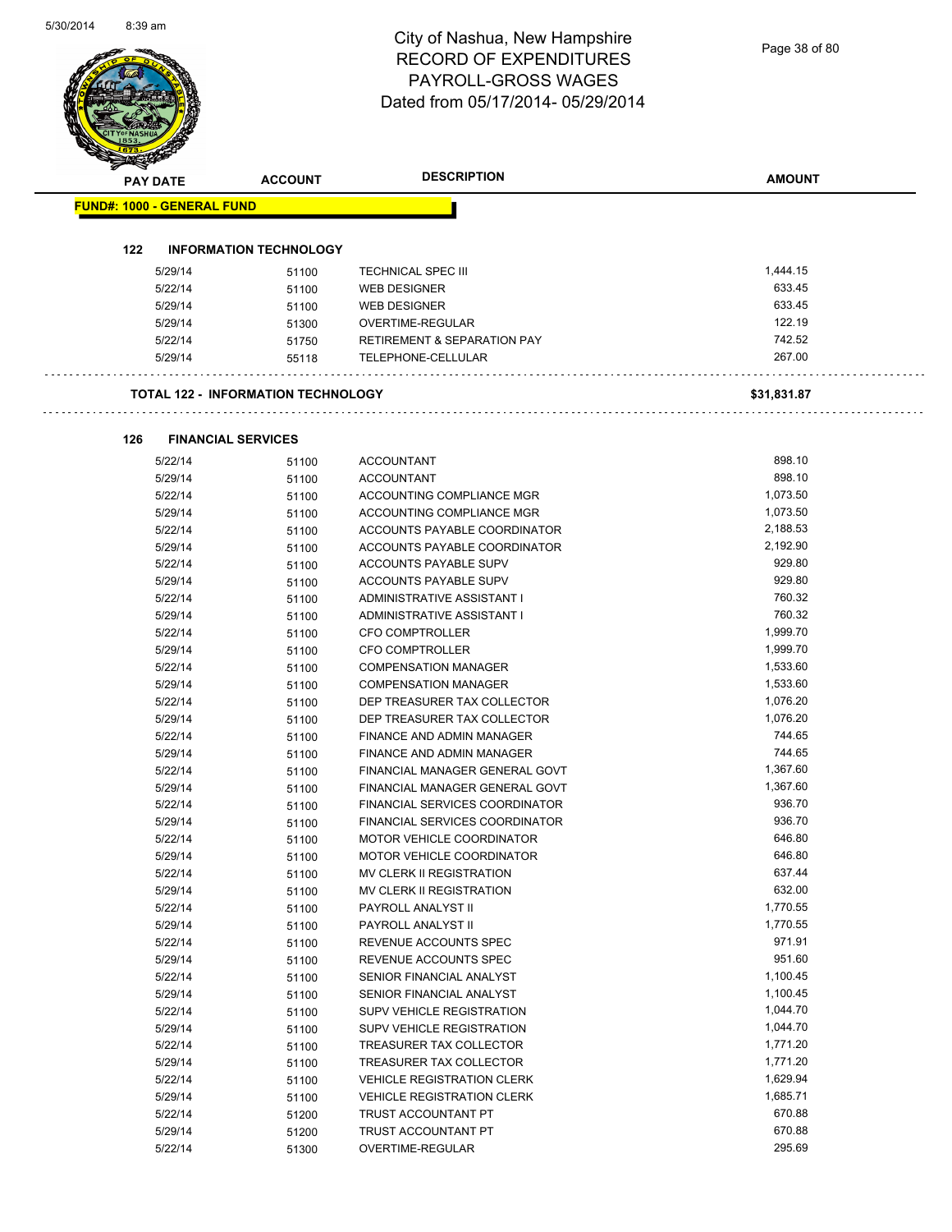# City of Nashua, New Hampshire
# RECORD OF EXPENDITURES
# PAYROLL-GROSS WAGES
# Dated from 05/17/2014- 05/29/2014

| PAY DATE | ACCOUNT | DESCRIPTION | AMOUNT |
|---|---|---|---|

**FUND#: 1000 - GENERAL FUND**

### 122 INFORMATION TECHNOLOGY

| PAY DATE | ACCOUNT | DESCRIPTION | AMOUNT |
|---|---|---|---|
| 5/29/14 | 51100 | TECHNICAL SPEC III | 1,444.15 |
| 5/22/14 | 51100 | WEB DESIGNER | 633.45 |
| 5/29/14 | 51100 | WEB DESIGNER | 633.45 |
| 5/29/14 | 51300 | OVERTIME-REGULAR | 122.19 |
| 5/22/14 | 51750 | RETIREMENT & SEPARATION PAY | 742.52 |
| 5/29/14 | 55118 | TELEPHONE-CELLULAR | 267.00 |

**TOTAL 122 - INFORMATION TECHNOLOGY** **$31,831.87**

### 126 FINANCIAL SERVICES

| PAY DATE | ACCOUNT | DESCRIPTION | AMOUNT |
|---|---|---|---|
| 5/22/14 | 51100 | ACCOUNTANT | 898.10 |
| 5/29/14 | 51100 | ACCOUNTANT | 898.10 |
| 5/22/14 | 51100 | ACCOUNTING COMPLIANCE MGR | 1,073.50 |
| 5/29/14 | 51100 | ACCOUNTING COMPLIANCE MGR | 1,073.50 |
| 5/22/14 | 51100 | ACCOUNTS PAYABLE COORDINATOR | 2,188.53 |
| 5/29/14 | 51100 | ACCOUNTS PAYABLE COORDINATOR | 2,192.90 |
| 5/22/14 | 51100 | ACCOUNTS PAYABLE SUPV | 929.80 |
| 5/29/14 | 51100 | ACCOUNTS PAYABLE SUPV | 929.80 |
| 5/22/14 | 51100 | ADMINISTRATIVE ASSISTANT I | 760.32 |
| 5/29/14 | 51100 | ADMINISTRATIVE ASSISTANT I | 760.32 |
| 5/22/14 | 51100 | CFO COMPTROLLER | 1,999.70 |
| 5/29/14 | 51100 | CFO COMPTROLLER | 1,999.70 |
| 5/22/14 | 51100 | COMPENSATION MANAGER | 1,533.60 |
| 5/29/14 | 51100 | COMPENSATION MANAGER | 1,533.60 |
| 5/22/14 | 51100 | DEP TREASURER TAX COLLECTOR | 1,076.20 |
| 5/29/14 | 51100 | DEP TREASURER TAX COLLECTOR | 1,076.20 |
| 5/22/14 | 51100 | FINANCE AND ADMIN MANAGER | 744.65 |
| 5/29/14 | 51100 | FINANCE AND ADMIN MANAGER | 744.65 |
| 5/22/14 | 51100 | FINANCIAL MANAGER GENERAL GOVT | 1,367.60 |
| 5/29/14 | 51100 | FINANCIAL MANAGER GENERAL GOVT | 1,367.60 |
| 5/22/14 | 51100 | FINANCIAL SERVICES COORDINATOR | 936.70 |
| 5/29/14 | 51100 | FINANCIAL SERVICES COORDINATOR | 936.70 |
| 5/22/14 | 51100 | MOTOR VEHICLE COORDINATOR | 646.80 |
| 5/29/14 | 51100 | MOTOR VEHICLE COORDINATOR | 646.80 |
| 5/22/14 | 51100 | MV CLERK II REGISTRATION | 637.44 |
| 5/29/14 | 51100 | MV CLERK II REGISTRATION | 632.00 |
| 5/22/14 | 51100 | PAYROLL ANALYST II | 1,770.55 |
| 5/29/14 | 51100 | PAYROLL ANALYST II | 1,770.55 |
| 5/22/14 | 51100 | REVENUE ACCOUNTS SPEC | 971.91 |
| 5/29/14 | 51100 | REVENUE ACCOUNTS SPEC | 951.60 |
| 5/22/14 | 51100 | SENIOR FINANCIAL ANALYST | 1,100.45 |
| 5/29/14 | 51100 | SENIOR FINANCIAL ANALYST | 1,100.45 |
| 5/22/14 | 51100 | SUPV VEHICLE REGISTRATION | 1,044.70 |
| 5/29/14 | 51100 | SUPV VEHICLE REGISTRATION | 1,044.70 |
| 5/22/14 | 51100 | TREASURER TAX COLLECTOR | 1,771.20 |
| 5/29/14 | 51100 | TREASURER TAX COLLECTOR | 1,771.20 |
| 5/22/14 | 51100 | VEHICLE REGISTRATION CLERK | 1,629.94 |
| 5/29/14 | 51100 | VEHICLE REGISTRATION CLERK | 1,685.71 |
| 5/22/14 | 51200 | TRUST ACCOUNTANT PT | 670.88 |
| 5/29/14 | 51200 | TRUST ACCOUNTANT PT | 670.88 |
| 5/22/14 | 51300 | OVERTIME-REGULAR | 295.69 |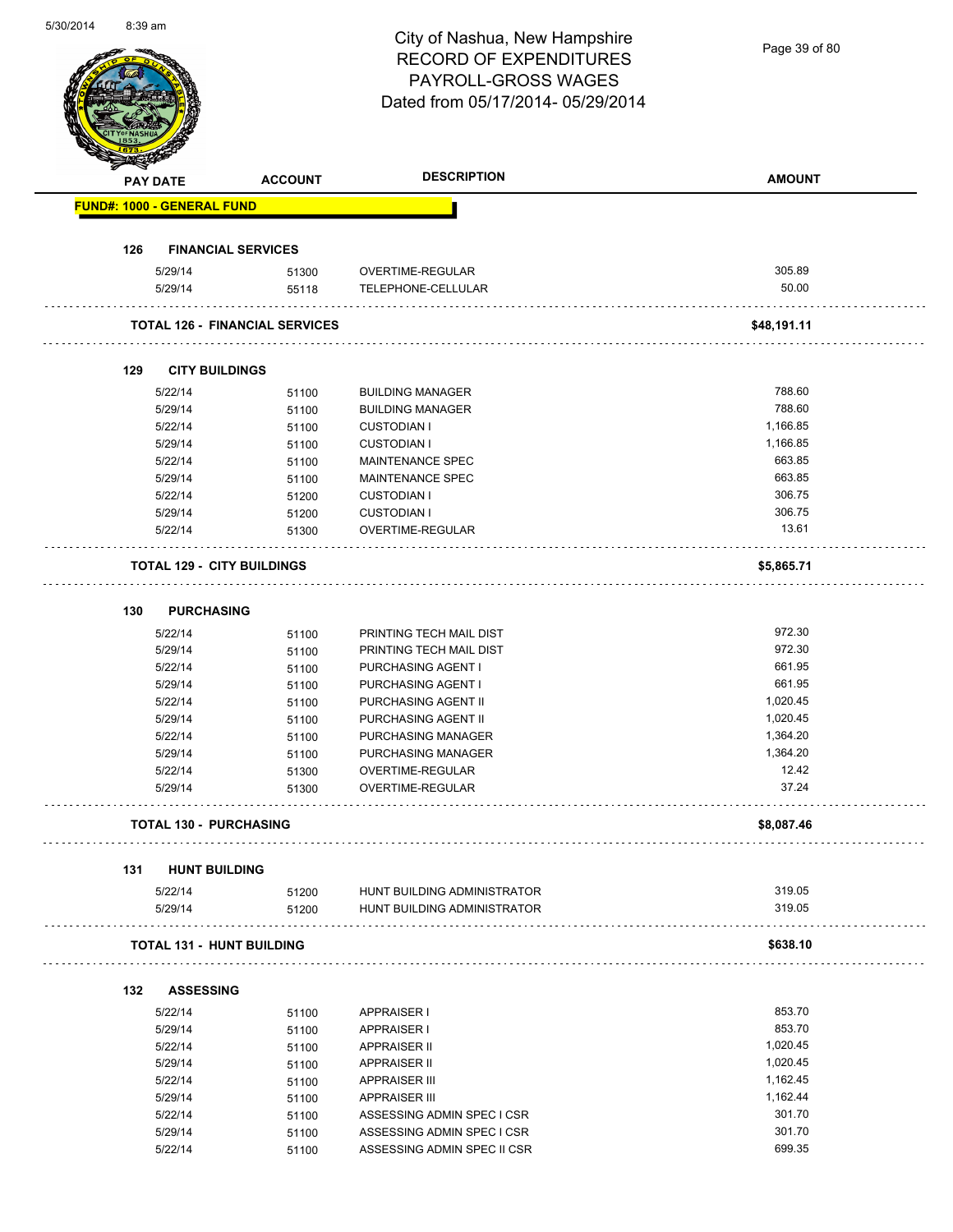# City of Nashua, New Hampshire
## RECORD OF EXPENDITURES
## PAYROLL-GROSS WAGES
### Dated from 05/17/2014- 05/29/2014

**FUND#: 1000 - GENERAL FUND**

| PAY DATE | ACCOUNT | DESCRIPTION | AMOUNT |
|---|---|---|---|
| **126 FINANCIAL SERVICES** | | | |
| 5/29/14 | 51300 | OVERTIME-REGULAR | 305.89 |
| 5/29/14 | 55118 | TELEPHONE-CELLULAR | 50.00 |
| **TOTAL 126 - FINANCIAL SERVICES** | | | **$48,191.11** |
| **129 CITY BUILDINGS** | | | |
| 5/22/14 | 51100 | BUILDING MANAGER | 788.60 |
| 5/29/14 | 51100 | BUILDING MANAGER | 788.60 |
| 5/22/14 | 51100 | CUSTODIAN I | 1,166.85 |
| 5/29/14 | 51100 | CUSTODIAN I | 1,166.85 |
| 5/22/14 | 51100 | MAINTENANCE SPEC | 663.85 |
| 5/29/14 | 51100 | MAINTENANCE SPEC | 663.85 |
| 5/22/14 | 51200 | CUSTODIAN I | 306.75 |
| 5/29/14 | 51200 | CUSTODIAN I | 306.75 |
| 5/22/14 | 51300 | OVERTIME-REGULAR | 13.61 |
| **TOTAL 129 - CITY BUILDINGS** | | | **$5,865.71** |
| **130 PURCHASING** | | | |
| 5/22/14 | 51100 | PRINTING TECH MAIL DIST | 972.30 |
| 5/29/14 | 51100 | PRINTING TECH MAIL DIST | 972.30 |
| 5/22/14 | 51100 | PURCHASING AGENT I | 661.95 |
| 5/29/14 | 51100 | PURCHASING AGENT I | 661.95 |
| 5/22/14 | 51100 | PURCHASING AGENT II | 1,020.45 |
| 5/29/14 | 51100 | PURCHASING AGENT II | 1,020.45 |
| 5/22/14 | 51100 | PURCHASING MANAGER | 1,364.20 |
| 5/29/14 | 51100 | PURCHASING MANAGER | 1,364.20 |
| 5/22/14 | 51300 | OVERTIME-REGULAR | 12.42 |
| 5/29/14 | 51300 | OVERTIME-REGULAR | 37.24 |
| **TOTAL 130 - PURCHASING** | | | **$8,087.46** |
| **131 HUNT BUILDING** | | | |
| 5/22/14 | 51200 | HUNT BUILDING ADMINISTRATOR | 319.05 |
| 5/29/14 | 51200 | HUNT BUILDING ADMINISTRATOR | 319.05 |
| **TOTAL 131 - HUNT BUILDING** | | | **$638.10** |
| **132 ASSESSING** | | | |
| 5/22/14 | 51100 | APPRAISER I | 853.70 |
| 5/29/14 | 51100 | APPRAISER I | 853.70 |
| 5/22/14 | 51100 | APPRAISER II | 1,020.45 |
| 5/29/14 | 51100 | APPRAISER II | 1,020.45 |
| 5/22/14 | 51100 | APPRAISER III | 1,162.45 |
| 5/29/14 | 51100 | APPRAISER III | 1,162.44 |
| 5/22/14 | 51100 | ASSESSING ADMIN SPEC I CSR | 301.70 |
| 5/29/14 | 51100 | ASSESSING ADMIN SPEC I CSR | 301.70 |
| 5/22/14 | 51100 | ASSESSING ADMIN SPEC II CSR | 699.35 |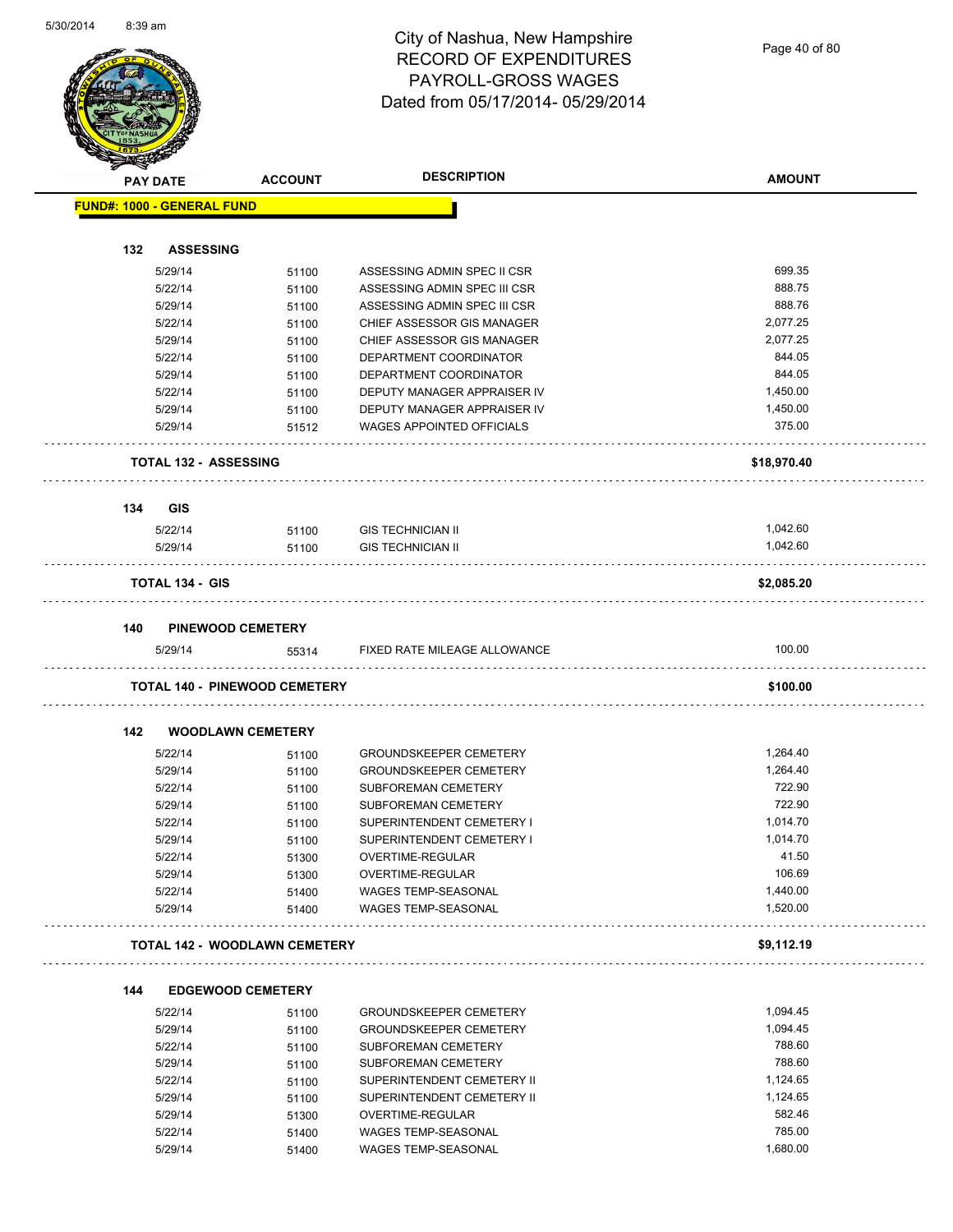# City of Nashua, New Hampshire
# RECORD OF EXPENDITURES
# PAYROLL-GROSS WAGES
## Dated from 05/17/2014- 05/29/2014

| PAY DATE | ACCOUNT | DESCRIPTION | AMOUNT |
|---|---|---|---|
| **FUND#: 1000 - GENERAL FUND** | | | |
| **132 ASSESSING** | | | |
| 5/29/14 | 51100 | ASSESSING ADMIN SPEC II CSR | 699.35 |
| 5/22/14 | 51100 | ASSESSING ADMIN SPEC III CSR | 888.75 |
| 5/29/14 | 51100 | ASSESSING ADMIN SPEC III CSR | 888.76 |
| 5/22/14 | 51100 | CHIEF ASSESSOR GIS MANAGER | 2,077.25 |
| 5/29/14 | 51100 | CHIEF ASSESSOR GIS MANAGER | 2,077.25 |
| 5/22/14 | 51100 | DEPARTMENT COORDINATOR | 844.05 |
| 5/29/14 | 51100 | DEPARTMENT COORDINATOR | 844.05 |
| 5/22/14 | 51100 | DEPUTY MANAGER APPRAISER IV | 1,450.00 |
| 5/29/14 | 51100 | DEPUTY MANAGER APPRAISER IV | 1,450.00 |
| 5/29/14 | 51512 | WAGES APPOINTED OFFICIALS | 375.00 |
| **TOTAL 132 - ASSESSING** | | | **$18,970.40** |
| **134 GIS** | | | |
| 5/22/14 | 51100 | GIS TECHNICIAN II | 1,042.60 |
| 5/29/14 | 51100 | GIS TECHNICIAN II | 1,042.60 |
| **TOTAL 134 - GIS** | | | **$2,085.20** |
| **140 PINEWOOD CEMETERY** | | | |
| 5/29/14 | 55314 | FIXED RATE MILEAGE ALLOWANCE | 100.00 |
| **TOTAL 140 - PINEWOOD CEMETERY** | | | **$100.00** |
| **142 WOODLAWN CEMETERY** | | | |
| 5/22/14 | 51100 | GROUNDSKEEPER CEMETERY | 1,264.40 |
| 5/29/14 | 51100 | GROUNDSKEEPER CEMETERY | 1,264.40 |
| 5/22/14 | 51100 | SUBFOREMAN CEMETERY | 722.90 |
| 5/29/14 | 51100 | SUBFOREMAN CEMETERY | 722.90 |
| 5/22/14 | 51100 | SUPERINTENDENT CEMETERY I | 1,014.70 |
| 5/29/14 | 51100 | SUPERINTENDENT CEMETERY I | 1,014.70 |
| 5/22/14 | 51300 | OVERTIME-REGULAR | 41.50 |
| 5/29/14 | 51300 | OVERTIME-REGULAR | 106.69 |
| 5/22/14 | 51400 | WAGES TEMP-SEASONAL | 1,440.00 |
| 5/29/14 | 51400 | WAGES TEMP-SEASONAL | 1,520.00 |
| **TOTAL 142 - WOODLAWN CEMETERY** | | | **$9,112.19** |
| **144 EDGEWOOD CEMETERY** | | | |
| 5/22/14 | 51100 | GROUNDSKEEPER CEMETERY | 1,094.45 |
| 5/29/14 | 51100 | GROUNDSKEEPER CEMETERY | 1,094.45 |
| 5/22/14 | 51100 | SUBFOREMAN CEMETERY | 788.60 |
| 5/29/14 | 51100 | SUBFOREMAN CEMETERY | 788.60 |
| 5/22/14 | 51100 | SUPERINTENDENT CEMETERY II | 1,124.65 |
| 5/29/14 | 51100 | SUPERINTENDENT CEMETERY II | 1,124.65 |
| 5/29/14 | 51300 | OVERTIME-REGULAR | 582.46 |
| 5/22/14 | 51400 | WAGES TEMP-SEASONAL | 785.00 |
| 5/29/14 | 51400 | WAGES TEMP-SEASONAL | 1,680.00 |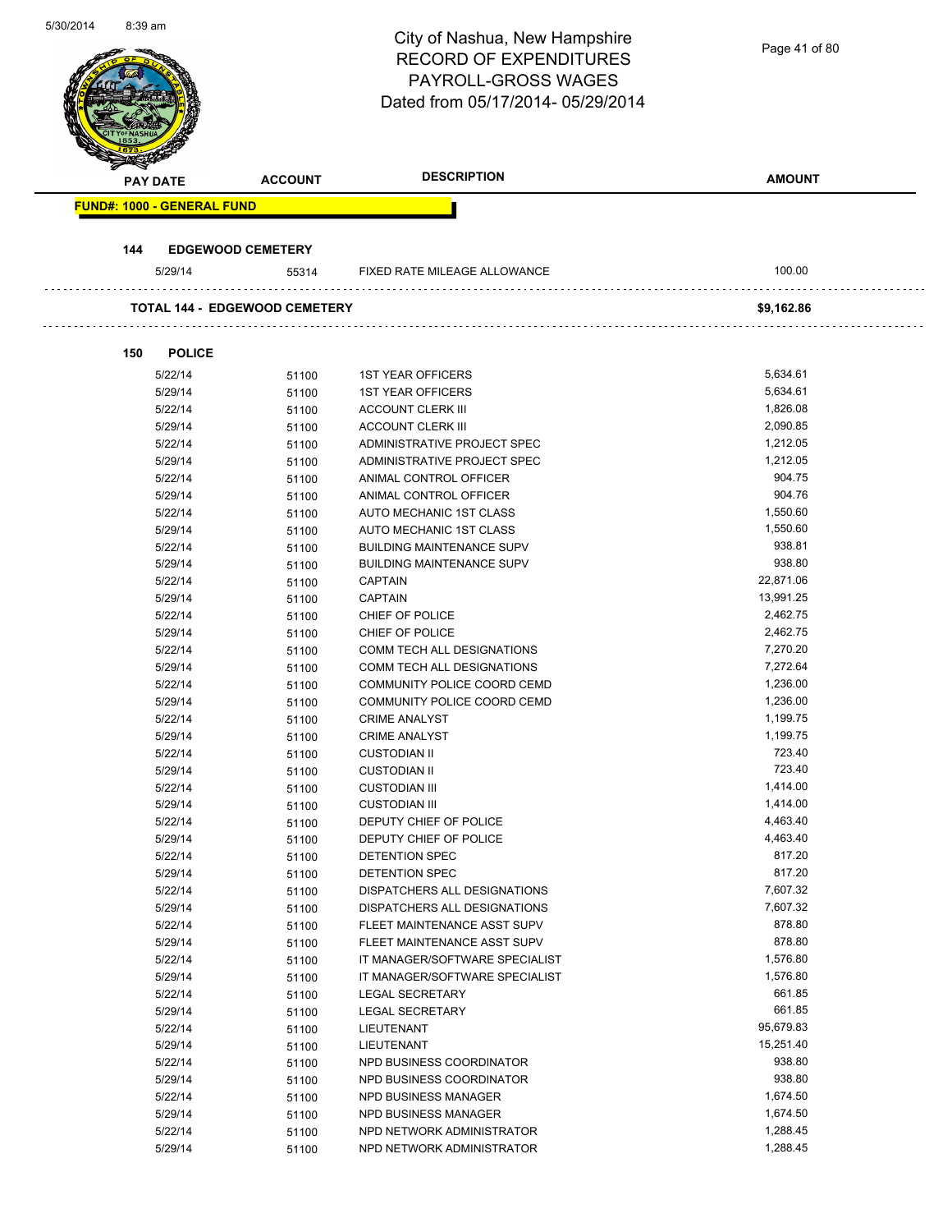# City of Nashua, New Hampshire
# RECORD OF EXPENDITURES
# PAYROLL-GROSS WAGES
# Dated from 05/17/2014- 05/29/2014

**FUND#: 1000 - GENERAL FUND**

### 144 EDGEWOOD CEMETERY

| PAY DATE | ACCOUNT | DESCRIPTION | AMOUNT |
|---|---|---|---|
| 5/29/14 | 55314 | FIXED RATE MILEAGE ALLOWANCE | 100.00 |
| **TOTAL 144 - EDGEWOOD CEMETERY** | | | **$9,162.86** |

### 150 POLICE

| PAY DATE | ACCOUNT | DESCRIPTION | AMOUNT |
|---|---|---|---|
| 5/22/14 | 51100 | 1ST YEAR OFFICERS | 5,634.61 |
| 5/29/14 | 51100 | 1ST YEAR OFFICERS | 5,634.61 |
| 5/22/14 | 51100 | ACCOUNT CLERK III | 1,826.08 |
| 5/29/14 | 51100 | ACCOUNT CLERK III | 2,090.85 |
| 5/22/14 | 51100 | ADMINISTRATIVE PROJECT SPEC | 1,212.05 |
| 5/29/14 | 51100 | ADMINISTRATIVE PROJECT SPEC | 1,212.05 |
| 5/22/14 | 51100 | ANIMAL CONTROL OFFICER | 904.75 |
| 5/29/14 | 51100 | ANIMAL CONTROL OFFICER | 904.76 |
| 5/22/14 | 51100 | AUTO MECHANIC 1ST CLASS | 1,550.60 |
| 5/29/14 | 51100 | AUTO MECHANIC 1ST CLASS | 1,550.60 |
| 5/22/14 | 51100 | BUILDING MAINTENANCE SUPV | 938.81 |
| 5/29/14 | 51100 | BUILDING MAINTENANCE SUPV | 938.80 |
| 5/22/14 | 51100 | CAPTAIN | 22,871.06 |
| 5/29/14 | 51100 | CAPTAIN | 13,991.25 |
| 5/22/14 | 51100 | CHIEF OF POLICE | 2,462.75 |
| 5/29/14 | 51100 | CHIEF OF POLICE | 2,462.75 |
| 5/22/14 | 51100 | COMM TECH ALL DESIGNATIONS | 7,270.20 |
| 5/29/14 | 51100 | COMM TECH ALL DESIGNATIONS | 7,272.64 |
| 5/22/14 | 51100 | COMMUNITY POLICE COORD CEMD | 1,236.00 |
| 5/29/14 | 51100 | COMMUNITY POLICE COORD CEMD | 1,236.00 |
| 5/22/14 | 51100 | CRIME ANALYST | 1,199.75 |
| 5/29/14 | 51100 | CRIME ANALYST | 1,199.75 |
| 5/22/14 | 51100 | CUSTODIAN II | 723.40 |
| 5/29/14 | 51100 | CUSTODIAN II | 723.40 |
| 5/22/14 | 51100 | CUSTODIAN III | 1,414.00 |
| 5/29/14 | 51100 | CUSTODIAN III | 1,414.00 |
| 5/22/14 | 51100 | DEPUTY CHIEF OF POLICE | 4,463.40 |
| 5/29/14 | 51100 | DEPUTY CHIEF OF POLICE | 4,463.40 |
| 5/22/14 | 51100 | DETENTION SPEC | 817.20 |
| 5/29/14 | 51100 | DETENTION SPEC | 817.20 |
| 5/22/14 | 51100 | DISPATCHERS ALL DESIGNATIONS | 7,607.32 |
| 5/29/14 | 51100 | DISPATCHERS ALL DESIGNATIONS | 7,607.32 |
| 5/22/14 | 51100 | FLEET MAINTENANCE ASST SUPV | 878.80 |
| 5/29/14 | 51100 | FLEET MAINTENANCE ASST SUPV | 878.80 |
| 5/22/14 | 51100 | IT MANAGER/SOFTWARE SPECIALIST | 1,576.80 |
| 5/29/14 | 51100 | IT MANAGER/SOFTWARE SPECIALIST | 1,576.80 |
| 5/22/14 | 51100 | LEGAL SECRETARY | 661.85 |
| 5/29/14 | 51100 | LEGAL SECRETARY | 661.85 |
| 5/22/14 | 51100 | LIEUTENANT | 95,679.83 |
| 5/29/14 | 51100 | LIEUTENANT | 15,251.40 |
| 5/22/14 | 51100 | NPD BUSINESS COORDINATOR | 938.80 |
| 5/29/14 | 51100 | NPD BUSINESS COORDINATOR | 938.80 |
| 5/22/14 | 51100 | NPD BUSINESS MANAGER | 1,674.50 |
| 5/29/14 | 51100 | NPD BUSINESS MANAGER | 1,674.50 |
| 5/22/14 | 51100 | NPD NETWORK ADMINISTRATOR | 1,288.45 |
| 5/29/14 | 51100 | NPD NETWORK ADMINISTRATOR | 1,288.45 |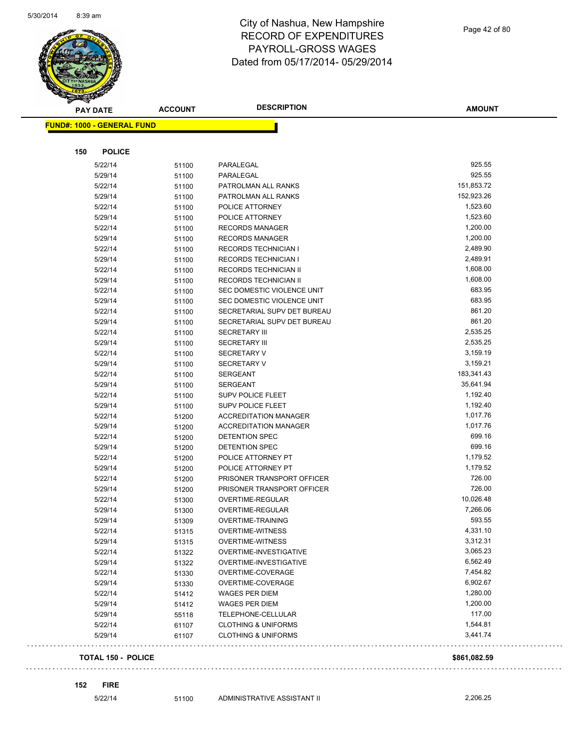# City of Nashua, New Hampshire
## RECORD OF EXPENDITURES
## PAYROLL-GROSS WAGES
## Dated from 05/17/2014- 05/29/2014

**FUND#: 1000 - GENERAL FUND**

**150 POLICE**

| PAY DATE | ACCOUNT | DESCRIPTION | AMOUNT |
|---|---|---|---|
| 5/22/14 | 51100 | PARALEGAL | 925.55 |
| 5/29/14 | 51100 | PARALEGAL | 925.55 |
| 5/22/14 | 51100 | PATROLMAN ALL RANKS | 151,853.72 |
| 5/29/14 | 51100 | PATROLMAN ALL RANKS | 152,923.26 |
| 5/22/14 | 51100 | POLICE ATTORNEY | 1,523.60 |
| 5/29/14 | 51100 | POLICE ATTORNEY | 1,523.60 |
| 5/22/14 | 51100 | RECORDS MANAGER | 1,200.00 |
| 5/29/14 | 51100 | RECORDS MANAGER | 1,200.00 |
| 5/22/14 | 51100 | RECORDS TECHNICIAN I | 2,489.90 |
| 5/29/14 | 51100 | RECORDS TECHNICIAN I | 2,489.91 |
| 5/22/14 | 51100 | RECORDS TECHNICIAN II | 1,608.00 |
| 5/29/14 | 51100 | RECORDS TECHNICIAN II | 1,608.00 |
| 5/22/14 | 51100 | SEC DOMESTIC VIOLENCE UNIT | 683.95 |
| 5/29/14 | 51100 | SEC DOMESTIC VIOLENCE UNIT | 683.95 |
| 5/22/14 | 51100 | SECRETARIAL SUPV DET BUREAU | 861.20 |
| 5/29/14 | 51100 | SECRETARIAL SUPV DET BUREAU | 861.20 |
| 5/22/14 | 51100 | SECRETARY III | 2,535.25 |
| 5/29/14 | 51100 | SECRETARY III | 2,535.25 |
| 5/22/14 | 51100 | SECRETARY V | 3,159.19 |
| 5/29/14 | 51100 | SECRETARY V | 3,159.21 |
| 5/22/14 | 51100 | SERGEANT | 183,341.43 |
| 5/29/14 | 51100 | SERGEANT | 35,641.94 |
| 5/22/14 | 51100 | SUPV POLICE FLEET | 1,192.40 |
| 5/29/14 | 51100 | SUPV POLICE FLEET | 1,192.40 |
| 5/22/14 | 51200 | ACCREDITATION MANAGER | 1,017.76 |
| 5/29/14 | 51200 | ACCREDITATION MANAGER | 1,017.76 |
| 5/22/14 | 51200 | DETENTION SPEC | 699.16 |
| 5/29/14 | 51200 | DETENTION SPEC | 699.16 |
| 5/22/14 | 51200 | POLICE ATTORNEY PT | 1,179.52 |
| 5/29/14 | 51200 | POLICE ATTORNEY PT | 1,179.52 |
| 5/22/14 | 51200 | PRISONER TRANSPORT OFFICER | 726.00 |
| 5/29/14 | 51200 | PRISONER TRANSPORT OFFICER | 726.00 |
| 5/22/14 | 51300 | OVERTIME-REGULAR | 10,026.48 |
| 5/29/14 | 51300 | OVERTIME-REGULAR | 7,266.06 |
| 5/29/14 | 51309 | OVERTIME-TRAINING | 593.55 |
| 5/22/14 | 51315 | OVERTIME-WITNESS | 4,331.10 |
| 5/29/14 | 51315 | OVERTIME-WITNESS | 3,312.31 |
| 5/22/14 | 51322 | OVERTIME-INVESTIGATIVE | 3,065.23 |
| 5/29/14 | 51322 | OVERTIME-INVESTIGATIVE | 6,562.49 |
| 5/22/14 | 51330 | OVERTIME-COVERAGE | 7,454.82 |
| 5/29/14 | 51330 | OVERTIME-COVERAGE | 6,902.67 |
| 5/22/14 | 51412 | WAGES PER DIEM | 1,280.00 |
| 5/29/14 | 51412 | WAGES PER DIEM | 1,200.00 |
| 5/29/14 | 55118 | TELEPHONE-CELLULAR | 117.00 |
| 5/22/14 | 61107 | CLOTHING & UNIFORMS | 1,544.81 |
| 5/29/14 | 61107 | CLOTHING & UNIFORMS | 3,441.74 |

**TOTAL 150 - POLICE** **$861,082.59**

**152 FIRE**

| PAY DATE | ACCOUNT | DESCRIPTION | AMOUNT |
|---|---|---|---|
| 5/22/14 | 51100 | ADMINISTRATIVE ASSISTANT II | 2,206.25 |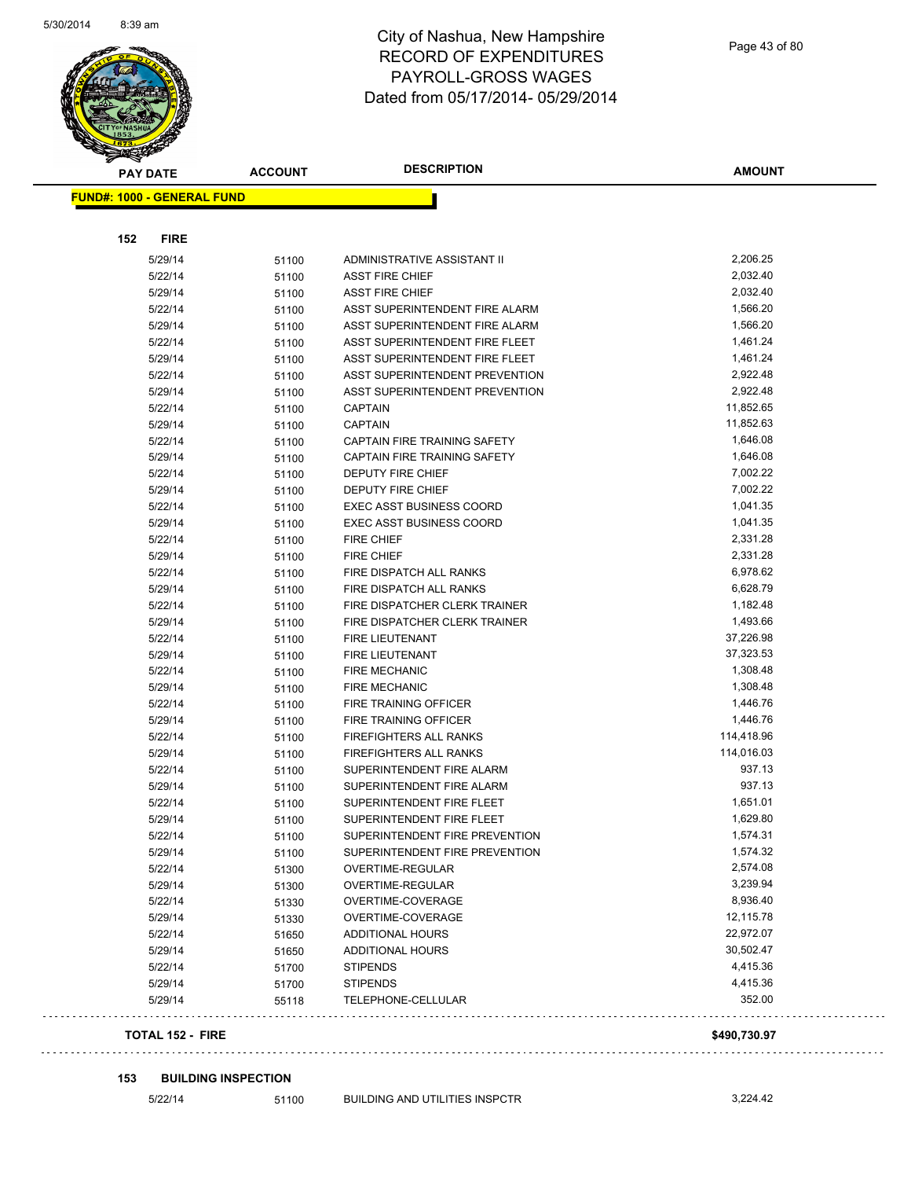# City of Nashua, New Hampshire
## RECORD OF EXPENDITURES
## PAYROLL-GROSS WAGES
## Dated from 05/17/2014- 05/29/2014

| PAY DATE | ACCOUNT | DESCRIPTION | AMOUNT |
|---|---|---|---|
| **FUND#: 1000 - GENERAL FUND** | | | |
| **152 FIRE** | | | |
| 5/29/14 | 51100 | ADMINISTRATIVE ASSISTANT II | 2,206.25 |
| 5/22/14 | 51100 | ASST FIRE CHIEF | 2,032.40 |
| 5/29/14 | 51100 | ASST FIRE CHIEF | 2,032.40 |
| 5/22/14 | 51100 | ASST SUPERINTENDENT FIRE ALARM | 1,566.20 |
| 5/29/14 | 51100 | ASST SUPERINTENDENT FIRE ALARM | 1,566.20 |
| 5/22/14 | 51100 | ASST SUPERINTENDENT FIRE FLEET | 1,461.24 |
| 5/29/14 | 51100 | ASST SUPERINTENDENT FIRE FLEET | 1,461.24 |
| 5/22/14 | 51100 | ASST SUPERINTENDENT PREVENTION | 2,922.48 |
| 5/29/14 | 51100 | ASST SUPERINTENDENT PREVENTION | 2,922.48 |
| 5/22/14 | 51100 | CAPTAIN | 11,852.65 |
| 5/29/14 | 51100 | CAPTAIN | 11,852.63 |
| 5/22/14 | 51100 | CAPTAIN FIRE TRAINING SAFETY | 1,646.08 |
| 5/29/14 | 51100 | CAPTAIN FIRE TRAINING SAFETY | 1,646.08 |
| 5/22/14 | 51100 | DEPUTY FIRE CHIEF | 7,002.22 |
| 5/29/14 | 51100 | DEPUTY FIRE CHIEF | 7,002.22 |
| 5/22/14 | 51100 | EXEC ASST BUSINESS COORD | 1,041.35 |
| 5/29/14 | 51100 | EXEC ASST BUSINESS COORD | 1,041.35 |
| 5/22/14 | 51100 | FIRE CHIEF | 2,331.28 |
| 5/29/14 | 51100 | FIRE CHIEF | 2,331.28 |
| 5/22/14 | 51100 | FIRE DISPATCH ALL RANKS | 6,978.62 |
| 5/29/14 | 51100 | FIRE DISPATCH ALL RANKS | 6,628.79 |
| 5/22/14 | 51100 | FIRE DISPATCHER CLERK TRAINER | 1,182.48 |
| 5/29/14 | 51100 | FIRE DISPATCHER CLERK TRAINER | 1,493.66 |
| 5/22/14 | 51100 | FIRE LIEUTENANT | 37,226.98 |
| 5/29/14 | 51100 | FIRE LIEUTENANT | 37,323.53 |
| 5/22/14 | 51100 | FIRE MECHANIC | 1,308.48 |
| 5/29/14 | 51100 | FIRE MECHANIC | 1,308.48 |
| 5/22/14 | 51100 | FIRE TRAINING OFFICER | 1,446.76 |
| 5/29/14 | 51100 | FIRE TRAINING OFFICER | 1,446.76 |
| 5/22/14 | 51100 | FIREFIGHTERS ALL RANKS | 114,418.96 |
| 5/29/14 | 51100 | FIREFIGHTERS ALL RANKS | 114,016.03 |
| 5/22/14 | 51100 | SUPERINTENDENT FIRE ALARM | 937.13 |
| 5/29/14 | 51100 | SUPERINTENDENT FIRE ALARM | 937.13 |
| 5/22/14 | 51100 | SUPERINTENDENT FIRE FLEET | 1,651.01 |
| 5/29/14 | 51100 | SUPERINTENDENT FIRE FLEET | 1,629.80 |
| 5/22/14 | 51100 | SUPERINTENDENT FIRE PREVENTION | 1,574.31 |
| 5/29/14 | 51100 | SUPERINTENDENT FIRE PREVENTION | 1,574.32 |
| 5/22/14 | 51300 | OVERTIME-REGULAR | 2,574.08 |
| 5/29/14 | 51300 | OVERTIME-REGULAR | 3,239.94 |
| 5/22/14 | 51330 | OVERTIME-COVERAGE | 8,936.40 |
| 5/29/14 | 51330 | OVERTIME-COVERAGE | 12,115.78 |
| 5/22/14 | 51650 | ADDITIONAL HOURS | 22,972.07 |
| 5/29/14 | 51650 | ADDITIONAL HOURS | 30,502.47 |
| 5/22/14 | 51700 | STIPENDS | 4,415.36 |
| 5/29/14 | 51700 | STIPENDS | 4,415.36 |
| 5/29/14 | 55118 | TELEPHONE-CELLULAR | 352.00 |
| **TOTAL 152 - FIRE** | | | **$490,730.97** |
| **153 BUILDING INSPECTION** | | | |
| 5/22/14 | 51100 | BUILDING AND UTILITIES INSPCTR | 3,224.42 |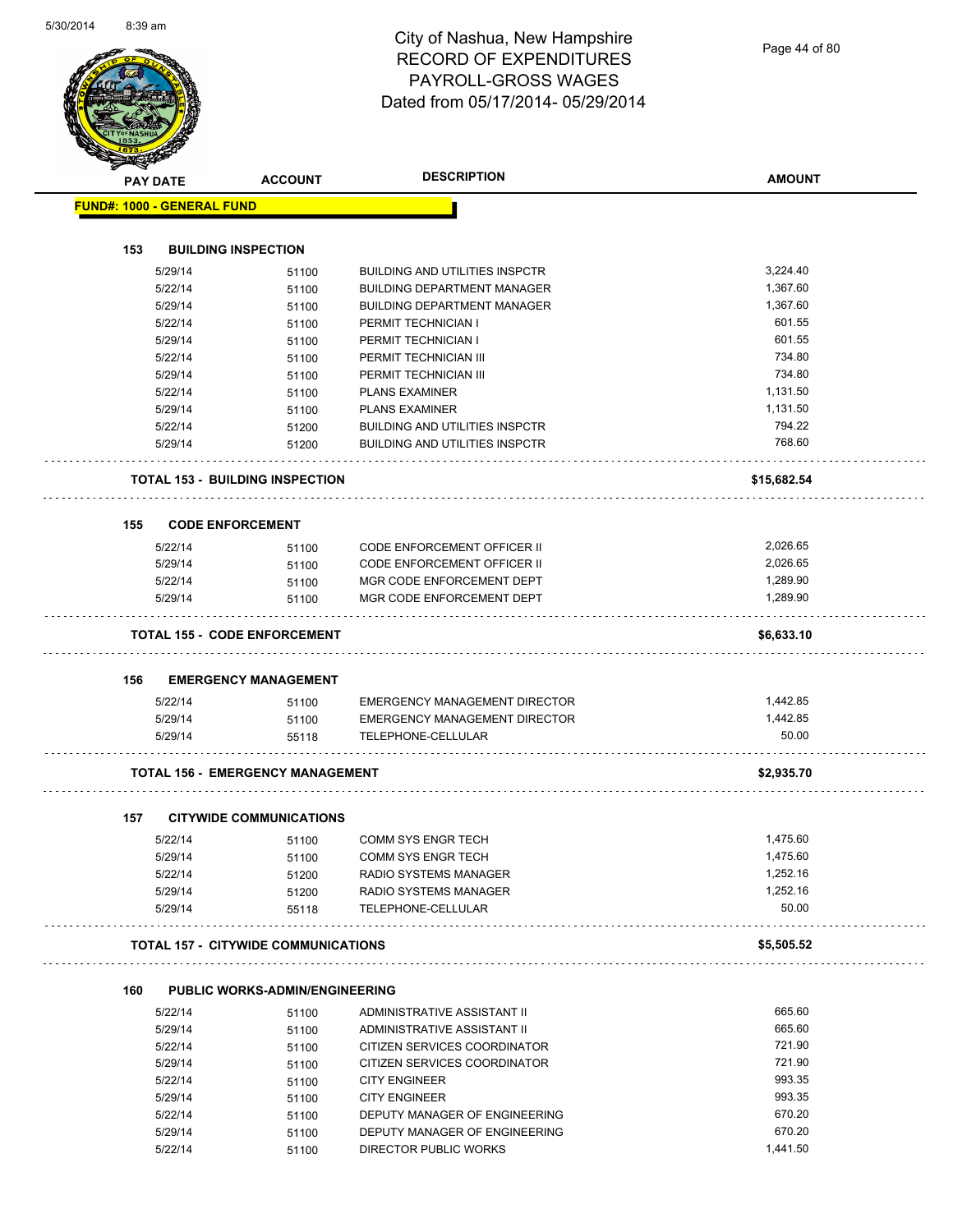# City of Nashua, New Hampshire
## RECORD OF EXPENDITURES
## PAYROLL-GROSS WAGES
## Dated from 05/17/2014- 05/29/2014

| PAY DATE | ACCOUNT | DESCRIPTION | AMOUNT |
|---|---|---|---|
| **FUND#: 1000 - GENERAL FUND** | | | |
| **153 BUILDING INSPECTION** | | | |
| 5/29/14 | 51100 | BUILDING AND UTILITIES INSPCTR | 3,224.40 |
| 5/22/14 | 51100 | BUILDING DEPARTMENT MANAGER | 1,367.60 |
| 5/29/14 | 51100 | BUILDING DEPARTMENT MANAGER | 1,367.60 |
| 5/22/14 | 51100 | PERMIT TECHNICIAN I | 601.55 |
| 5/29/14 | 51100 | PERMIT TECHNICIAN I | 601.55 |
| 5/22/14 | 51100 | PERMIT TECHNICIAN III | 734.80 |
| 5/29/14 | 51100 | PERMIT TECHNICIAN III | 734.80 |
| 5/22/14 | 51100 | PLANS EXAMINER | 1,131.50 |
| 5/29/14 | 51100 | PLANS EXAMINER | 1,131.50 |
| 5/22/14 | 51200 | BUILDING AND UTILITIES INSPCTR | 794.22 |
| 5/29/14 | 51200 | BUILDING AND UTILITIES INSPCTR | 768.60 |
| **TOTAL 153 - BUILDING INSPECTION** | | | **$15,682.54** |
| **155 CODE ENFORCEMENT** | | | |
| 5/22/14 | 51100 | CODE ENFORCEMENT OFFICER II | 2,026.65 |
| 5/29/14 | 51100 | CODE ENFORCEMENT OFFICER II | 2,026.65 |
| 5/22/14 | 51100 | MGR CODE ENFORCEMENT DEPT | 1,289.90 |
| 5/29/14 | 51100 | MGR CODE ENFORCEMENT DEPT | 1,289.90 |
| **TOTAL 155 - CODE ENFORCEMENT** | | | **$6,633.10** |
| **156 EMERGENCY MANAGEMENT** | | | |
| 5/22/14 | 51100 | EMERGENCY MANAGEMENT DIRECTOR | 1,442.85 |
| 5/29/14 | 51100 | EMERGENCY MANAGEMENT DIRECTOR | 1,442.85 |
| 5/29/14 | 55118 | TELEPHONE-CELLULAR | 50.00 |
| **TOTAL 156 - EMERGENCY MANAGEMENT** | | | **$2,935.70** |
| **157 CITYWIDE COMMUNICATIONS** | | | |
| 5/22/14 | 51100 | COMM SYS ENGR TECH | 1,475.60 |
| 5/29/14 | 51100 | COMM SYS ENGR TECH | 1,475.60 |
| 5/22/14 | 51200 | RADIO SYSTEMS MANAGER | 1,252.16 |
| 5/29/14 | 51200 | RADIO SYSTEMS MANAGER | 1,252.16 |
| 5/29/14 | 55118 | TELEPHONE-CELLULAR | 50.00 |
| **TOTAL 157 - CITYWIDE COMMUNICATIONS** | | | **$5,505.52** |
| **160 PUBLIC WORKS-ADMIN/ENGINEERING** | | | |
| 5/22/14 | 51100 | ADMINISTRATIVE ASSISTANT II | 665.60 |
| 5/29/14 | 51100 | ADMINISTRATIVE ASSISTANT II | 665.60 |
| 5/22/14 | 51100 | CITIZEN SERVICES COORDINATOR | 721.90 |
| 5/29/14 | 51100 | CITIZEN SERVICES COORDINATOR | 721.90 |
| 5/22/14 | 51100 | CITY ENGINEER | 993.35 |
| 5/29/14 | 51100 | CITY ENGINEER | 993.35 |
| 5/22/14 | 51100 | DEPUTY MANAGER OF ENGINEERING | 670.20 |
| 5/29/14 | 51100 | DEPUTY MANAGER OF ENGINEERING | 670.20 |
| 5/22/14 | 51100 | DIRECTOR PUBLIC WORKS | 1,441.50 |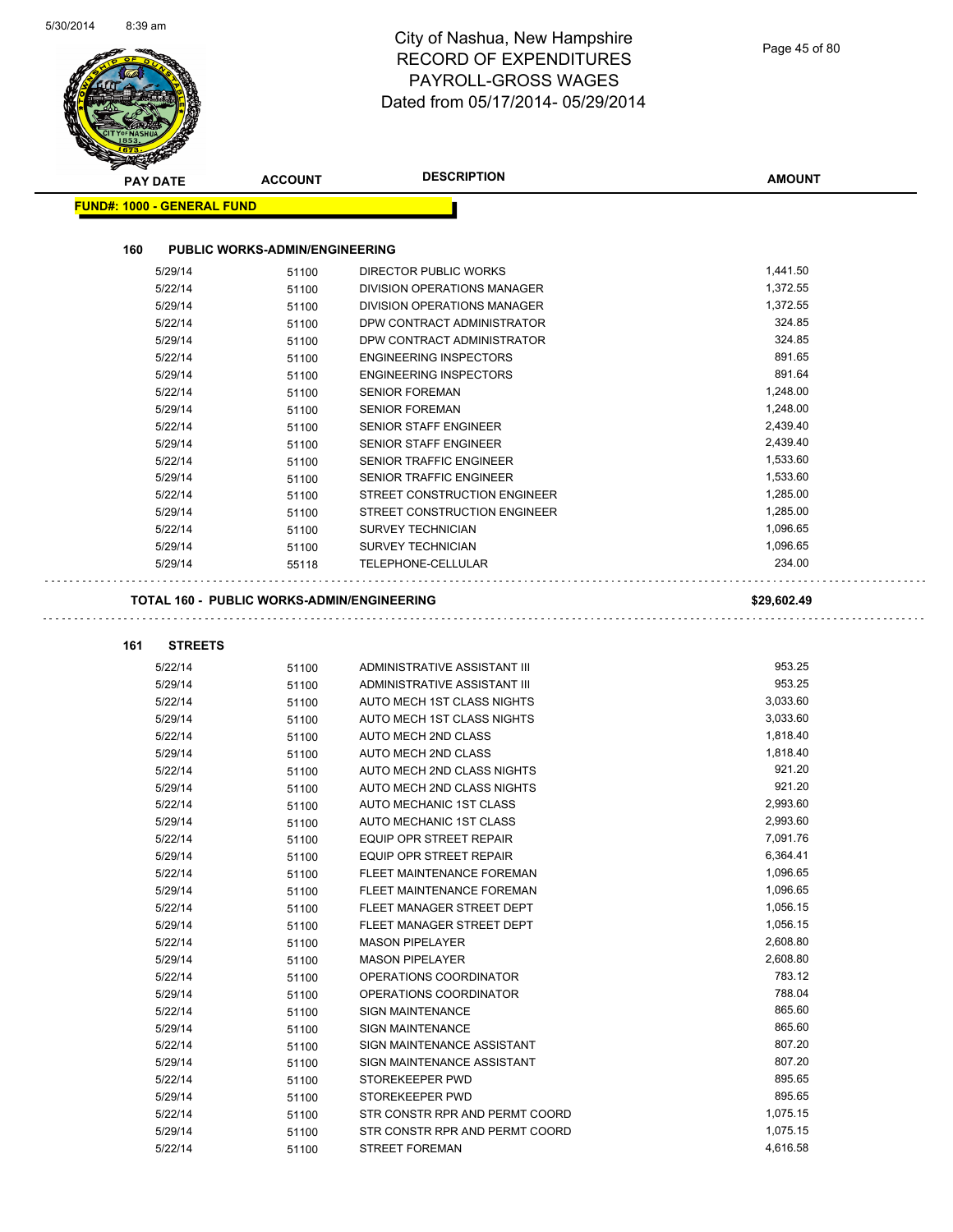# City of Nashua, New Hampshire
## RECORD OF EXPENDITURES
## PAYROLL-GROSS WAGES
## Dated from 05/17/2014- 05/29/2014

| PAY DATE | ACCOUNT | DESCRIPTION | AMOUNT |
|---|---|---|---|

**FUND#: 1000 - GENERAL FUND**

### 160 PUBLIC WORKS-ADMIN/ENGINEERING

| PAY DATE | ACCOUNT | DESCRIPTION | AMOUNT |
|---|---|---|---|
| 5/29/14 | 51100 | DIRECTOR PUBLIC WORKS | 1,441.50 |
| 5/22/14 | 51100 | DIVISION OPERATIONS MANAGER | 1,372.55 |
| 5/29/14 | 51100 | DIVISION OPERATIONS MANAGER | 1,372.55 |
| 5/22/14 | 51100 | DPW CONTRACT ADMINISTRATOR | 324.85 |
| 5/29/14 | 51100 | DPW CONTRACT ADMINISTRATOR | 324.85 |
| 5/22/14 | 51100 | ENGINEERING INSPECTORS | 891.65 |
| 5/29/14 | 51100 | ENGINEERING INSPECTORS | 891.64 |
| 5/22/14 | 51100 | SENIOR FOREMAN | 1,248.00 |
| 5/29/14 | 51100 | SENIOR FOREMAN | 1,248.00 |
| 5/22/14 | 51100 | SENIOR STAFF ENGINEER | 2,439.40 |
| 5/29/14 | 51100 | SENIOR STAFF ENGINEER | 2,439.40 |
| 5/22/14 | 51100 | SENIOR TRAFFIC ENGINEER | 1,533.60 |
| 5/29/14 | 51100 | SENIOR TRAFFIC ENGINEER | 1,533.60 |
| 5/22/14 | 51100 | STREET CONSTRUCTION ENGINEER | 1,285.00 |
| 5/29/14 | 51100 | STREET CONSTRUCTION ENGINEER | 1,285.00 |
| 5/22/14 | 51100 | SURVEY TECHNICIAN | 1,096.65 |
| 5/29/14 | 51100 | SURVEY TECHNICIAN | 1,096.65 |
| 5/29/14 | 55118 | TELEPHONE-CELLULAR | 234.00 |

**TOTAL 160 - PUBLIC WORKS-ADMIN/ENGINEERING** **$29,602.49**

### 161 STREETS

| PAY DATE | ACCOUNT | DESCRIPTION | AMOUNT |
|---|---|---|---|
| 5/22/14 | 51100 | ADMINISTRATIVE ASSISTANT III | 953.25 |
| 5/29/14 | 51100 | ADMINISTRATIVE ASSISTANT III | 953.25 |
| 5/22/14 | 51100 | AUTO MECH 1ST CLASS NIGHTS | 3,033.60 |
| 5/29/14 | 51100 | AUTO MECH 1ST CLASS NIGHTS | 3,033.60 |
| 5/22/14 | 51100 | AUTO MECH 2ND CLASS | 1,818.40 |
| 5/29/14 | 51100 | AUTO MECH 2ND CLASS | 1,818.40 |
| 5/22/14 | 51100 | AUTO MECH 2ND CLASS NIGHTS | 921.20 |
| 5/29/14 | 51100 | AUTO MECH 2ND CLASS NIGHTS | 921.20 |
| 5/22/14 | 51100 | AUTO MECHANIC 1ST CLASS | 2,993.60 |
| 5/29/14 | 51100 | AUTO MECHANIC 1ST CLASS | 2,993.60 |
| 5/22/14 | 51100 | EQUIP OPR STREET REPAIR | 7,091.76 |
| 5/29/14 | 51100 | EQUIP OPR STREET REPAIR | 6,364.41 |
| 5/22/14 | 51100 | FLEET MAINTENANCE FOREMAN | 1,096.65 |
| 5/29/14 | 51100 | FLEET MAINTENANCE FOREMAN | 1,096.65 |
| 5/22/14 | 51100 | FLEET MANAGER STREET DEPT | 1,056.15 |
| 5/29/14 | 51100 | FLEET MANAGER STREET DEPT | 1,056.15 |
| 5/22/14 | 51100 | MASON PIPELAYER | 2,608.80 |
| 5/29/14 | 51100 | MASON PIPELAYER | 2,608.80 |
| 5/22/14 | 51100 | OPERATIONS COORDINATOR | 783.12 |
| 5/29/14 | 51100 | OPERATIONS COORDINATOR | 788.04 |
| 5/22/14 | 51100 | SIGN MAINTENANCE | 865.60 |
| 5/29/14 | 51100 | SIGN MAINTENANCE | 865.60 |
| 5/22/14 | 51100 | SIGN MAINTENANCE ASSISTANT | 807.20 |
| 5/29/14 | 51100 | SIGN MAINTENANCE ASSISTANT | 807.20 |
| 5/22/14 | 51100 | STOREKEEPER PWD | 895.65 |
| 5/29/14 | 51100 | STOREKEEPER PWD | 895.65 |
| 5/22/14 | 51100 | STR CONSTR RPR AND PERMT COORD | 1,075.15 |
| 5/29/14 | 51100 | STR CONSTR RPR AND PERMT COORD | 1,075.15 |
| 5/22/14 | 51100 | STREET FOREMAN | 4,616.58 |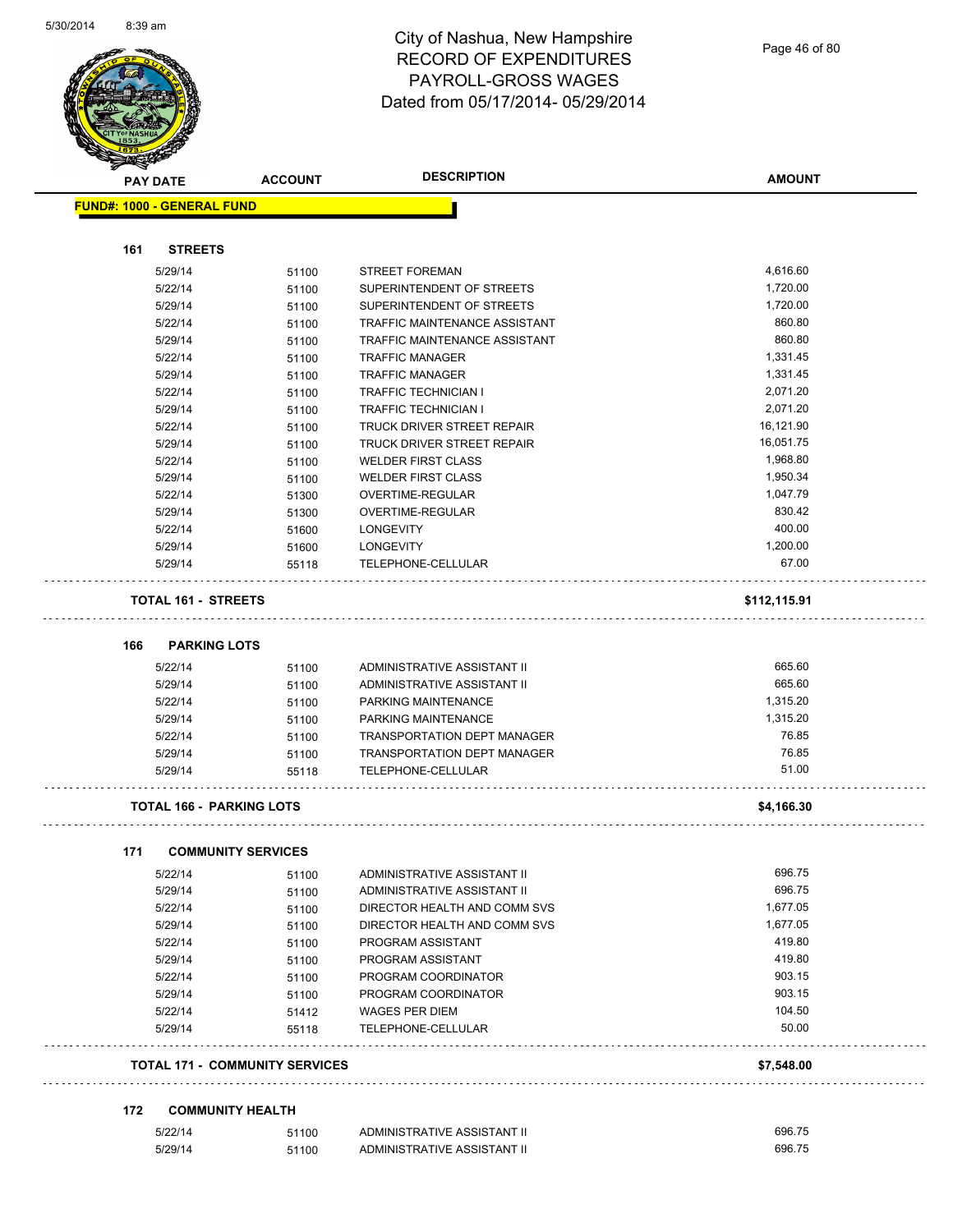# City of Nashua, New Hampshire
# RECORD OF EXPENDITURES
# PAYROLL-GROSS WAGES
# Dated from 05/17/2014- 05/29/2014

| PAY DATE | ACCOUNT | DESCRIPTION | AMOUNT |
|---|---|---|---|
| **FUND#: 1000 - GENERAL FUND** | | | |
| **161 STREETS** | | | |
| 5/29/14 | 51100 | STREET FOREMAN | 4,616.60 |
| 5/22/14 | 51100 | SUPERINTENDENT OF STREETS | 1,720.00 |
| 5/29/14 | 51100 | SUPERINTENDENT OF STREETS | 1,720.00 |
| 5/22/14 | 51100 | TRAFFIC MAINTENANCE ASSISTANT | 860.80 |
| 5/29/14 | 51100 | TRAFFIC MAINTENANCE ASSISTANT | 860.80 |
| 5/22/14 | 51100 | TRAFFIC MANAGER | 1,331.45 |
| 5/29/14 | 51100 | TRAFFIC MANAGER | 1,331.45 |
| 5/22/14 | 51100 | TRAFFIC TECHNICIAN I | 2,071.20 |
| 5/29/14 | 51100 | TRAFFIC TECHNICIAN I | 2,071.20 |
| 5/22/14 | 51100 | TRUCK DRIVER STREET REPAIR | 16,121.90 |
| 5/29/14 | 51100 | TRUCK DRIVER STREET REPAIR | 16,051.75 |
| 5/22/14 | 51100 | WELDER FIRST CLASS | 1,968.80 |
| 5/29/14 | 51100 | WELDER FIRST CLASS | 1,950.34 |
| 5/22/14 | 51300 | OVERTIME-REGULAR | 1,047.79 |
| 5/29/14 | 51300 | OVERTIME-REGULAR | 830.42 |
| 5/22/14 | 51600 | LONGEVITY | 400.00 |
| 5/29/14 | 51600 | LONGEVITY | 1,200.00 |
| 5/29/14 | 55118 | TELEPHONE-CELLULAR | 67.00 |
| **TOTAL 161 - STREETS** | | | **$112,115.91** |
| **166 PARKING LOTS** | | | |
| 5/22/14 | 51100 | ADMINISTRATIVE ASSISTANT II | 665.60 |
| 5/29/14 | 51100 | ADMINISTRATIVE ASSISTANT II | 665.60 |
| 5/22/14 | 51100 | PARKING MAINTENANCE | 1,315.20 |
| 5/29/14 | 51100 | PARKING MAINTENANCE | 1,315.20 |
| 5/22/14 | 51100 | TRANSPORTATION DEPT MANAGER | 76.85 |
| 5/29/14 | 51100 | TRANSPORTATION DEPT MANAGER | 76.85 |
| 5/29/14 | 55118 | TELEPHONE-CELLULAR | 51.00 |
| **TOTAL 166 - PARKING LOTS** | | | **$4,166.30** |
| **171 COMMUNITY SERVICES** | | | |
| 5/22/14 | 51100 | ADMINISTRATIVE ASSISTANT II | 696.75 |
| 5/29/14 | 51100 | ADMINISTRATIVE ASSISTANT II | 696.75 |
| 5/22/14 | 51100 | DIRECTOR HEALTH AND COMM SVS | 1,677.05 |
| 5/29/14 | 51100 | DIRECTOR HEALTH AND COMM SVS | 1,677.05 |
| 5/22/14 | 51100 | PROGRAM ASSISTANT | 419.80 |
| 5/29/14 | 51100 | PROGRAM ASSISTANT | 419.80 |
| 5/22/14 | 51100 | PROGRAM COORDINATOR | 903.15 |
| 5/29/14 | 51100 | PROGRAM COORDINATOR | 903.15 |
| 5/22/14 | 51412 | WAGES PER DIEM | 104.50 |
| 5/29/14 | 55118 | TELEPHONE-CELLULAR | 50.00 |
| **TOTAL 171 - COMMUNITY SERVICES** | | | **$7,548.00** |
| **172 COMMUNITY HEALTH** | | | |
| 5/22/14 | 51100 | ADMINISTRATIVE ASSISTANT II | 696.75 |
| 5/29/14 | 51100 | ADMINISTRATIVE ASSISTANT II | 696.75 |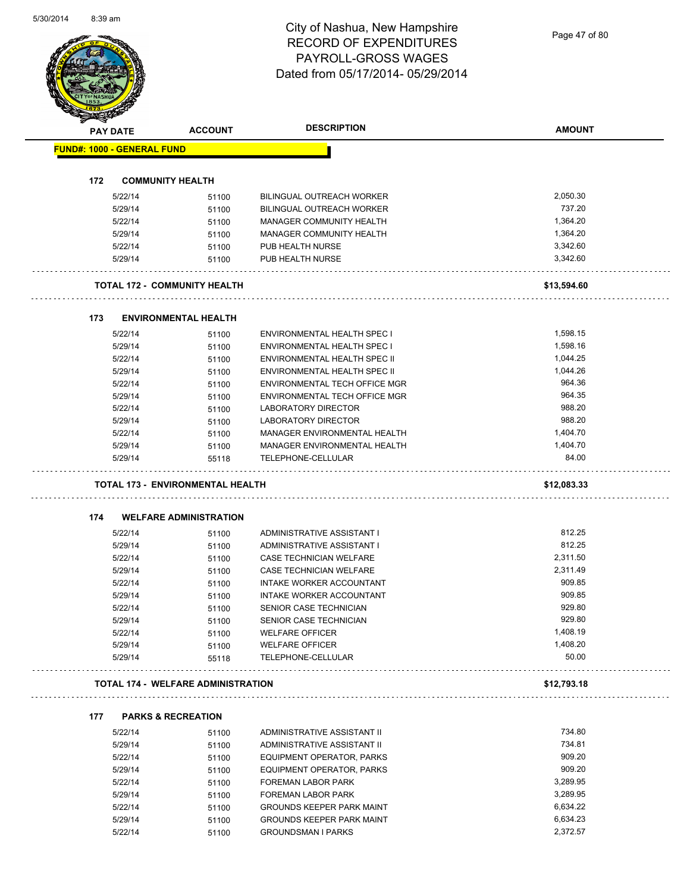# City of Nashua, New Hampshire
## RECORD OF EXPENDITURES
## PAYROLL-GROSS WAGES
## Dated from 05/17/2014- 05/29/2014

5/30/2014 8:39 am

| PAY DATE | ACCOUNT | DESCRIPTION | AMOUNT |
|---|---|---|---|
| **FUND#: 1000 - GENERAL FUND** | | | |
| **172 COMMUNITY HEALTH** | | | |
| 5/22/14 | 51100 | BILINGUAL OUTREACH WORKER | 2,050.30 |
| 5/29/14 | 51100 | BILINGUAL OUTREACH WORKER | 737.20 |
| 5/22/14 | 51100 | MANAGER COMMUNITY HEALTH | 1,364.20 |
| 5/29/14 | 51100 | MANAGER COMMUNITY HEALTH | 1,364.20 |
| 5/22/14 | 51100 | PUB HEALTH NURSE | 3,342.60 |
| 5/29/14 | 51100 | PUB HEALTH NURSE | 3,342.60 |
| **TOTAL 172 - COMMUNITY HEALTH** | | | **$13,594.60** |
| **173 ENVIRONMENTAL HEALTH** | | | |
| 5/22/14 | 51100 | ENVIRONMENTAL HEALTH SPEC I | 1,598.15 |
| 5/29/14 | 51100 | ENVIRONMENTAL HEALTH SPEC I | 1,598.16 |
| 5/22/14 | 51100 | ENVIRONMENTAL HEALTH SPEC II | 1,044.25 |
| 5/29/14 | 51100 | ENVIRONMENTAL HEALTH SPEC II | 1,044.26 |
| 5/22/14 | 51100 | ENVIRONMENTAL TECH OFFICE MGR | 964.36 |
| 5/29/14 | 51100 | ENVIRONMENTAL TECH OFFICE MGR | 964.35 |
| 5/22/14 | 51100 | LABORATORY DIRECTOR | 988.20 |
| 5/29/14 | 51100 | LABORATORY DIRECTOR | 988.20 |
| 5/22/14 | 51100 | MANAGER ENVIRONMENTAL HEALTH | 1,404.70 |
| 5/29/14 | 51100 | MANAGER ENVIRONMENTAL HEALTH | 1,404.70 |
| 5/29/14 | 55118 | TELEPHONE-CELLULAR | 84.00 |
| **TOTAL 173 - ENVIRONMENTAL HEALTH** | | | **$12,083.33** |
| **174 WELFARE ADMINISTRATION** | | | |
| 5/22/14 | 51100 | ADMINISTRATIVE ASSISTANT I | 812.25 |
| 5/29/14 | 51100 | ADMINISTRATIVE ASSISTANT I | 812.25 |
| 5/22/14 | 51100 | CASE TECHNICIAN WELFARE | 2,311.50 |
| 5/29/14 | 51100 | CASE TECHNICIAN WELFARE | 2,311.49 |
| 5/22/14 | 51100 | INTAKE WORKER ACCOUNTANT | 909.85 |
| 5/29/14 | 51100 | INTAKE WORKER ACCOUNTANT | 909.85 |
| 5/22/14 | 51100 | SENIOR CASE TECHNICIAN | 929.80 |
| 5/29/14 | 51100 | SENIOR CASE TECHNICIAN | 929.80 |
| 5/22/14 | 51100 | WELFARE OFFICER | 1,408.19 |
| 5/29/14 | 51100 | WELFARE OFFICER | 1,408.20 |
| 5/29/14 | 55118 | TELEPHONE-CELLULAR | 50.00 |
| **TOTAL 174 - WELFARE ADMINISTRATION** | | | **$12,793.18** |
| **177 PARKS & RECREATION** | | | |
| 5/22/14 | 51100 | ADMINISTRATIVE ASSISTANT II | 734.80 |
| 5/29/14 | 51100 | ADMINISTRATIVE ASSISTANT II | 734.81 |
| 5/22/14 | 51100 | EQUIPMENT OPERATOR, PARKS | 909.20 |
| 5/29/14 | 51100 | EQUIPMENT OPERATOR, PARKS | 909.20 |
| 5/22/14 | 51100 | FOREMAN LABOR PARK | 3,289.95 |
| 5/29/14 | 51100 | FOREMAN LABOR PARK | 3,289.95 |
| 5/22/14 | 51100 | GROUNDS KEEPER PARK MAINT | 6,634.22 |
| 5/29/14 | 51100 | GROUNDS KEEPER PARK MAINT | 6,634.23 |
| 5/22/14 | 51100 | GROUNDSMAN I PARKS | 2,372.57 |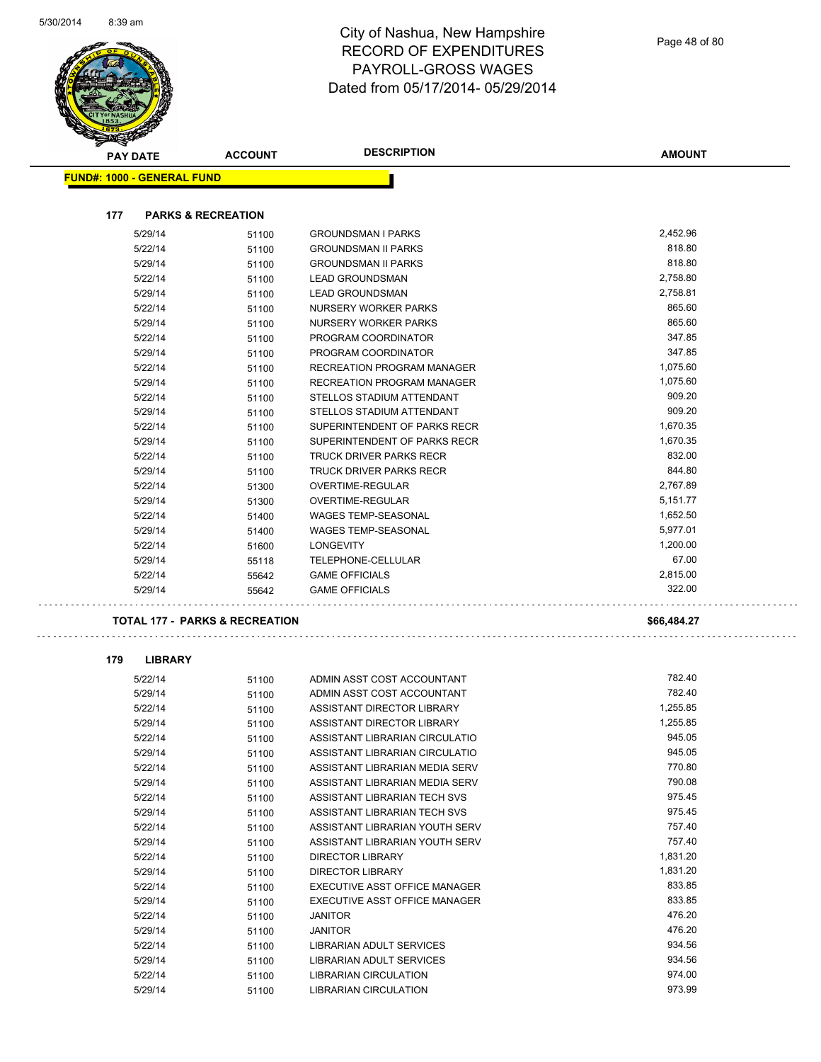# City of Nashua, New Hampshire
## RECORD OF EXPENDITURES
## PAYROLL-GROSS WAGES
## Dated from 05/17/2014- 05/29/2014

**FUND#: 1000 - GENERAL FUND**

### 177 PARKS & RECREATION

| PAY DATE | ACCOUNT | DESCRIPTION | AMOUNT |
|---|---|---|---|
| 5/29/14 | 51100 | GROUNDSMAN I PARKS | 2,452.96 |
| 5/22/14 | 51100 | GROUNDSMAN II PARKS | 818.80 |
| 5/29/14 | 51100 | GROUNDSMAN II PARKS | 818.80 |
| 5/22/14 | 51100 | LEAD GROUNDSMAN | 2,758.80 |
| 5/29/14 | 51100 | LEAD GROUNDSMAN | 2,758.81 |
| 5/22/14 | 51100 | NURSERY WORKER PARKS | 865.60 |
| 5/29/14 | 51100 | NURSERY WORKER PARKS | 865.60 |
| 5/22/14 | 51100 | PROGRAM COORDINATOR | 347.85 |
| 5/29/14 | 51100 | PROGRAM COORDINATOR | 347.85 |
| 5/22/14 | 51100 | RECREATION PROGRAM MANAGER | 1,075.60 |
| 5/29/14 | 51100 | RECREATION PROGRAM MANAGER | 1,075.60 |
| 5/22/14 | 51100 | STELLOS STADIUM ATTENDANT | 909.20 |
| 5/29/14 | 51100 | STELLOS STADIUM ATTENDANT | 909.20 |
| 5/22/14 | 51100 | SUPERINTENDENT OF PARKS RECR | 1,670.35 |
| 5/29/14 | 51100 | SUPERINTENDENT OF PARKS RECR | 1,670.35 |
| 5/22/14 | 51100 | TRUCK DRIVER PARKS RECR | 832.00 |
| 5/29/14 | 51100 | TRUCK DRIVER PARKS RECR | 844.80 |
| 5/22/14 | 51300 | OVERTIME-REGULAR | 2,767.89 |
| 5/29/14 | 51300 | OVERTIME-REGULAR | 5,151.77 |
| 5/22/14 | 51400 | WAGES TEMP-SEASONAL | 1,652.50 |
| 5/29/14 | 51400 | WAGES TEMP-SEASONAL | 5,977.01 |
| 5/22/14 | 51600 | LONGEVITY | 1,200.00 |
| 5/29/14 | 55118 | TELEPHONE-CELLULAR | 67.00 |
| 5/22/14 | 55642 | GAME OFFICIALS | 2,815.00 |
| 5/29/14 | 55642 | GAME OFFICIALS | 322.00 |

**TOTAL 177 - PARKS & RECREATION** **$66,484.27**

### 179 LIBRARY

| PAY DATE | ACCOUNT | DESCRIPTION | AMOUNT |
|---|---|---|---|
| 5/22/14 | 51100 | ADMIN ASST COST ACCOUNTANT | 782.40 |
| 5/29/14 | 51100 | ADMIN ASST COST ACCOUNTANT | 782.40 |
| 5/22/14 | 51100 | ASSISTANT DIRECTOR LIBRARY | 1,255.85 |
| 5/29/14 | 51100 | ASSISTANT DIRECTOR LIBRARY | 1,255.85 |
| 5/22/14 | 51100 | ASSISTANT LIBRARIAN CIRCULATIO | 945.05 |
| 5/29/14 | 51100 | ASSISTANT LIBRARIAN CIRCULATIO | 945.05 |
| 5/22/14 | 51100 | ASSISTANT LIBRARIAN MEDIA SERV | 770.80 |
| 5/29/14 | 51100 | ASSISTANT LIBRARIAN MEDIA SERV | 790.08 |
| 5/22/14 | 51100 | ASSISTANT LIBRARIAN TECH SVS | 975.45 |
| 5/29/14 | 51100 | ASSISTANT LIBRARIAN TECH SVS | 975.45 |
| 5/22/14 | 51100 | ASSISTANT LIBRARIAN YOUTH SERV | 757.40 |
| 5/29/14 | 51100 | ASSISTANT LIBRARIAN YOUTH SERV | 757.40 |
| 5/22/14 | 51100 | DIRECTOR LIBRARY | 1,831.20 |
| 5/29/14 | 51100 | DIRECTOR LIBRARY | 1,831.20 |
| 5/22/14 | 51100 | EXECUTIVE ASST OFFICE MANAGER | 833.85 |
| 5/29/14 | 51100 | EXECUTIVE ASST OFFICE MANAGER | 833.85 |
| 5/22/14 | 51100 | JANITOR | 476.20 |
| 5/29/14 | 51100 | JANITOR | 476.20 |
| 5/22/14 | 51100 | LIBRARIAN ADULT SERVICES | 934.56 |
| 5/29/14 | 51100 | LIBRARIAN ADULT SERVICES | 934.56 |
| 5/22/14 | 51100 | LIBRARIAN CIRCULATION | 974.00 |
| 5/29/14 | 51100 | LIBRARIAN CIRCULATION | 973.99 |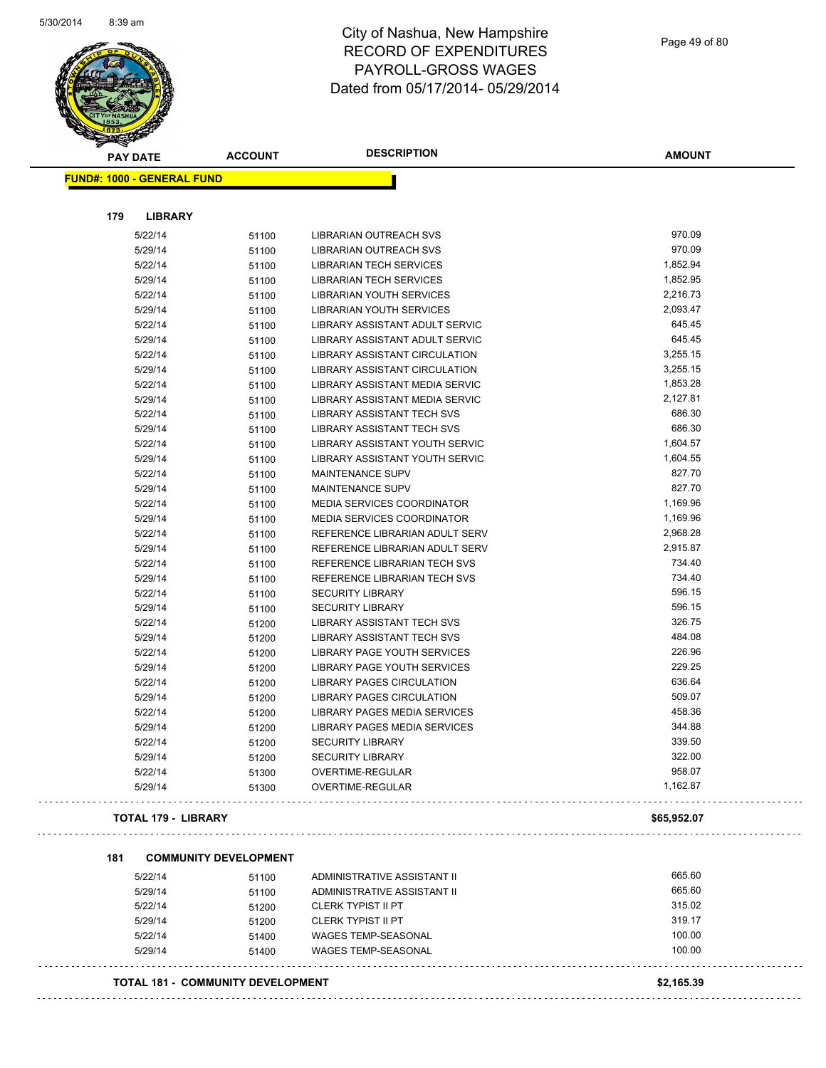# City of Nashua, New Hampshire
## RECORD OF EXPENDITURES
## PAYROLL-GROSS WAGES
## Dated from 05/17/2014- 05/29/2014

| PAY DATE | ACCOUNT | DESCRIPTION | AMOUNT |
|---|---|---|---|
| **FUND#: 1000 - GENERAL FUND** | | | |
| **179 LIBRARY** | | | |
| 5/22/14 | 51100 | LIBRARIAN OUTREACH SVS | 970.09 |
| 5/29/14 | 51100 | LIBRARIAN OUTREACH SVS | 970.09 |
| 5/22/14 | 51100 | LIBRARIAN TECH SERVICES | 1,852.94 |
| 5/29/14 | 51100 | LIBRARIAN TECH SERVICES | 1,852.95 |
| 5/22/14 | 51100 | LIBRARIAN YOUTH SERVICES | 2,216.73 |
| 5/29/14 | 51100 | LIBRARIAN YOUTH SERVICES | 2,093.47 |
| 5/22/14 | 51100 | LIBRARY ASSISTANT ADULT SERVIC | 645.45 |
| 5/29/14 | 51100 | LIBRARY ASSISTANT ADULT SERVIC | 645.45 |
| 5/22/14 | 51100 | LIBRARY ASSISTANT CIRCULATION | 3,255.15 |
| 5/29/14 | 51100 | LIBRARY ASSISTANT CIRCULATION | 3,255.15 |
| 5/22/14 | 51100 | LIBRARY ASSISTANT MEDIA SERVIC | 1,853.28 |
| 5/29/14 | 51100 | LIBRARY ASSISTANT MEDIA SERVIC | 2,127.81 |
| 5/22/14 | 51100 | LIBRARY ASSISTANT TECH SVS | 686.30 |
| 5/29/14 | 51100 | LIBRARY ASSISTANT TECH SVS | 686.30 |
| 5/22/14 | 51100 | LIBRARY ASSISTANT YOUTH SERVIC | 1,604.57 |
| 5/29/14 | 51100 | LIBRARY ASSISTANT YOUTH SERVIC | 1,604.55 |
| 5/22/14 | 51100 | MAINTENANCE SUPV | 827.70 |
| 5/29/14 | 51100 | MAINTENANCE SUPV | 827.70 |
| 5/22/14 | 51100 | MEDIA SERVICES COORDINATOR | 1,169.96 |
| 5/29/14 | 51100 | MEDIA SERVICES COORDINATOR | 1,169.96 |
| 5/22/14 | 51100 | REFERENCE LIBRARIAN ADULT SERV | 2,968.28 |
| 5/29/14 | 51100 | REFERENCE LIBRARIAN ADULT SERV | 2,915.87 |
| 5/22/14 | 51100 | REFERENCE LIBRARIAN TECH SVS | 734.40 |
| 5/29/14 | 51100 | REFERENCE LIBRARIAN TECH SVS | 734.40 |
| 5/22/14 | 51100 | SECURITY LIBRARY | 596.15 |
| 5/29/14 | 51100 | SECURITY LIBRARY | 596.15 |
| 5/22/14 | 51200 | LIBRARY ASSISTANT TECH SVS | 326.75 |
| 5/29/14 | 51200 | LIBRARY ASSISTANT TECH SVS | 484.08 |
| 5/22/14 | 51200 | LIBRARY PAGE YOUTH SERVICES | 226.96 |
| 5/29/14 | 51200 | LIBRARY PAGE YOUTH SERVICES | 229.25 |
| 5/22/14 | 51200 | LIBRARY PAGES CIRCULATION | 636.64 |
| 5/29/14 | 51200 | LIBRARY PAGES CIRCULATION | 509.07 |
| 5/22/14 | 51200 | LIBRARY PAGES MEDIA SERVICES | 458.36 |
| 5/29/14 | 51200 | LIBRARY PAGES MEDIA SERVICES | 344.88 |
| 5/22/14 | 51200 | SECURITY LIBRARY | 339.50 |
| 5/29/14 | 51200 | SECURITY LIBRARY | 322.00 |
| 5/22/14 | 51300 | OVERTIME-REGULAR | 958.07 |
| 5/29/14 | 51300 | OVERTIME-REGULAR | 1,162.87 |
| **TOTAL 179 - LIBRARY** | | | **$65,952.07** |
| **181 COMMUNITY DEVELOPMENT** | | | |
| 5/22/14 | 51100 | ADMINISTRATIVE ASSISTANT II | 665.60 |
| 5/29/14 | 51100 | ADMINISTRATIVE ASSISTANT II | 665.60 |
| 5/22/14 | 51200 | CLERK TYPIST II PT | 315.02 |
| 5/29/14 | 51200 | CLERK TYPIST II PT | 319.17 |
| 5/22/14 | 51400 | WAGES TEMP-SEASONAL | 100.00 |
| 5/29/14 | 51400 | WAGES TEMP-SEASONAL | 100.00 |
| **TOTAL 181 - COMMUNITY DEVELOPMENT** | | | **$2,165.39** |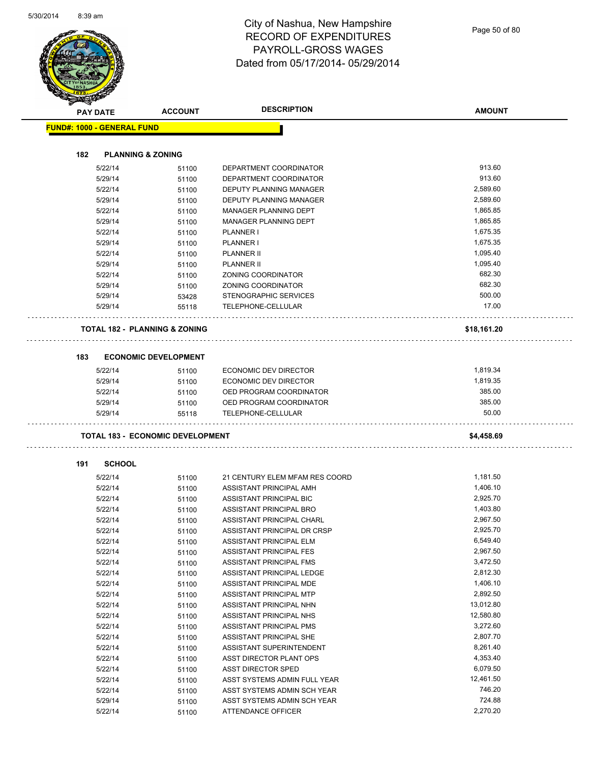# City of Nashua, New Hampshire
# RECORD OF EXPENDITURES
# PAYROLL-GROSS WAGES
# Dated from 05/17/2014- 05/29/2014

| PAY DATE | ACCOUNT | DESCRIPTION | AMOUNT |
|---|---|---|---|

**FUND#: 1000 - GENERAL FUND**

### 182 PLANNING & ZONING

| PAY DATE | ACCOUNT | DESCRIPTION | AMOUNT |
|---|---|---|---|
| 5/22/14 | 51100 | DEPARTMENT COORDINATOR | 913.60 |
| 5/29/14 | 51100 | DEPARTMENT COORDINATOR | 913.60 |
| 5/22/14 | 51100 | DEPUTY PLANNING MANAGER | 2,589.60 |
| 5/29/14 | 51100 | DEPUTY PLANNING MANAGER | 2,589.60 |
| 5/22/14 | 51100 | MANAGER PLANNING DEPT | 1,865.85 |
| 5/29/14 | 51100 | MANAGER PLANNING DEPT | 1,865.85 |
| 5/22/14 | 51100 | PLANNER I | 1,675.35 |
| 5/29/14 | 51100 | PLANNER I | 1,675.35 |
| 5/22/14 | 51100 | PLANNER II | 1,095.40 |
| 5/29/14 | 51100 | PLANNER II | 1,095.40 |
| 5/22/14 | 51100 | ZONING COORDINATOR | 682.30 |
| 5/29/14 | 51100 | ZONING COORDINATOR | 682.30 |
| 5/29/14 | 53428 | STENOGRAPHIC SERVICES | 500.00 |
| 5/29/14 | 55118 | TELEPHONE-CELLULAR | 17.00 |

**TOTAL 182 - PLANNING & ZONING** **$18,161.20**

### 183 ECONOMIC DEVELOPMENT

| PAY DATE | ACCOUNT | DESCRIPTION | AMOUNT |
|---|---|---|---|
| 5/22/14 | 51100 | ECONOMIC DEV DIRECTOR | 1,819.34 |
| 5/29/14 | 51100 | ECONOMIC DEV DIRECTOR | 1,819.35 |
| 5/22/14 | 51100 | OED PROGRAM COORDINATOR | 385.00 |
| 5/29/14 | 51100 | OED PROGRAM COORDINATOR | 385.00 |
| 5/29/14 | 55118 | TELEPHONE-CELLULAR | 50.00 |

**TOTAL 183 - ECONOMIC DEVELOPMENT** **$4,458.69**

### 191 SCHOOL

| PAY DATE | ACCOUNT | DESCRIPTION | AMOUNT |
|---|---|---|---|
| 5/22/14 | 51100 | 21 CENTURY ELEM MFAM RES COORD | 1,181.50 |
| 5/22/14 | 51100 | ASSISTANT PRINCIPAL AMH | 1,406.10 |
| 5/22/14 | 51100 | ASSISTANT PRINCIPAL BIC | 2,925.70 |
| 5/22/14 | 51100 | ASSISTANT PRINCIPAL BRO | 1,403.80 |
| 5/22/14 | 51100 | ASSISTANT PRINCIPAL CHARL | 2,967.50 |
| 5/22/14 | 51100 | ASSISTANT PRINCIPAL DR CRSP | 2,925.70 |
| 5/22/14 | 51100 | ASSISTANT PRINCIPAL ELM | 6,549.40 |
| 5/22/14 | 51100 | ASSISTANT PRINCIPAL FES | 2,967.50 |
| 5/22/14 | 51100 | ASSISTANT PRINCIPAL FMS | 3,472.50 |
| 5/22/14 | 51100 | ASSISTANT PRINCIPAL LEDGE | 2,812.30 |
| 5/22/14 | 51100 | ASSISTANT PRINCIPAL MDE | 1,406.10 |
| 5/22/14 | 51100 | ASSISTANT PRINCIPAL MTP | 2,892.50 |
| 5/22/14 | 51100 | ASSISTANT PRINCIPAL NHN | 13,012.80 |
| 5/22/14 | 51100 | ASSISTANT PRINCIPAL NHS | 12,580.80 |
| 5/22/14 | 51100 | ASSISTANT PRINCIPAL PMS | 3,272.60 |
| 5/22/14 | 51100 | ASSISTANT PRINCIPAL SHE | 2,807.70 |
| 5/22/14 | 51100 | ASSISTANT SUPERINTENDENT | 8,261.40 |
| 5/22/14 | 51100 | ASST DIRECTOR PLANT OPS | 4,353.40 |
| 5/22/14 | 51100 | ASST DIRECTOR SPED | 6,079.50 |
| 5/22/14 | 51100 | ASST SYSTEMS ADMIN FULL YEAR | 12,461.50 |
| 5/22/14 | 51100 | ASST SYSTEMS ADMIN SCH YEAR | 746.20 |
| 5/29/14 | 51100 | ASST SYSTEMS ADMIN SCH YEAR | 724.88 |
| 5/22/14 | 51100 | ATTENDANCE OFFICER | 2,270.20 |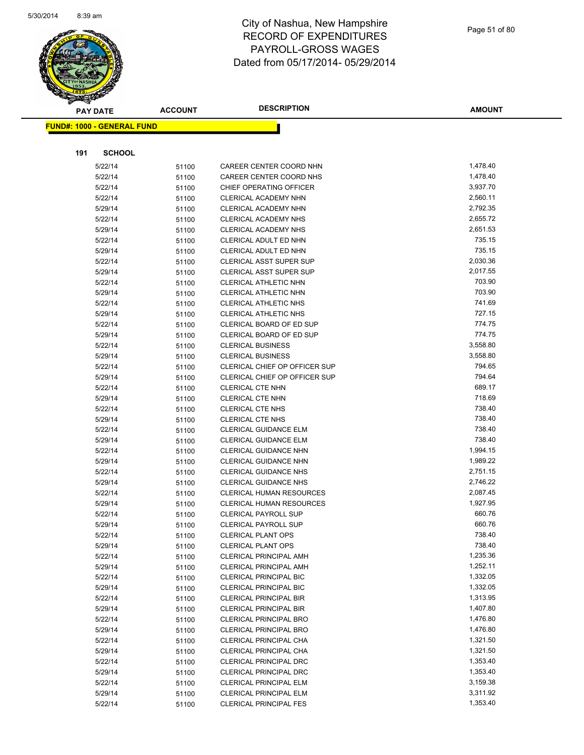# City of Nashua, New Hampshire
# RECORD OF EXPENDITURES
# PAYROLL-GROSS WAGES
# Dated from 05/17/2014- 05/29/2014

**FUND#: 1000 - GENERAL FUND**

**191 SCHOOL**

| PAY DATE | ACCOUNT | DESCRIPTION | AMOUNT |
|---|---|---|---|
| 5/22/14 | 51100 | CAREER CENTER COORD NHN | 1,478.40 |
| 5/22/14 | 51100 | CAREER CENTER COORD NHS | 1,478.40 |
| 5/22/14 | 51100 | CHIEF OPERATING OFFICER | 3,937.70 |
| 5/22/14 | 51100 | CLERICAL ACADEMY NHN | 2,560.11 |
| 5/29/14 | 51100 | CLERICAL ACADEMY NHN | 2,792.35 |
| 5/22/14 | 51100 | CLERICAL ACADEMY NHS | 2,655.72 |
| 5/29/14 | 51100 | CLERICAL ACADEMY NHS | 2,651.53 |
| 5/22/14 | 51100 | CLERICAL ADULT ED NHN | 735.15 |
| 5/29/14 | 51100 | CLERICAL ADULT ED NHN | 735.15 |
| 5/22/14 | 51100 | CLERICAL ASST SUPER SUP | 2,030.36 |
| 5/29/14 | 51100 | CLERICAL ASST SUPER SUP | 2,017.55 |
| 5/22/14 | 51100 | CLERICAL ATHLETIC NHN | 703.90 |
| 5/29/14 | 51100 | CLERICAL ATHLETIC NHN | 703.90 |
| 5/22/14 | 51100 | CLERICAL ATHLETIC NHS | 741.69 |
| 5/29/14 | 51100 | CLERICAL ATHLETIC NHS | 727.15 |
| 5/22/14 | 51100 | CLERICAL BOARD OF ED SUP | 774.75 |
| 5/29/14 | 51100 | CLERICAL BOARD OF ED SUP | 774.75 |
| 5/22/14 | 51100 | CLERICAL BUSINESS | 3,558.80 |
| 5/29/14 | 51100 | CLERICAL BUSINESS | 3,558.80 |
| 5/22/14 | 51100 | CLERICAL CHIEF OP OFFICER SUP | 794.65 |
| 5/29/14 | 51100 | CLERICAL CHIEF OP OFFICER SUP | 794.64 |
| 5/22/14 | 51100 | CLERICAL CTE NHN | 689.17 |
| 5/29/14 | 51100 | CLERICAL CTE NHN | 718.69 |
| 5/22/14 | 51100 | CLERICAL CTE NHS | 738.40 |
| 5/29/14 | 51100 | CLERICAL CTE NHS | 738.40 |
| 5/22/14 | 51100 | CLERICAL GUIDANCE ELM | 738.40 |
| 5/29/14 | 51100 | CLERICAL GUIDANCE ELM | 738.40 |
| 5/22/14 | 51100 | CLERICAL GUIDANCE NHN | 1,994.15 |
| 5/29/14 | 51100 | CLERICAL GUIDANCE NHN | 1,989.22 |
| 5/22/14 | 51100 | CLERICAL GUIDANCE NHS | 2,751.15 |
| 5/29/14 | 51100 | CLERICAL GUIDANCE NHS | 2,746.22 |
| 5/22/14 | 51100 | CLERICAL HUMAN RESOURCES | 2,087.45 |
| 5/29/14 | 51100 | CLERICAL HUMAN RESOURCES | 1,927.95 |
| 5/22/14 | 51100 | CLERICAL PAYROLL SUP | 660.76 |
| 5/29/14 | 51100 | CLERICAL PAYROLL SUP | 660.76 |
| 5/22/14 | 51100 | CLERICAL PLANT OPS | 738.40 |
| 5/29/14 | 51100 | CLERICAL PLANT OPS | 738.40 |
| 5/22/14 | 51100 | CLERICAL PRINCIPAL AMH | 1,235.36 |
| 5/29/14 | 51100 | CLERICAL PRINCIPAL AMH | 1,252.11 |
| 5/22/14 | 51100 | CLERICAL PRINCIPAL BIC | 1,332.05 |
| 5/29/14 | 51100 | CLERICAL PRINCIPAL BIC | 1,332.05 |
| 5/22/14 | 51100 | CLERICAL PRINCIPAL BIR | 1,313.95 |
| 5/29/14 | 51100 | CLERICAL PRINCIPAL BIR | 1,407.80 |
| 5/22/14 | 51100 | CLERICAL PRINCIPAL BRO | 1,476.80 |
| 5/29/14 | 51100 | CLERICAL PRINCIPAL BRO | 1,476.80 |
| 5/22/14 | 51100 | CLERICAL PRINCIPAL CHA | 1,321.50 |
| 5/29/14 | 51100 | CLERICAL PRINCIPAL CHA | 1,321.50 |
| 5/22/14 | 51100 | CLERICAL PRINCIPAL DRC | 1,353.40 |
| 5/29/14 | 51100 | CLERICAL PRINCIPAL DRC | 1,353.40 |
| 5/22/14 | 51100 | CLERICAL PRINCIPAL ELM | 3,159.38 |
| 5/29/14 | 51100 | CLERICAL PRINCIPAL ELM | 3,311.92 |
| 5/22/14 | 51100 | CLERICAL PRINCIPAL FES | 1,353.40 |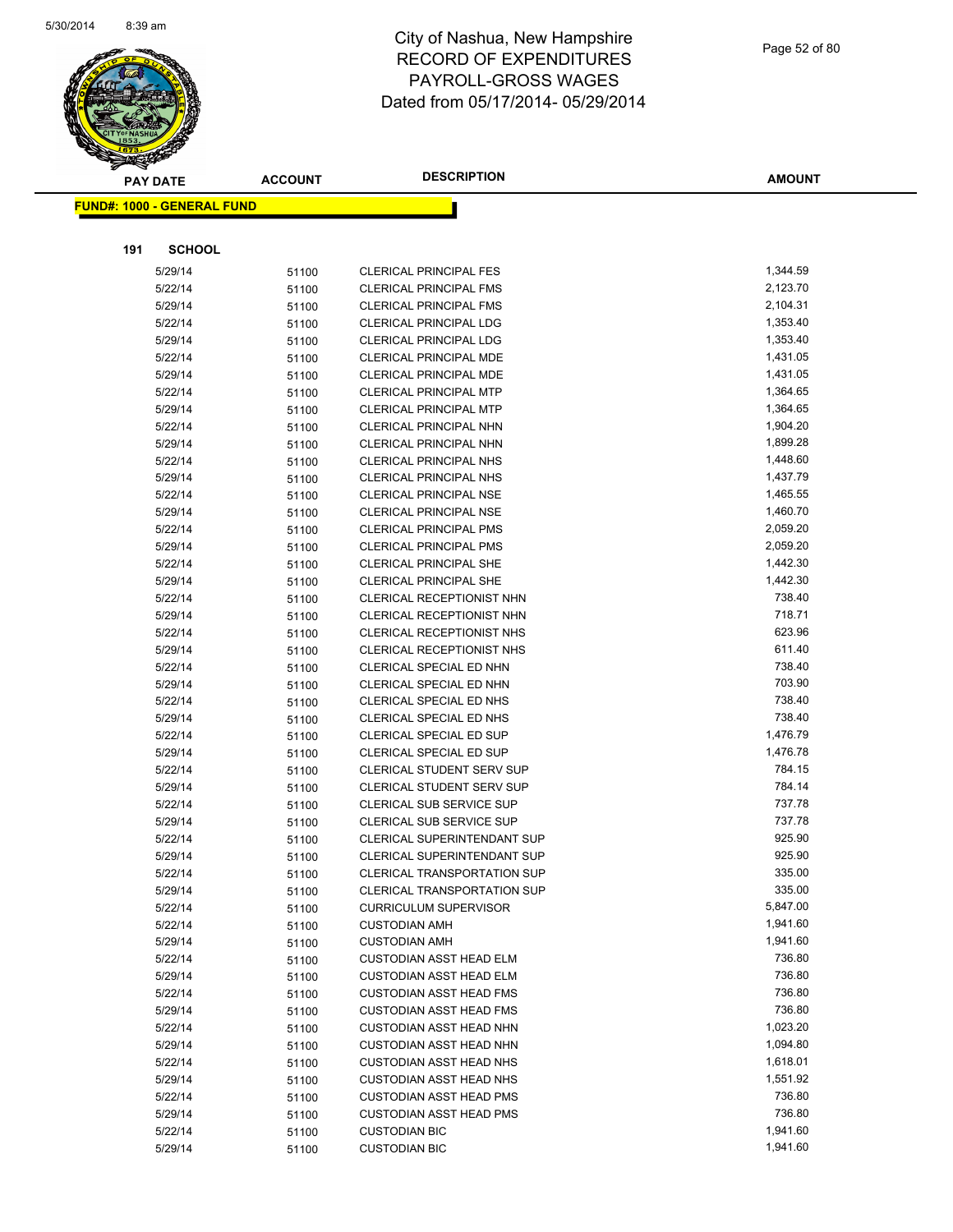# City of Nashua, New Hampshire
# RECORD OF EXPENDITURES
# PAYROLL-GROSS WAGES
# Dated from 05/17/2014- 05/29/2014

**FUND#: 1000 - GENERAL FUND**

**191 SCHOOL**

| PAY DATE | ACCOUNT | DESCRIPTION | AMOUNT |
|---|---|---|---|
| 5/29/14 | 51100 | CLERICAL PRINCIPAL FES | 1,344.59 |
| 5/22/14 | 51100 | CLERICAL PRINCIPAL FMS | 2,123.70 |
| 5/29/14 | 51100 | CLERICAL PRINCIPAL FMS | 2,104.31 |
| 5/22/14 | 51100 | CLERICAL PRINCIPAL LDG | 1,353.40 |
| 5/29/14 | 51100 | CLERICAL PRINCIPAL LDG | 1,353.40 |
| 5/22/14 | 51100 | CLERICAL PRINCIPAL MDE | 1,431.05 |
| 5/29/14 | 51100 | CLERICAL PRINCIPAL MDE | 1,431.05 |
| 5/22/14 | 51100 | CLERICAL PRINCIPAL MTP | 1,364.65 |
| 5/29/14 | 51100 | CLERICAL PRINCIPAL MTP | 1,364.65 |
| 5/22/14 | 51100 | CLERICAL PRINCIPAL NHN | 1,904.20 |
| 5/29/14 | 51100 | CLERICAL PRINCIPAL NHN | 1,899.28 |
| 5/22/14 | 51100 | CLERICAL PRINCIPAL NHS | 1,448.60 |
| 5/29/14 | 51100 | CLERICAL PRINCIPAL NHS | 1,437.79 |
| 5/22/14 | 51100 | CLERICAL PRINCIPAL NSE | 1,465.55 |
| 5/29/14 | 51100 | CLERICAL PRINCIPAL NSE | 1,460.70 |
| 5/22/14 | 51100 | CLERICAL PRINCIPAL PMS | 2,059.20 |
| 5/29/14 | 51100 | CLERICAL PRINCIPAL PMS | 2,059.20 |
| 5/22/14 | 51100 | CLERICAL PRINCIPAL SHE | 1,442.30 |
| 5/29/14 | 51100 | CLERICAL PRINCIPAL SHE | 1,442.30 |
| 5/22/14 | 51100 | CLERICAL RECEPTIONIST NHN | 738.40 |
| 5/29/14 | 51100 | CLERICAL RECEPTIONIST NHN | 718.71 |
| 5/22/14 | 51100 | CLERICAL RECEPTIONIST NHS | 623.96 |
| 5/29/14 | 51100 | CLERICAL RECEPTIONIST NHS | 611.40 |
| 5/22/14 | 51100 | CLERICAL SPECIAL ED NHN | 738.40 |
| 5/29/14 | 51100 | CLERICAL SPECIAL ED NHN | 703.90 |
| 5/22/14 | 51100 | CLERICAL SPECIAL ED NHS | 738.40 |
| 5/29/14 | 51100 | CLERICAL SPECIAL ED NHS | 738.40 |
| 5/22/14 | 51100 | CLERICAL SPECIAL ED SUP | 1,476.79 |
| 5/29/14 | 51100 | CLERICAL SPECIAL ED SUP | 1,476.78 |
| 5/22/14 | 51100 | CLERICAL STUDENT SERV SUP | 784.15 |
| 5/29/14 | 51100 | CLERICAL STUDENT SERV SUP | 784.14 |
| 5/22/14 | 51100 | CLERICAL SUB SERVICE SUP | 737.78 |
| 5/29/14 | 51100 | CLERICAL SUB SERVICE SUP | 737.78 |
| 5/22/14 | 51100 | CLERICAL SUPERINTENDANT SUP | 925.90 |
| 5/29/14 | 51100 | CLERICAL SUPERINTENDANT SUP | 925.90 |
| 5/22/14 | 51100 | CLERICAL TRANSPORTATION SUP | 335.00 |
| 5/29/14 | 51100 | CLERICAL TRANSPORTATION SUP | 335.00 |
| 5/22/14 | 51100 | CURRICULUM SUPERVISOR | 5,847.00 |
| 5/22/14 | 51100 | CUSTODIAN AMH | 1,941.60 |
| 5/29/14 | 51100 | CUSTODIAN AMH | 1,941.60 |
| 5/22/14 | 51100 | CUSTODIAN ASST HEAD ELM | 736.80 |
| 5/29/14 | 51100 | CUSTODIAN ASST HEAD ELM | 736.80 |
| 5/22/14 | 51100 | CUSTODIAN ASST HEAD FMS | 736.80 |
| 5/29/14 | 51100 | CUSTODIAN ASST HEAD FMS | 736.80 |
| 5/22/14 | 51100 | CUSTODIAN ASST HEAD NHN | 1,023.20 |
| 5/29/14 | 51100 | CUSTODIAN ASST HEAD NHN | 1,094.80 |
| 5/22/14 | 51100 | CUSTODIAN ASST HEAD NHS | 1,618.01 |
| 5/29/14 | 51100 | CUSTODIAN ASST HEAD NHS | 1,551.92 |
| 5/22/14 | 51100 | CUSTODIAN ASST HEAD PMS | 736.80 |
| 5/29/14 | 51100 | CUSTODIAN ASST HEAD PMS | 736.80 |
| 5/22/14 | 51100 | CUSTODIAN BIC | 1,941.60 |
| 5/29/14 | 51100 | CUSTODIAN BIC | 1,941.60 |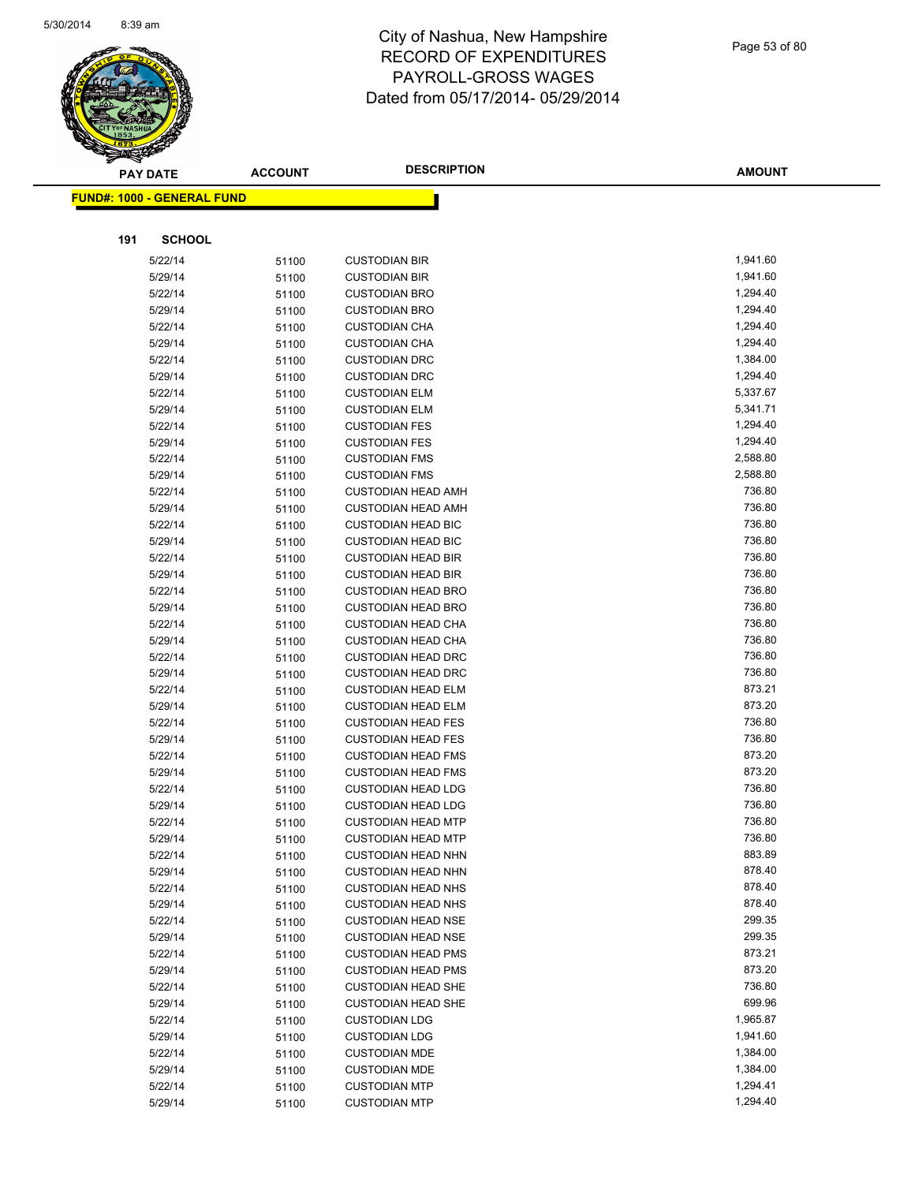# City of Nashua, New Hampshire
## RECORD OF EXPENDITURES
## PAYROLL-GROSS WAGES
## Dated from 05/17/2014- 05/29/2014

**FUND#: 1000 - GENERAL FUND**

**191 SCHOOL**

| PAY DATE | ACCOUNT | DESCRIPTION | AMOUNT |
|---|---|---|---|
| 5/22/14 | 51100 | CUSTODIAN BIR | 1,941.60 |
| 5/29/14 | 51100 | CUSTODIAN BIR | 1,941.60 |
| 5/22/14 | 51100 | CUSTODIAN BRO | 1,294.40 |
| 5/29/14 | 51100 | CUSTODIAN BRO | 1,294.40 |
| 5/22/14 | 51100 | CUSTODIAN CHA | 1,294.40 |
| 5/29/14 | 51100 | CUSTODIAN CHA | 1,294.40 |
| 5/22/14 | 51100 | CUSTODIAN DRC | 1,384.00 |
| 5/29/14 | 51100 | CUSTODIAN DRC | 1,294.40 |
| 5/22/14 | 51100 | CUSTODIAN ELM | 5,337.67 |
| 5/29/14 | 51100 | CUSTODIAN ELM | 5,341.71 |
| 5/22/14 | 51100 | CUSTODIAN FES | 1,294.40 |
| 5/29/14 | 51100 | CUSTODIAN FES | 1,294.40 |
| 5/22/14 | 51100 | CUSTODIAN FMS | 2,588.80 |
| 5/29/14 | 51100 | CUSTODIAN FMS | 2,588.80 |
| 5/22/14 | 51100 | CUSTODIAN HEAD AMH | 736.80 |
| 5/29/14 | 51100 | CUSTODIAN HEAD AMH | 736.80 |
| 5/22/14 | 51100 | CUSTODIAN HEAD BIC | 736.80 |
| 5/29/14 | 51100 | CUSTODIAN HEAD BIC | 736.80 |
| 5/22/14 | 51100 | CUSTODIAN HEAD BIR | 736.80 |
| 5/29/14 | 51100 | CUSTODIAN HEAD BIR | 736.80 |
| 5/22/14 | 51100 | CUSTODIAN HEAD BRO | 736.80 |
| 5/29/14 | 51100 | CUSTODIAN HEAD BRO | 736.80 |
| 5/22/14 | 51100 | CUSTODIAN HEAD CHA | 736.80 |
| 5/29/14 | 51100 | CUSTODIAN HEAD CHA | 736.80 |
| 5/22/14 | 51100 | CUSTODIAN HEAD DRC | 736.80 |
| 5/29/14 | 51100 | CUSTODIAN HEAD DRC | 736.80 |
| 5/22/14 | 51100 | CUSTODIAN HEAD ELM | 873.21 |
| 5/29/14 | 51100 | CUSTODIAN HEAD ELM | 873.20 |
| 5/22/14 | 51100 | CUSTODIAN HEAD FES | 736.80 |
| 5/29/14 | 51100 | CUSTODIAN HEAD FES | 736.80 |
| 5/22/14 | 51100 | CUSTODIAN HEAD FMS | 873.20 |
| 5/29/14 | 51100 | CUSTODIAN HEAD FMS | 873.20 |
| 5/22/14 | 51100 | CUSTODIAN HEAD LDG | 736.80 |
| 5/29/14 | 51100 | CUSTODIAN HEAD LDG | 736.80 |
| 5/22/14 | 51100 | CUSTODIAN HEAD MTP | 736.80 |
| 5/29/14 | 51100 | CUSTODIAN HEAD MTP | 736.80 |
| 5/22/14 | 51100 | CUSTODIAN HEAD NHN | 883.89 |
| 5/29/14 | 51100 | CUSTODIAN HEAD NHN | 878.40 |
| 5/22/14 | 51100 | CUSTODIAN HEAD NHS | 878.40 |
| 5/29/14 | 51100 | CUSTODIAN HEAD NHS | 878.40 |
| 5/22/14 | 51100 | CUSTODIAN HEAD NSE | 299.35 |
| 5/29/14 | 51100 | CUSTODIAN HEAD NSE | 299.35 |
| 5/22/14 | 51100 | CUSTODIAN HEAD PMS | 873.21 |
| 5/29/14 | 51100 | CUSTODIAN HEAD PMS | 873.20 |
| 5/22/14 | 51100 | CUSTODIAN HEAD SHE | 736.80 |
| 5/29/14 | 51100 | CUSTODIAN HEAD SHE | 699.96 |
| 5/22/14 | 51100 | CUSTODIAN LDG | 1,965.87 |
| 5/29/14 | 51100 | CUSTODIAN LDG | 1,941.60 |
| 5/22/14 | 51100 | CUSTODIAN MDE | 1,384.00 |
| 5/29/14 | 51100 | CUSTODIAN MDE | 1,384.00 |
| 5/22/14 | 51100 | CUSTODIAN MTP | 1,294.41 |
| 5/29/14 | 51100 | CUSTODIAN MTP | 1,294.40 |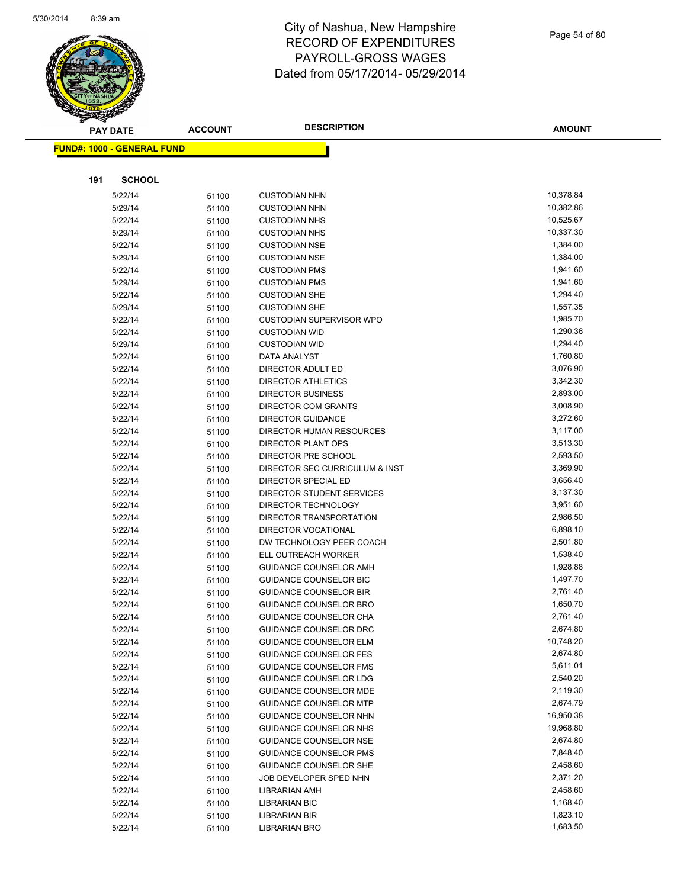# City of Nashua, New Hampshire
## RECORD OF EXPENDITURES
## PAYROLL-GROSS WAGES
## Dated from 05/17/2014- 05/29/2014

**FUND#: 1000 - GENERAL FUND**

**191 SCHOOL**

| PAY DATE | ACCOUNT | DESCRIPTION | AMOUNT |
|---|---|---|---|
| 5/22/14 | 51100 | CUSTODIAN NHN | 10,378.84 |
| 5/29/14 | 51100 | CUSTODIAN NHN | 10,382.86 |
| 5/22/14 | 51100 | CUSTODIAN NHS | 10,525.67 |
| 5/29/14 | 51100 | CUSTODIAN NHS | 10,337.30 |
| 5/22/14 | 51100 | CUSTODIAN NSE | 1,384.00 |
| 5/29/14 | 51100 | CUSTODIAN NSE | 1,384.00 |
| 5/22/14 | 51100 | CUSTODIAN PMS | 1,941.60 |
| 5/29/14 | 51100 | CUSTODIAN PMS | 1,941.60 |
| 5/22/14 | 51100 | CUSTODIAN SHE | 1,294.40 |
| 5/29/14 | 51100 | CUSTODIAN SHE | 1,557.35 |
| 5/22/14 | 51100 | CUSTODIAN SUPERVISOR WPO | 1,985.70 |
| 5/22/14 | 51100 | CUSTODIAN WID | 1,290.36 |
| 5/29/14 | 51100 | CUSTODIAN WID | 1,294.40 |
| 5/22/14 | 51100 | DATA ANALYST | 1,760.80 |
| 5/22/14 | 51100 | DIRECTOR ADULT ED | 3,076.90 |
| 5/22/14 | 51100 | DIRECTOR ATHLETICS | 3,342.30 |
| 5/22/14 | 51100 | DIRECTOR BUSINESS | 2,893.00 |
| 5/22/14 | 51100 | DIRECTOR COM GRANTS | 3,008.90 |
| 5/22/14 | 51100 | DIRECTOR GUIDANCE | 3,272.60 |
| 5/22/14 | 51100 | DIRECTOR HUMAN RESOURCES | 3,117.00 |
| 5/22/14 | 51100 | DIRECTOR PLANT OPS | 3,513.30 |
| 5/22/14 | 51100 | DIRECTOR PRE SCHOOL | 2,593.50 |
| 5/22/14 | 51100 | DIRECTOR SEC CURRICULUM & INST | 3,369.90 |
| 5/22/14 | 51100 | DIRECTOR SPECIAL ED | 3,656.40 |
| 5/22/14 | 51100 | DIRECTOR STUDENT SERVICES | 3,137.30 |
| 5/22/14 | 51100 | DIRECTOR TECHNOLOGY | 3,951.60 |
| 5/22/14 | 51100 | DIRECTOR TRANSPORTATION | 2,986.50 |
| 5/22/14 | 51100 | DIRECTOR VOCATIONAL | 6,898.10 |
| 5/22/14 | 51100 | DW TECHNOLOGY PEER COACH | 2,501.80 |
| 5/22/14 | 51100 | ELL OUTREACH WORKER | 1,538.40 |
| 5/22/14 | 51100 | GUIDANCE COUNSELOR AMH | 1,928.88 |
| 5/22/14 | 51100 | GUIDANCE COUNSELOR BIC | 1,497.70 |
| 5/22/14 | 51100 | GUIDANCE COUNSELOR BIR | 2,761.40 |
| 5/22/14 | 51100 | GUIDANCE COUNSELOR BRO | 1,650.70 |
| 5/22/14 | 51100 | GUIDANCE COUNSELOR CHA | 2,761.40 |
| 5/22/14 | 51100 | GUIDANCE COUNSELOR DRC | 2,674.80 |
| 5/22/14 | 51100 | GUIDANCE COUNSELOR ELM | 10,748.20 |
| 5/22/14 | 51100 | GUIDANCE COUNSELOR FES | 2,674.80 |
| 5/22/14 | 51100 | GUIDANCE COUNSELOR FMS | 5,611.01 |
| 5/22/14 | 51100 | GUIDANCE COUNSELOR LDG | 2,540.20 |
| 5/22/14 | 51100 | GUIDANCE COUNSELOR MDE | 2,119.30 |
| 5/22/14 | 51100 | GUIDANCE COUNSELOR MTP | 2,674.79 |
| 5/22/14 | 51100 | GUIDANCE COUNSELOR NHN | 16,950.38 |
| 5/22/14 | 51100 | GUIDANCE COUNSELOR NHS | 19,968.80 |
| 5/22/14 | 51100 | GUIDANCE COUNSELOR NSE | 2,674.80 |
| 5/22/14 | 51100 | GUIDANCE COUNSELOR PMS | 7,848.40 |
| 5/22/14 | 51100 | GUIDANCE COUNSELOR SHE | 2,458.60 |
| 5/22/14 | 51100 | JOB DEVELOPER SPED NHN | 2,371.20 |
| 5/22/14 | 51100 | LIBRARIAN AMH | 2,458.60 |
| 5/22/14 | 51100 | LIBRARIAN BIC | 1,168.40 |
| 5/22/14 | 51100 | LIBRARIAN BIR | 1,823.10 |
| 5/22/14 | 51100 | LIBRARIAN BRO | 1,683.50 |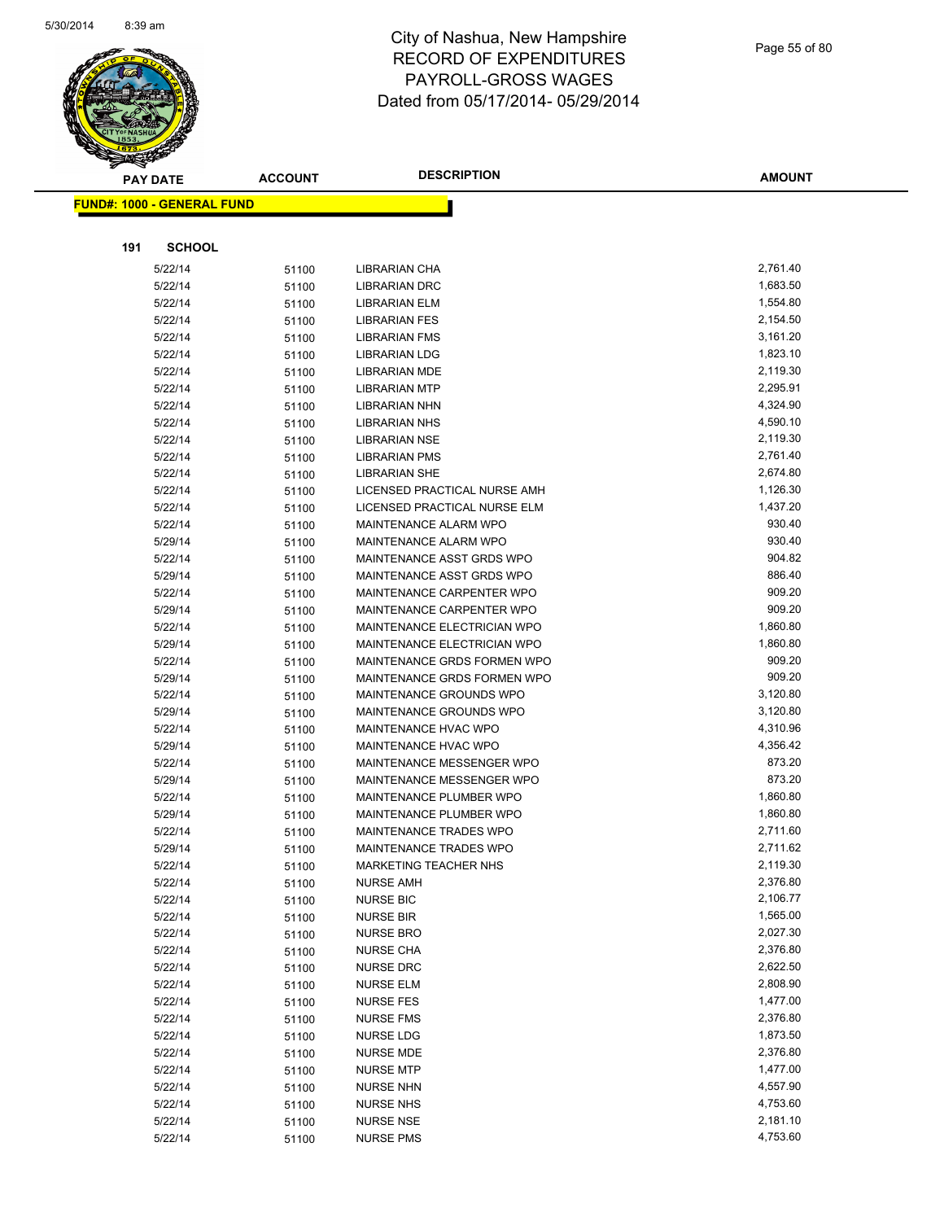# City of Nashua, New Hampshire
# RECORD OF EXPENDITURES
# PAYROLL-GROSS WAGES
# Dated from 05/17/2014- 05/29/2014

**FUND#: 1000 - GENERAL FUND**

**191 SCHOOL**

| PAY DATE | ACCOUNT | DESCRIPTION | AMOUNT |
|---|---|---|---|
| 5/22/14 | 51100 | LIBRARIAN CHA | 2,761.40 |
| 5/22/14 | 51100 | LIBRARIAN DRC | 1,683.50 |
| 5/22/14 | 51100 | LIBRARIAN ELM | 1,554.80 |
| 5/22/14 | 51100 | LIBRARIAN FES | 2,154.50 |
| 5/22/14 | 51100 | LIBRARIAN FMS | 3,161.20 |
| 5/22/14 | 51100 | LIBRARIAN LDG | 1,823.10 |
| 5/22/14 | 51100 | LIBRARIAN MDE | 2,119.30 |
| 5/22/14 | 51100 | LIBRARIAN MTP | 2,295.91 |
| 5/22/14 | 51100 | LIBRARIAN NHN | 4,324.90 |
| 5/22/14 | 51100 | LIBRARIAN NHS | 4,590.10 |
| 5/22/14 | 51100 | LIBRARIAN NSE | 2,119.30 |
| 5/22/14 | 51100 | LIBRARIAN PMS | 2,761.40 |
| 5/22/14 | 51100 | LIBRARIAN SHE | 2,674.80 |
| 5/22/14 | 51100 | LICENSED PRACTICAL NURSE AMH | 1,126.30 |
| 5/22/14 | 51100 | LICENSED PRACTICAL NURSE ELM | 1,437.20 |
| 5/22/14 | 51100 | MAINTENANCE ALARM WPO | 930.40 |
| 5/29/14 | 51100 | MAINTENANCE ALARM WPO | 930.40 |
| 5/22/14 | 51100 | MAINTENANCE ASST GRDS WPO | 904.82 |
| 5/29/14 | 51100 | MAINTENANCE ASST GRDS WPO | 886.40 |
| 5/22/14 | 51100 | MAINTENANCE CARPENTER WPO | 909.20 |
| 5/29/14 | 51100 | MAINTENANCE CARPENTER WPO | 909.20 |
| 5/22/14 | 51100 | MAINTENANCE ELECTRICIAN WPO | 1,860.80 |
| 5/29/14 | 51100 | MAINTENANCE ELECTRICIAN WPO | 1,860.80 |
| 5/22/14 | 51100 | MAINTENANCE GRDS FORMEN WPO | 909.20 |
| 5/29/14 | 51100 | MAINTENANCE GRDS FORMEN WPO | 909.20 |
| 5/22/14 | 51100 | MAINTENANCE GROUNDS WPO | 3,120.80 |
| 5/29/14 | 51100 | MAINTENANCE GROUNDS WPO | 3,120.80 |
| 5/22/14 | 51100 | MAINTENANCE HVAC WPO | 4,310.96 |
| 5/29/14 | 51100 | MAINTENANCE HVAC WPO | 4,356.42 |
| 5/22/14 | 51100 | MAINTENANCE MESSENGER WPO | 873.20 |
| 5/29/14 | 51100 | MAINTENANCE MESSENGER WPO | 873.20 |
| 5/22/14 | 51100 | MAINTENANCE PLUMBER WPO | 1,860.80 |
| 5/29/14 | 51100 | MAINTENANCE PLUMBER WPO | 1,860.80 |
| 5/22/14 | 51100 | MAINTENANCE TRADES WPO | 2,711.60 |
| 5/29/14 | 51100 | MAINTENANCE TRADES WPO | 2,711.62 |
| 5/22/14 | 51100 | MARKETING TEACHER NHS | 2,119.30 |
| 5/22/14 | 51100 | NURSE AMH | 2,376.80 |
| 5/22/14 | 51100 | NURSE BIC | 2,106.77 |
| 5/22/14 | 51100 | NURSE BIR | 1,565.00 |
| 5/22/14 | 51100 | NURSE BRO | 2,027.30 |
| 5/22/14 | 51100 | NURSE CHA | 2,376.80 |
| 5/22/14 | 51100 | NURSE DRC | 2,622.50 |
| 5/22/14 | 51100 | NURSE ELM | 2,808.90 |
| 5/22/14 | 51100 | NURSE FES | 1,477.00 |
| 5/22/14 | 51100 | NURSE FMS | 2,376.80 |
| 5/22/14 | 51100 | NURSE LDG | 1,873.50 |
| 5/22/14 | 51100 | NURSE MDE | 2,376.80 |
| 5/22/14 | 51100 | NURSE MTP | 1,477.00 |
| 5/22/14 | 51100 | NURSE NHN | 4,557.90 |
| 5/22/14 | 51100 | NURSE NHS | 4,753.60 |
| 5/22/14 | 51100 | NURSE NSE | 2,181.10 |
| 5/22/14 | 51100 | NURSE PMS | 4,753.60 |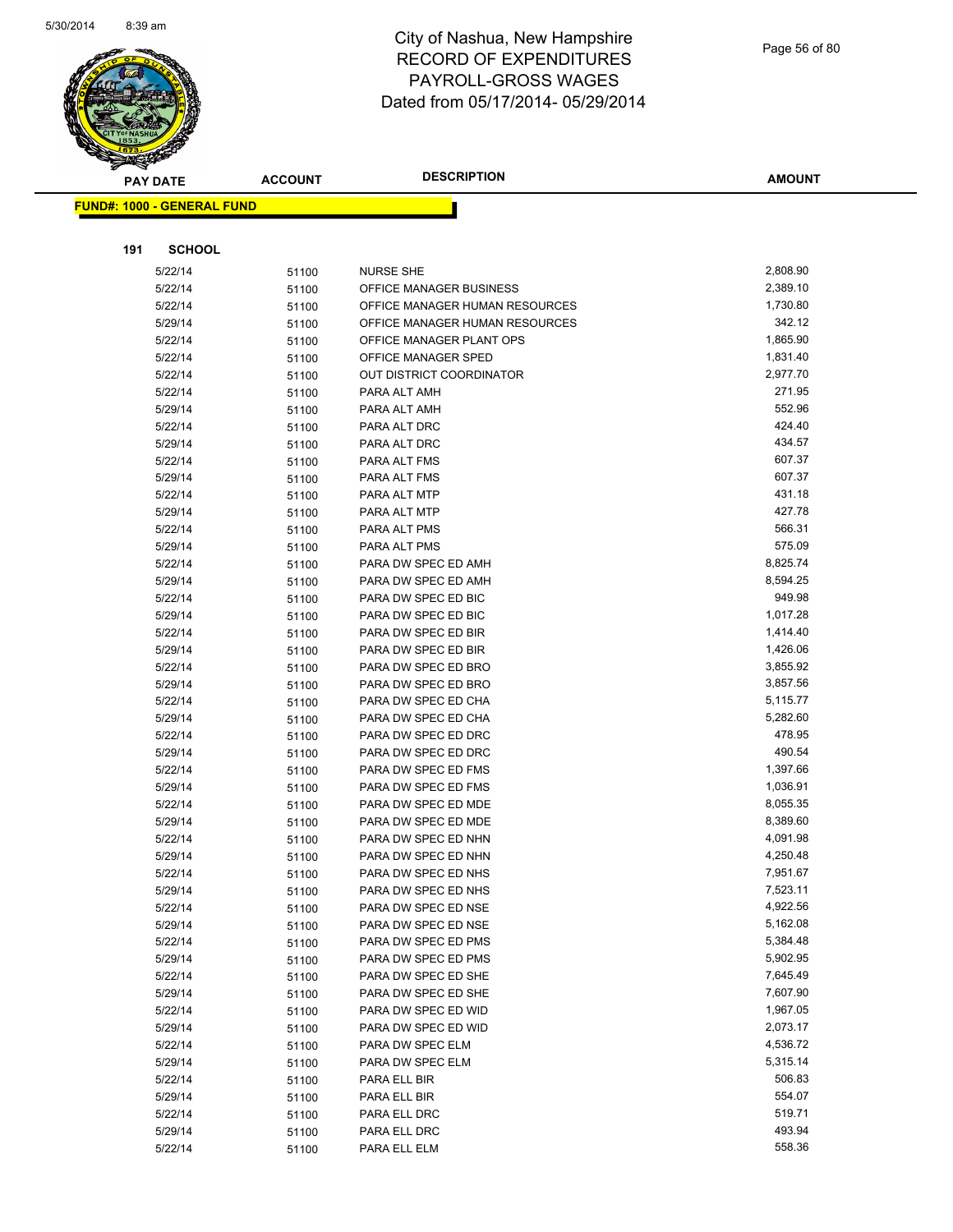# City of Nashua, New Hampshire
# RECORD OF EXPENDITURES
# PAYROLL-GROSS WAGES
# Dated from 05/17/2014- 05/29/2014

| PAY DATE | ACCOUNT | DESCRIPTION | AMOUNT |
|---|---|---|---|

**FUND#: 1000 - GENERAL FUND**

**191 SCHOOL**

| PAY DATE | ACCOUNT | DESCRIPTION | AMOUNT |
|---|---|---|---|
| 5/22/14 | 51100 | NURSE SHE | 2,808.90 |
| 5/22/14 | 51100 | OFFICE MANAGER BUSINESS | 2,389.10 |
| 5/22/14 | 51100 | OFFICE MANAGER HUMAN RESOURCES | 1,730.80 |
| 5/29/14 | 51100 | OFFICE MANAGER HUMAN RESOURCES | 342.12 |
| 5/22/14 | 51100 | OFFICE MANAGER PLANT OPS | 1,865.90 |
| 5/22/14 | 51100 | OFFICE MANAGER SPED | 1,831.40 |
| 5/22/14 | 51100 | OUT DISTRICT COORDINATOR | 2,977.70 |
| 5/22/14 | 51100 | PARA ALT AMH | 271.95 |
| 5/29/14 | 51100 | PARA ALT AMH | 552.96 |
| 5/22/14 | 51100 | PARA ALT DRC | 424.40 |
| 5/29/14 | 51100 | PARA ALT DRC | 434.57 |
| 5/22/14 | 51100 | PARA ALT FMS | 607.37 |
| 5/29/14 | 51100 | PARA ALT FMS | 607.37 |
| 5/22/14 | 51100 | PARA ALT MTP | 431.18 |
| 5/29/14 | 51100 | PARA ALT MTP | 427.78 |
| 5/22/14 | 51100 | PARA ALT PMS | 566.31 |
| 5/29/14 | 51100 | PARA ALT PMS | 575.09 |
| 5/22/14 | 51100 | PARA DW SPEC ED AMH | 8,825.74 |
| 5/29/14 | 51100 | PARA DW SPEC ED AMH | 8,594.25 |
| 5/22/14 | 51100 | PARA DW SPEC ED BIC | 949.98 |
| 5/29/14 | 51100 | PARA DW SPEC ED BIC | 1,017.28 |
| 5/22/14 | 51100 | PARA DW SPEC ED BIR | 1,414.40 |
| 5/29/14 | 51100 | PARA DW SPEC ED BIR | 1,426.06 |
| 5/22/14 | 51100 | PARA DW SPEC ED BRO | 3,855.92 |
| 5/29/14 | 51100 | PARA DW SPEC ED BRO | 3,857.56 |
| 5/22/14 | 51100 | PARA DW SPEC ED CHA | 5,115.77 |
| 5/29/14 | 51100 | PARA DW SPEC ED CHA | 5,282.60 |
| 5/22/14 | 51100 | PARA DW SPEC ED DRC | 478.95 |
| 5/29/14 | 51100 | PARA DW SPEC ED DRC | 490.54 |
| 5/22/14 | 51100 | PARA DW SPEC ED FMS | 1,397.66 |
| 5/29/14 | 51100 | PARA DW SPEC ED FMS | 1,036.91 |
| 5/22/14 | 51100 | PARA DW SPEC ED MDE | 8,055.35 |
| 5/29/14 | 51100 | PARA DW SPEC ED MDE | 8,389.60 |
| 5/22/14 | 51100 | PARA DW SPEC ED NHN | 4,091.98 |
| 5/29/14 | 51100 | PARA DW SPEC ED NHN | 4,250.48 |
| 5/22/14 | 51100 | PARA DW SPEC ED NHS | 7,951.67 |
| 5/29/14 | 51100 | PARA DW SPEC ED NHS | 7,523.11 |
| 5/22/14 | 51100 | PARA DW SPEC ED NSE | 4,922.56 |
| 5/29/14 | 51100 | PARA DW SPEC ED NSE | 5,162.08 |
| 5/22/14 | 51100 | PARA DW SPEC ED PMS | 5,384.48 |
| 5/29/14 | 51100 | PARA DW SPEC ED PMS | 5,902.95 |
| 5/22/14 | 51100 | PARA DW SPEC ED SHE | 7,645.49 |
| 5/29/14 | 51100 | PARA DW SPEC ED SHE | 7,607.90 |
| 5/22/14 | 51100 | PARA DW SPEC ED WID | 1,967.05 |
| 5/29/14 | 51100 | PARA DW SPEC ED WID | 2,073.17 |
| 5/22/14 | 51100 | PARA DW SPEC ELM | 4,536.72 |
| 5/29/14 | 51100 | PARA DW SPEC ELM | 5,315.14 |
| 5/22/14 | 51100 | PARA ELL BIR | 506.83 |
| 5/29/14 | 51100 | PARA ELL BIR | 554.07 |
| 5/22/14 | 51100 | PARA ELL DRC | 519.71 |
| 5/29/14 | 51100 | PARA ELL DRC | 493.94 |
| 5/22/14 | 51100 | PARA ELL ELM | 558.36 |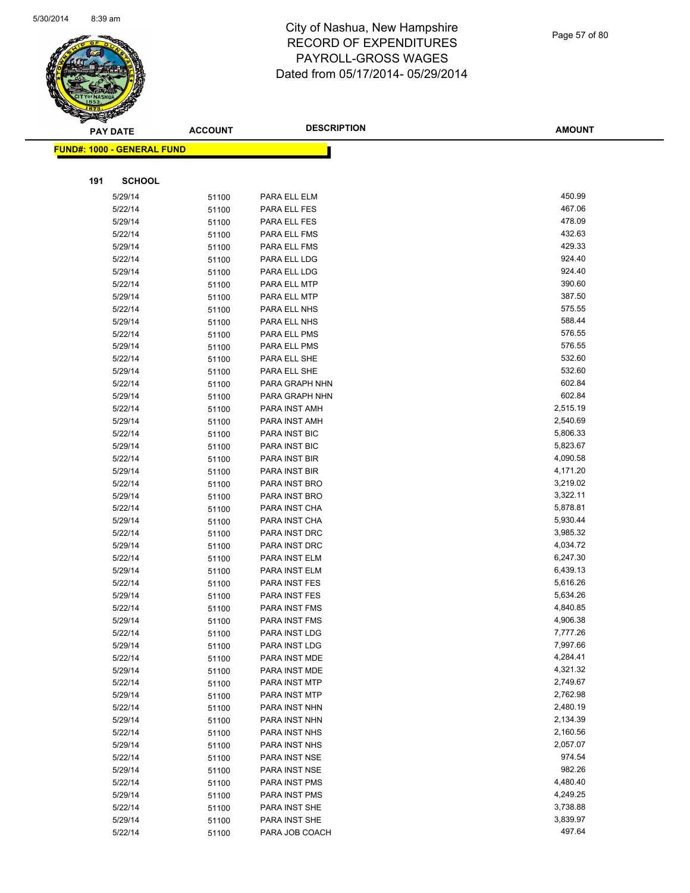# City of Nashua, New Hampshire
# RECORD OF EXPENDITURES
# PAYROLL-GROSS WAGES
# Dated from 05/17/2014- 05/29/2014

| PAY DATE | ACCOUNT | DESCRIPTION | AMOUNT |
|---|---|---|---|

**FUND#: 1000 - GENERAL FUND**

**191 SCHOOL**

| PAY DATE | ACCOUNT | DESCRIPTION | AMOUNT |
|---|---|---|---|
| 5/29/14 | 51100 | PARA ELL ELM | 450.99 |
| 5/22/14 | 51100 | PARA ELL FES | 467.06 |
| 5/29/14 | 51100 | PARA ELL FES | 478.09 |
| 5/22/14 | 51100 | PARA ELL FMS | 432.63 |
| 5/29/14 | 51100 | PARA ELL FMS | 429.33 |
| 5/22/14 | 51100 | PARA ELL LDG | 924.40 |
| 5/29/14 | 51100 | PARA ELL LDG | 924.40 |
| 5/22/14 | 51100 | PARA ELL MTP | 390.60 |
| 5/29/14 | 51100 | PARA ELL MTP | 387.50 |
| 5/22/14 | 51100 | PARA ELL NHS | 575.55 |
| 5/29/14 | 51100 | PARA ELL NHS | 588.44 |
| 5/22/14 | 51100 | PARA ELL PMS | 576.55 |
| 5/29/14 | 51100 | PARA ELL PMS | 576.55 |
| 5/22/14 | 51100 | PARA ELL SHE | 532.60 |
| 5/29/14 | 51100 | PARA ELL SHE | 532.60 |
| 5/22/14 | 51100 | PARA GRAPH NHN | 602.84 |
| 5/29/14 | 51100 | PARA GRAPH NHN | 602.84 |
| 5/22/14 | 51100 | PARA INST AMH | 2,515.19 |
| 5/29/14 | 51100 | PARA INST AMH | 2,540.69 |
| 5/22/14 | 51100 | PARA INST BIC | 5,806.33 |
| 5/29/14 | 51100 | PARA INST BIC | 5,823.67 |
| 5/22/14 | 51100 | PARA INST BIR | 4,090.58 |
| 5/29/14 | 51100 | PARA INST BIR | 4,171.20 |
| 5/22/14 | 51100 | PARA INST BRO | 3,219.02 |
| 5/29/14 | 51100 | PARA INST BRO | 3,322.11 |
| 5/22/14 | 51100 | PARA INST CHA | 5,878.81 |
| 5/29/14 | 51100 | PARA INST CHA | 5,930.44 |
| 5/22/14 | 51100 | PARA INST DRC | 3,985.32 |
| 5/29/14 | 51100 | PARA INST DRC | 4,034.72 |
| 5/22/14 | 51100 | PARA INST ELM | 6,247.30 |
| 5/29/14 | 51100 | PARA INST ELM | 6,439.13 |
| 5/22/14 | 51100 | PARA INST FES | 5,616.26 |
| 5/29/14 | 51100 | PARA INST FES | 5,634.26 |
| 5/22/14 | 51100 | PARA INST FMS | 4,840.85 |
| 5/29/14 | 51100 | PARA INST FMS | 4,906.38 |
| 5/22/14 | 51100 | PARA INST LDG | 7,777.26 |
| 5/29/14 | 51100 | PARA INST LDG | 7,997.66 |
| 5/22/14 | 51100 | PARA INST MDE | 4,284.41 |
| 5/29/14 | 51100 | PARA INST MDE | 4,321.32 |
| 5/22/14 | 51100 | PARA INST MTP | 2,749.67 |
| 5/29/14 | 51100 | PARA INST MTP | 2,762.98 |
| 5/22/14 | 51100 | PARA INST NHN | 2,480.19 |
| 5/29/14 | 51100 | PARA INST NHN | 2,134.39 |
| 5/22/14 | 51100 | PARA INST NHS | 2,160.56 |
| 5/29/14 | 51100 | PARA INST NHS | 2,057.07 |
| 5/22/14 | 51100 | PARA INST NSE | 974.54 |
| 5/29/14 | 51100 | PARA INST NSE | 982.26 |
| 5/22/14 | 51100 | PARA INST PMS | 4,480.40 |
| 5/29/14 | 51100 | PARA INST PMS | 4,249.25 |
| 5/22/14 | 51100 | PARA INST SHE | 3,738.88 |
| 5/29/14 | 51100 | PARA INST SHE | 3,839.97 |
| 5/22/14 | 51100 | PARA JOB COACH | 497.64 |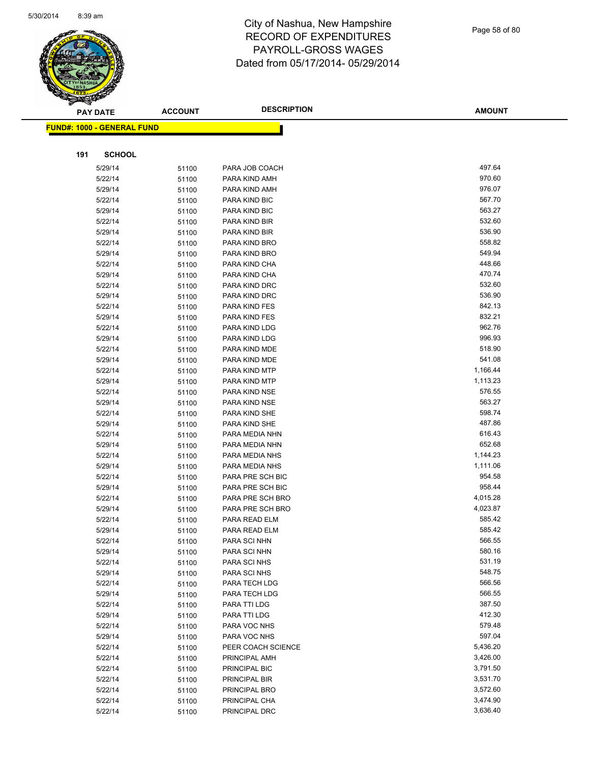City of Nashua, New Hampshire
RECORD OF EXPENDITURES
PAYROLL-GROSS WAGES
Dated from 05/17/2014- 05/29/2014

**FUND#: 1000 - GENERAL FUND**

**191 SCHOOL**

| PAY DATE | ACCOUNT | DESCRIPTION | AMOUNT |
|---|---|---|---|
| 5/29/14 | 51100 | PARA JOB COACH | 497.64 |
| 5/22/14 | 51100 | PARA KIND AMH | 970.60 |
| 5/29/14 | 51100 | PARA KIND AMH | 976.07 |
| 5/22/14 | 51100 | PARA KIND BIC | 567.70 |
| 5/29/14 | 51100 | PARA KIND BIC | 563.27 |
| 5/22/14 | 51100 | PARA KIND BIR | 532.60 |
| 5/29/14 | 51100 | PARA KIND BIR | 536.90 |
| 5/22/14 | 51100 | PARA KIND BRO | 558.82 |
| 5/29/14 | 51100 | PARA KIND BRO | 549.94 |
| 5/22/14 | 51100 | PARA KIND CHA | 448.66 |
| 5/29/14 | 51100 | PARA KIND CHA | 470.74 |
| 5/22/14 | 51100 | PARA KIND DRC | 532.60 |
| 5/29/14 | 51100 | PARA KIND DRC | 536.90 |
| 5/22/14 | 51100 | PARA KIND FES | 842.13 |
| 5/29/14 | 51100 | PARA KIND FES | 832.21 |
| 5/22/14 | 51100 | PARA KIND LDG | 962.76 |
| 5/29/14 | 51100 | PARA KIND LDG | 996.93 |
| 5/22/14 | 51100 | PARA KIND MDE | 518.90 |
| 5/29/14 | 51100 | PARA KIND MDE | 541.08 |
| 5/22/14 | 51100 | PARA KIND MTP | 1,166.44 |
| 5/29/14 | 51100 | PARA KIND MTP | 1,113.23 |
| 5/22/14 | 51100 | PARA KIND NSE | 576.55 |
| 5/29/14 | 51100 | PARA KIND NSE | 563.27 |
| 5/22/14 | 51100 | PARA KIND SHE | 598.74 |
| 5/29/14 | 51100 | PARA KIND SHE | 487.86 |
| 5/22/14 | 51100 | PARA MEDIA NHN | 616.43 |
| 5/29/14 | 51100 | PARA MEDIA NHN | 652.68 |
| 5/22/14 | 51100 | PARA MEDIA NHS | 1,144.23 |
| 5/29/14 | 51100 | PARA MEDIA NHS | 1,111.06 |
| 5/22/14 | 51100 | PARA PRE SCH BIC | 954.58 |
| 5/29/14 | 51100 | PARA PRE SCH BIC | 958.44 |
| 5/22/14 | 51100 | PARA PRE SCH BRO | 4,015.28 |
| 5/29/14 | 51100 | PARA PRE SCH BRO | 4,023.87 |
| 5/22/14 | 51100 | PARA READ ELM | 585.42 |
| 5/29/14 | 51100 | PARA READ ELM | 585.42 |
| 5/22/14 | 51100 | PARA SCI NHN | 566.55 |
| 5/29/14 | 51100 | PARA SCI NHN | 580.16 |
| 5/22/14 | 51100 | PARA SCI NHS | 531.19 |
| 5/29/14 | 51100 | PARA SCI NHS | 548.75 |
| 5/22/14 | 51100 | PARA TECH LDG | 566.56 |
| 5/29/14 | 51100 | PARA TECH LDG | 566.55 |
| 5/22/14 | 51100 | PARA TTI LDG | 387.50 |
| 5/29/14 | 51100 | PARA TTI LDG | 412.30 |
| 5/22/14 | 51100 | PARA VOC NHS | 579.48 |
| 5/29/14 | 51100 | PARA VOC NHS | 597.04 |
| 5/22/14 | 51100 | PEER COACH SCIENCE | 5,436.20 |
| 5/22/14 | 51100 | PRINCIPAL AMH | 3,426.00 |
| 5/22/14 | 51100 | PRINCIPAL BIC | 3,791.50 |
| 5/22/14 | 51100 | PRINCIPAL BIR | 3,531.70 |
| 5/22/14 | 51100 | PRINCIPAL BRO | 3,572.60 |
| 5/22/14 | 51100 | PRINCIPAL CHA | 3,474.90 |
| 5/22/14 | 51100 | PRINCIPAL DRC | 3,636.40 |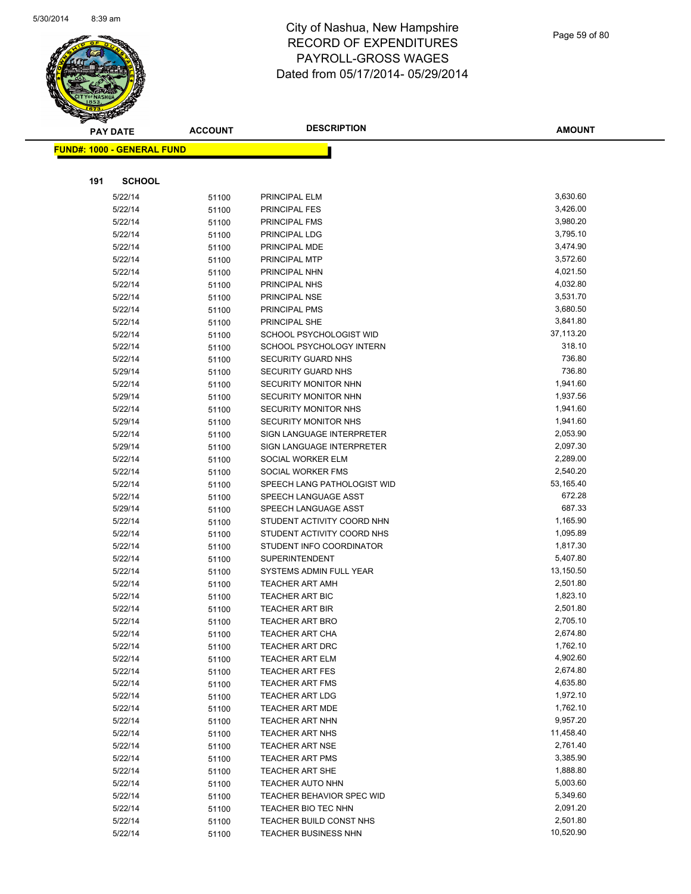# City of Nashua, New Hampshire
## RECORD OF EXPENDITURES
## PAYROLL-GROSS WAGES
## Dated from 05/17/2014- 05/29/2014

**FUND#: 1000 - GENERAL FUND**

**191 SCHOOL**

| PAY DATE | ACCOUNT | DESCRIPTION | AMOUNT |
|---|---|---|---|
| 5/22/14 | 51100 | PRINCIPAL ELM | 3,630.60 |
| 5/22/14 | 51100 | PRINCIPAL FES | 3,426.00 |
| 5/22/14 | 51100 | PRINCIPAL FMS | 3,980.20 |
| 5/22/14 | 51100 | PRINCIPAL LDG | 3,795.10 |
| 5/22/14 | 51100 | PRINCIPAL MDE | 3,474.90 |
| 5/22/14 | 51100 | PRINCIPAL MTP | 3,572.60 |
| 5/22/14 | 51100 | PRINCIPAL NHN | 4,021.50 |
| 5/22/14 | 51100 | PRINCIPAL NHS | 4,032.80 |
| 5/22/14 | 51100 | PRINCIPAL NSE | 3,531.70 |
| 5/22/14 | 51100 | PRINCIPAL PMS | 3,680.50 |
| 5/22/14 | 51100 | PRINCIPAL SHE | 3,841.80 |
| 5/22/14 | 51100 | SCHOOL PSYCHOLOGIST WID | 37,113.20 |
| 5/22/14 | 51100 | SCHOOL PSYCHOLOGY INTERN | 318.10 |
| 5/22/14 | 51100 | SECURITY GUARD NHS | 736.80 |
| 5/29/14 | 51100 | SECURITY GUARD NHS | 736.80 |
| 5/22/14 | 51100 | SECURITY MONITOR NHN | 1,941.60 |
| 5/29/14 | 51100 | SECURITY MONITOR NHN | 1,937.56 |
| 5/22/14 | 51100 | SECURITY MONITOR NHS | 1,941.60 |
| 5/29/14 | 51100 | SECURITY MONITOR NHS | 1,941.60 |
| 5/22/14 | 51100 | SIGN LANGUAGE INTERPRETER | 2,053.90 |
| 5/29/14 | 51100 | SIGN LANGUAGE INTERPRETER | 2,097.30 |
| 5/22/14 | 51100 | SOCIAL WORKER ELM | 2,289.00 |
| 5/22/14 | 51100 | SOCIAL WORKER FMS | 2,540.20 |
| 5/22/14 | 51100 | SPEECH LANG PATHOLOGIST WID | 53,165.40 |
| 5/22/14 | 51100 | SPEECH LANGUAGE ASST | 672.28 |
| 5/29/14 | 51100 | SPEECH LANGUAGE ASST | 687.33 |
| 5/22/14 | 51100 | STUDENT ACTIVITY COORD NHN | 1,165.90 |
| 5/22/14 | 51100 | STUDENT ACTIVITY COORD NHS | 1,095.89 |
| 5/22/14 | 51100 | STUDENT INFO COORDINATOR | 1,817.30 |
| 5/22/14 | 51100 | SUPERINTENDENT | 5,407.80 |
| 5/22/14 | 51100 | SYSTEMS ADMIN FULL YEAR | 13,150.50 |
| 5/22/14 | 51100 | TEACHER ART AMH | 2,501.80 |
| 5/22/14 | 51100 | TEACHER ART BIC | 1,823.10 |
| 5/22/14 | 51100 | TEACHER ART BIR | 2,501.80 |
| 5/22/14 | 51100 | TEACHER ART BRO | 2,705.10 |
| 5/22/14 | 51100 | TEACHER ART CHA | 2,674.80 |
| 5/22/14 | 51100 | TEACHER ART DRC | 1,762.10 |
| 5/22/14 | 51100 | TEACHER ART ELM | 4,902.60 |
| 5/22/14 | 51100 | TEACHER ART FES | 2,674.80 |
| 5/22/14 | 51100 | TEACHER ART FMS | 4,635.80 |
| 5/22/14 | 51100 | TEACHER ART LDG | 1,972.10 |
| 5/22/14 | 51100 | TEACHER ART MDE | 1,762.10 |
| 5/22/14 | 51100 | TEACHER ART NHN | 9,957.20 |
| 5/22/14 | 51100 | TEACHER ART NHS | 11,458.40 |
| 5/22/14 | 51100 | TEACHER ART NSE | 2,761.40 |
| 5/22/14 | 51100 | TEACHER ART PMS | 3,385.90 |
| 5/22/14 | 51100 | TEACHER ART SHE | 1,888.80 |
| 5/22/14 | 51100 | TEACHER AUTO NHN | 5,003.60 |
| 5/22/14 | 51100 | TEACHER BEHAVIOR SPEC WID | 5,349.60 |
| 5/22/14 | 51100 | TEACHER BIO TEC NHN | 2,091.20 |
| 5/22/14 | 51100 | TEACHER BUILD CONST NHS | 2,501.80 |
| 5/22/14 | 51100 | TEACHER BUSINESS NHN | 10,520.90 |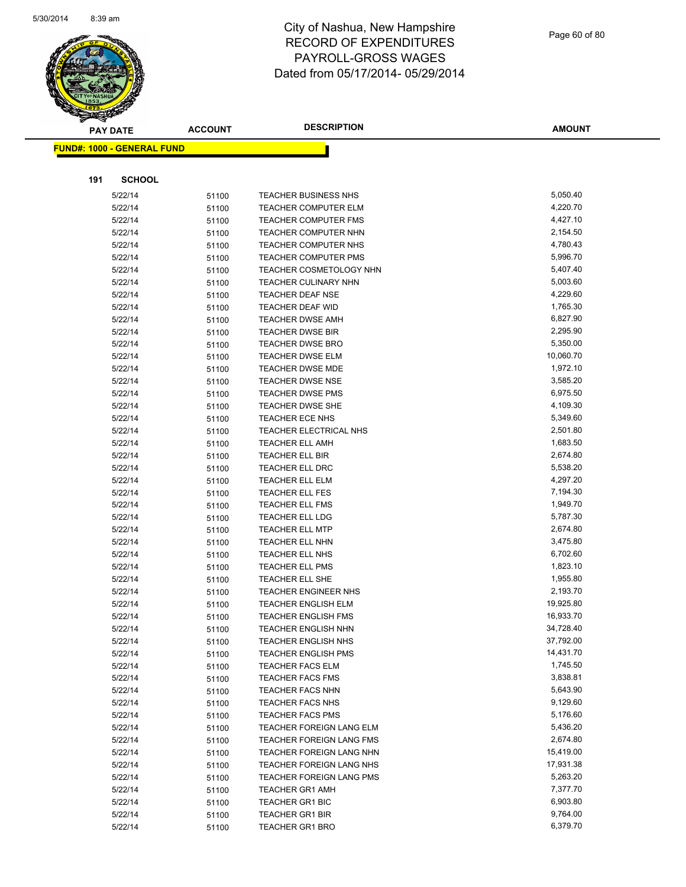# City of Nashua, New Hampshire
## RECORD OF EXPENDITURES
## PAYROLL-GROSS WAGES
## Dated from 05/17/2014- 05/29/2014

**FUND#: 1000 - GENERAL FUND**

**191 SCHOOL**

| PAY DATE | ACCOUNT | DESCRIPTION | AMOUNT |
|---|---|---|---|
| 5/22/14 | 51100 | TEACHER BUSINESS NHS | 5,050.40 |
| 5/22/14 | 51100 | TEACHER COMPUTER ELM | 4,220.70 |
| 5/22/14 | 51100 | TEACHER COMPUTER FMS | 4,427.10 |
| 5/22/14 | 51100 | TEACHER COMPUTER NHN | 2,154.50 |
| 5/22/14 | 51100 | TEACHER COMPUTER NHS | 4,780.43 |
| 5/22/14 | 51100 | TEACHER COMPUTER PMS | 5,996.70 |
| 5/22/14 | 51100 | TEACHER COSMETOLOGY NHN | 5,407.40 |
| 5/22/14 | 51100 | TEACHER CULINARY NHN | 5,003.60 |
| 5/22/14 | 51100 | TEACHER DEAF NSE | 4,229.60 |
| 5/22/14 | 51100 | TEACHER DEAF WID | 1,765.30 |
| 5/22/14 | 51100 | TEACHER DWSE AMH | 6,827.90 |
| 5/22/14 | 51100 | TEACHER DWSE BIR | 2,295.90 |
| 5/22/14 | 51100 | TEACHER DWSE BRO | 5,350.00 |
| 5/22/14 | 51100 | TEACHER DWSE ELM | 10,060.70 |
| 5/22/14 | 51100 | TEACHER DWSE MDE | 1,972.10 |
| 5/22/14 | 51100 | TEACHER DWSE NSE | 3,585.20 |
| 5/22/14 | 51100 | TEACHER DWSE PMS | 6,975.50 |
| 5/22/14 | 51100 | TEACHER DWSE SHE | 4,109.30 |
| 5/22/14 | 51100 | TEACHER ECE NHS | 5,349.60 |
| 5/22/14 | 51100 | TEACHER ELECTRICAL NHS | 2,501.80 |
| 5/22/14 | 51100 | TEACHER ELL AMH | 1,683.50 |
| 5/22/14 | 51100 | TEACHER ELL BIR | 2,674.80 |
| 5/22/14 | 51100 | TEACHER ELL DRC | 5,538.20 |
| 5/22/14 | 51100 | TEACHER ELL ELM | 4,297.20 |
| 5/22/14 | 51100 | TEACHER ELL FES | 7,194.30 |
| 5/22/14 | 51100 | TEACHER ELL FMS | 1,949.70 |
| 5/22/14 | 51100 | TEACHER ELL LDG | 5,787.30 |
| 5/22/14 | 51100 | TEACHER ELL MTP | 2,674.80 |
| 5/22/14 | 51100 | TEACHER ELL NHN | 3,475.80 |
| 5/22/14 | 51100 | TEACHER ELL NHS | 6,702.60 |
| 5/22/14 | 51100 | TEACHER ELL PMS | 1,823.10 |
| 5/22/14 | 51100 | TEACHER ELL SHE | 1,955.80 |
| 5/22/14 | 51100 | TEACHER ENGINEER NHS | 2,193.70 |
| 5/22/14 | 51100 | TEACHER ENGLISH ELM | 19,925.80 |
| 5/22/14 | 51100 | TEACHER ENGLISH FMS | 16,933.70 |
| 5/22/14 | 51100 | TEACHER ENGLISH NHN | 34,728.40 |
| 5/22/14 | 51100 | TEACHER ENGLISH NHS | 37,792.00 |
| 5/22/14 | 51100 | TEACHER ENGLISH PMS | 14,431.70 |
| 5/22/14 | 51100 | TEACHER FACS ELM | 1,745.50 |
| 5/22/14 | 51100 | TEACHER FACS FMS | 3,838.81 |
| 5/22/14 | 51100 | TEACHER FACS NHN | 5,643.90 |
| 5/22/14 | 51100 | TEACHER FACS NHS | 9,129.60 |
| 5/22/14 | 51100 | TEACHER FACS PMS | 5,176.60 |
| 5/22/14 | 51100 | TEACHER FOREIGN LANG ELM | 5,436.20 |
| 5/22/14 | 51100 | TEACHER FOREIGN LANG FMS | 2,674.80 |
| 5/22/14 | 51100 | TEACHER FOREIGN LANG NHN | 15,419.00 |
| 5/22/14 | 51100 | TEACHER FOREIGN LANG NHS | 17,931.38 |
| 5/22/14 | 51100 | TEACHER FOREIGN LANG PMS | 5,263.20 |
| 5/22/14 | 51100 | TEACHER GR1 AMH | 7,377.70 |
| 5/22/14 | 51100 | TEACHER GR1 BIC | 6,903.80 |
| 5/22/14 | 51100 | TEACHER GR1 BIR | 9,764.00 |
| 5/22/14 | 51100 | TEACHER GR1 BRO | 6,379.70 |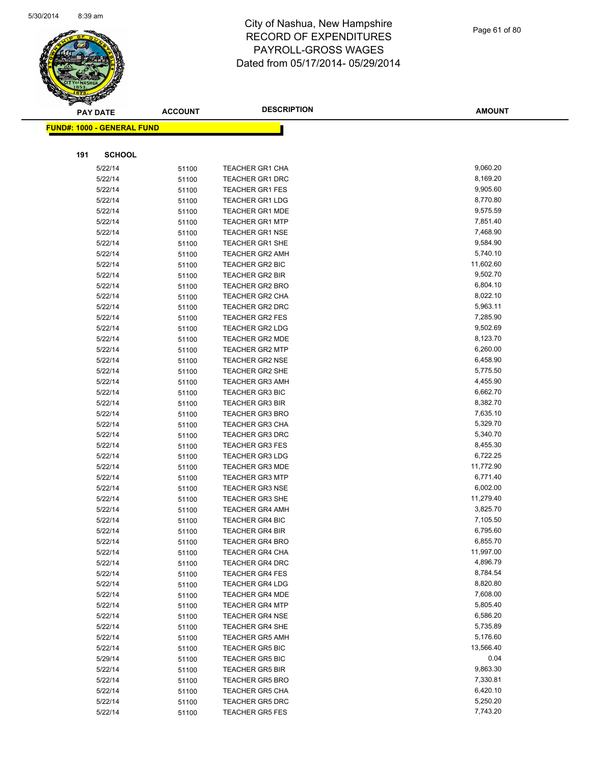City of Nashua, New Hampshire
RECORD OF EXPENDITURES
PAYROLL-GROSS WAGES
Dated from 05/17/2014- 05/29/2014

**FUND#: 1000 - GENERAL FUND**

**191 SCHOOL**

| PAY DATE | ACCOUNT | DESCRIPTION | AMOUNT |
|---|---|---|---|
| 5/22/14 | 51100 | TEACHER GR1 CHA | 9,060.20 |
| 5/22/14 | 51100 | TEACHER GR1 DRC | 8,169.20 |
| 5/22/14 | 51100 | TEACHER GR1 FES | 9,905.60 |
| 5/22/14 | 51100 | TEACHER GR1 LDG | 8,770.80 |
| 5/22/14 | 51100 | TEACHER GR1 MDE | 9,575.59 |
| 5/22/14 | 51100 | TEACHER GR1 MTP | 7,851.40 |
| 5/22/14 | 51100 | TEACHER GR1 NSE | 7,468.90 |
| 5/22/14 | 51100 | TEACHER GR1 SHE | 9,584.90 |
| 5/22/14 | 51100 | TEACHER GR2 AMH | 5,740.10 |
| 5/22/14 | 51100 | TEACHER GR2 BIC | 11,602.60 |
| 5/22/14 | 51100 | TEACHER GR2 BIR | 9,502.70 |
| 5/22/14 | 51100 | TEACHER GR2 BRO | 6,804.10 |
| 5/22/14 | 51100 | TEACHER GR2 CHA | 8,022.10 |
| 5/22/14 | 51100 | TEACHER GR2 DRC | 5,963.11 |
| 5/22/14 | 51100 | TEACHER GR2 FES | 7,285.90 |
| 5/22/14 | 51100 | TEACHER GR2 LDG | 9,502.69 |
| 5/22/14 | 51100 | TEACHER GR2 MDE | 8,123.70 |
| 5/22/14 | 51100 | TEACHER GR2 MTP | 6,260.00 |
| 5/22/14 | 51100 | TEACHER GR2 NSE | 6,458.90 |
| 5/22/14 | 51100 | TEACHER GR2 SHE | 5,775.50 |
| 5/22/14 | 51100 | TEACHER GR3 AMH | 4,455.90 |
| 5/22/14 | 51100 | TEACHER GR3 BIC | 6,662.70 |
| 5/22/14 | 51100 | TEACHER GR3 BIR | 8,382.70 |
| 5/22/14 | 51100 | TEACHER GR3 BRO | 7,635.10 |
| 5/22/14 | 51100 | TEACHER GR3 CHA | 5,329.70 |
| 5/22/14 | 51100 | TEACHER GR3 DRC | 5,340.70 |
| 5/22/14 | 51100 | TEACHER GR3 FES | 8,455.30 |
| 5/22/14 | 51100 | TEACHER GR3 LDG | 6,722.25 |
| 5/22/14 | 51100 | TEACHER GR3 MDE | 11,772.90 |
| 5/22/14 | 51100 | TEACHER GR3 MTP | 6,771.40 |
| 5/22/14 | 51100 | TEACHER GR3 NSE | 6,002.00 |
| 5/22/14 | 51100 | TEACHER GR3 SHE | 11,279.40 |
| 5/22/14 | 51100 | TEACHER GR4 AMH | 3,825.70 |
| 5/22/14 | 51100 | TEACHER GR4 BIC | 7,105.50 |
| 5/22/14 | 51100 | TEACHER GR4 BIR | 6,795.60 |
| 5/22/14 | 51100 | TEACHER GR4 BRO | 6,855.70 |
| 5/22/14 | 51100 | TEACHER GR4 CHA | 11,997.00 |
| 5/22/14 | 51100 | TEACHER GR4 DRC | 4,896.79 |
| 5/22/14 | 51100 | TEACHER GR4 FES | 8,784.54 |
| 5/22/14 | 51100 | TEACHER GR4 LDG | 8,820.80 |
| 5/22/14 | 51100 | TEACHER GR4 MDE | 7,608.00 |
| 5/22/14 | 51100 | TEACHER GR4 MTP | 5,805.40 |
| 5/22/14 | 51100 | TEACHER GR4 NSE | 6,586.20 |
| 5/22/14 | 51100 | TEACHER GR4 SHE | 5,735.89 |
| 5/22/14 | 51100 | TEACHER GR5 AMH | 5,176.60 |
| 5/22/14 | 51100 | TEACHER GR5 BIC | 13,566.40 |
| 5/29/14 | 51100 | TEACHER GR5 BIC | 0.04 |
| 5/22/14 | 51100 | TEACHER GR5 BIR | 9,863.30 |
| 5/22/14 | 51100 | TEACHER GR5 BRO | 7,330.81 |
| 5/22/14 | 51100 | TEACHER GR5 CHA | 6,420.10 |
| 5/22/14 | 51100 | TEACHER GR5 DRC | 5,250.20 |
| 5/22/14 | 51100 | TEACHER GR5 FES | 7,743.20 |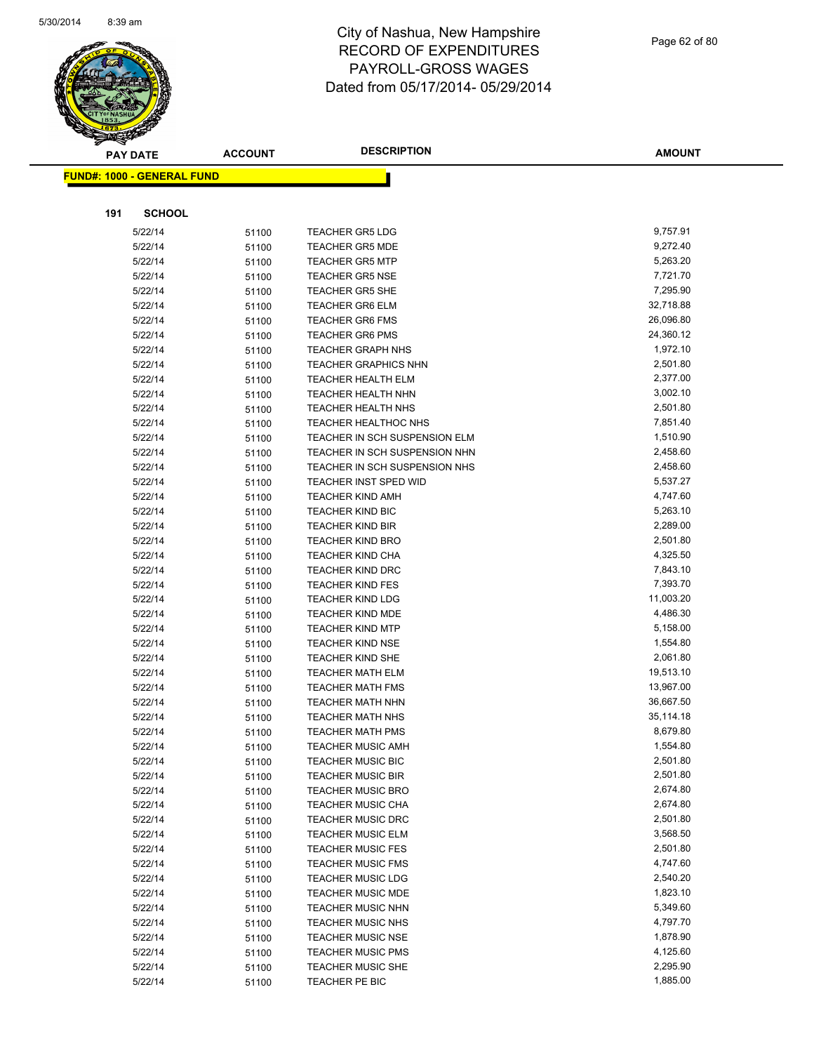# City of Nashua, New Hampshire
# RECORD OF EXPENDITURES
# PAYROLL-GROSS WAGES
# Dated from 05/17/2014- 05/29/2014

**FUND#: 1000 - GENERAL FUND**

**191 SCHOOL**

| PAY DATE | ACCOUNT | DESCRIPTION | AMOUNT |
|---|---|---|---|
| 5/22/14 | 51100 | TEACHER GR5 LDG | 9,757.91 |
| 5/22/14 | 51100 | TEACHER GR5 MDE | 9,272.40 |
| 5/22/14 | 51100 | TEACHER GR5 MTP | 5,263.20 |
| 5/22/14 | 51100 | TEACHER GR5 NSE | 7,721.70 |
| 5/22/14 | 51100 | TEACHER GR5 SHE | 7,295.90 |
| 5/22/14 | 51100 | TEACHER GR6 ELM | 32,718.88 |
| 5/22/14 | 51100 | TEACHER GR6 FMS | 26,096.80 |
| 5/22/14 | 51100 | TEACHER GR6 PMS | 24,360.12 |
| 5/22/14 | 51100 | TEACHER GRAPH NHS | 1,972.10 |
| 5/22/14 | 51100 | TEACHER GRAPHICS NHN | 2,501.80 |
| 5/22/14 | 51100 | TEACHER HEALTH ELM | 2,377.00 |
| 5/22/14 | 51100 | TEACHER HEALTH NHN | 3,002.10 |
| 5/22/14 | 51100 | TEACHER HEALTH NHS | 2,501.80 |
| 5/22/14 | 51100 | TEACHER HEALTHOC NHS | 7,851.40 |
| 5/22/14 | 51100 | TEACHER IN SCH SUSPENSION ELM | 1,510.90 |
| 5/22/14 | 51100 | TEACHER IN SCH SUSPENSION NHN | 2,458.60 |
| 5/22/14 | 51100 | TEACHER IN SCH SUSPENSION NHS | 2,458.60 |
| 5/22/14 | 51100 | TEACHER INST SPED WID | 5,537.27 |
| 5/22/14 | 51100 | TEACHER KIND AMH | 4,747.60 |
| 5/22/14 | 51100 | TEACHER KIND BIC | 5,263.10 |
| 5/22/14 | 51100 | TEACHER KIND BIR | 2,289.00 |
| 5/22/14 | 51100 | TEACHER KIND BRO | 2,501.80 |
| 5/22/14 | 51100 | TEACHER KIND CHA | 4,325.50 |
| 5/22/14 | 51100 | TEACHER KIND DRC | 7,843.10 |
| 5/22/14 | 51100 | TEACHER KIND FES | 7,393.70 |
| 5/22/14 | 51100 | TEACHER KIND LDG | 11,003.20 |
| 5/22/14 | 51100 | TEACHER KIND MDE | 4,486.30 |
| 5/22/14 | 51100 | TEACHER KIND MTP | 5,158.00 |
| 5/22/14 | 51100 | TEACHER KIND NSE | 1,554.80 |
| 5/22/14 | 51100 | TEACHER KIND SHE | 2,061.80 |
| 5/22/14 | 51100 | TEACHER MATH ELM | 19,513.10 |
| 5/22/14 | 51100 | TEACHER MATH FMS | 13,967.00 |
| 5/22/14 | 51100 | TEACHER MATH NHN | 36,667.50 |
| 5/22/14 | 51100 | TEACHER MATH NHS | 35,114.18 |
| 5/22/14 | 51100 | TEACHER MATH PMS | 8,679.80 |
| 5/22/14 | 51100 | TEACHER MUSIC AMH | 1,554.80 |
| 5/22/14 | 51100 | TEACHER MUSIC BIC | 2,501.80 |
| 5/22/14 | 51100 | TEACHER MUSIC BIR | 2,501.80 |
| 5/22/14 | 51100 | TEACHER MUSIC BRO | 2,674.80 |
| 5/22/14 | 51100 | TEACHER MUSIC CHA | 2,674.80 |
| 5/22/14 | 51100 | TEACHER MUSIC DRC | 2,501.80 |
| 5/22/14 | 51100 | TEACHER MUSIC ELM | 3,568.50 |
| 5/22/14 | 51100 | TEACHER MUSIC FES | 2,501.80 |
| 5/22/14 | 51100 | TEACHER MUSIC FMS | 4,747.60 |
| 5/22/14 | 51100 | TEACHER MUSIC LDG | 2,540.20 |
| 5/22/14 | 51100 | TEACHER MUSIC MDE | 1,823.10 |
| 5/22/14 | 51100 | TEACHER MUSIC NHN | 5,349.60 |
| 5/22/14 | 51100 | TEACHER MUSIC NHS | 4,797.70 |
| 5/22/14 | 51100 | TEACHER MUSIC NSE | 1,878.90 |
| 5/22/14 | 51100 | TEACHER MUSIC PMS | 4,125.60 |
| 5/22/14 | 51100 | TEACHER MUSIC SHE | 2,295.90 |
| 5/22/14 | 51100 | TEACHER PE BIC | 1,885.00 |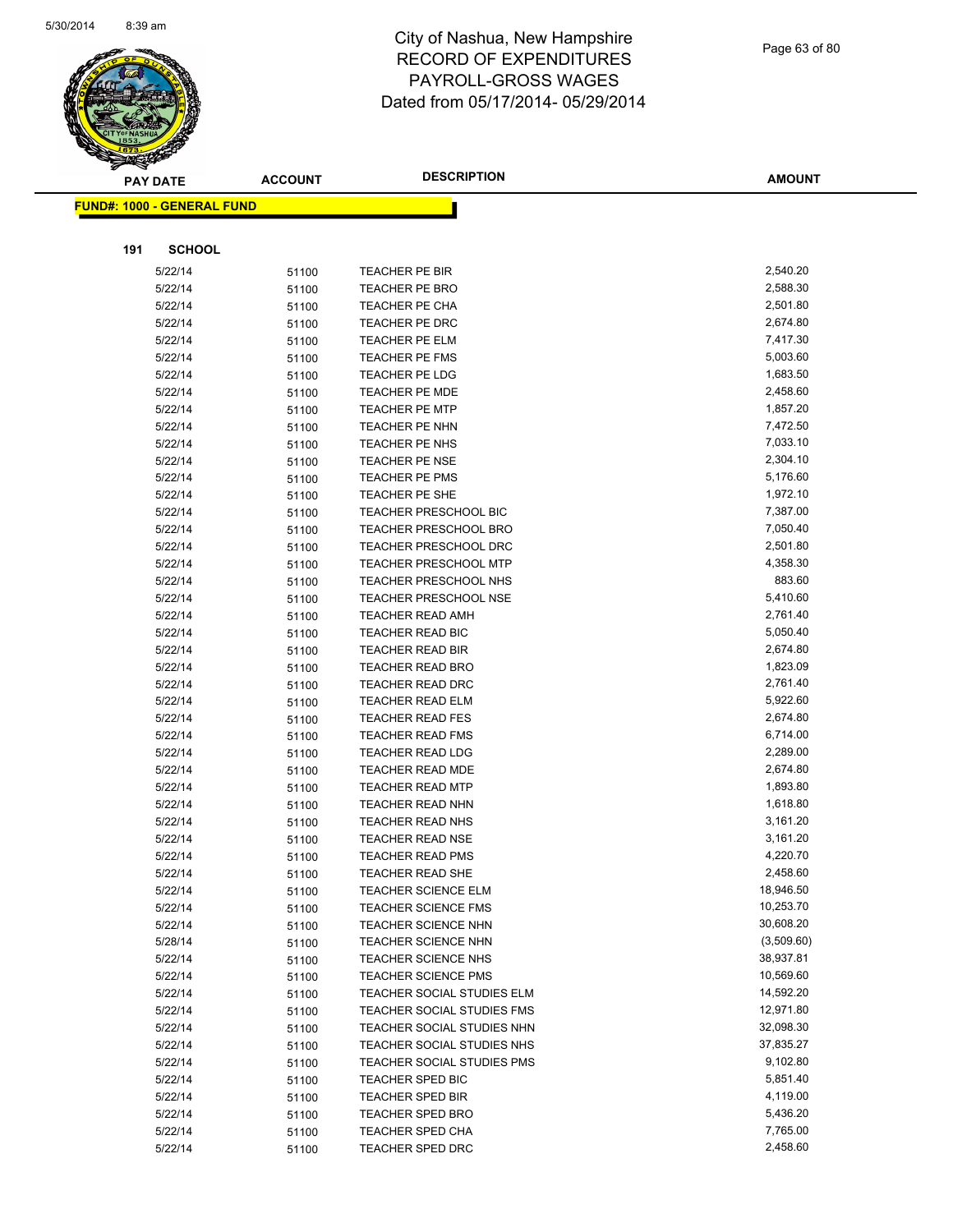# City of Nashua, New Hampshire
## RECORD OF EXPENDITURES
## PAYROLL-GROSS WAGES
## Dated from 05/17/2014- 05/29/2014

**FUND#: 1000 - GENERAL FUND**

**191 SCHOOL**

| PAY DATE | ACCOUNT | DESCRIPTION | AMOUNT |
|---|---|---|---|
| 5/22/14 | 51100 | TEACHER PE BIR | 2,540.20 |
| 5/22/14 | 51100 | TEACHER PE BRO | 2,588.30 |
| 5/22/14 | 51100 | TEACHER PE CHA | 2,501.80 |
| 5/22/14 | 51100 | TEACHER PE DRC | 2,674.80 |
| 5/22/14 | 51100 | TEACHER PE ELM | 7,417.30 |
| 5/22/14 | 51100 | TEACHER PE FMS | 5,003.60 |
| 5/22/14 | 51100 | TEACHER PE LDG | 1,683.50 |
| 5/22/14 | 51100 | TEACHER PE MDE | 2,458.60 |
| 5/22/14 | 51100 | TEACHER PE MTP | 1,857.20 |
| 5/22/14 | 51100 | TEACHER PE NHN | 7,472.50 |
| 5/22/14 | 51100 | TEACHER PE NHS | 7,033.10 |
| 5/22/14 | 51100 | TEACHER PE NSE | 2,304.10 |
| 5/22/14 | 51100 | TEACHER PE PMS | 5,176.60 |
| 5/22/14 | 51100 | TEACHER PE SHE | 1,972.10 |
| 5/22/14 | 51100 | TEACHER PRESCHOOL BIC | 7,387.00 |
| 5/22/14 | 51100 | TEACHER PRESCHOOL BRO | 7,050.40 |
| 5/22/14 | 51100 | TEACHER PRESCHOOL DRC | 2,501.80 |
| 5/22/14 | 51100 | TEACHER PRESCHOOL MTP | 4,358.30 |
| 5/22/14 | 51100 | TEACHER PRESCHOOL NHS | 883.60 |
| 5/22/14 | 51100 | TEACHER PRESCHOOL NSE | 5,410.60 |
| 5/22/14 | 51100 | TEACHER READ AMH | 2,761.40 |
| 5/22/14 | 51100 | TEACHER READ BIC | 5,050.40 |
| 5/22/14 | 51100 | TEACHER READ BIR | 2,674.80 |
| 5/22/14 | 51100 | TEACHER READ BRO | 1,823.09 |
| 5/22/14 | 51100 | TEACHER READ DRC | 2,761.40 |
| 5/22/14 | 51100 | TEACHER READ ELM | 5,922.60 |
| 5/22/14 | 51100 | TEACHER READ FES | 2,674.80 |
| 5/22/14 | 51100 | TEACHER READ FMS | 6,714.00 |
| 5/22/14 | 51100 | TEACHER READ LDG | 2,289.00 |
| 5/22/14 | 51100 | TEACHER READ MDE | 2,674.80 |
| 5/22/14 | 51100 | TEACHER READ MTP | 1,893.80 |
| 5/22/14 | 51100 | TEACHER READ NHN | 1,618.80 |
| 5/22/14 | 51100 | TEACHER READ NHS | 3,161.20 |
| 5/22/14 | 51100 | TEACHER READ NSE | 3,161.20 |
| 5/22/14 | 51100 | TEACHER READ PMS | 4,220.70 |
| 5/22/14 | 51100 | TEACHER READ SHE | 2,458.60 |
| 5/22/14 | 51100 | TEACHER SCIENCE ELM | 18,946.50 |
| 5/22/14 | 51100 | TEACHER SCIENCE FMS | 10,253.70 |
| 5/22/14 | 51100 | TEACHER SCIENCE NHN | 30,608.20 |
| 5/28/14 | 51100 | TEACHER SCIENCE NHN | (3,509.60) |
| 5/22/14 | 51100 | TEACHER SCIENCE NHS | 38,937.81 |
| 5/22/14 | 51100 | TEACHER SCIENCE PMS | 10,569.60 |
| 5/22/14 | 51100 | TEACHER SOCIAL STUDIES ELM | 14,592.20 |
| 5/22/14 | 51100 | TEACHER SOCIAL STUDIES FMS | 12,971.80 |
| 5/22/14 | 51100 | TEACHER SOCIAL STUDIES NHN | 32,098.30 |
| 5/22/14 | 51100 | TEACHER SOCIAL STUDIES NHS | 37,835.27 |
| 5/22/14 | 51100 | TEACHER SOCIAL STUDIES PMS | 9,102.80 |
| 5/22/14 | 51100 | TEACHER SPED BIC | 5,851.40 |
| 5/22/14 | 51100 | TEACHER SPED BIR | 4,119.00 |
| 5/22/14 | 51100 | TEACHER SPED BRO | 5,436.20 |
| 5/22/14 | 51100 | TEACHER SPED CHA | 7,765.00 |
| 5/22/14 | 51100 | TEACHER SPED DRC | 2,458.60 |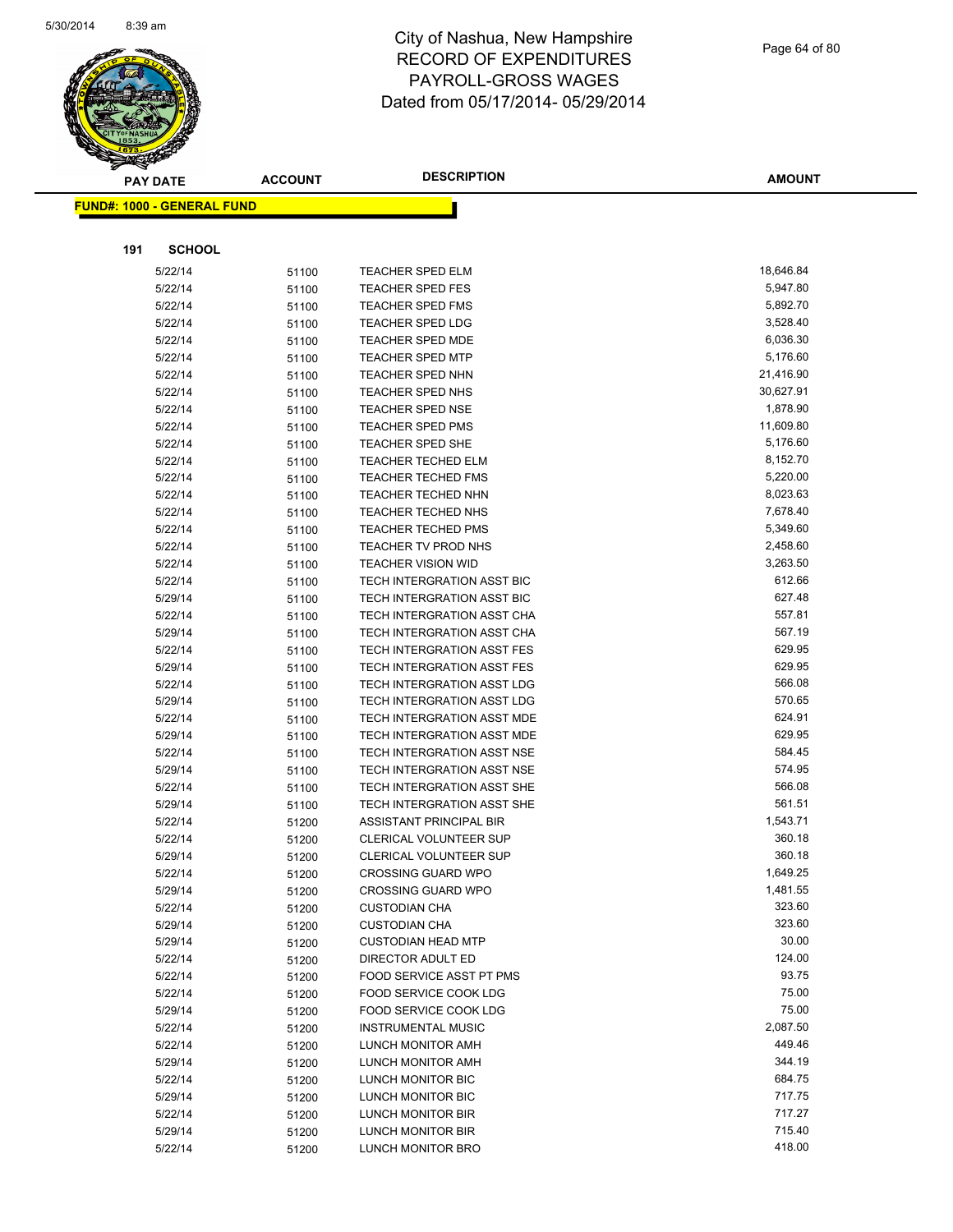# City of Nashua, New Hampshire
## RECORD OF EXPENDITURES
## PAYROLL-GROSS WAGES
## Dated from 05/17/2014- 05/29/2014

**FUND#: 1000 - GENERAL FUND**

**191 SCHOOL**

| PAY DATE | ACCOUNT | DESCRIPTION | AMOUNT |
|---|---|---|---|
| 5/22/14 | 51100 | TEACHER SPED ELM | 18,646.84 |
| 5/22/14 | 51100 | TEACHER SPED FES | 5,947.80 |
| 5/22/14 | 51100 | TEACHER SPED FMS | 5,892.70 |
| 5/22/14 | 51100 | TEACHER SPED LDG | 3,528.40 |
| 5/22/14 | 51100 | TEACHER SPED MDE | 6,036.30 |
| 5/22/14 | 51100 | TEACHER SPED MTP | 5,176.60 |
| 5/22/14 | 51100 | TEACHER SPED NHN | 21,416.90 |
| 5/22/14 | 51100 | TEACHER SPED NHS | 30,627.91 |
| 5/22/14 | 51100 | TEACHER SPED NSE | 1,878.90 |
| 5/22/14 | 51100 | TEACHER SPED PMS | 11,609.80 |
| 5/22/14 | 51100 | TEACHER SPED SHE | 5,176.60 |
| 5/22/14 | 51100 | TEACHER TECHED ELM | 8,152.70 |
| 5/22/14 | 51100 | TEACHER TECHED FMS | 5,220.00 |
| 5/22/14 | 51100 | TEACHER TECHED NHN | 8,023.63 |
| 5/22/14 | 51100 | TEACHER TECHED NHS | 7,678.40 |
| 5/22/14 | 51100 | TEACHER TECHED PMS | 5,349.60 |
| 5/22/14 | 51100 | TEACHER TV PROD NHS | 2,458.60 |
| 5/22/14 | 51100 | TEACHER VISION WID | 3,263.50 |
| 5/22/14 | 51100 | TECH INTERGRATION ASST BIC | 612.66 |
| 5/29/14 | 51100 | TECH INTERGRATION ASST BIC | 627.48 |
| 5/22/14 | 51100 | TECH INTERGRATION ASST CHA | 557.81 |
| 5/29/14 | 51100 | TECH INTERGRATION ASST CHA | 567.19 |
| 5/22/14 | 51100 | TECH INTERGRATION ASST FES | 629.95 |
| 5/29/14 | 51100 | TECH INTERGRATION ASST FES | 629.95 |
| 5/22/14 | 51100 | TECH INTERGRATION ASST LDG | 566.08 |
| 5/29/14 | 51100 | TECH INTERGRATION ASST LDG | 570.65 |
| 5/22/14 | 51100 | TECH INTERGRATION ASST MDE | 624.91 |
| 5/29/14 | 51100 | TECH INTERGRATION ASST MDE | 629.95 |
| 5/22/14 | 51100 | TECH INTERGRATION ASST NSE | 584.45 |
| 5/29/14 | 51100 | TECH INTERGRATION ASST NSE | 574.95 |
| 5/22/14 | 51100 | TECH INTERGRATION ASST SHE | 566.08 |
| 5/29/14 | 51100 | TECH INTERGRATION ASST SHE | 561.51 |
| 5/22/14 | 51200 | ASSISTANT PRINCIPAL BIR | 1,543.71 |
| 5/22/14 | 51200 | CLERICAL VOLUNTEER SUP | 360.18 |
| 5/29/14 | 51200 | CLERICAL VOLUNTEER SUP | 360.18 |
| 5/22/14 | 51200 | CROSSING GUARD WPO | 1,649.25 |
| 5/29/14 | 51200 | CROSSING GUARD WPO | 1,481.55 |
| 5/22/14 | 51200 | CUSTODIAN CHA | 323.60 |
| 5/29/14 | 51200 | CUSTODIAN CHA | 323.60 |
| 5/29/14 | 51200 | CUSTODIAN HEAD MTP | 30.00 |
| 5/22/14 | 51200 | DIRECTOR ADULT ED | 124.00 |
| 5/22/14 | 51200 | FOOD SERVICE ASST PT PMS | 93.75 |
| 5/22/14 | 51200 | FOOD SERVICE COOK LDG | 75.00 |
| 5/29/14 | 51200 | FOOD SERVICE COOK LDG | 75.00 |
| 5/22/14 | 51200 | INSTRUMENTAL MUSIC | 2,087.50 |
| 5/22/14 | 51200 | LUNCH MONITOR AMH | 449.46 |
| 5/29/14 | 51200 | LUNCH MONITOR AMH | 344.19 |
| 5/22/14 | 51200 | LUNCH MONITOR BIC | 684.75 |
| 5/29/14 | 51200 | LUNCH MONITOR BIC | 717.75 |
| 5/22/14 | 51200 | LUNCH MONITOR BIR | 717.27 |
| 5/29/14 | 51200 | LUNCH MONITOR BIR | 715.40 |
| 5/22/14 | 51200 | LUNCH MONITOR BRO | 418.00 |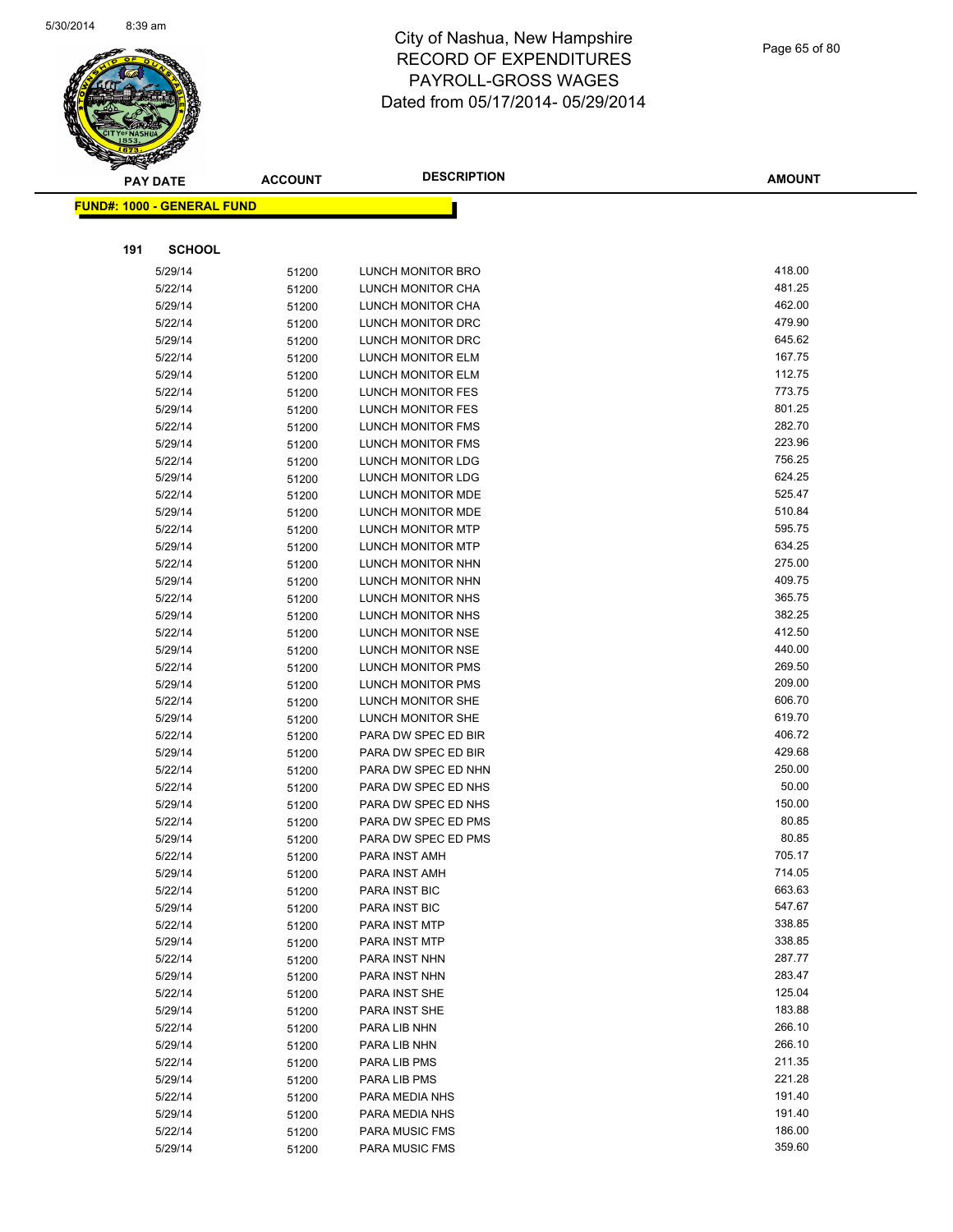# City of Nashua, New Hampshire
## RECORD OF EXPENDITURES
## PAYROLL-GROSS WAGES
## Dated from 05/17/2014- 05/29/2014

| PAY DATE | ACCOUNT | DESCRIPTION | AMOUNT |
|---|---|---|---|

**FUND#: 1000 - GENERAL FUND**

**191 SCHOOL**

| PAY DATE | ACCOUNT | DESCRIPTION | AMOUNT |
|---|---|---|---|
| 5/29/14 | 51200 | LUNCH MONITOR BRO | 418.00 |
| 5/22/14 | 51200 | LUNCH MONITOR CHA | 481.25 |
| 5/29/14 | 51200 | LUNCH MONITOR CHA | 462.00 |
| 5/22/14 | 51200 | LUNCH MONITOR DRC | 479.90 |
| 5/29/14 | 51200 | LUNCH MONITOR DRC | 645.62 |
| 5/22/14 | 51200 | LUNCH MONITOR ELM | 167.75 |
| 5/29/14 | 51200 | LUNCH MONITOR ELM | 112.75 |
| 5/22/14 | 51200 | LUNCH MONITOR FES | 773.75 |
| 5/29/14 | 51200 | LUNCH MONITOR FES | 801.25 |
| 5/22/14 | 51200 | LUNCH MONITOR FMS | 282.70 |
| 5/29/14 | 51200 | LUNCH MONITOR FMS | 223.96 |
| 5/22/14 | 51200 | LUNCH MONITOR LDG | 756.25 |
| 5/29/14 | 51200 | LUNCH MONITOR LDG | 624.25 |
| 5/22/14 | 51200 | LUNCH MONITOR MDE | 525.47 |
| 5/29/14 | 51200 | LUNCH MONITOR MDE | 510.84 |
| 5/22/14 | 51200 | LUNCH MONITOR MTP | 595.75 |
| 5/29/14 | 51200 | LUNCH MONITOR MTP | 634.25 |
| 5/22/14 | 51200 | LUNCH MONITOR NHN | 275.00 |
| 5/29/14 | 51200 | LUNCH MONITOR NHN | 409.75 |
| 5/22/14 | 51200 | LUNCH MONITOR NHS | 365.75 |
| 5/29/14 | 51200 | LUNCH MONITOR NHS | 382.25 |
| 5/22/14 | 51200 | LUNCH MONITOR NSE | 412.50 |
| 5/29/14 | 51200 | LUNCH MONITOR NSE | 440.00 |
| 5/22/14 | 51200 | LUNCH MONITOR PMS | 269.50 |
| 5/29/14 | 51200 | LUNCH MONITOR PMS | 209.00 |
| 5/22/14 | 51200 | LUNCH MONITOR SHE | 606.70 |
| 5/29/14 | 51200 | LUNCH MONITOR SHE | 619.70 |
| 5/22/14 | 51200 | PARA DW SPEC ED BIR | 406.72 |
| 5/29/14 | 51200 | PARA DW SPEC ED BIR | 429.68 |
| 5/22/14 | 51200 | PARA DW SPEC ED NHN | 250.00 |
| 5/22/14 | 51200 | PARA DW SPEC ED NHS | 50.00 |
| 5/29/14 | 51200 | PARA DW SPEC ED NHS | 150.00 |
| 5/22/14 | 51200 | PARA DW SPEC ED PMS | 80.85 |
| 5/29/14 | 51200 | PARA DW SPEC ED PMS | 80.85 |
| 5/22/14 | 51200 | PARA INST AMH | 705.17 |
| 5/29/14 | 51200 | PARA INST AMH | 714.05 |
| 5/22/14 | 51200 | PARA INST BIC | 663.63 |
| 5/29/14 | 51200 | PARA INST BIC | 547.67 |
| 5/22/14 | 51200 | PARA INST MTP | 338.85 |
| 5/29/14 | 51200 | PARA INST MTP | 338.85 |
| 5/22/14 | 51200 | PARA INST NHN | 287.77 |
| 5/29/14 | 51200 | PARA INST NHN | 283.47 |
| 5/22/14 | 51200 | PARA INST SHE | 125.04 |
| 5/29/14 | 51200 | PARA INST SHE | 183.88 |
| 5/22/14 | 51200 | PARA LIB NHN | 266.10 |
| 5/29/14 | 51200 | PARA LIB NHN | 266.10 |
| 5/22/14 | 51200 | PARA LIB PMS | 211.35 |
| 5/29/14 | 51200 | PARA LIB PMS | 221.28 |
| 5/22/14 | 51200 | PARA MEDIA NHS | 191.40 |
| 5/29/14 | 51200 | PARA MEDIA NHS | 191.40 |
| 5/22/14 | 51200 | PARA MUSIC FMS | 186.00 |
| 5/29/14 | 51200 | PARA MUSIC FMS | 359.60 |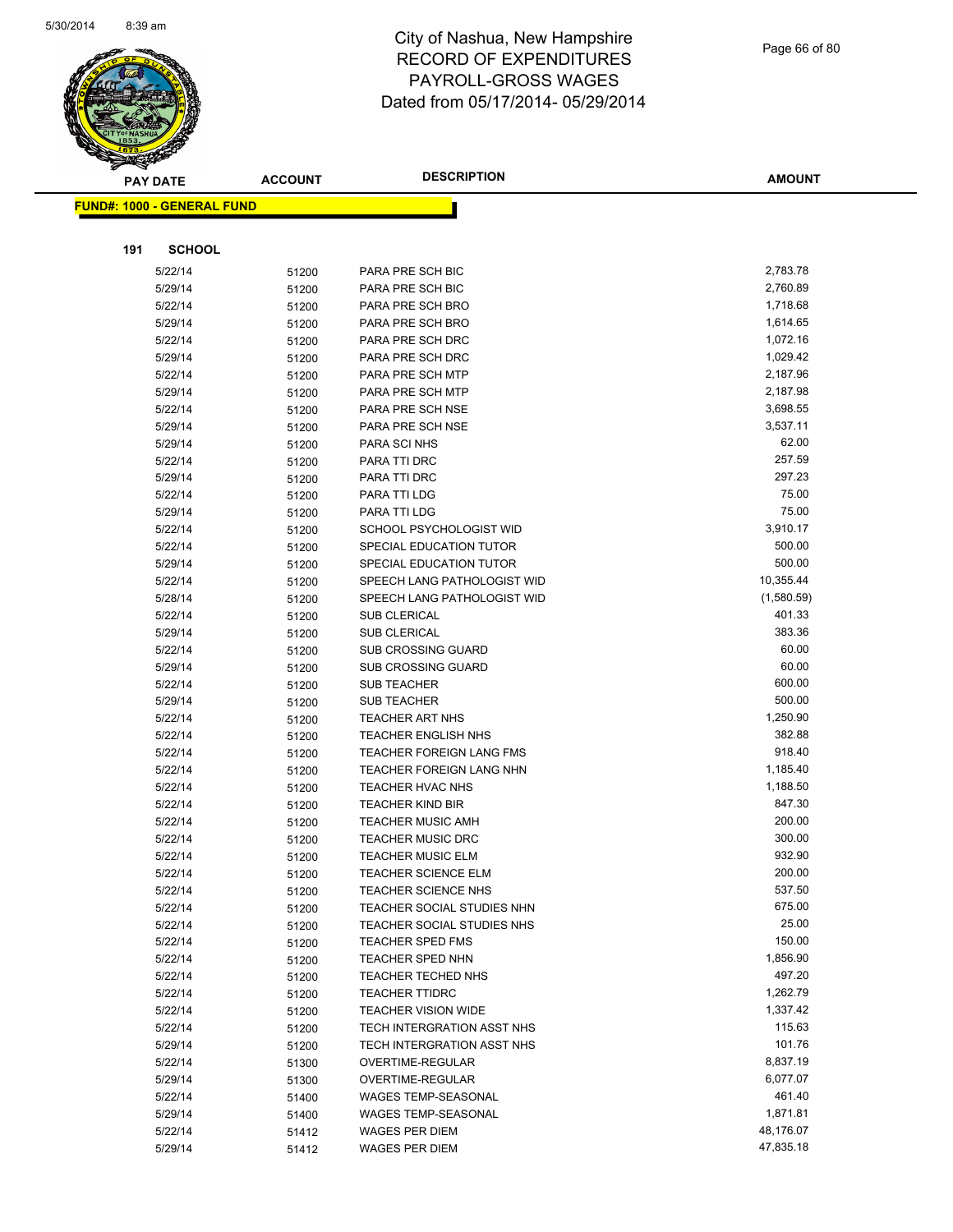# City of Nashua, New Hampshire
# RECORD OF EXPENDITURES
# PAYROLL-GROSS WAGES
# Dated from 05/17/2014- 05/29/2014

**FUND#: 1000 - GENERAL FUND**

**191 SCHOOL**

| PAY DATE | ACCOUNT | DESCRIPTION | AMOUNT |
|---|---|---|---|
| 5/22/14 | 51200 | PARA PRE SCH BIC | 2,783.78 |
| 5/29/14 | 51200 | PARA PRE SCH BIC | 2,760.89 |
| 5/22/14 | 51200 | PARA PRE SCH BRO | 1,718.68 |
| 5/29/14 | 51200 | PARA PRE SCH BRO | 1,614.65 |
| 5/22/14 | 51200 | PARA PRE SCH DRC | 1,072.16 |
| 5/29/14 | 51200 | PARA PRE SCH DRC | 1,029.42 |
| 5/22/14 | 51200 | PARA PRE SCH MTP | 2,187.96 |
| 5/29/14 | 51200 | PARA PRE SCH MTP | 2,187.98 |
| 5/22/14 | 51200 | PARA PRE SCH NSE | 3,698.55 |
| 5/29/14 | 51200 | PARA PRE SCH NSE | 3,537.11 |
| 5/29/14 | 51200 | PARA SCI NHS | 62.00 |
| 5/22/14 | 51200 | PARA TTI DRC | 257.59 |
| 5/29/14 | 51200 | PARA TTI DRC | 297.23 |
| 5/22/14 | 51200 | PARA TTI LDG | 75.00 |
| 5/29/14 | 51200 | PARA TTI LDG | 75.00 |
| 5/22/14 | 51200 | SCHOOL PSYCHOLOGIST WID | 3,910.17 |
| 5/22/14 | 51200 | SPECIAL EDUCATION TUTOR | 500.00 |
| 5/29/14 | 51200 | SPECIAL EDUCATION TUTOR | 500.00 |
| 5/22/14 | 51200 | SPEECH LANG PATHOLOGIST WID | 10,355.44 |
| 5/28/14 | 51200 | SPEECH LANG PATHOLOGIST WID | (1,580.59) |
| 5/22/14 | 51200 | SUB CLERICAL | 401.33 |
| 5/29/14 | 51200 | SUB CLERICAL | 383.36 |
| 5/22/14 | 51200 | SUB CROSSING GUARD | 60.00 |
| 5/29/14 | 51200 | SUB CROSSING GUARD | 60.00 |
| 5/22/14 | 51200 | SUB TEACHER | 600.00 |
| 5/29/14 | 51200 | SUB TEACHER | 500.00 |
| 5/22/14 | 51200 | TEACHER ART NHS | 1,250.90 |
| 5/22/14 | 51200 | TEACHER ENGLISH NHS | 382.88 |
| 5/22/14 | 51200 | TEACHER FOREIGN LANG FMS | 918.40 |
| 5/22/14 | 51200 | TEACHER FOREIGN LANG NHN | 1,185.40 |
| 5/22/14 | 51200 | TEACHER HVAC NHS | 1,188.50 |
| 5/22/14 | 51200 | TEACHER KIND BIR | 847.30 |
| 5/22/14 | 51200 | TEACHER MUSIC AMH | 200.00 |
| 5/22/14 | 51200 | TEACHER MUSIC DRC | 300.00 |
| 5/22/14 | 51200 | TEACHER MUSIC ELM | 932.90 |
| 5/22/14 | 51200 | TEACHER SCIENCE ELM | 200.00 |
| 5/22/14 | 51200 | TEACHER SCIENCE NHS | 537.50 |
| 5/22/14 | 51200 | TEACHER SOCIAL STUDIES NHN | 675.00 |
| 5/22/14 | 51200 | TEACHER SOCIAL STUDIES NHS | 25.00 |
| 5/22/14 | 51200 | TEACHER SPED FMS | 150.00 |
| 5/22/14 | 51200 | TEACHER SPED NHN | 1,856.90 |
| 5/22/14 | 51200 | TEACHER TECHED NHS | 497.20 |
| 5/22/14 | 51200 | TEACHER TTIDRC | 1,262.79 |
| 5/22/14 | 51200 | TEACHER VISION WIDE | 1,337.42 |
| 5/22/14 | 51200 | TECH INTERGRATION ASST NHS | 115.63 |
| 5/29/14 | 51200 | TECH INTERGRATION ASST NHS | 101.76 |
| 5/22/14 | 51300 | OVERTIME-REGULAR | 8,837.19 |
| 5/29/14 | 51300 | OVERTIME-REGULAR | 6,077.07 |
| 5/22/14 | 51400 | WAGES TEMP-SEASONAL | 461.40 |
| 5/29/14 | 51400 | WAGES TEMP-SEASONAL | 1,871.81 |
| 5/22/14 | 51412 | WAGES PER DIEM | 48,176.07 |
| 5/29/14 | 51412 | WAGES PER DIEM | 47,835.18 |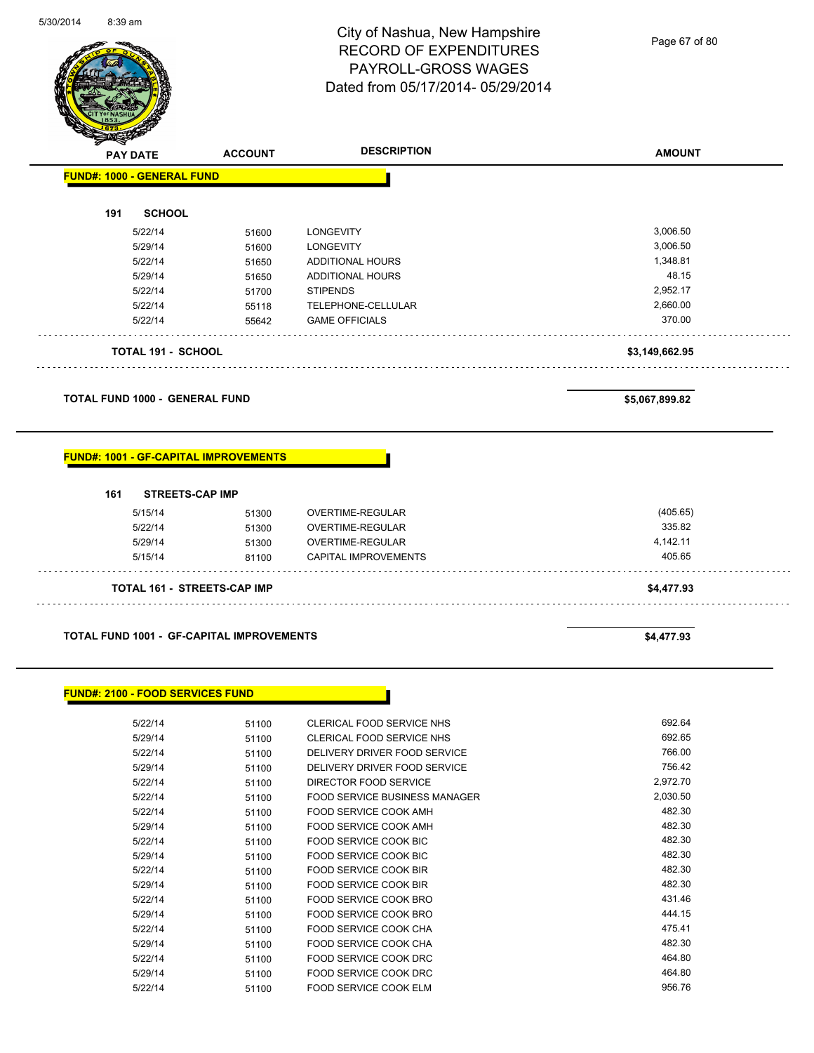# City of Nashua, New Hampshire
## RECORD OF EXPENDITURES
## PAYROLL-GROSS WAGES
## Dated from 05/17/2014- 05/29/2014

| PAY DATE | ACCOUNT | DESCRIPTION | AMOUNT |
|---|---|---|---|
| **FUND#: 1000 - GENERAL FUND** | | | |
| **191 SCHOOL** | | | |
| 5/22/14 | 51600 | LONGEVITY | 3,006.50 |
| 5/29/14 | 51600 | LONGEVITY | 3,006.50 |
| 5/22/14 | 51650 | ADDITIONAL HOURS | 1,348.81 |
| 5/29/14 | 51650 | ADDITIONAL HOURS | 48.15 |
| 5/22/14 | 51700 | STIPENDS | 2,952.17 |
| 5/22/14 | 55118 | TELEPHONE-CELLULAR | 2,660.00 |
| 5/22/14 | 55642 | GAME OFFICIALS | 370.00 |
| **TOTAL 191 - SCHOOL** | | | **$3,149,662.95** |
| **TOTAL FUND 1000 - GENERAL FUND** | | | **$5,067,899.82** |
| **FUND#: 1001 - GF-CAPITAL IMPROVEMENTS** | | | |
| **161 STREETS-CAP IMP** | | | |
| 5/15/14 | 51300 | OVERTIME-REGULAR | (405.65) |
| 5/22/14 | 51300 | OVERTIME-REGULAR | 335.82 |
| 5/29/14 | 51300 | OVERTIME-REGULAR | 4,142.11 |
| 5/15/14 | 81100 | CAPITAL IMPROVEMENTS | 405.65 |
| **TOTAL 161 - STREETS-CAP IMP** | | | **$4,477.93** |
| **TOTAL FUND 1001 - GF-CAPITAL IMPROVEMENTS** | | | **$4,477.93** |
| **FUND#: 2100 - FOOD SERVICES FUND** | | | |
| 5/22/14 | 51100 | CLERICAL FOOD SERVICE NHS | 692.64 |
| 5/29/14 | 51100 | CLERICAL FOOD SERVICE NHS | 692.65 |
| 5/22/14 | 51100 | DELIVERY DRIVER FOOD SERVICE | 766.00 |
| 5/29/14 | 51100 | DELIVERY DRIVER FOOD SERVICE | 756.42 |
| 5/22/14 | 51100 | DIRECTOR FOOD SERVICE | 2,972.70 |
| 5/22/14 | 51100 | FOOD SERVICE BUSINESS MANAGER | 2,030.50 |
| 5/22/14 | 51100 | FOOD SERVICE COOK AMH | 482.30 |
| 5/29/14 | 51100 | FOOD SERVICE COOK AMH | 482.30 |
| 5/22/14 | 51100 | FOOD SERVICE COOK BIC | 482.30 |
| 5/29/14 | 51100 | FOOD SERVICE COOK BIC | 482.30 |
| 5/22/14 | 51100 | FOOD SERVICE COOK BIR | 482.30 |
| 5/29/14 | 51100 | FOOD SERVICE COOK BIR | 482.30 |
| 5/22/14 | 51100 | FOOD SERVICE COOK BRO | 431.46 |
| 5/29/14 | 51100 | FOOD SERVICE COOK BRO | 444.15 |
| 5/22/14 | 51100 | FOOD SERVICE COOK CHA | 475.41 |
| 5/29/14 | 51100 | FOOD SERVICE COOK CHA | 482.30 |
| 5/22/14 | 51100 | FOOD SERVICE COOK DRC | 464.80 |
| 5/29/14 | 51100 | FOOD SERVICE COOK DRC | 464.80 |
| 5/22/14 | 51100 | FOOD SERVICE COOK ELM | 956.76 |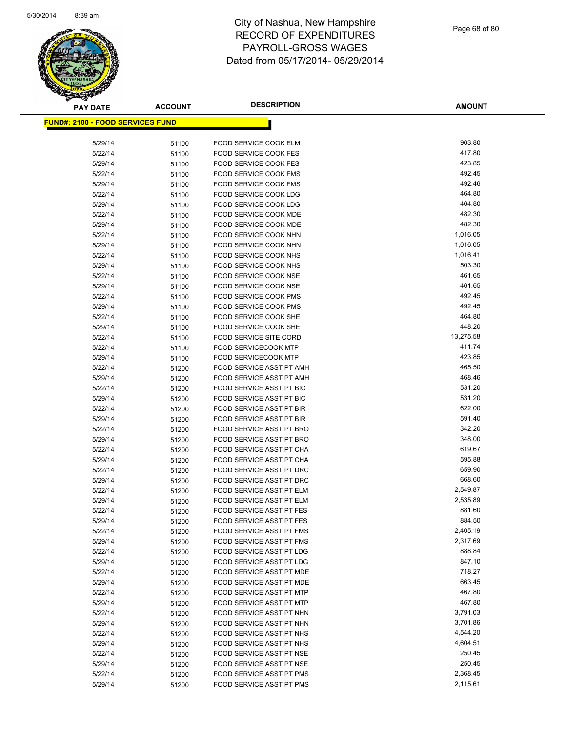# City of Nashua, New Hampshire
# RECORD OF EXPENDITURES
# PAYROLL-GROSS WAGES
# Dated from 05/17/2014- 05/29/2014

**FUND#: 2100 - FOOD SERVICES FUND**

| PAY DATE | ACCOUNT | DESCRIPTION | AMOUNT |
|---|---|---|---|
| 5/29/14 | 51100 | FOOD SERVICE COOK ELM | 963.80 |
| 5/22/14 | 51100 | FOOD SERVICE COOK FES | 417.80 |
| 5/29/14 | 51100 | FOOD SERVICE COOK FES | 423.85 |
| 5/22/14 | 51100 | FOOD SERVICE COOK FMS | 492.45 |
| 5/29/14 | 51100 | FOOD SERVICE COOK FMS | 492.46 |
| 5/22/14 | 51100 | FOOD SERVICE COOK LDG | 464.80 |
| 5/29/14 | 51100 | FOOD SERVICE COOK LDG | 464.80 |
| 5/22/14 | 51100 | FOOD SERVICE COOK MDE | 482.30 |
| 5/29/14 | 51100 | FOOD SERVICE COOK MDE | 482.30 |
| 5/22/14 | 51100 | FOOD SERVICE COOK NHN | 1,016.05 |
| 5/29/14 | 51100 | FOOD SERVICE COOK NHN | 1,016.05 |
| 5/22/14 | 51100 | FOOD SERVICE COOK NHS | 1,016.41 |
| 5/29/14 | 51100 | FOOD SERVICE COOK NHS | 503.30 |
| 5/22/14 | 51100 | FOOD SERVICE COOK NSE | 461.65 |
| 5/29/14 | 51100 | FOOD SERVICE COOK NSE | 461.65 |
| 5/22/14 | 51100 | FOOD SERVICE COOK PMS | 492.45 |
| 5/29/14 | 51100 | FOOD SERVICE COOK PMS | 492.45 |
| 5/22/14 | 51100 | FOOD SERVICE COOK SHE | 464.80 |
| 5/29/14 | 51100 | FOOD SERVICE COOK SHE | 448.20 |
| 5/22/14 | 51100 | FOOD SERVICE SITE CORD | 13,275.58 |
| 5/22/14 | 51100 | FOOD SERVICECOOK MTP | 411.74 |
| 5/29/14 | 51100 | FOOD SERVICECOOK MTP | 423.85 |
| 5/22/14 | 51200 | FOOD SERVICE ASST PT AMH | 465.50 |
| 5/29/14 | 51200 | FOOD SERVICE ASST PT AMH | 468.46 |
| 5/22/14 | 51200 | FOOD SERVICE ASST PT BIC | 531.20 |
| 5/29/14 | 51200 | FOOD SERVICE ASST PT BIC | 531.20 |
| 5/22/14 | 51200 | FOOD SERVICE ASST PT BIR | 622.00 |
| 5/29/14 | 51200 | FOOD SERVICE ASST PT BIR | 591.40 |
| 5/22/14 | 51200 | FOOD SERVICE ASST PT BRO | 342.20 |
| 5/29/14 | 51200 | FOOD SERVICE ASST PT BRO | 348.00 |
| 5/22/14 | 51200 | FOOD SERVICE ASST PT CHA | 619.67 |
| 5/29/14 | 51200 | FOOD SERVICE ASST PT CHA | 595.88 |
| 5/22/14 | 51200 | FOOD SERVICE ASST PT DRC | 659.90 |
| 5/29/14 | 51200 | FOOD SERVICE ASST PT DRC | 668.60 |
| 5/22/14 | 51200 | FOOD SERVICE ASST PT ELM | 2,549.87 |
| 5/29/14 | 51200 | FOOD SERVICE ASST PT ELM | 2,535.89 |
| 5/22/14 | 51200 | FOOD SERVICE ASST PT FES | 881.60 |
| 5/29/14 | 51200 | FOOD SERVICE ASST PT FES | 884.50 |
| 5/22/14 | 51200 | FOOD SERVICE ASST PT FMS | 2,405.19 |
| 5/29/14 | 51200 | FOOD SERVICE ASST PT FMS | 2,317.69 |
| 5/22/14 | 51200 | FOOD SERVICE ASST PT LDG | 888.84 |
| 5/29/14 | 51200 | FOOD SERVICE ASST PT LDG | 847.10 |
| 5/22/14 | 51200 | FOOD SERVICE ASST PT MDE | 718.27 |
| 5/29/14 | 51200 | FOOD SERVICE ASST PT MDE | 663.45 |
| 5/22/14 | 51200 | FOOD SERVICE ASST PT MTP | 467.80 |
| 5/29/14 | 51200 | FOOD SERVICE ASST PT MTP | 467.80 |
| 5/22/14 | 51200 | FOOD SERVICE ASST PT NHN | 3,791.03 |
| 5/29/14 | 51200 | FOOD SERVICE ASST PT NHN | 3,701.86 |
| 5/22/14 | 51200 | FOOD SERVICE ASST PT NHS | 4,544.20 |
| 5/29/14 | 51200 | FOOD SERVICE ASST PT NHS | 4,604.51 |
| 5/22/14 | 51200 | FOOD SERVICE ASST PT NSE | 250.45 |
| 5/29/14 | 51200 | FOOD SERVICE ASST PT NSE | 250.45 |
| 5/22/14 | 51200 | FOOD SERVICE ASST PT PMS | 2,368.45 |
| 5/29/14 | 51200 | FOOD SERVICE ASST PT PMS | 2,115.61 |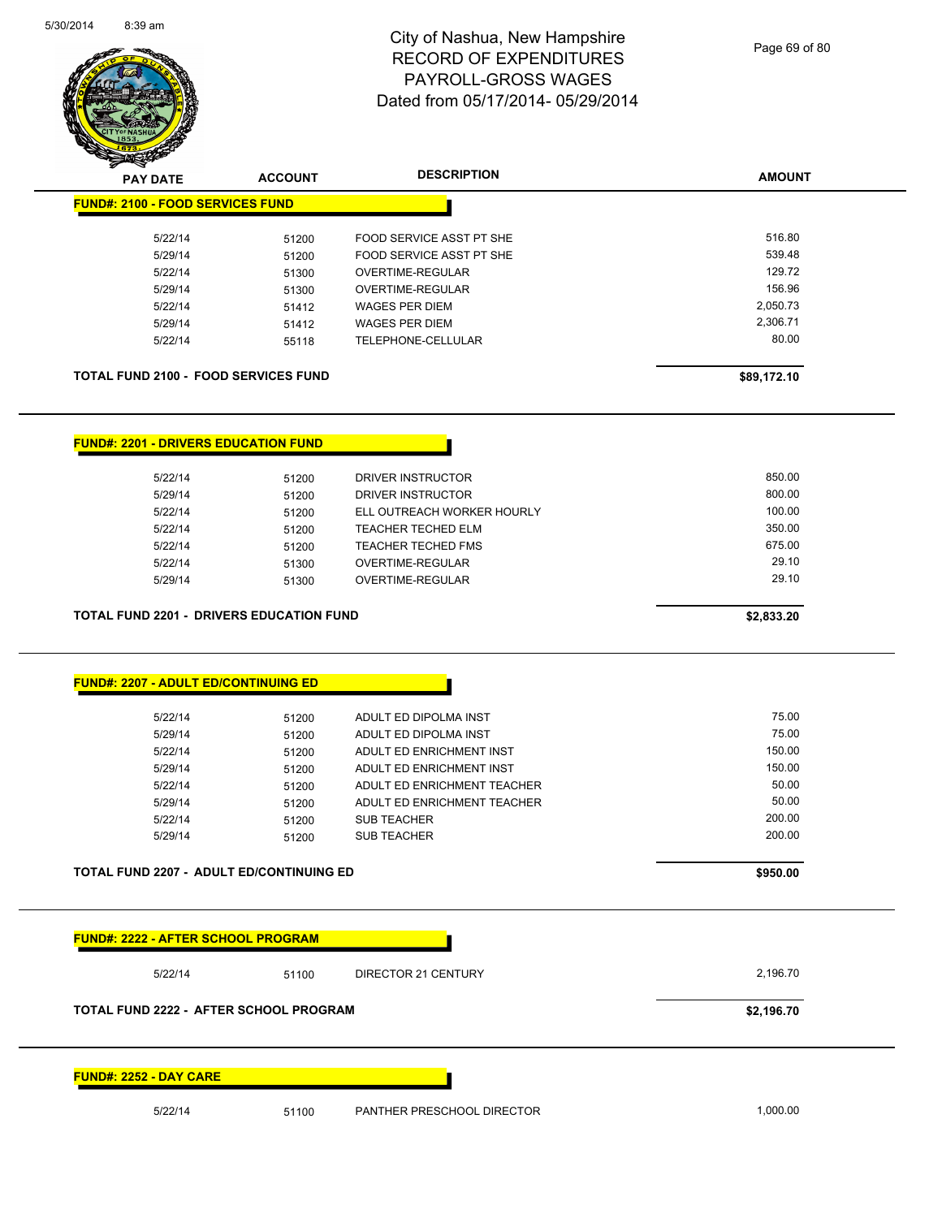# City of Nashua, New Hampshire
## RECORD OF EXPENDITURES
## PAYROLL-GROSS WAGES
## Dated from 05/17/2014- 05/29/2014

| PAY DATE | ACCOUNT | DESCRIPTION | AMOUNT |
|---|---|---|---|
| **FUND#: 2100 - FOOD SERVICES FUND** | | | |
| 5/22/14 | 51200 | FOOD SERVICE ASST PT SHE | 516.80 |
| 5/29/14 | 51200 | FOOD SERVICE ASST PT SHE | 539.48 |
| 5/22/14 | 51300 | OVERTIME-REGULAR | 129.72 |
| 5/29/14 | 51300 | OVERTIME-REGULAR | 156.96 |
| 5/22/14 | 51412 | WAGES PER DIEM | 2,050.73 |
| 5/29/14 | 51412 | WAGES PER DIEM | 2,306.71 |
| 5/22/14 | 55118 | TELEPHONE-CELLULAR | 80.00 |
| **TOTAL FUND 2100 - FOOD SERVICES FUND** | | | **$89,172.10** |

| PAY DATE | ACCOUNT | DESCRIPTION | AMOUNT |
|---|---|---|---|
| **FUND#: 2201 - DRIVERS EDUCATION FUND** | | | |
| 5/22/14 | 51200 | DRIVER INSTRUCTOR | 850.00 |
| 5/29/14 | 51200 | DRIVER INSTRUCTOR | 800.00 |
| 5/22/14 | 51200 | ELL OUTREACH WORKER HOURLY | 100.00 |
| 5/22/14 | 51200 | TEACHER TECHED ELM | 350.00 |
| 5/22/14 | 51200 | TEACHER TECHED FMS | 675.00 |
| 5/22/14 | 51300 | OVERTIME-REGULAR | 29.10 |
| 5/29/14 | 51300 | OVERTIME-REGULAR | 29.10 |
| **TOTAL FUND 2201 - DRIVERS EDUCATION FUND** | | | **$2,833.20** |

| PAY DATE | ACCOUNT | DESCRIPTION | AMOUNT |
|---|---|---|---|
| **FUND#: 2207 - ADULT ED/CONTINUING ED** | | | |
| 5/22/14 | 51200 | ADULT ED DIPOLMA INST | 75.00 |
| 5/29/14 | 51200 | ADULT ED DIPOLMA INST | 75.00 |
| 5/22/14 | 51200 | ADULT ED ENRICHMENT INST | 150.00 |
| 5/29/14 | 51200 | ADULT ED ENRICHMENT INST | 150.00 |
| 5/22/14 | 51200 | ADULT ED ENRICHMENT TEACHER | 50.00 |
| 5/29/14 | 51200 | ADULT ED ENRICHMENT TEACHER | 50.00 |
| 5/22/14 | 51200 | SUB TEACHER | 200.00 |
| 5/29/14 | 51200 | SUB TEACHER | 200.00 |
| **TOTAL FUND 2207 - ADULT ED/CONTINUING ED** | | | **$950.00** |

| PAY DATE | ACCOUNT | DESCRIPTION | AMOUNT |
|---|---|---|---|
| **FUND#: 2222 - AFTER SCHOOL PROGRAM** | | | |
| 5/22/14 | 51100 | DIRECTOR 21 CENTURY | 2,196.70 |
| **TOTAL FUND 2222 - AFTER SCHOOL PROGRAM** | | | **$2,196.70** |

| PAY DATE | ACCOUNT | DESCRIPTION | AMOUNT |
|---|---|---|---|
| **FUND#: 2252 - DAY CARE** | | | |
| 5/22/14 | 51100 | PANTHER PRESCHOOL DIRECTOR | 1,000.00 |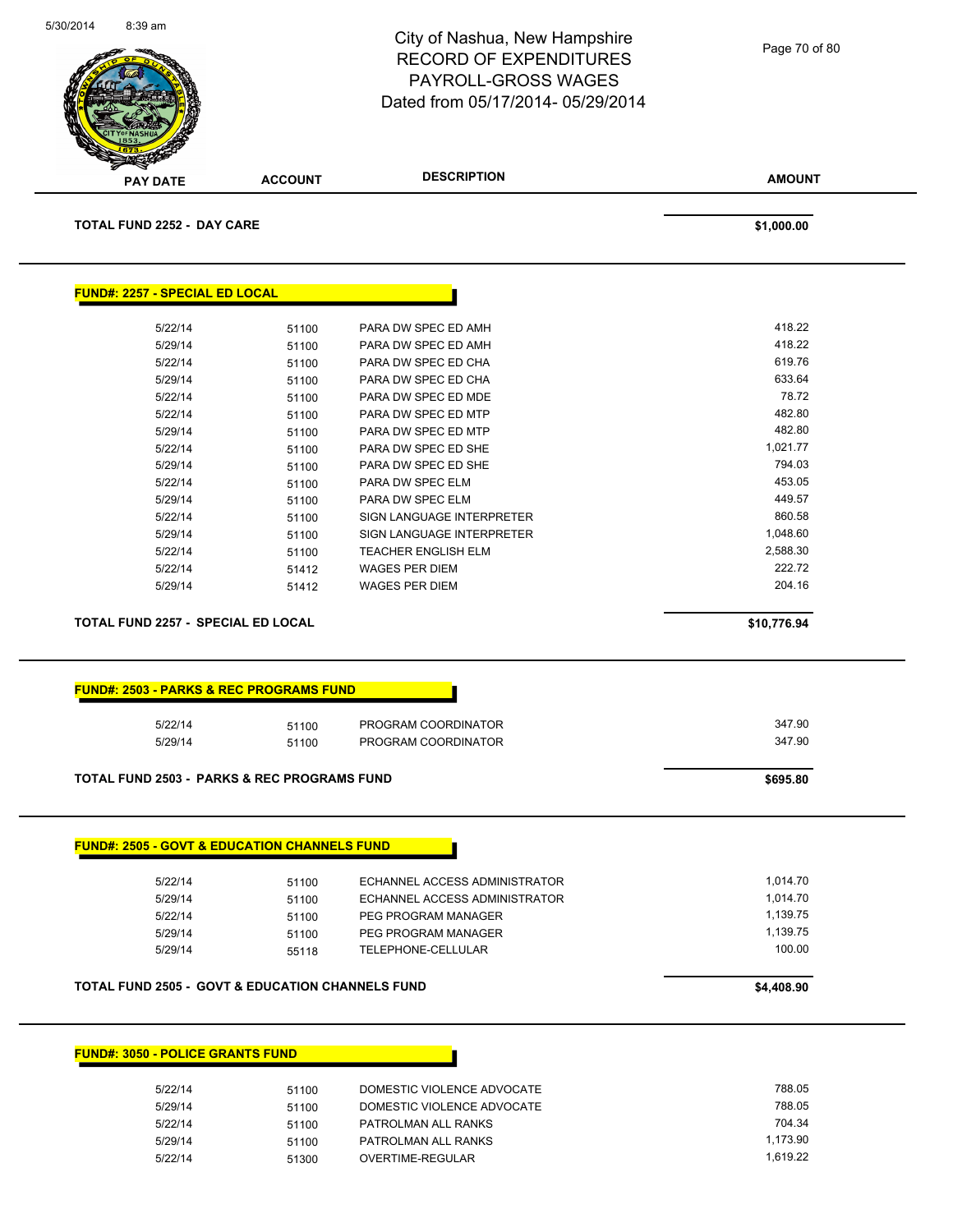| PAY DATE | ACCOUNT | DESCRIPTION | AMOUNT |
|---|---|---|---|

**TOTAL FUND 2252 - DAY CARE** — **$1,000.00**

**FUND#: 2257 - SPECIAL ED LOCAL**

| PAY DATE | ACCOUNT | DESCRIPTION | AMOUNT |
|---|---|---|---|
| 5/22/14 | 51100 | PARA DW SPEC ED AMH | 418.22 |
| 5/29/14 | 51100 | PARA DW SPEC ED AMH | 418.22 |
| 5/22/14 | 51100 | PARA DW SPEC ED CHA | 619.76 |
| 5/29/14 | 51100 | PARA DW SPEC ED CHA | 633.64 |
| 5/22/14 | 51100 | PARA DW SPEC ED MDE | 78.72 |
| 5/22/14 | 51100 | PARA DW SPEC ED MTP | 482.80 |
| 5/29/14 | 51100 | PARA DW SPEC ED MTP | 482.80 |
| 5/22/14 | 51100 | PARA DW SPEC ED SHE | 1,021.77 |
| 5/29/14 | 51100 | PARA DW SPEC ED SHE | 794.03 |
| 5/22/14 | 51100 | PARA DW SPEC ELM | 453.05 |
| 5/29/14 | 51100 | PARA DW SPEC ELM | 449.57 |
| 5/22/14 | 51100 | SIGN LANGUAGE INTERPRETER | 860.58 |
| 5/29/14 | 51100 | SIGN LANGUAGE INTERPRETER | 1,048.60 |
| 5/22/14 | 51100 | TEACHER ENGLISH ELM | 2,588.30 |
| 5/22/14 | 51412 | WAGES PER DIEM | 222.72 |
| 5/29/14 | 51412 | WAGES PER DIEM | 204.16 |

**TOTAL FUND 2257 - SPECIAL ED LOCAL** — **$10,776.94**

**FUND#: 2503 - PARKS & REC PROGRAMS FUND**

| PAY DATE | ACCOUNT | DESCRIPTION | AMOUNT |
|---|---|---|---|
| 5/22/14 | 51100 | PROGRAM COORDINATOR | 347.90 |
| 5/29/14 | 51100 | PROGRAM COORDINATOR | 347.90 |

**TOTAL FUND 2503 - PARKS & REC PROGRAMS FUND** — **$695.80**

**FUND#: 2505 - GOVT & EDUCATION CHANNELS FUND**

| PAY DATE | ACCOUNT | DESCRIPTION | AMOUNT |
|---|---|---|---|
| 5/22/14 | 51100 | ECHANNEL ACCESS ADMINISTRATOR | 1,014.70 |
| 5/29/14 | 51100 | ECHANNEL ACCESS ADMINISTRATOR | 1,014.70 |
| 5/22/14 | 51100 | PEG PROGRAM MANAGER | 1,139.75 |
| 5/29/14 | 51100 | PEG PROGRAM MANAGER | 1,139.75 |
| 5/29/14 | 55118 | TELEPHONE-CELLULAR | 100.00 |

**TOTAL FUND 2505 - GOVT & EDUCATION CHANNELS FUND** — **$4,408.90**

**FUND#: 3050 - POLICE GRANTS FUND**

| PAY DATE | ACCOUNT | DESCRIPTION | AMOUNT |
|---|---|---|---|
| 5/22/14 | 51100 | DOMESTIC VIOLENCE ADVOCATE | 788.05 |
| 5/29/14 | 51100 | DOMESTIC VIOLENCE ADVOCATE | 788.05 |
| 5/22/14 | 51100 | PATROLMAN ALL RANKS | 704.34 |
| 5/29/14 | 51100 | PATROLMAN ALL RANKS | 1,173.90 |
| 5/22/14 | 51300 | OVERTIME-REGULAR | 1,619.22 |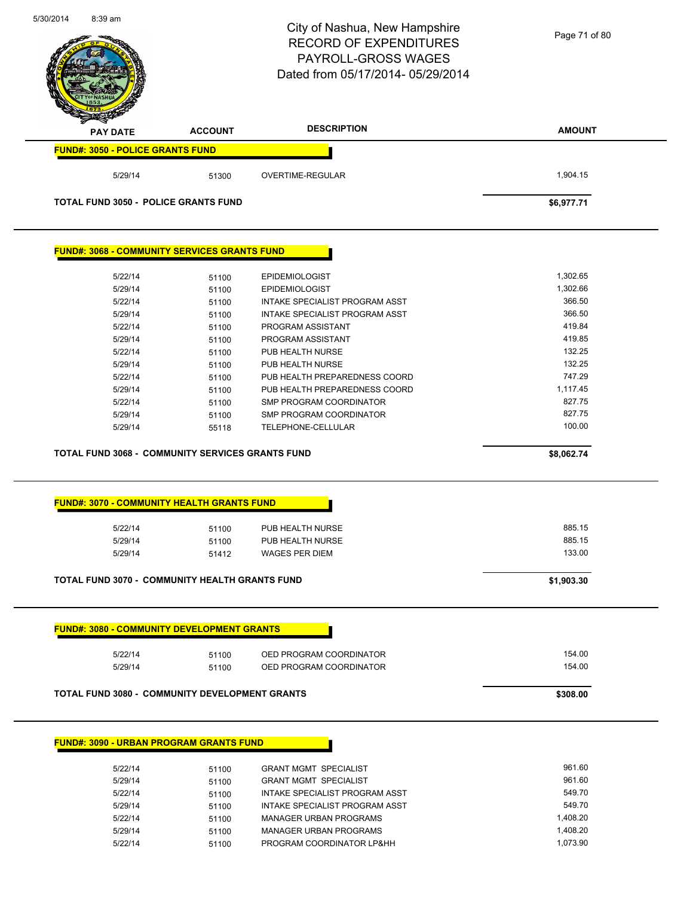# City of Nashua, New Hampshire
# RECORD OF EXPENDITURES
# PAYROLL-GROSS WAGES
# Dated from 05/17/2014- 05/29/2014

| PAY DATE | ACCOUNT | DESCRIPTION | AMOUNT |
|---|---|---|---|
| **FUND#: 3050 - POLICE GRANTS FUND** | | | |
| 5/29/14 | 51300 | OVERTIME-REGULAR | 1,904.15 |
| **TOTAL FUND 3050 - POLICE GRANTS FUND** | | | **$6,977.71** |
| **FUND#: 3068 - COMMUNITY SERVICES GRANTS FUND** | | | |
| 5/22/14 | 51100 | EPIDEMIOLOGIST | 1,302.65 |
| 5/29/14 | 51100 | EPIDEMIOLOGIST | 1,302.66 |
| 5/22/14 | 51100 | INTAKE SPECIALIST PROGRAM ASST | 366.50 |
| 5/29/14 | 51100 | INTAKE SPECIALIST PROGRAM ASST | 366.50 |
| 5/22/14 | 51100 | PROGRAM ASSISTANT | 419.84 |
| 5/29/14 | 51100 | PROGRAM ASSISTANT | 419.85 |
| 5/22/14 | 51100 | PUB HEALTH NURSE | 132.25 |
| 5/29/14 | 51100 | PUB HEALTH NURSE | 132.25 |
| 5/22/14 | 51100 | PUB HEALTH PREPAREDNESS COORD | 747.29 |
| 5/29/14 | 51100 | PUB HEALTH PREPAREDNESS COORD | 1,117.45 |
| 5/22/14 | 51100 | SMP PROGRAM COORDINATOR | 827.75 |
| 5/29/14 | 51100 | SMP PROGRAM COORDINATOR | 827.75 |
| 5/29/14 | 55118 | TELEPHONE-CELLULAR | 100.00 |
| **TOTAL FUND 3068 - COMMUNITY SERVICES GRANTS FUND** | | | **$8,062.74** |
| **FUND#: 3070 - COMMUNITY HEALTH GRANTS FUND** | | | |
| 5/22/14 | 51100 | PUB HEALTH NURSE | 885.15 |
| 5/29/14 | 51100 | PUB HEALTH NURSE | 885.15 |
| 5/29/14 | 51412 | WAGES PER DIEM | 133.00 |
| **TOTAL FUND 3070 - COMMUNITY HEALTH GRANTS FUND** | | | **$1,903.30** |
| **FUND#: 3080 - COMMUNITY DEVELOPMENT GRANTS** | | | |
| 5/22/14 | 51100 | OED PROGRAM COORDINATOR | 154.00 |
| 5/29/14 | 51100 | OED PROGRAM COORDINATOR | 154.00 |
| **TOTAL FUND 3080 - COMMUNITY DEVELOPMENT GRANTS** | | | **$308.00** |
| **FUND#: 3090 - URBAN PROGRAM GRANTS FUND** | | | |
| 5/22/14 | 51100 | GRANT MGMT SPECIALIST | 961.60 |
| 5/29/14 | 51100 | GRANT MGMT SPECIALIST | 961.60 |
| 5/22/14 | 51100 | INTAKE SPECIALIST PROGRAM ASST | 549.70 |
| 5/29/14 | 51100 | INTAKE SPECIALIST PROGRAM ASST | 549.70 |
| 5/22/14 | 51100 | MANAGER URBAN PROGRAMS | 1,408.20 |
| 5/29/14 | 51100 | MANAGER URBAN PROGRAMS | 1,408.20 |
| 5/22/14 | 51100 | PROGRAM COORDINATOR LP&HH | 1,073.90 |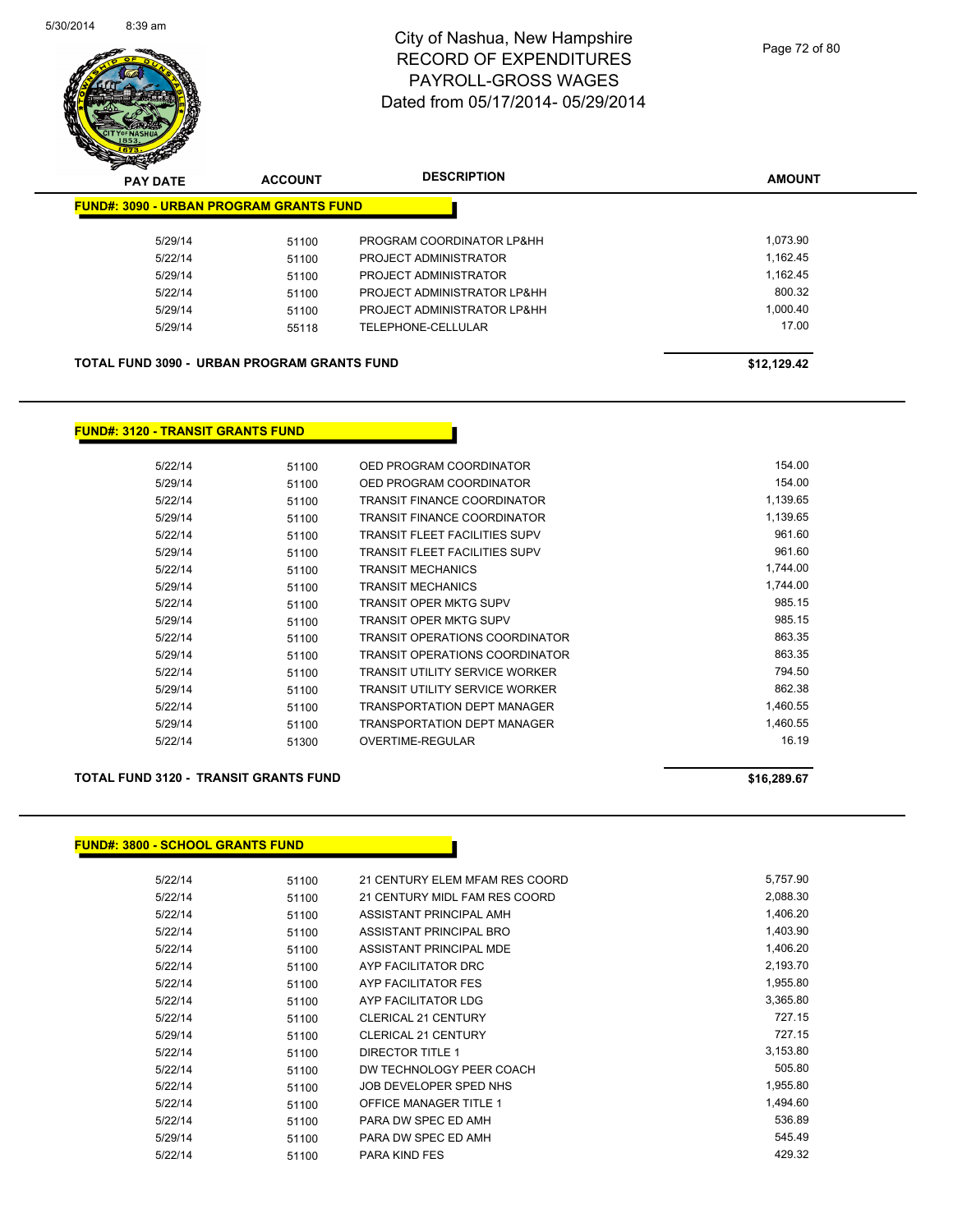# City of Nashua, New Hampshire
# RECORD OF EXPENDITURES
# PAYROLL-GROSS WAGES
# Dated from 05/17/2014- 05/29/2014

| PAY DATE | ACCOUNT | DESCRIPTION | AMOUNT |
|---|---|---|---|

**FUND#: 3090 - URBAN PROGRAM GRANTS FUND**

| PAY DATE | ACCOUNT | DESCRIPTION | AMOUNT |
|---|---|---|---|
| 5/29/14 | 51100 | PROGRAM COORDINATOR LP&HH | 1,073.90 |
| 5/22/14 | 51100 | PROJECT ADMINISTRATOR | 1,162.45 |
| 5/29/14 | 51100 | PROJECT ADMINISTRATOR | 1,162.45 |
| 5/22/14 | 51100 | PROJECT ADMINISTRATOR LP&HH | 800.32 |
| 5/29/14 | 51100 | PROJECT ADMINISTRATOR LP&HH | 1,000.40 |
| 5/29/14 | 55118 | TELEPHONE-CELLULAR | 17.00 |

**TOTAL FUND 3090 - URBAN PROGRAM GRANTS FUND** **$12,129.42**

**FUND#: 3120 - TRANSIT GRANTS FUND**

| PAY DATE | ACCOUNT | DESCRIPTION | AMOUNT |
|---|---|---|---|
| 5/22/14 | 51100 | OED PROGRAM COORDINATOR | 154.00 |
| 5/29/14 | 51100 | OED PROGRAM COORDINATOR | 154.00 |
| 5/22/14 | 51100 | TRANSIT FINANCE COORDINATOR | 1,139.65 |
| 5/29/14 | 51100 | TRANSIT FINANCE COORDINATOR | 1,139.65 |
| 5/22/14 | 51100 | TRANSIT FLEET FACILITIES SUPV | 961.60 |
| 5/29/14 | 51100 | TRANSIT FLEET FACILITIES SUPV | 961.60 |
| 5/22/14 | 51100 | TRANSIT MECHANICS | 1,744.00 |
| 5/29/14 | 51100 | TRANSIT MECHANICS | 1,744.00 |
| 5/22/14 | 51100 | TRANSIT OPER MKTG SUPV | 985.15 |
| 5/29/14 | 51100 | TRANSIT OPER MKTG SUPV | 985.15 |
| 5/22/14 | 51100 | TRANSIT OPERATIONS COORDINATOR | 863.35 |
| 5/29/14 | 51100 | TRANSIT OPERATIONS COORDINATOR | 863.35 |
| 5/22/14 | 51100 | TRANSIT UTILITY SERVICE WORKER | 794.50 |
| 5/29/14 | 51100 | TRANSIT UTILITY SERVICE WORKER | 862.38 |
| 5/22/14 | 51100 | TRANSPORTATION DEPT MANAGER | 1,460.55 |
| 5/29/14 | 51100 | TRANSPORTATION DEPT MANAGER | 1,460.55 |
| 5/22/14 | 51300 | OVERTIME-REGULAR | 16.19 |

**TOTAL FUND 3120 - TRANSIT GRANTS FUND** **$16,289.67**

**FUND#: 3800 - SCHOOL GRANTS FUND**

| PAY DATE | ACCOUNT | DESCRIPTION | AMOUNT |
|---|---|---|---|
| 5/22/14 | 51100 | 21 CENTURY ELEM MFAM RES COORD | 5,757.90 |
| 5/22/14 | 51100 | 21 CENTURY MIDL FAM RES COORD | 2,088.30 |
| 5/22/14 | 51100 | ASSISTANT PRINCIPAL AMH | 1,406.20 |
| 5/22/14 | 51100 | ASSISTANT PRINCIPAL BRO | 1,403.90 |
| 5/22/14 | 51100 | ASSISTANT PRINCIPAL MDE | 1,406.20 |
| 5/22/14 | 51100 | AYP FACILITATOR DRC | 2,193.70 |
| 5/22/14 | 51100 | AYP FACILITATOR FES | 1,955.80 |
| 5/22/14 | 51100 | AYP FACILITATOR LDG | 3,365.80 |
| 5/22/14 | 51100 | CLERICAL 21 CENTURY | 727.15 |
| 5/29/14 | 51100 | CLERICAL 21 CENTURY | 727.15 |
| 5/22/14 | 51100 | DIRECTOR TITLE 1 | 3,153.80 |
| 5/22/14 | 51100 | DW TECHNOLOGY PEER COACH | 505.80 |
| 5/22/14 | 51100 | JOB DEVELOPER SPED NHS | 1,955.80 |
| 5/22/14 | 51100 | OFFICE MANAGER TITLE 1 | 1,494.60 |
| 5/22/14 | 51100 | PARA DW SPEC ED AMH | 536.89 |
| 5/29/14 | 51100 | PARA DW SPEC ED AMH | 545.49 |
| 5/22/14 | 51100 | PARA KIND FES | 429.32 |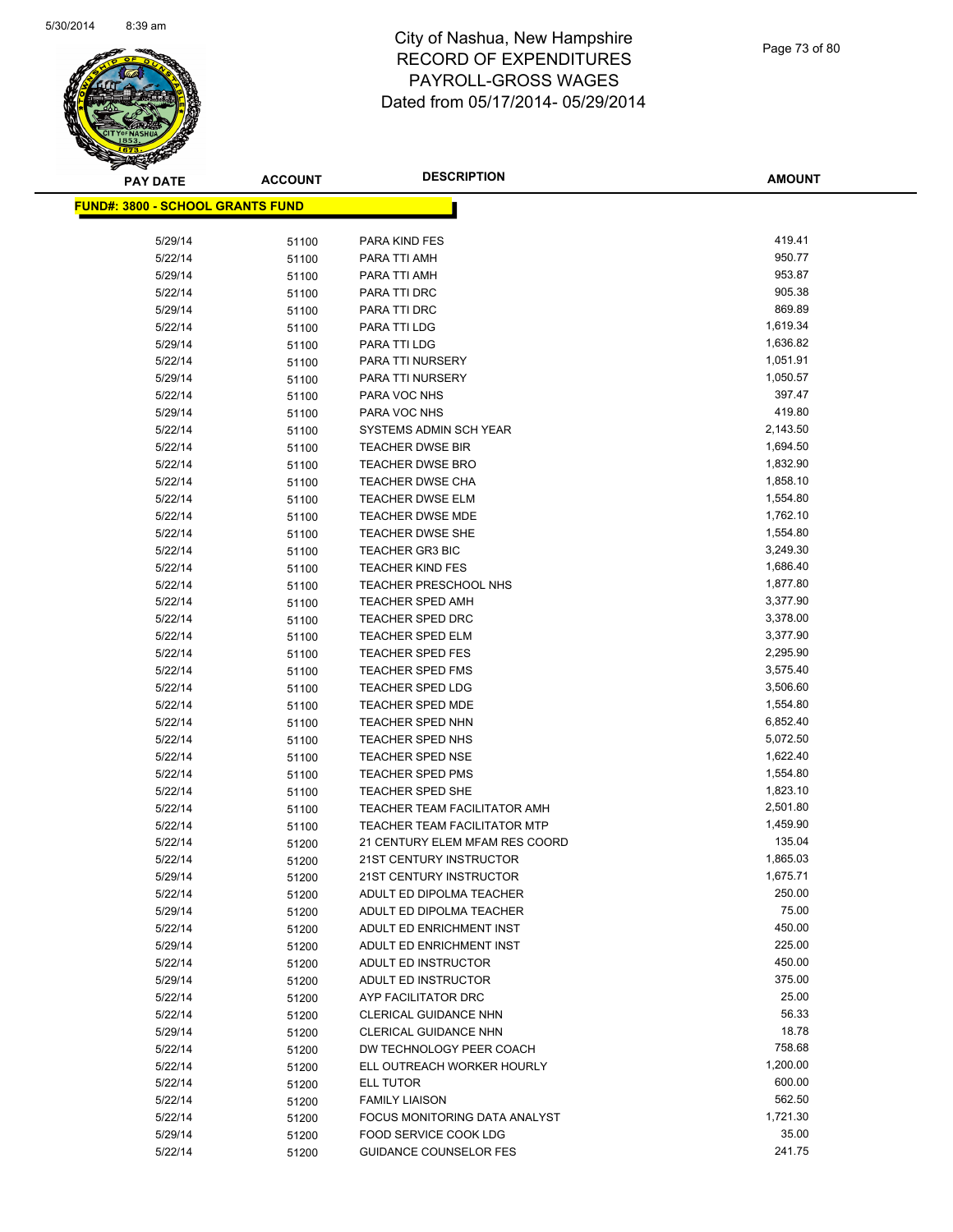# City of Nashua, New Hampshire
## RECORD OF EXPENDITURES
## PAYROLL-GROSS WAGES
## Dated from 05/17/2014- 05/29/2014

| PAY DATE | ACCOUNT | DESCRIPTION | AMOUNT |
|---|---|---|---|
| **FUND#: 3800 - SCHOOL GRANTS FUND** | | | |
| 5/29/14 | 51100 | PARA KIND FES | 419.41 |
| 5/22/14 | 51100 | PARA TTI AMH | 950.77 |
| 5/29/14 | 51100 | PARA TTI AMH | 953.87 |
| 5/22/14 | 51100 | PARA TTI DRC | 905.38 |
| 5/29/14 | 51100 | PARA TTI DRC | 869.89 |
| 5/22/14 | 51100 | PARA TTI LDG | 1,619.34 |
| 5/29/14 | 51100 | PARA TTI LDG | 1,636.82 |
| 5/22/14 | 51100 | PARA TTI NURSERY | 1,051.91 |
| 5/29/14 | 51100 | PARA TTI NURSERY | 1,050.57 |
| 5/22/14 | 51100 | PARA VOC NHS | 397.47 |
| 5/29/14 | 51100 | PARA VOC NHS | 419.80 |
| 5/22/14 | 51100 | SYSTEMS ADMIN SCH YEAR | 2,143.50 |
| 5/22/14 | 51100 | TEACHER DWSE BIR | 1,694.50 |
| 5/22/14 | 51100 | TEACHER DWSE BRO | 1,832.90 |
| 5/22/14 | 51100 | TEACHER DWSE CHA | 1,858.10 |
| 5/22/14 | 51100 | TEACHER DWSE ELM | 1,554.80 |
| 5/22/14 | 51100 | TEACHER DWSE MDE | 1,762.10 |
| 5/22/14 | 51100 | TEACHER DWSE SHE | 1,554.80 |
| 5/22/14 | 51100 | TEACHER GR3 BIC | 3,249.30 |
| 5/22/14 | 51100 | TEACHER KIND FES | 1,686.40 |
| 5/22/14 | 51100 | TEACHER PRESCHOOL NHS | 1,877.80 |
| 5/22/14 | 51100 | TEACHER SPED AMH | 3,377.90 |
| 5/22/14 | 51100 | TEACHER SPED DRC | 3,378.00 |
| 5/22/14 | 51100 | TEACHER SPED ELM | 3,377.90 |
| 5/22/14 | 51100 | TEACHER SPED FES | 2,295.90 |
| 5/22/14 | 51100 | TEACHER SPED FMS | 3,575.40 |
| 5/22/14 | 51100 | TEACHER SPED LDG | 3,506.60 |
| 5/22/14 | 51100 | TEACHER SPED MDE | 1,554.80 |
| 5/22/14 | 51100 | TEACHER SPED NHN | 6,852.40 |
| 5/22/14 | 51100 | TEACHER SPED NHS | 5,072.50 |
| 5/22/14 | 51100 | TEACHER SPED NSE | 1,622.40 |
| 5/22/14 | 51100 | TEACHER SPED PMS | 1,554.80 |
| 5/22/14 | 51100 | TEACHER SPED SHE | 1,823.10 |
| 5/22/14 | 51100 | TEACHER TEAM FACILITATOR AMH | 2,501.80 |
| 5/22/14 | 51100 | TEACHER TEAM FACILITATOR MTP | 1,459.90 |
| 5/22/14 | 51200 | 21 CENTURY ELEM MFAM RES COORD | 135.04 |
| 5/22/14 | 51200 | 21ST CENTURY INSTRUCTOR | 1,865.03 |
| 5/29/14 | 51200 | 21ST CENTURY INSTRUCTOR | 1,675.71 |
| 5/22/14 | 51200 | ADULT ED DIPOLMA TEACHER | 250.00 |
| 5/29/14 | 51200 | ADULT ED DIPOLMA TEACHER | 75.00 |
| 5/22/14 | 51200 | ADULT ED ENRICHMENT INST | 450.00 |
| 5/29/14 | 51200 | ADULT ED ENRICHMENT INST | 225.00 |
| 5/22/14 | 51200 | ADULT ED INSTRUCTOR | 450.00 |
| 5/29/14 | 51200 | ADULT ED INSTRUCTOR | 375.00 |
| 5/22/14 | 51200 | AYP FACILITATOR DRC | 25.00 |
| 5/22/14 | 51200 | CLERICAL GUIDANCE NHN | 56.33 |
| 5/29/14 | 51200 | CLERICAL GUIDANCE NHN | 18.78 |
| 5/22/14 | 51200 | DW TECHNOLOGY PEER COACH | 758.68 |
| 5/22/14 | 51200 | ELL OUTREACH WORKER HOURLY | 1,200.00 |
| 5/22/14 | 51200 | ELL TUTOR | 600.00 |
| 5/22/14 | 51200 | FAMILY LIAISON | 562.50 |
| 5/22/14 | 51200 | FOCUS MONITORING DATA ANALYST | 1,721.30 |
| 5/29/14 | 51200 | FOOD SERVICE COOK LDG | 35.00 |
| 5/22/14 | 51200 | GUIDANCE COUNSELOR FES | 241.75 |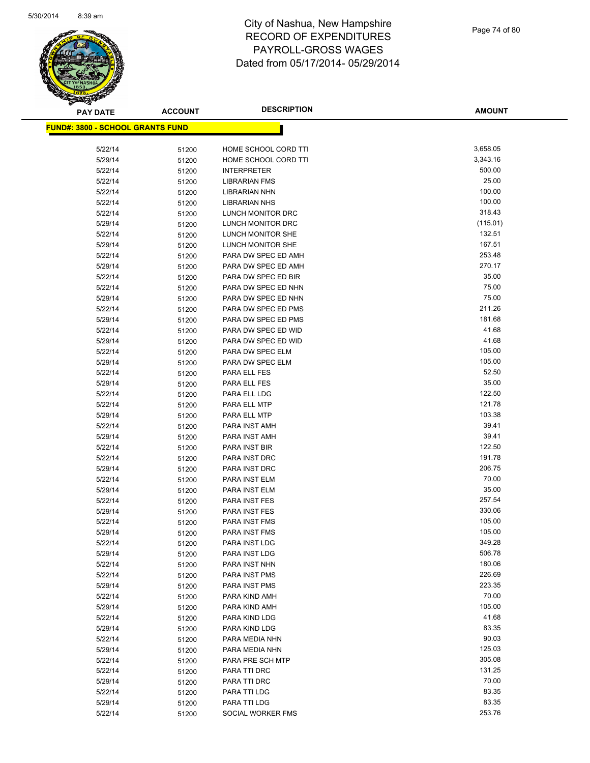# City of Nashua, New Hampshire
## RECORD OF EXPENDITURES
## PAYROLL-GROSS WAGES
## Dated from 05/17/2014- 05/29/2014

**FUND#: 3800 - SCHOOL GRANTS FUND**

| PAY DATE | ACCOUNT | DESCRIPTION | AMOUNT |
|---|---|---|---|
| 5/22/14 | 51200 | HOME SCHOOL CORD TTI | 3,658.05 |
| 5/29/14 | 51200 | HOME SCHOOL CORD TTI | 3,343.16 |
| 5/22/14 | 51200 | INTERPRETER | 500.00 |
| 5/22/14 | 51200 | LIBRARIAN FMS | 25.00 |
| 5/22/14 | 51200 | LIBRARIAN NHN | 100.00 |
| 5/22/14 | 51200 | LIBRARIAN NHS | 100.00 |
| 5/22/14 | 51200 | LUNCH MONITOR DRC | 318.43 |
| 5/29/14 | 51200 | LUNCH MONITOR DRC | (115.01) |
| 5/22/14 | 51200 | LUNCH MONITOR SHE | 132.51 |
| 5/29/14 | 51200 | LUNCH MONITOR SHE | 167.51 |
| 5/22/14 | 51200 | PARA DW SPEC ED AMH | 253.48 |
| 5/29/14 | 51200 | PARA DW SPEC ED AMH | 270.17 |
| 5/22/14 | 51200 | PARA DW SPEC ED BIR | 35.00 |
| 5/22/14 | 51200 | PARA DW SPEC ED NHN | 75.00 |
| 5/29/14 | 51200 | PARA DW SPEC ED NHN | 75.00 |
| 5/22/14 | 51200 | PARA DW SPEC ED PMS | 211.26 |
| 5/29/14 | 51200 | PARA DW SPEC ED PMS | 181.68 |
| 5/22/14 | 51200 | PARA DW SPEC ED WID | 41.68 |
| 5/29/14 | 51200 | PARA DW SPEC ED WID | 41.68 |
| 5/22/14 | 51200 | PARA DW SPEC ELM | 105.00 |
| 5/29/14 | 51200 | PARA DW SPEC ELM | 105.00 |
| 5/22/14 | 51200 | PARA ELL FES | 52.50 |
| 5/29/14 | 51200 | PARA ELL FES | 35.00 |
| 5/22/14 | 51200 | PARA ELL LDG | 122.50 |
| 5/22/14 | 51200 | PARA ELL MTP | 121.78 |
| 5/29/14 | 51200 | PARA ELL MTP | 103.38 |
| 5/22/14 | 51200 | PARA INST AMH | 39.41 |
| 5/29/14 | 51200 | PARA INST AMH | 39.41 |
| 5/22/14 | 51200 | PARA INST BIR | 122.50 |
| 5/22/14 | 51200 | PARA INST DRC | 191.78 |
| 5/29/14 | 51200 | PARA INST DRC | 206.75 |
| 5/22/14 | 51200 | PARA INST ELM | 70.00 |
| 5/29/14 | 51200 | PARA INST ELM | 35.00 |
| 5/22/14 | 51200 | PARA INST FES | 257.54 |
| 5/29/14 | 51200 | PARA INST FES | 330.06 |
| 5/22/14 | 51200 | PARA INST FMS | 105.00 |
| 5/29/14 | 51200 | PARA INST FMS | 105.00 |
| 5/22/14 | 51200 | PARA INST LDG | 349.28 |
| 5/29/14 | 51200 | PARA INST LDG | 506.78 |
| 5/22/14 | 51200 | PARA INST NHN | 180.06 |
| 5/22/14 | 51200 | PARA INST PMS | 226.69 |
| 5/29/14 | 51200 | PARA INST PMS | 223.35 |
| 5/22/14 | 51200 | PARA KIND AMH | 70.00 |
| 5/29/14 | 51200 | PARA KIND AMH | 105.00 |
| 5/22/14 | 51200 | PARA KIND LDG | 41.68 |
| 5/29/14 | 51200 | PARA KIND LDG | 83.35 |
| 5/22/14 | 51200 | PARA MEDIA NHN | 90.03 |
| 5/29/14 | 51200 | PARA MEDIA NHN | 125.03 |
| 5/22/14 | 51200 | PARA PRE SCH MTP | 305.08 |
| 5/22/14 | 51200 | PARA TTI DRC | 131.25 |
| 5/29/14 | 51200 | PARA TTI DRC | 70.00 |
| 5/22/14 | 51200 | PARA TTI LDG | 83.35 |
| 5/29/14 | 51200 | PARA TTI LDG | 83.35 |
| 5/22/14 | 51200 | SOCIAL WORKER FMS | 253.76 |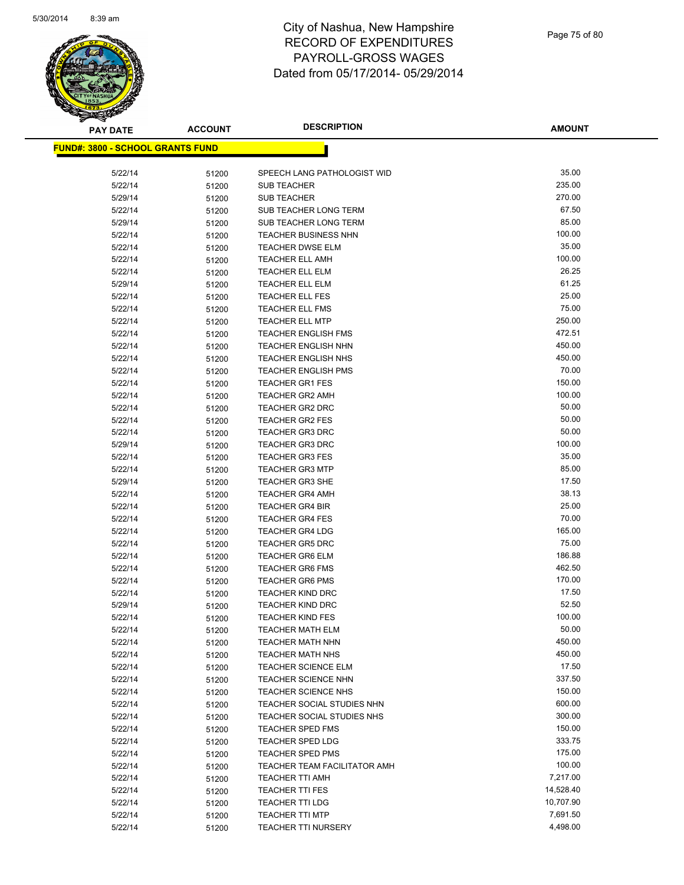# City of Nashua, New Hampshire
## RECORD OF EXPENDITURES
## PAYROLL-GROSS WAGES
## Dated from 05/17/2014- 05/29/2014

| PAY DATE | ACCOUNT | DESCRIPTION | AMOUNT |
|---|---|---|---|

**FUND#: 3800 - SCHOOL GRANTS FUND**

| PAY DATE | ACCOUNT | DESCRIPTION | AMOUNT |
|---|---|---|---|
| 5/22/14 | 51200 | SPEECH LANG PATHOLOGIST WID | 35.00 |
| 5/22/14 | 51200 | SUB TEACHER | 235.00 |
| 5/29/14 | 51200 | SUB TEACHER | 270.00 |
| 5/22/14 | 51200 | SUB TEACHER LONG TERM | 67.50 |
| 5/29/14 | 51200 | SUB TEACHER LONG TERM | 85.00 |
| 5/22/14 | 51200 | TEACHER BUSINESS NHN | 100.00 |
| 5/22/14 | 51200 | TEACHER DWSE ELM | 35.00 |
| 5/22/14 | 51200 | TEACHER ELL AMH | 100.00 |
| 5/22/14 | 51200 | TEACHER ELL ELM | 26.25 |
| 5/29/14 | 51200 | TEACHER ELL ELM | 61.25 |
| 5/22/14 | 51200 | TEACHER ELL FES | 25.00 |
| 5/22/14 | 51200 | TEACHER ELL FMS | 75.00 |
| 5/22/14 | 51200 | TEACHER ELL MTP | 250.00 |
| 5/22/14 | 51200 | TEACHER ENGLISH FMS | 472.51 |
| 5/22/14 | 51200 | TEACHER ENGLISH NHN | 450.00 |
| 5/22/14 | 51200 | TEACHER ENGLISH NHS | 450.00 |
| 5/22/14 | 51200 | TEACHER ENGLISH PMS | 70.00 |
| 5/22/14 | 51200 | TEACHER GR1 FES | 150.00 |
| 5/22/14 | 51200 | TEACHER GR2 AMH | 100.00 |
| 5/22/14 | 51200 | TEACHER GR2 DRC | 50.00 |
| 5/22/14 | 51200 | TEACHER GR2 FES | 50.00 |
| 5/22/14 | 51200 | TEACHER GR3 DRC | 50.00 |
| 5/29/14 | 51200 | TEACHER GR3 DRC | 100.00 |
| 5/22/14 | 51200 | TEACHER GR3 FES | 35.00 |
| 5/22/14 | 51200 | TEACHER GR3 MTP | 85.00 |
| 5/29/14 | 51200 | TEACHER GR3 SHE | 17.50 |
| 5/22/14 | 51200 | TEACHER GR4 AMH | 38.13 |
| 5/22/14 | 51200 | TEACHER GR4 BIR | 25.00 |
| 5/22/14 | 51200 | TEACHER GR4 FES | 70.00 |
| 5/22/14 | 51200 | TEACHER GR4 LDG | 165.00 |
| 5/22/14 | 51200 | TEACHER GR5 DRC | 75.00 |
| 5/22/14 | 51200 | TEACHER GR6 ELM | 186.88 |
| 5/22/14 | 51200 | TEACHER GR6 FMS | 462.50 |
| 5/22/14 | 51200 | TEACHER GR6 PMS | 170.00 |
| 5/22/14 | 51200 | TEACHER KIND DRC | 17.50 |
| 5/29/14 | 51200 | TEACHER KIND DRC | 52.50 |
| 5/22/14 | 51200 | TEACHER KIND FES | 100.00 |
| 5/22/14 | 51200 | TEACHER MATH ELM | 50.00 |
| 5/22/14 | 51200 | TEACHER MATH NHN | 450.00 |
| 5/22/14 | 51200 | TEACHER MATH NHS | 450.00 |
| 5/22/14 | 51200 | TEACHER SCIENCE ELM | 17.50 |
| 5/22/14 | 51200 | TEACHER SCIENCE NHN | 337.50 |
| 5/22/14 | 51200 | TEACHER SCIENCE NHS | 150.00 |
| 5/22/14 | 51200 | TEACHER SOCIAL STUDIES NHN | 600.00 |
| 5/22/14 | 51200 | TEACHER SOCIAL STUDIES NHS | 300.00 |
| 5/22/14 | 51200 | TEACHER SPED FMS | 150.00 |
| 5/22/14 | 51200 | TEACHER SPED LDG | 333.75 |
| 5/22/14 | 51200 | TEACHER SPED PMS | 175.00 |
| 5/22/14 | 51200 | TEACHER TEAM FACILITATOR AMH | 100.00 |
| 5/22/14 | 51200 | TEACHER TTI AMH | 7,217.00 |
| 5/22/14 | 51200 | TEACHER TTI FES | 14,528.40 |
| 5/22/14 | 51200 | TEACHER TTI LDG | 10,707.90 |
| 5/22/14 | 51200 | TEACHER TTI MTP | 7,691.50 |
| 5/22/14 | 51200 | TEACHER TTI NURSERY | 4,498.00 |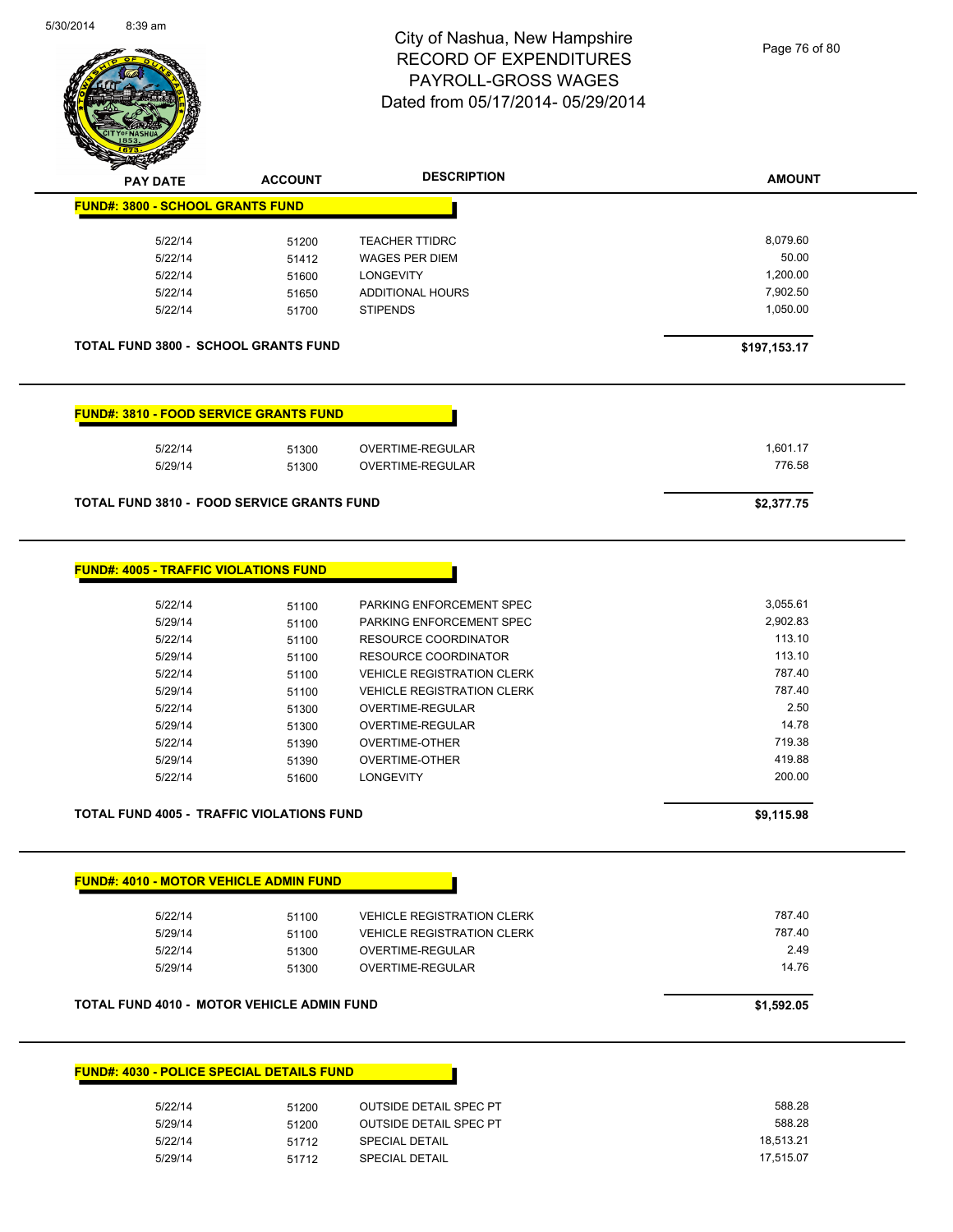City of Nashua, New Hampshire
RECORD OF EXPENDITURES
PAYROLL-GROSS WAGES
Dated from 05/17/2014- 05/29/2014

| PAY DATE | ACCOUNT | DESCRIPTION | AMOUNT |
|---|---|---|---|
| **FUND#: 3800 - SCHOOL GRANTS FUND** | | | |
| 5/22/14 | 51200 | TEACHER TTIDRC | 8,079.60 |
| 5/22/14 | 51412 | WAGES PER DIEM | 50.00 |
| 5/22/14 | 51600 | LONGEVITY | 1,200.00 |
| 5/22/14 | 51650 | ADDITIONAL HOURS | 7,902.50 |
| 5/22/14 | 51700 | STIPENDS | 1,050.00 |
| **TOTAL FUND 3800 - SCHOOL GRANTS FUND** | | | **$197,153.17** |
| **FUND#: 3810 - FOOD SERVICE GRANTS FUND** | | | |
| 5/22/14 | 51300 | OVERTIME-REGULAR | 1,601.17 |
| 5/29/14 | 51300 | OVERTIME-REGULAR | 776.58 |
| **TOTAL FUND 3810 - FOOD SERVICE GRANTS FUND** | | | **$2,377.75** |
| **FUND#: 4005 - TRAFFIC VIOLATIONS FUND** | | | |
| 5/22/14 | 51100 | PARKING ENFORCEMENT SPEC | 3,055.61 |
| 5/29/14 | 51100 | PARKING ENFORCEMENT SPEC | 2,902.83 |
| 5/22/14 | 51100 | RESOURCE COORDINATOR | 113.10 |
| 5/29/14 | 51100 | RESOURCE COORDINATOR | 113.10 |
| 5/22/14 | 51100 | VEHICLE REGISTRATION CLERK | 787.40 |
| 5/29/14 | 51100 | VEHICLE REGISTRATION CLERK | 787.40 |
| 5/22/14 | 51300 | OVERTIME-REGULAR | 2.50 |
| 5/29/14 | 51300 | OVERTIME-REGULAR | 14.78 |
| 5/22/14 | 51390 | OVERTIME-OTHER | 719.38 |
| 5/29/14 | 51390 | OVERTIME-OTHER | 419.88 |
| 5/22/14 | 51600 | LONGEVITY | 200.00 |
| **TOTAL FUND 4005 - TRAFFIC VIOLATIONS FUND** | | | **$9,115.98** |
| **FUND#: 4010 - MOTOR VEHICLE ADMIN FUND** | | | |
| 5/22/14 | 51100 | VEHICLE REGISTRATION CLERK | 787.40 |
| 5/29/14 | 51100 | VEHICLE REGISTRATION CLERK | 787.40 |
| 5/22/14 | 51300 | OVERTIME-REGULAR | 2.49 |
| 5/29/14 | 51300 | OVERTIME-REGULAR | 14.76 |
| **TOTAL FUND 4010 - MOTOR VEHICLE ADMIN FUND** | | | **$1,592.05** |
| **FUND#: 4030 - POLICE SPECIAL DETAILS FUND** | | | |
| 5/22/14 | 51200 | OUTSIDE DETAIL SPEC PT | 588.28 |
| 5/29/14 | 51200 | OUTSIDE DETAIL SPEC PT | 588.28 |
| 5/22/14 | 51712 | SPECIAL DETAIL | 18,513.21 |
| 5/29/14 | 51712 | SPECIAL DETAIL | 17,515.07 |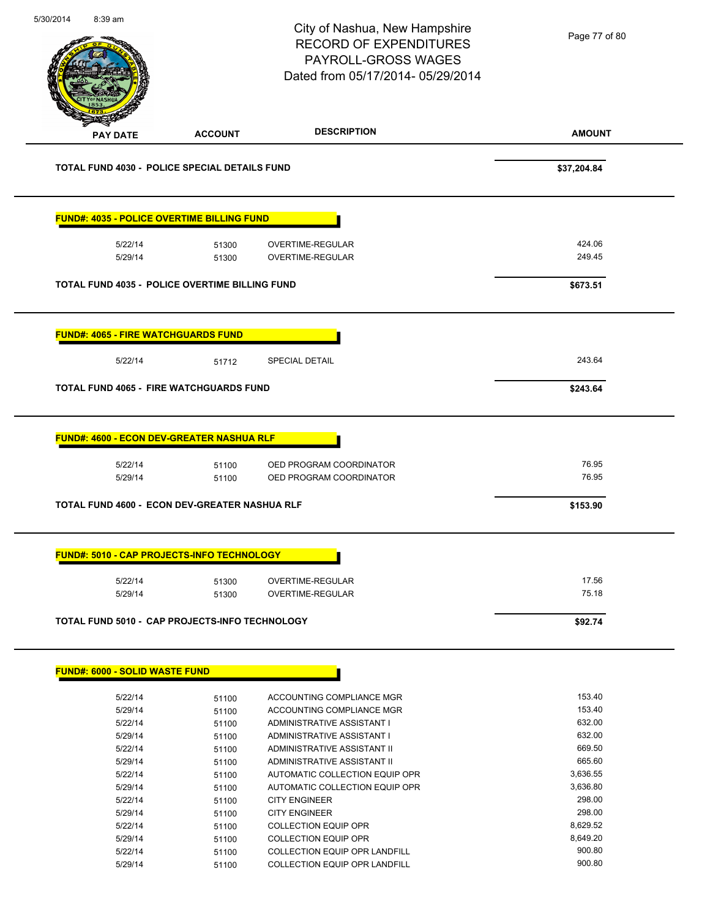# City of Nashua, New Hampshire
## RECORD OF EXPENDITURES
## PAYROLL-GROSS WAGES
## Dated from 05/17/2014- 05/29/2014

| PAY DATE | ACCOUNT | DESCRIPTION | AMOUNT |
|---|---|---|---|
| **TOTAL FUND 4030 - POLICE SPECIAL DETAILS FUND** | | | **$37,204.84** |

**FUND#: 4035 - POLICE OVERTIME BILLING FUND**

| PAY DATE | ACCOUNT | DESCRIPTION | AMOUNT |
|---|---|---|---|
| 5/22/14 | 51300 | OVERTIME-REGULAR | 424.06 |
| 5/29/14 | 51300 | OVERTIME-REGULAR | 249.45 |
| **TOTAL FUND 4035 - POLICE OVERTIME BILLING FUND** | | | **$673.51** |

**FUND#: 4065 - FIRE WATCHGUARDS FUND**

| PAY DATE | ACCOUNT | DESCRIPTION | AMOUNT |
|---|---|---|---|
| 5/22/14 | 51712 | SPECIAL DETAIL | 243.64 |
| **TOTAL FUND 4065 - FIRE WATCHGUARDS FUND** | | | **$243.64** |

**FUND#: 4600 - ECON DEV-GREATER NASHUA RLF**

| PAY DATE | ACCOUNT | DESCRIPTION | AMOUNT |
|---|---|---|---|
| 5/22/14 | 51100 | OED PROGRAM COORDINATOR | 76.95 |
| 5/29/14 | 51100 | OED PROGRAM COORDINATOR | 76.95 |
| **TOTAL FUND 4600 - ECON DEV-GREATER NASHUA RLF** | | | **$153.90** |

**FUND#: 5010 - CAP PROJECTS-INFO TECHNOLOGY**

| PAY DATE | ACCOUNT | DESCRIPTION | AMOUNT |
|---|---|---|---|
| 5/22/14 | 51300 | OVERTIME-REGULAR | 17.56 |
| 5/29/14 | 51300 | OVERTIME-REGULAR | 75.18 |
| **TOTAL FUND 5010 - CAP PROJECTS-INFO TECHNOLOGY** | | | **$92.74** |

**FUND#: 6000 - SOLID WASTE FUND**

| PAY DATE | ACCOUNT | DESCRIPTION | AMOUNT |
|---|---|---|---|
| 5/22/14 | 51100 | ACCOUNTING COMPLIANCE MGR | 153.40 |
| 5/29/14 | 51100 | ACCOUNTING COMPLIANCE MGR | 153.40 |
| 5/22/14 | 51100 | ADMINISTRATIVE ASSISTANT I | 632.00 |
| 5/29/14 | 51100 | ADMINISTRATIVE ASSISTANT I | 632.00 |
| 5/22/14 | 51100 | ADMINISTRATIVE ASSISTANT II | 669.50 |
| 5/29/14 | 51100 | ADMINISTRATIVE ASSISTANT II | 665.60 |
| 5/22/14 | 51100 | AUTOMATIC COLLECTION EQUIP OPR | 3,636.55 |
| 5/29/14 | 51100 | AUTOMATIC COLLECTION EQUIP OPR | 3,636.80 |
| 5/22/14 | 51100 | CITY ENGINEER | 298.00 |
| 5/29/14 | 51100 | CITY ENGINEER | 298.00 |
| 5/22/14 | 51100 | COLLECTION EQUIP OPR | 8,629.52 |
| 5/29/14 | 51100 | COLLECTION EQUIP OPR | 8,649.20 |
| 5/22/14 | 51100 | COLLECTION EQUIP OPR LANDFILL | 900.80 |
| 5/29/14 | 51100 | COLLECTION EQUIP OPR LANDFILL | 900.80 |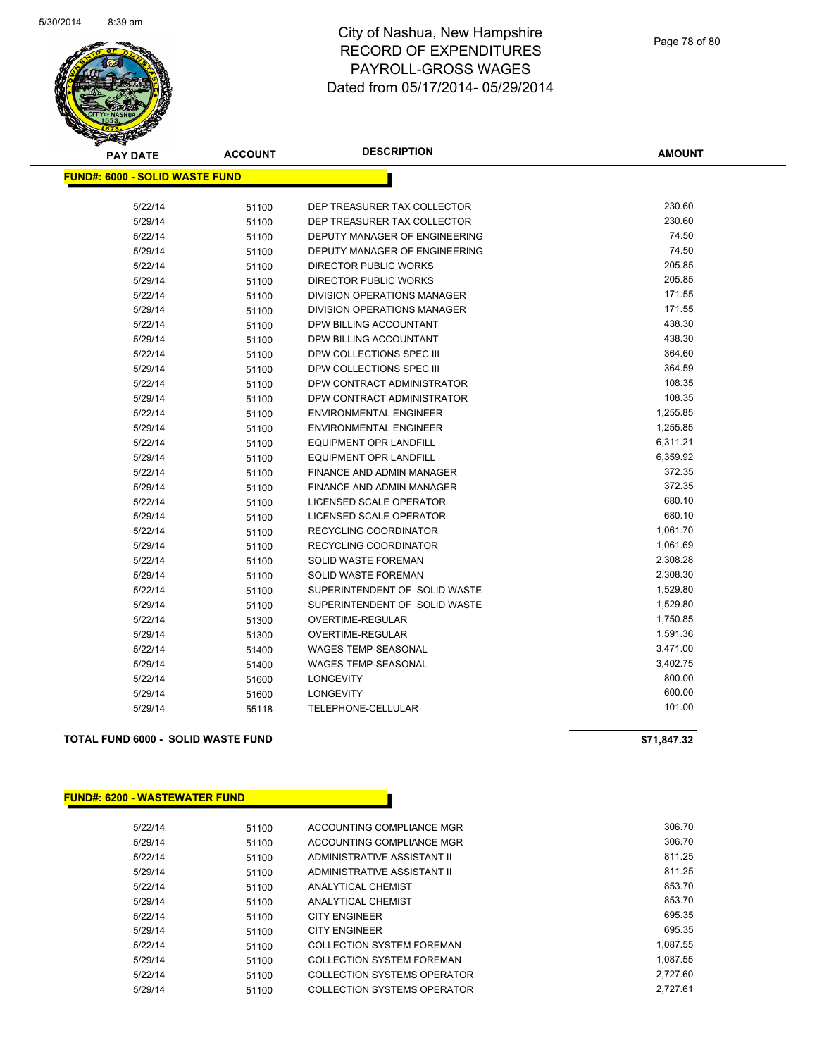# City of Nashua, New Hampshire
# RECORD OF EXPENDITURES
# PAYROLL-GROSS WAGES
# Dated from 05/17/2014- 05/29/2014

## FUND#: 6000 - SOLID WASTE FUND

| PAY DATE | ACCOUNT | DESCRIPTION | AMOUNT |
|---|---|---|---|
| 5/22/14 | 51100 | DEP TREASURER TAX COLLECTOR | 230.60 |
| 5/29/14 | 51100 | DEP TREASURER TAX COLLECTOR | 230.60 |
| 5/22/14 | 51100 | DEPUTY MANAGER OF ENGINEERING | 74.50 |
| 5/29/14 | 51100 | DEPUTY MANAGER OF ENGINEERING | 74.50 |
| 5/22/14 | 51100 | DIRECTOR PUBLIC WORKS | 205.85 |
| 5/29/14 | 51100 | DIRECTOR PUBLIC WORKS | 205.85 |
| 5/22/14 | 51100 | DIVISION OPERATIONS MANAGER | 171.55 |
| 5/29/14 | 51100 | DIVISION OPERATIONS MANAGER | 171.55 |
| 5/22/14 | 51100 | DPW BILLING ACCOUNTANT | 438.30 |
| 5/29/14 | 51100 | DPW BILLING ACCOUNTANT | 438.30 |
| 5/22/14 | 51100 | DPW COLLECTIONS SPEC III | 364.60 |
| 5/29/14 | 51100 | DPW COLLECTIONS SPEC III | 364.59 |
| 5/22/14 | 51100 | DPW CONTRACT ADMINISTRATOR | 108.35 |
| 5/29/14 | 51100 | DPW CONTRACT ADMINISTRATOR | 108.35 |
| 5/22/14 | 51100 | ENVIRONMENTAL ENGINEER | 1,255.85 |
| 5/29/14 | 51100 | ENVIRONMENTAL ENGINEER | 1,255.85 |
| 5/22/14 | 51100 | EQUIPMENT OPR LANDFILL | 6,311.21 |
| 5/29/14 | 51100 | EQUIPMENT OPR LANDFILL | 6,359.92 |
| 5/22/14 | 51100 | FINANCE AND ADMIN MANAGER | 372.35 |
| 5/29/14 | 51100 | FINANCE AND ADMIN MANAGER | 372.35 |
| 5/22/14 | 51100 | LICENSED SCALE OPERATOR | 680.10 |
| 5/29/14 | 51100 | LICENSED SCALE OPERATOR | 680.10 |
| 5/22/14 | 51100 | RECYCLING COORDINATOR | 1,061.70 |
| 5/29/14 | 51100 | RECYCLING COORDINATOR | 1,061.69 |
| 5/22/14 | 51100 | SOLID WASTE FOREMAN | 2,308.28 |
| 5/29/14 | 51100 | SOLID WASTE FOREMAN | 2,308.30 |
| 5/22/14 | 51100 | SUPERINTENDENT OF SOLID WASTE | 1,529.80 |
| 5/29/14 | 51100 | SUPERINTENDENT OF SOLID WASTE | 1,529.80 |
| 5/22/14 | 51300 | OVERTIME-REGULAR | 1,750.85 |
| 5/29/14 | 51300 | OVERTIME-REGULAR | 1,591.36 |
| 5/22/14 | 51400 | WAGES TEMP-SEASONAL | 3,471.00 |
| 5/29/14 | 51400 | WAGES TEMP-SEASONAL | 3,402.75 |
| 5/22/14 | 51600 | LONGEVITY | 800.00 |
| 5/29/14 | 51600 | LONGEVITY | 600.00 |
| 5/29/14 | 55118 | TELEPHONE-CELLULAR | 101.00 |

**TOTAL FUND 6000 - SOLID WASTE FUND** **$71,847.32**

## FUND#: 6200 - WASTEWATER FUND

| PAY DATE | ACCOUNT | DESCRIPTION | AMOUNT |
|---|---|---|---|
| 5/22/14 | 51100 | ACCOUNTING COMPLIANCE MGR | 306.70 |
| 5/29/14 | 51100 | ACCOUNTING COMPLIANCE MGR | 306.70 |
| 5/22/14 | 51100 | ADMINISTRATIVE ASSISTANT II | 811.25 |
| 5/29/14 | 51100 | ADMINISTRATIVE ASSISTANT II | 811.25 |
| 5/22/14 | 51100 | ANALYTICAL CHEMIST | 853.70 |
| 5/29/14 | 51100 | ANALYTICAL CHEMIST | 853.70 |
| 5/22/14 | 51100 | CITY ENGINEER | 695.35 |
| 5/29/14 | 51100 | CITY ENGINEER | 695.35 |
| 5/22/14 | 51100 | COLLECTION SYSTEM FOREMAN | 1,087.55 |
| 5/29/14 | 51100 | COLLECTION SYSTEM FOREMAN | 1,087.55 |
| 5/22/14 | 51100 | COLLECTION SYSTEMS OPERATOR | 2,727.60 |
| 5/29/14 | 51100 | COLLECTION SYSTEMS OPERATOR | 2,727.61 |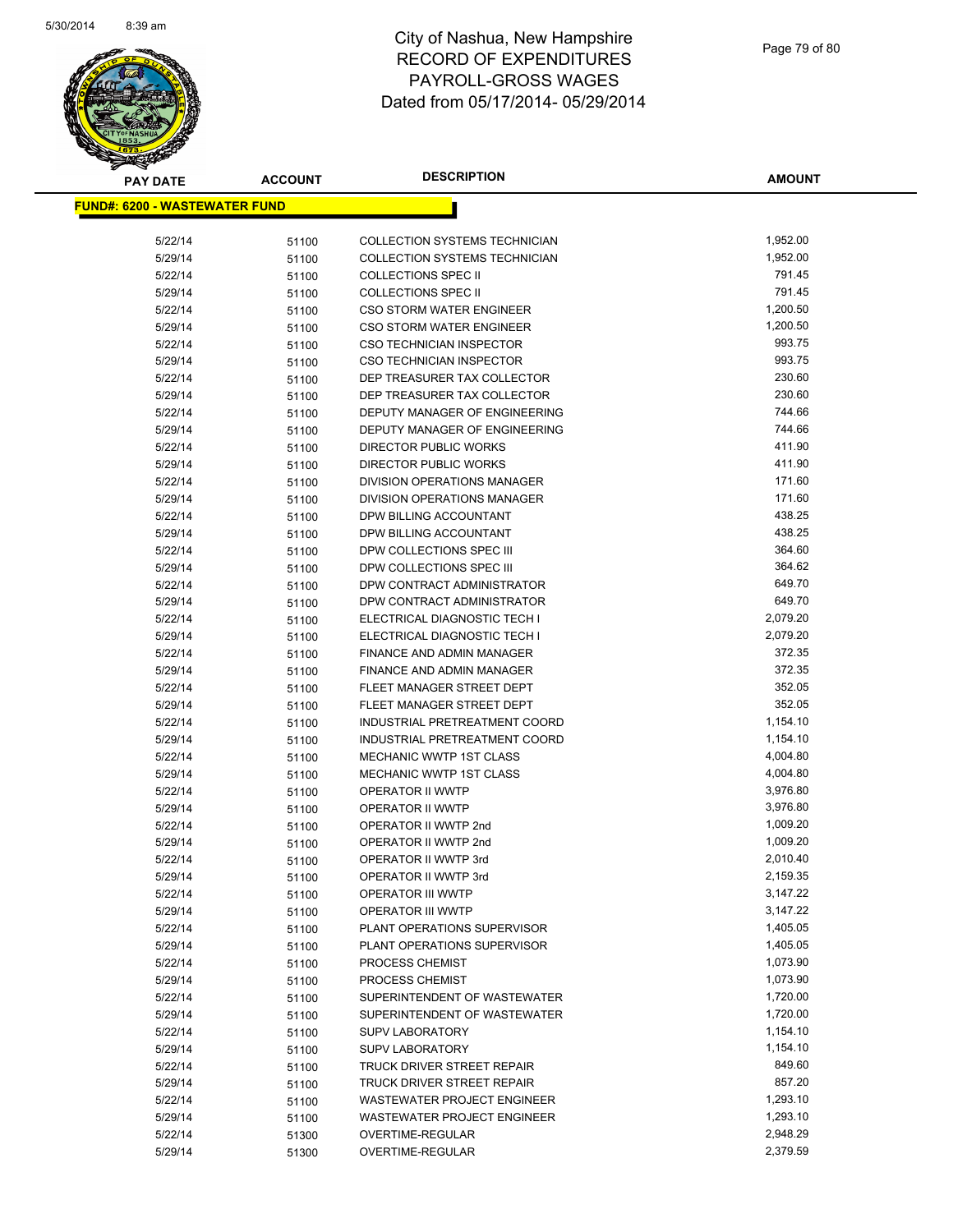# City of Nashua, New Hampshire
## RECORD OF EXPENDITURES
## PAYROLL-GROSS WAGES
## Dated from 05/17/2014- 05/29/2014

**FUND#: 6200 - WASTEWATER FUND**

| PAY DATE | ACCOUNT | DESCRIPTION | AMOUNT |
|---|---|---|---|
| 5/22/14 | 51100 | COLLECTION SYSTEMS TECHNICIAN | 1,952.00 |
| 5/29/14 | 51100 | COLLECTION SYSTEMS TECHNICIAN | 1,952.00 |
| 5/22/14 | 51100 | COLLECTIONS SPEC II | 791.45 |
| 5/29/14 | 51100 | COLLECTIONS SPEC II | 791.45 |
| 5/22/14 | 51100 | CSO STORM WATER ENGINEER | 1,200.50 |
| 5/29/14 | 51100 | CSO STORM WATER ENGINEER | 1,200.50 |
| 5/22/14 | 51100 | CSO TECHNICIAN INSPECTOR | 993.75 |
| 5/29/14 | 51100 | CSO TECHNICIAN INSPECTOR | 993.75 |
| 5/22/14 | 51100 | DEP TREASURER TAX COLLECTOR | 230.60 |
| 5/29/14 | 51100 | DEP TREASURER TAX COLLECTOR | 230.60 |
| 5/22/14 | 51100 | DEPUTY MANAGER OF ENGINEERING | 744.66 |
| 5/29/14 | 51100 | DEPUTY MANAGER OF ENGINEERING | 744.66 |
| 5/22/14 | 51100 | DIRECTOR PUBLIC WORKS | 411.90 |
| 5/29/14 | 51100 | DIRECTOR PUBLIC WORKS | 411.90 |
| 5/22/14 | 51100 | DIVISION OPERATIONS MANAGER | 171.60 |
| 5/29/14 | 51100 | DIVISION OPERATIONS MANAGER | 171.60 |
| 5/22/14 | 51100 | DPW BILLING ACCOUNTANT | 438.25 |
| 5/29/14 | 51100 | DPW BILLING ACCOUNTANT | 438.25 |
| 5/22/14 | 51100 | DPW COLLECTIONS SPEC III | 364.60 |
| 5/29/14 | 51100 | DPW COLLECTIONS SPEC III | 364.62 |
| 5/22/14 | 51100 | DPW CONTRACT ADMINISTRATOR | 649.70 |
| 5/29/14 | 51100 | DPW CONTRACT ADMINISTRATOR | 649.70 |
| 5/22/14 | 51100 | ELECTRICAL DIAGNOSTIC TECH I | 2,079.20 |
| 5/29/14 | 51100 | ELECTRICAL DIAGNOSTIC TECH I | 2,079.20 |
| 5/22/14 | 51100 | FINANCE AND ADMIN MANAGER | 372.35 |
| 5/29/14 | 51100 | FINANCE AND ADMIN MANAGER | 372.35 |
| 5/22/14 | 51100 | FLEET MANAGER STREET DEPT | 352.05 |
| 5/29/14 | 51100 | FLEET MANAGER STREET DEPT | 352.05 |
| 5/22/14 | 51100 | INDUSTRIAL PRETREATMENT COORD | 1,154.10 |
| 5/29/14 | 51100 | INDUSTRIAL PRETREATMENT COORD | 1,154.10 |
| 5/22/14 | 51100 | MECHANIC WWTP 1ST CLASS | 4,004.80 |
| 5/29/14 | 51100 | MECHANIC WWTP 1ST CLASS | 4,004.80 |
| 5/22/14 | 51100 | OPERATOR II WWTP | 3,976.80 |
| 5/29/14 | 51100 | OPERATOR II WWTP | 3,976.80 |
| 5/22/14 | 51100 | OPERATOR II WWTP 2nd | 1,009.20 |
| 5/29/14 | 51100 | OPERATOR II WWTP 2nd | 1,009.20 |
| 5/22/14 | 51100 | OPERATOR II WWTP 3rd | 2,010.40 |
| 5/29/14 | 51100 | OPERATOR II WWTP 3rd | 2,159.35 |
| 5/22/14 | 51100 | OPERATOR III WWTP | 3,147.22 |
| 5/29/14 | 51100 | OPERATOR III WWTP | 3,147.22 |
| 5/22/14 | 51100 | PLANT OPERATIONS SUPERVISOR | 1,405.05 |
| 5/29/14 | 51100 | PLANT OPERATIONS SUPERVISOR | 1,405.05 |
| 5/22/14 | 51100 | PROCESS CHEMIST | 1,073.90 |
| 5/29/14 | 51100 | PROCESS CHEMIST | 1,073.90 |
| 5/22/14 | 51100 | SUPERINTENDENT OF WASTEWATER | 1,720.00 |
| 5/29/14 | 51100 | SUPERINTENDENT OF WASTEWATER | 1,720.00 |
| 5/22/14 | 51100 | SUPV LABORATORY | 1,154.10 |
| 5/29/14 | 51100 | SUPV LABORATORY | 1,154.10 |
| 5/22/14 | 51100 | TRUCK DRIVER STREET REPAIR | 849.60 |
| 5/29/14 | 51100 | TRUCK DRIVER STREET REPAIR | 857.20 |
| 5/22/14 | 51100 | WASTEWATER PROJECT ENGINEER | 1,293.10 |
| 5/29/14 | 51100 | WASTEWATER PROJECT ENGINEER | 1,293.10 |
| 5/22/14 | 51300 | OVERTIME-REGULAR | 2,948.29 |
| 5/29/14 | 51300 | OVERTIME-REGULAR | 2,379.59 |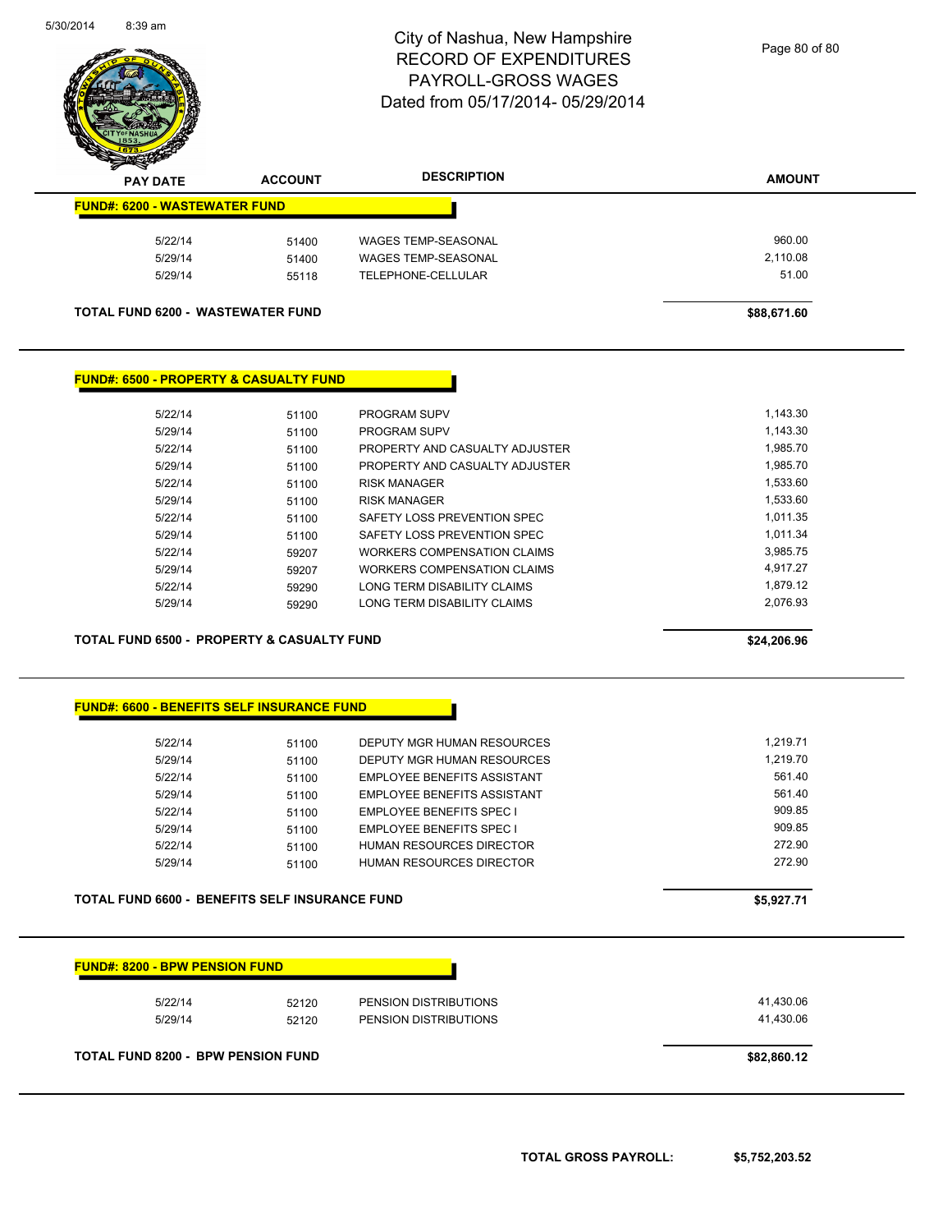# City of Nashua, New Hampshire
## RECORD OF EXPENDITURES
## PAYROLL-GROSS WAGES
## Dated from 05/17/2014- 05/29/2014

| PAY DATE | ACCOUNT | DESCRIPTION | AMOUNT |
|---|---|---|---|
| **FUND#: 6200 - WASTEWATER FUND** | | | |
| 5/22/14 | 51400 | WAGES TEMP-SEASONAL | 960.00 |
| 5/29/14 | 51400 | WAGES TEMP-SEASONAL | 2,110.08 |
| 5/29/14 | 55118 | TELEPHONE-CELLULAR | 51.00 |
| **TOTAL FUND 6200 - WASTEWATER FUND** | | | **$88,671.60** |
| **FUND#: 6500 - PROPERTY & CASUALTY FUND** | | | |
| 5/22/14 | 51100 | PROGRAM SUPV | 1,143.30 |
| 5/29/14 | 51100 | PROGRAM SUPV | 1,143.30 |
| 5/22/14 | 51100 | PROPERTY AND CASUALTY ADJUSTER | 1,985.70 |
| 5/29/14 | 51100 | PROPERTY AND CASUALTY ADJUSTER | 1,985.70 |
| 5/22/14 | 51100 | RISK MANAGER | 1,533.60 |
| 5/29/14 | 51100 | RISK MANAGER | 1,533.60 |
| 5/22/14 | 51100 | SAFETY LOSS PREVENTION SPEC | 1,011.35 |
| 5/29/14 | 51100 | SAFETY LOSS PREVENTION SPEC | 1,011.34 |
| 5/22/14 | 59207 | WORKERS COMPENSATION CLAIMS | 3,985.75 |
| 5/29/14 | 59207 | WORKERS COMPENSATION CLAIMS | 4,917.27 |
| 5/22/14 | 59290 | LONG TERM DISABILITY CLAIMS | 1,879.12 |
| 5/29/14 | 59290 | LONG TERM DISABILITY CLAIMS | 2,076.93 |
| **TOTAL FUND 6500 - PROPERTY & CASUALTY FUND** | | | **$24,206.96** |
| **FUND#: 6600 - BENEFITS SELF INSURANCE FUND** | | | |
| 5/22/14 | 51100 | DEPUTY MGR HUMAN RESOURCES | 1,219.71 |
| 5/29/14 | 51100 | DEPUTY MGR HUMAN RESOURCES | 1,219.70 |
| 5/22/14 | 51100 | EMPLOYEE BENEFITS ASSISTANT | 561.40 |
| 5/29/14 | 51100 | EMPLOYEE BENEFITS ASSISTANT | 561.40 |
| 5/22/14 | 51100 | EMPLOYEE BENEFITS SPEC I | 909.85 |
| 5/29/14 | 51100 | EMPLOYEE BENEFITS SPEC I | 909.85 |
| 5/22/14 | 51100 | HUMAN RESOURCES DIRECTOR | 272.90 |
| 5/29/14 | 51100 | HUMAN RESOURCES DIRECTOR | 272.90 |
| **TOTAL FUND 6600 - BENEFITS SELF INSURANCE FUND** | | | **$5,927.71** |
| **FUND#: 8200 - BPW PENSION FUND** | | | |
| 5/22/14 | 52120 | PENSION DISTRIBUTIONS | 41,430.06 |
| 5/29/14 | 52120 | PENSION DISTRIBUTIONS | 41,430.06 |
| **TOTAL FUND 8200 - BPW PENSION FUND** | | | **$82,860.12** |

**TOTAL GROSS PAYROLL: $5,752,203.52**